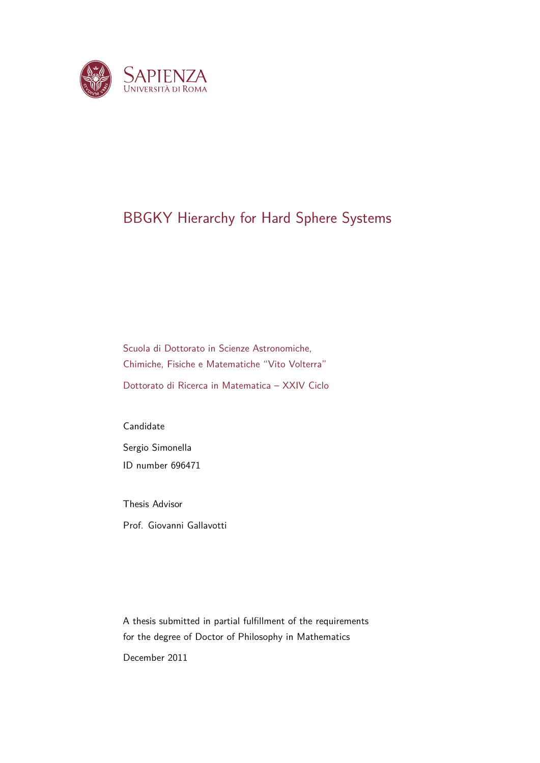SAPIENZA
UNIVERSITÀ DI ROMA

# BBGKY Hierarchy for Hard Sphere Systems

Scuola di Dottorato in Scienze Astronomiche, Chimiche, Fisiche e Matematiche “Vito Volterra”

Dottorato di Ricerca in Matematica – XXIV Ciclo

Candidate

Sergio Simonella

ID number 696471

Thesis Advisor

Prof. Giovanni Gallavotti

A thesis submitted in partial fulfillment of the requirements for the degree of Doctor of Philosophy in Mathematics

December 2011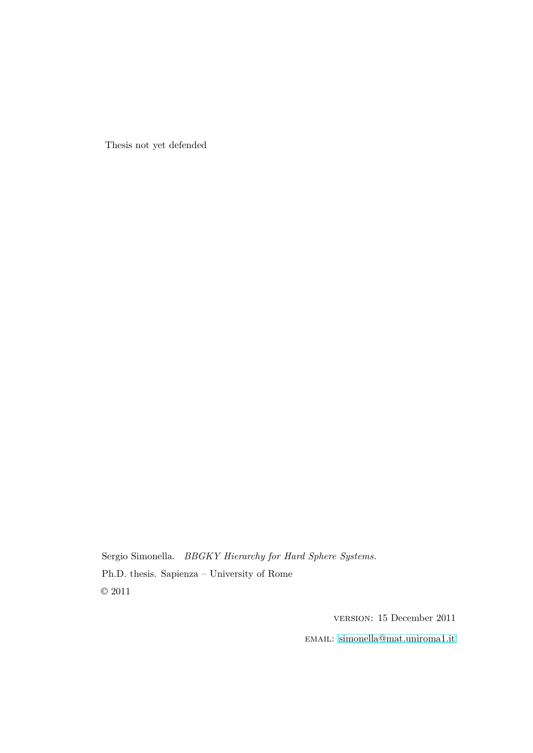Thesis not yet defended

Sergio Simonella. *BBGKY Hierarchy for Hard Sphere Systems.*

Ph.D. thesis. Sapienza – University of Rome

© 2011

VERSION: 15 December 2011

EMAIL: simonella@mat.uniroma1.it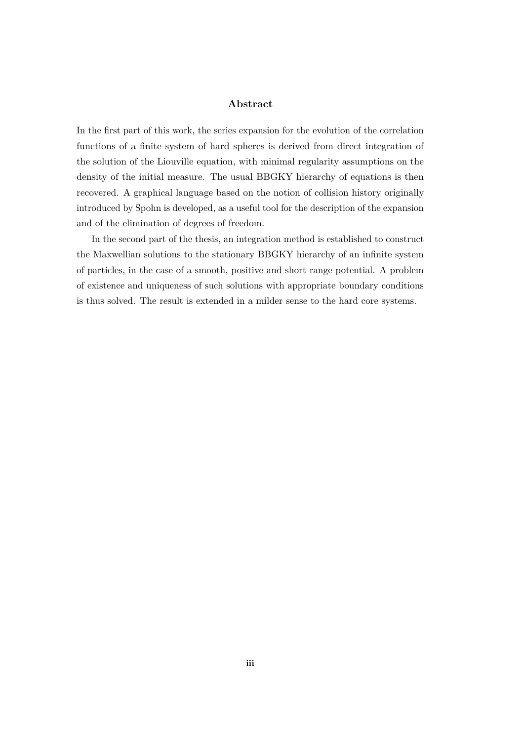## Abstract

In the first part of this work, the series expansion for the evolution of the correlation functions of a finite system of hard spheres is derived from direct integration of the solution of the Liouville equation, with minimal regularity assumptions on the density of the initial measure. The usual BBGKY hierarchy of equations is then recovered. A graphical language based on the notion of collision history originally introduced by Spohn is developed, as a useful tool for the description of the expansion and of the elimination of degrees of freedom.

In the second part of the thesis, an integration method is established to construct the Maxwellian solutions to the stationary BBGKY hierarchy of an infinite system of particles, in the case of a smooth, positive and short range potential. A problem of existence and uniqueness of such solutions with appropriate boundary conditions is thus solved. The result is extended in a milder sense to the hard core systems.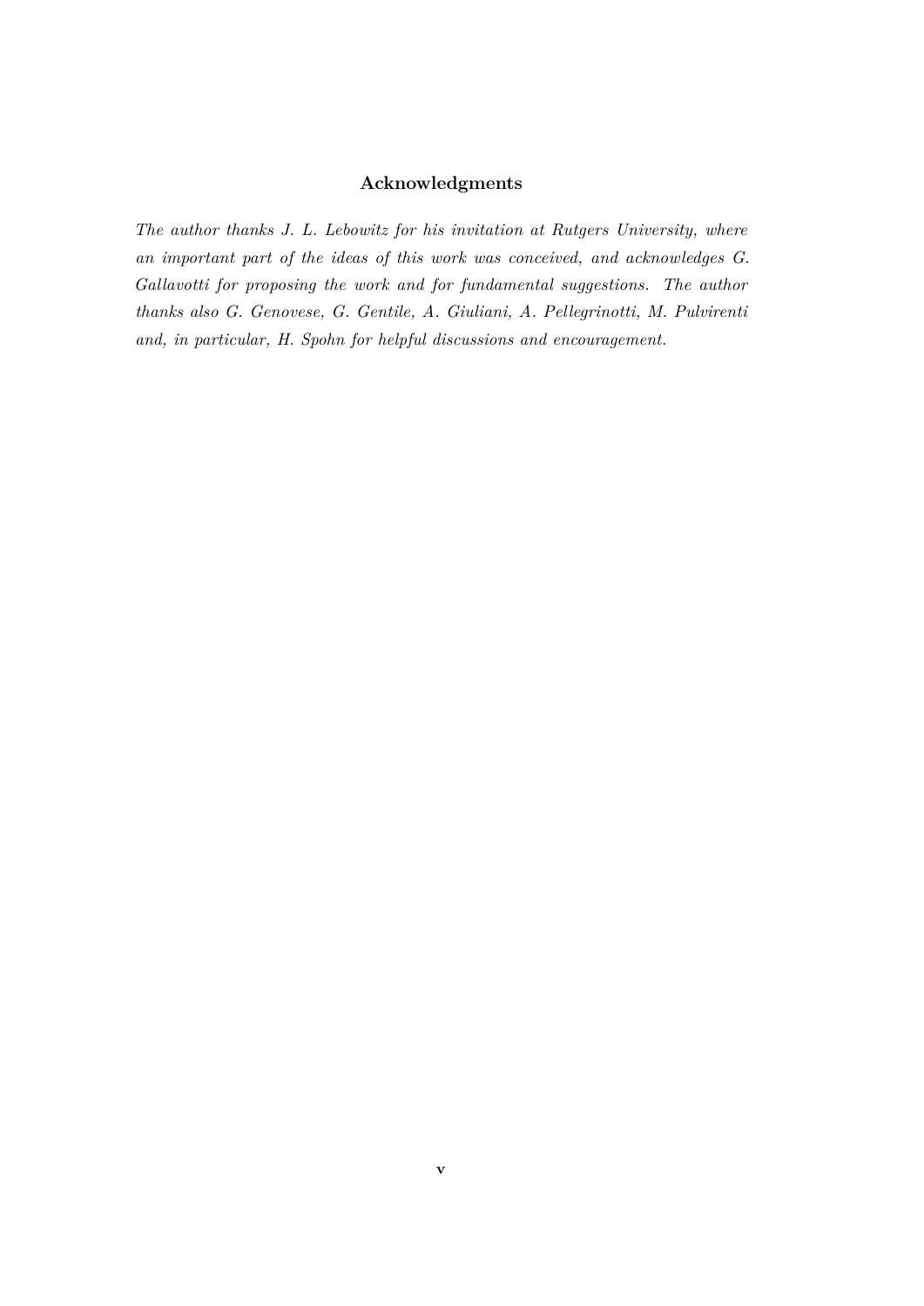## Acknowledgments

*The author thanks J. L. Lebowitz for his invitation at Rutgers University, where an important part of the ideas of this work was conceived, and acknowledges G. Gallavotti for proposing the work and for fundamental suggestions. The author thanks also G. Genovese, G. Gentile, A. Giuliani, A. Pellegrinotti, M. Pulvirenti and, in particular, H. Spohn for helpful discussions and encouragement.*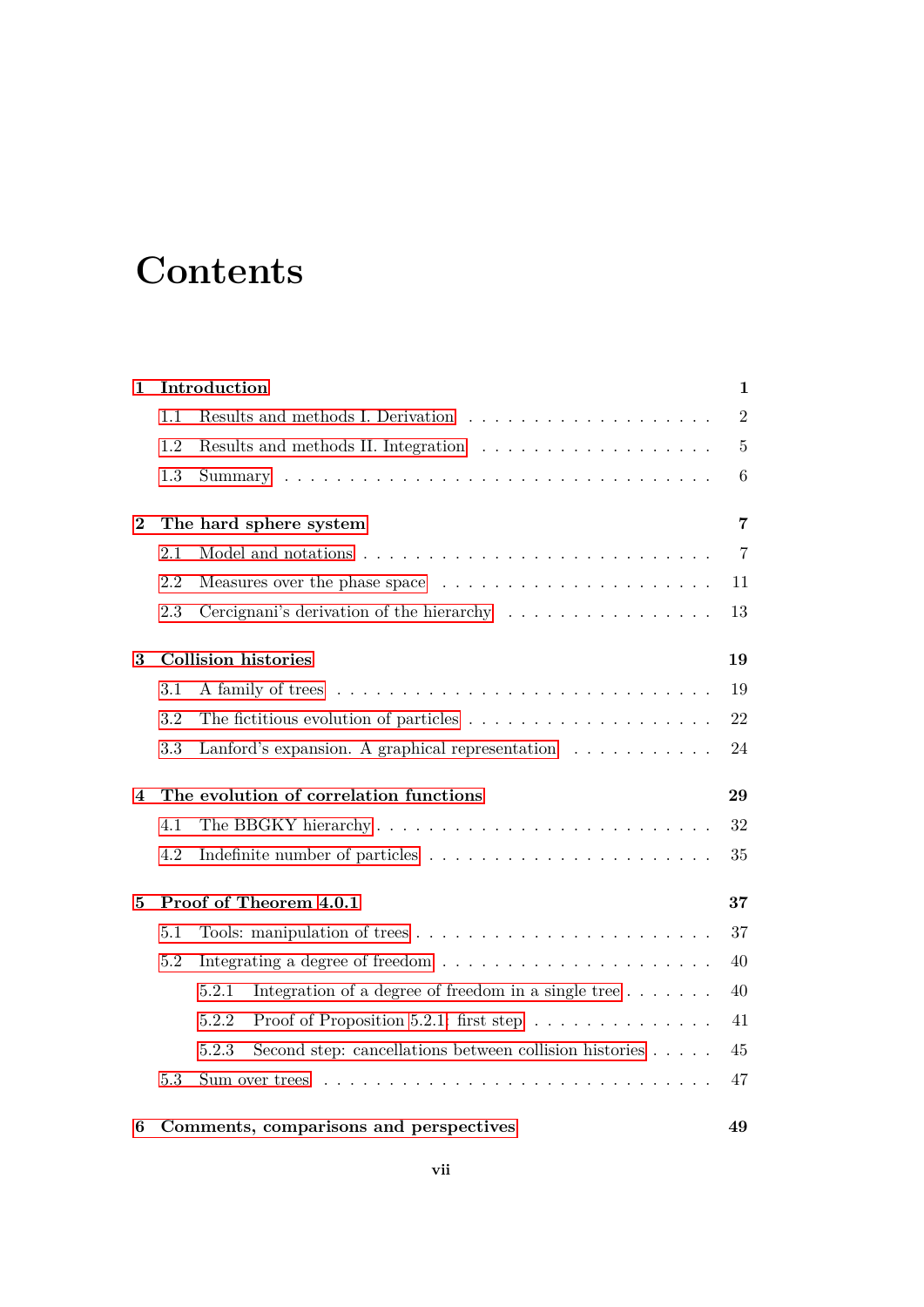# Contents

**1 Introduction** — **1**

- 1.1 Results and methods I. Derivation — 2
- 1.2 Results and methods II. Integration — 5
- 1.3 Summary — 6

**2 The hard sphere system** — **7**

- 2.1 Model and notations — 7
- 2.2 Measures over the phase space — 11
- 2.3 Cercignani's derivation of the hierarchy — 13

**3 Collision histories** — **19**

- 3.1 A family of trees — 19
- 3.2 The fictitious evolution of particles — 22
- 3.3 Lanford's expansion. A graphical representation — 24

**4 The evolution of correlation functions** — **29**

- 4.1 The BBGKY hierarchy — 32
- 4.2 Indefinite number of particles — 35

**5 Proof of Theorem 4.0.1** — **37**

- 5.1 Tools: manipulation of trees — 37
- 5.2 Integrating a degree of freedom — 40
  - 5.2.1 Integration of a degree of freedom in a single tree — 40
  - 5.2.2 Proof of Proposition 5.2.1: first step — 41
  - 5.2.3 Second step: cancellations between collision histories — 45
- 5.3 Sum over trees — 47

**6 Comments, comparisons and perspectives** — **49**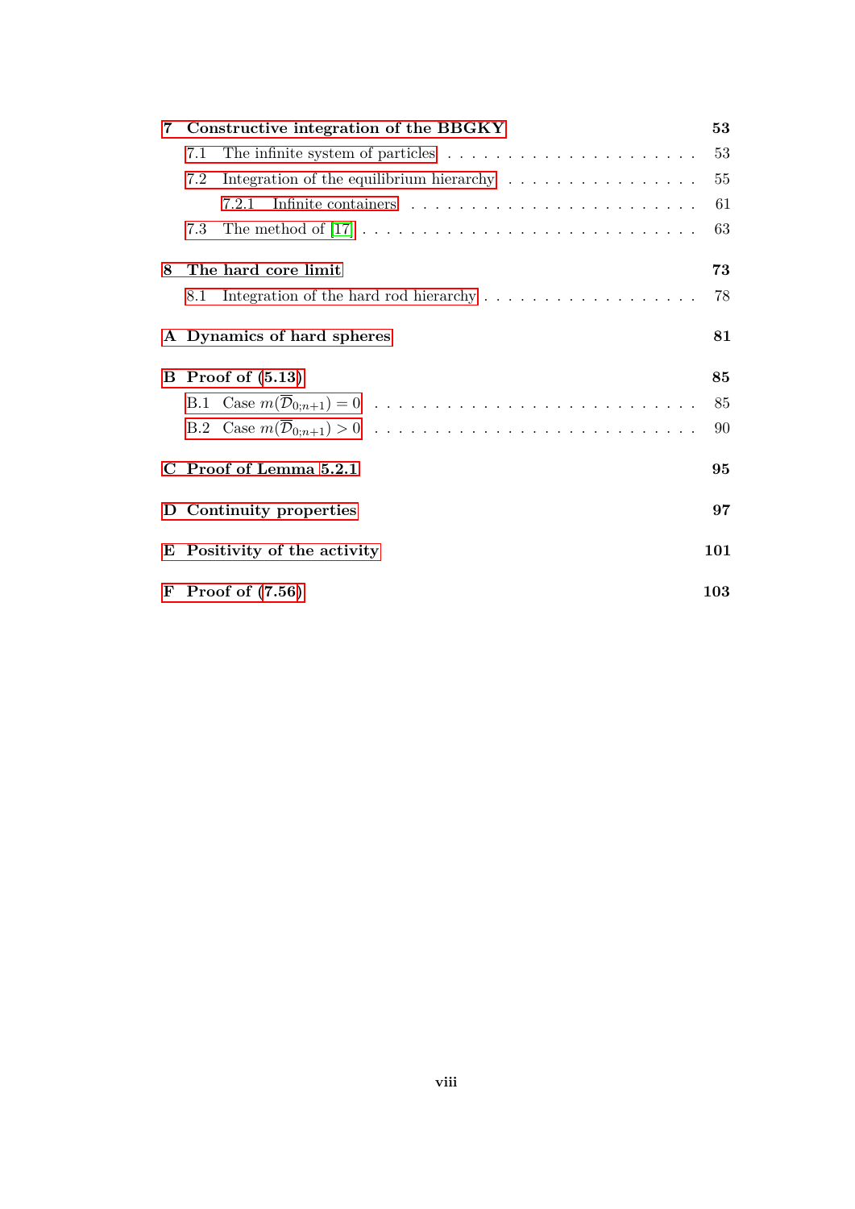**7 Constructive integration of the BBGKY** **53**

- 7.1 The infinite system of particles . . . . . . . . . . . . . . . . . . . . . . 53
- 7.2 Integration of the equilibrium hierarchy . . . . . . . . . . . . . . . . . 55
  - 7.2.1 Infinite containers . . . . . . . . . . . . . . . . . . . . . . . . . 61
- 7.3 The method of [17] . . . . . . . . . . . . . . . . . . . . . . . . . . . . 63

**8 The hard core limit** **73**

- 8.1 Integration of the hard rod hierarchy . . . . . . . . . . . . . . . . . . 78

**A Dynamics of hard spheres** **81**

**B Proof of (5.13)** **85**

- B.1 Case $m(\overline{\mathcal{D}}_{0;n+1}) = 0$ . . . . . . . . . . . . . . . . . . . . . . . . . 85
- B.2 Case $m(\overline{\mathcal{D}}_{0;n+1}) > 0$ . . . . . . . . . . . . . . . . . . . . . . . . . 90

**C Proof of Lemma 5.2.1** **95**

**D Continuity properties** **97**

**E Positivity of the activity** **101**

**F Proof of (7.56)** **103**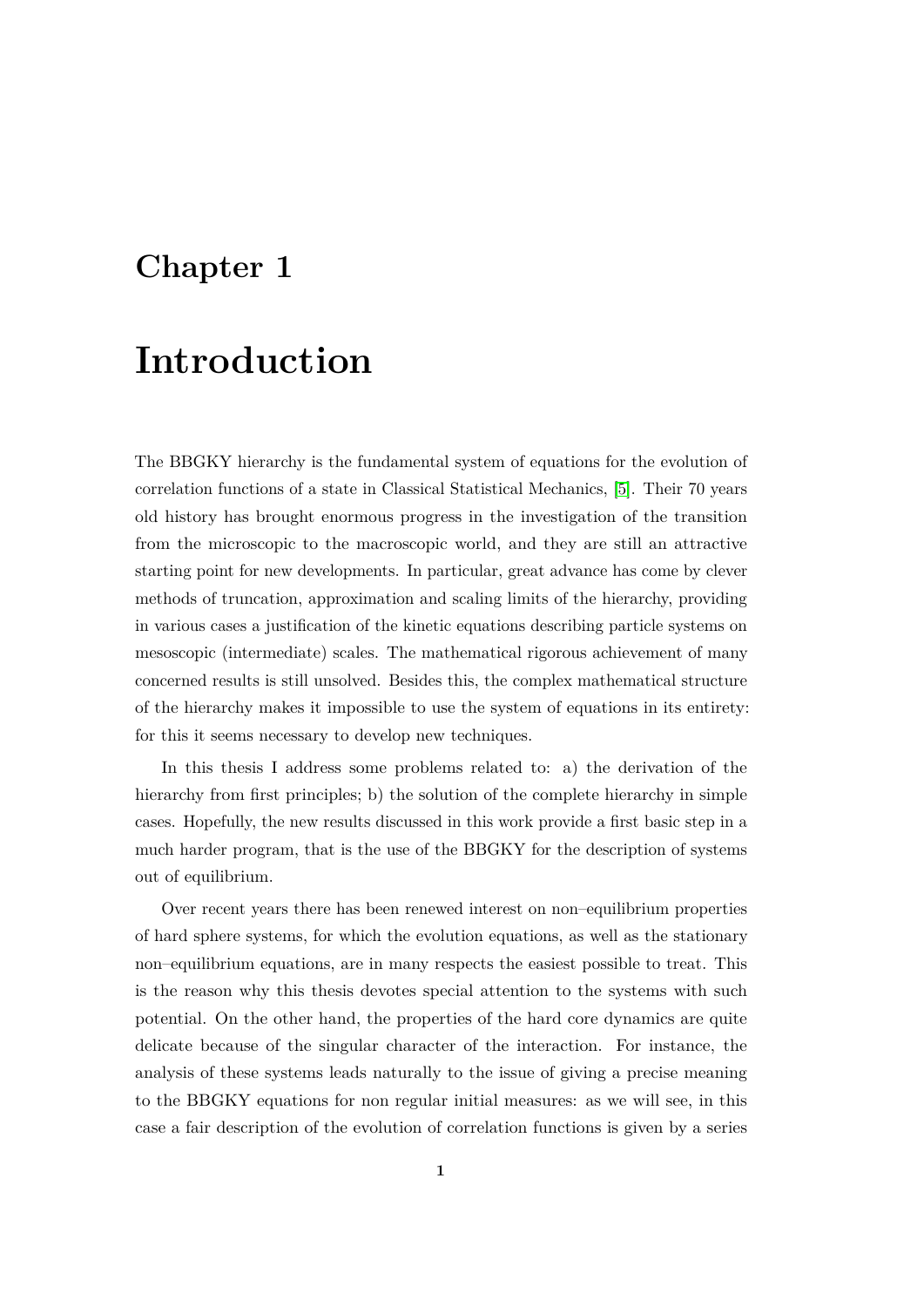# Chapter 1

# Introduction

The BBGKY hierarchy is the fundamental system of equations for the evolution of correlation functions of a state in Classical Statistical Mechanics, [5]. Their 70 years old history has brought enormous progress in the investigation of the transition from the microscopic to the macroscopic world, and they are still an attractive starting point for new developments. In particular, great advance has come by clever methods of truncation, approximation and scaling limits of the hierarchy, providing in various cases a justification of the kinetic equations describing particle systems on mesoscopic (intermediate) scales. The mathematical rigorous achievement of many concerned results is still unsolved. Besides this, the complex mathematical structure of the hierarchy makes it impossible to use the system of equations in its entirety: for this it seems necessary to develop new techniques.

In this thesis I address some problems related to: a) the derivation of the hierarchy from first principles; b) the solution of the complete hierarchy in simple cases. Hopefully, the new results discussed in this work provide a first basic step in a much harder program, that is the use of the BBGKY for the description of systems out of equilibrium.

Over recent years there has been renewed interest on non–equilibrium properties of hard sphere systems, for which the evolution equations, as well as the stationary non–equilibrium equations, are in many respects the easiest possible to treat. This is the reason why this thesis devotes special attention to the systems with such potential. On the other hand, the properties of the hard core dynamics are quite delicate because of the singular character of the interaction. For instance, the analysis of these systems leads naturally to the issue of giving a precise meaning to the BBGKY equations for non regular initial measures: as we will see, in this case a fair description of the evolution of correlation functions is given by a series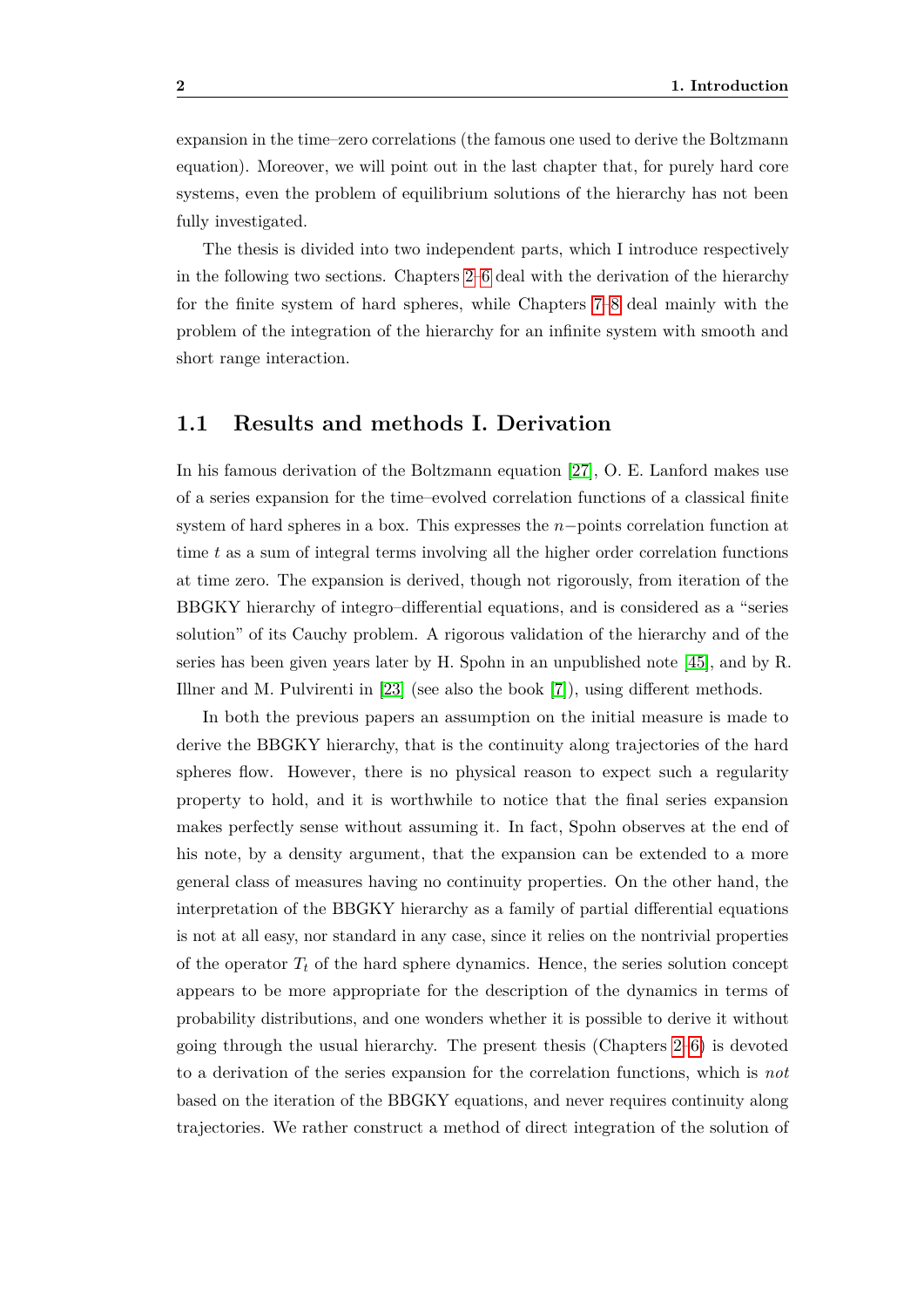expansion in the time–zero correlations (the famous one used to derive the Boltzmann equation). Moreover, we will point out in the last chapter that, for purely hard core systems, even the problem of equilibrium solutions of the hierarchy has not been fully investigated.

The thesis is divided into two independent parts, which I introduce respectively in the following two sections. Chapters 2–6 deal with the derivation of the hierarchy for the finite system of hard spheres, while Chapters 7–8 deal mainly with the problem of the integration of the hierarchy for an infinite system with smooth and short range interaction.

## 1.1 Results and methods I. Derivation

In his famous derivation of the Boltzmann equation [27], O. E. Lanford makes use of a series expansion for the time–evolved correlation functions of a classical finite system of hard spheres in a box. This expresses the $n-$points correlation function at time $t$ as a sum of integral terms involving all the higher order correlation functions at time zero. The expansion is derived, though not rigorously, from iteration of the BBGKY hierarchy of integro–differential equations, and is considered as a "series solution" of its Cauchy problem. A rigorous validation of the hierarchy and of the series has been given years later by H. Spohn in an unpublished note [45], and by R. Illner and M. Pulvirenti in [23] (see also the book [7]), using different methods.

In both the previous papers an assumption on the initial measure is made to derive the BBGKY hierarchy, that is the continuity along trajectories of the hard spheres flow. However, there is no physical reason to expect such a regularity property to hold, and it is worthwhile to notice that the final series expansion makes perfectly sense without assuming it. In fact, Spohn observes at the end of his note, by a density argument, that the expansion can be extended to a more general class of measures having no continuity properties. On the other hand, the interpretation of the BBGKY hierarchy as a family of partial differential equations is not at all easy, nor standard in any case, since it relies on the nontrivial properties of the operator $T_t$ of the hard sphere dynamics. Hence, the series solution concept appears to be more appropriate for the description of the dynamics in terms of probability distributions, and one wonders whether it is possible to derive it without going through the usual hierarchy. The present thesis (Chapters 2–6) is devoted to a derivation of the series expansion for the correlation functions, which is *not* based on the iteration of the BBGKY equations, and never requires continuity along trajectories. We rather construct a method of direct integration of the solution of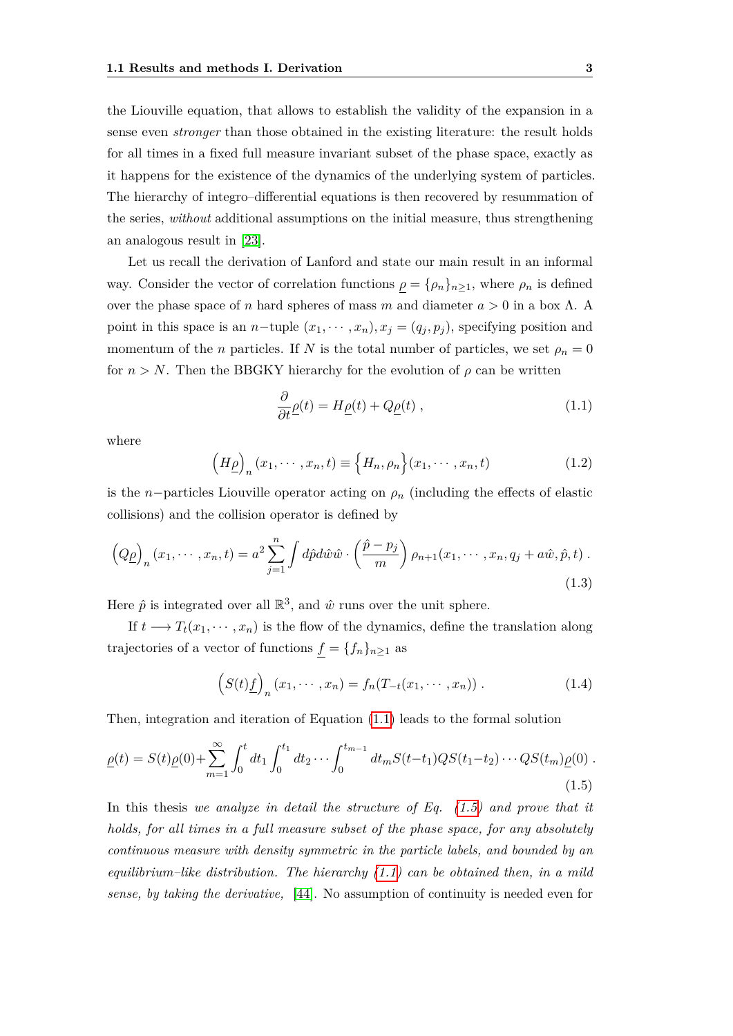the Liouville equation, that allows to establish the validity of the expansion in a sense even *stronger* than those obtained in the existing literature: the result holds for all times in a fixed full measure invariant subset of the phase space, exactly as it happens for the existence of the dynamics of the underlying system of particles. The hierarchy of integro–differential equations is then recovered by resummation of the series, *without* additional assumptions on the initial measure, thus strengthening an analogous result in [23].

Let us recall the derivation of Lanford and state our main result in an informal way. Consider the vector of correlation functions $\underline{\rho} = \{\rho_n\}_{n\geq 1}$, where $\rho_n$ is defined over the phase space of $n$ hard spheres of mass $m$ and diameter $a > 0$ in a box $\Lambda$. A point in this space is an $n-$tuple $(x_1, \cdots, x_n), x_j = (q_j, p_j)$, specifying position and momentum of the $n$ particles. If $N$ is the total number of particles, we set $\rho_n = 0$ for $n > N$. Then the BBGKY hierarchy for the evolution of $\rho$ can be written

$$\frac{\partial}{\partial t}\underline{\rho}(t) = H\underline{\rho}(t) + Q\underline{\rho}(t) \; , \tag{1.1}$$

where

$$\left(H\underline{\rho}\right)_n(x_1, \cdots, x_n, t) \equiv \left\{H_n, \rho_n\right\}(x_1, \cdots, x_n, t) \tag{1.2}$$

is the $n-$particles Liouville operator acting on $\rho_n$ (including the effects of elastic collisions) and the collision operator is defined by

$$\left(Q\underline{\rho}\right)_n(x_1, \cdots, x_n, t) = a^2 \sum_{j=1}^{n} \int d\hat{p} d\hat{w} \hat{w} \cdot \left(\frac{\hat{p} - p_j}{m}\right) \rho_{n+1}(x_1, \cdots, x_n, q_j + a\hat{w}, \hat{p}, t) \; . \tag{1.3}$$

Here $\hat{p}$ is integrated over all $\mathbb{R}^3$, and $\hat{w}$ runs over the unit sphere.

If $t \longrightarrow T_t(x_1, \cdots, x_n)$ is the flow of the dynamics, define the translation along trajectories of a vector of functions $\underline{f} = \{f_n\}_{n\geq 1}$ as

$$\left(S(t)\underline{f}\right)_n(x_1, \cdots, x_n) = f_n(T_{-t}(x_1, \cdots, x_n)) \; . \tag{1.4}$$

Then, integration and iteration of Equation (1.1) leads to the formal solution

$$\underline{\rho}(t) = S(t)\underline{\rho}(0) + \sum_{m=1}^{\infty} \int_0^t dt_1 \int_0^{t_1} dt_2 \cdots \int_0^{t_{m-1}} dt_m S(t-t_1) Q S(t_1 - t_2) \cdots Q S(t_m) \underline{\rho}(0) \; . \tag{1.5}$$

In this thesis *we analyze in detail the structure of Eq. (1.5) and prove that it holds, for all times in a full measure subset of the phase space, for any absolutely continuous measure with density symmetric in the particle labels, and bounded by an equilibrium–like distribution. The hierarchy (1.1) can be obtained then, in a mild sense, by taking the derivative,* [44]. No assumption of continuity is needed even for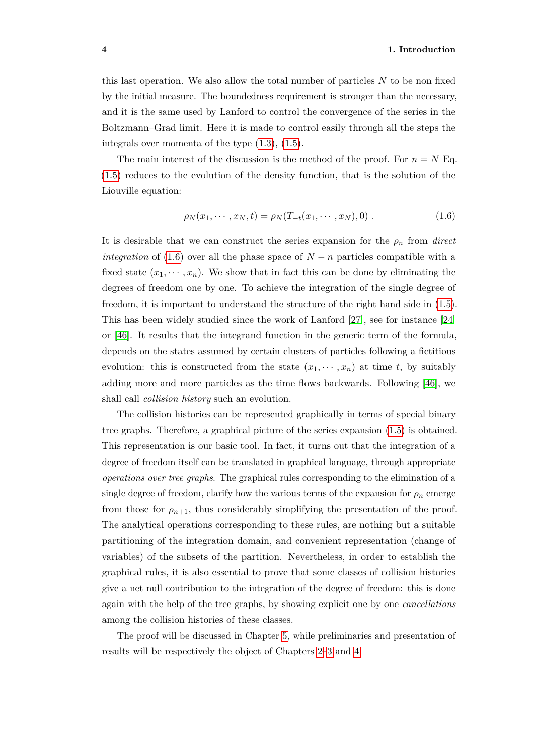this last operation. We also allow the total number of particles $N$ to be non fixed by the initial measure. The boundedness requirement is stronger than the necessary, and it is the same used by Lanford to control the convergence of the series in the Boltzmann–Grad limit. Here it is made to control easily through all the steps the integrals over momenta of the type (1.3), (1.5).

The main interest of the discussion is the method of the proof. For $n = N$ Eq. (1.5) reduces to the evolution of the density function, that is the solution of the Liouville equation:

$$\rho_N(x_1, \cdots, x_N, t) = \rho_N(T_{-t}(x_1, \cdots, x_N), 0) \; . \tag{1.6}$$

It is desirable that we can construct the series expansion for the $\rho_n$ from *direct integration* of (1.6) over all the phase space of $N - n$ particles compatible with a fixed state $(x_1, \cdots, x_n)$. We show that in fact this can be done by eliminating the degrees of freedom one by one. To achieve the integration of the single degree of freedom, it is important to understand the structure of the right hand side in (1.5). This has been widely studied since the work of Lanford [27], see for instance [24] or [46]. It results that the integrand function in the generic term of the formula, depends on the states assumed by certain clusters of particles following a fictitious evolution: this is constructed from the state $(x_1, \cdots, x_n)$ at time $t$, by suitably adding more and more particles as the time flows backwards. Following [46], we shall call *collision history* such an evolution.

The collision histories can be represented graphically in terms of special binary tree graphs. Therefore, a graphical picture of the series expansion (1.5) is obtained. This representation is our basic tool. In fact, it turns out that the integration of a degree of freedom itself can be translated in graphical language, through appropriate *operations over tree graphs*. The graphical rules corresponding to the elimination of a single degree of freedom, clarify how the various terms of the expansion for $\rho_n$ emerge from those for $\rho_{n+1}$, thus considerably simplifying the presentation of the proof. The analytical operations corresponding to these rules, are nothing but a suitable partitioning of the integration domain, and convenient representation (change of variables) of the subsets of the partition. Nevertheless, in order to establish the graphical rules, it is also essential to prove that some classes of collision histories give a net null contribution to the integration of the degree of freedom: this is done again with the help of the tree graphs, by showing explicit one by one *cancellations* among the collision histories of these classes.

The proof will be discussed in Chapter 5, while preliminaries and presentation of results will be respectively the object of Chapters 2–3 and 4.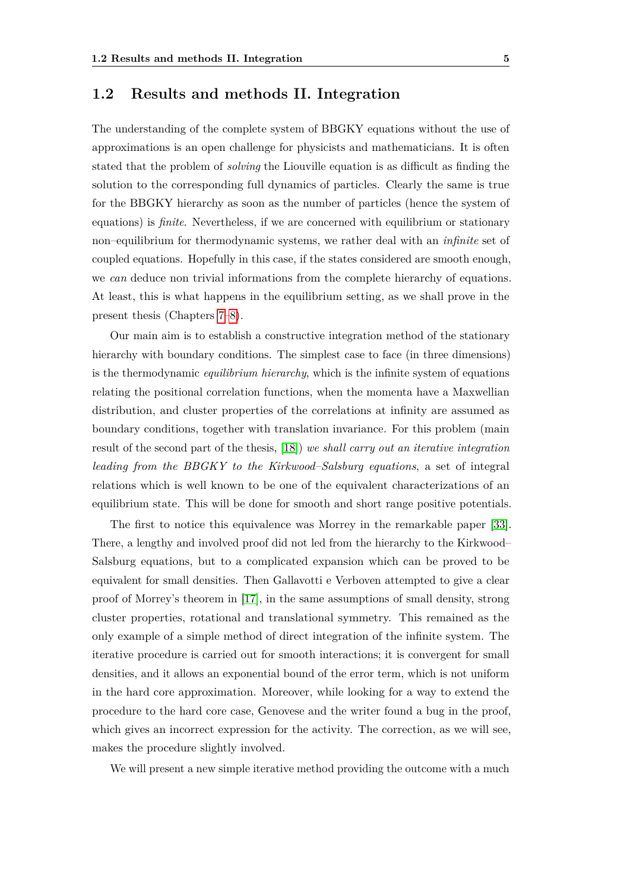## 1.2 Results and methods II. Integration

The understanding of the complete system of BBGKY equations without the use of approximations is an open challenge for physicists and mathematicians. It is often stated that the problem of *solving* the Liouville equation is as difficult as finding the solution to the corresponding full dynamics of particles. Clearly the same is true for the BBGKY hierarchy as soon as the number of particles (hence the system of equations) is *finite*. Nevertheless, if we are concerned with equilibrium or stationary non–equilibrium for thermodynamic systems, we rather deal with an *infinite* set of coupled equations. Hopefully in this case, if the states considered are smooth enough, we *can* deduce non trivial informations from the complete hierarchy of equations. At least, this is what happens in the equilibrium setting, as we shall prove in the present thesis (Chapters 7–8).

Our main aim is to establish a constructive integration method of the stationary hierarchy with boundary conditions. The simplest case to face (in three dimensions) is the thermodynamic *equilibrium hierarchy*, which is the infinite system of equations relating the positional correlation functions, when the momenta have a Maxwellian distribution, and cluster properties of the correlations at infinity are assumed as boundary conditions, together with translation invariance. For this problem (main result of the second part of the thesis, [18]) *we shall carry out an iterative integration leading from the BBGKY to the Kirkwood–Salsburg equations*, a set of integral relations which is well known to be one of the equivalent characterizations of an equilibrium state. This will be done for smooth and short range positive potentials.

The first to notice this equivalence was Morrey in the remarkable paper [33]. There, a lengthy and involved proof did not led from the hierarchy to the Kirkwood–Salsburg equations, but to a complicated expansion which can be proved to be equivalent for small densities. Then Gallavotti e Verboven attempted to give a clear proof of Morrey's theorem in [17], in the same assumptions of small density, strong cluster properties, rotational and translational symmetry. This remained as the only example of a simple method of direct integration of the infinite system. The iterative procedure is carried out for smooth interactions; it is convergent for small densities, and it allows an exponential bound of the error term, which is not uniform in the hard core approximation. Moreover, while looking for a way to extend the procedure to the hard core case, Genovese and the writer found a bug in the proof, which gives an incorrect expression for the activity. The correction, as we will see, makes the procedure slightly involved.

We will present a new simple iterative method providing the outcome with a much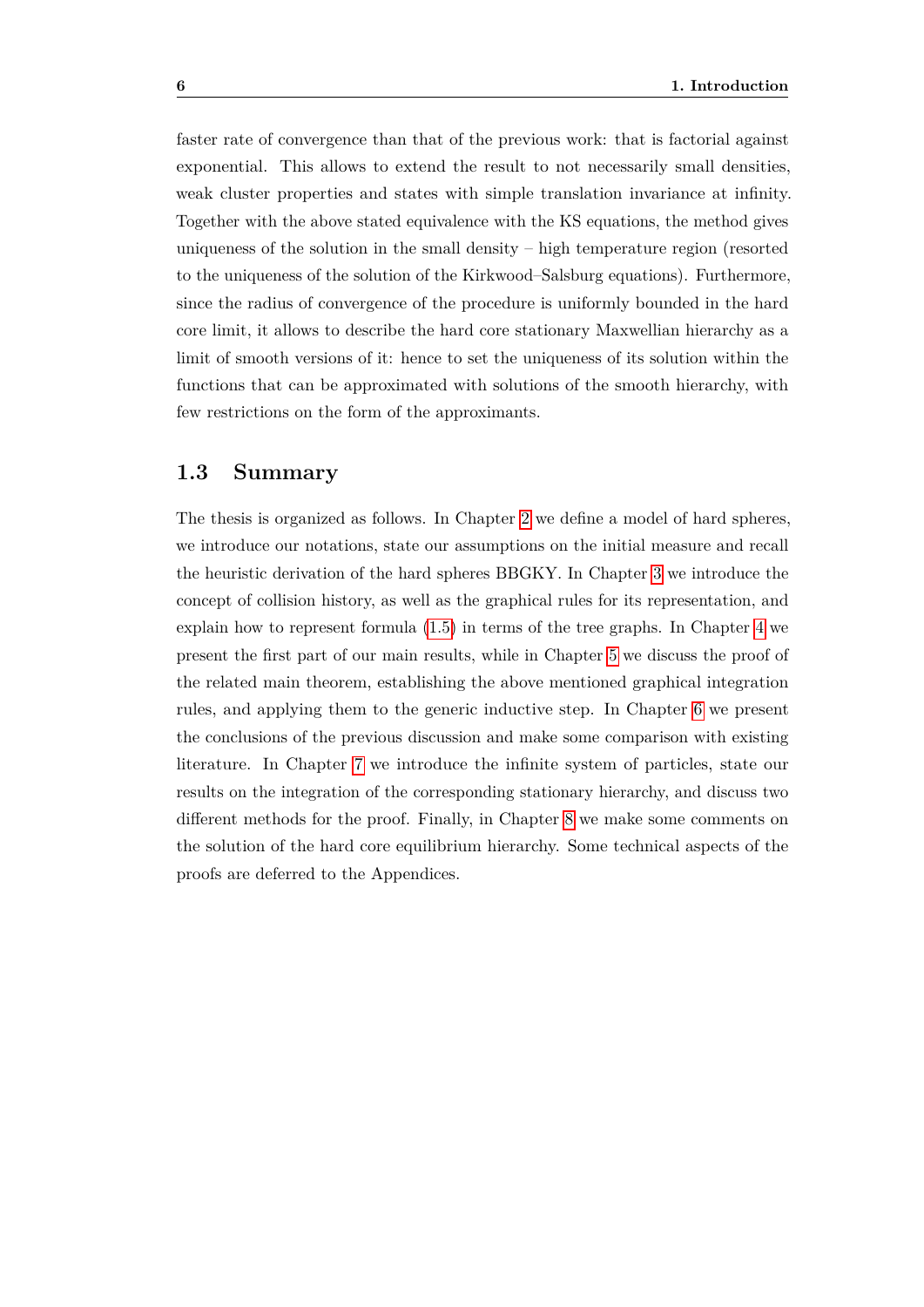faster rate of convergence than that of the previous work: that is factorial against exponential. This allows to extend the result to not necessarily small densities, weak cluster properties and states with simple translation invariance at infinity. Together with the above stated equivalence with the KS equations, the method gives uniqueness of the solution in the small density – high temperature region (resorted to the uniqueness of the solution of the Kirkwood–Salsburg equations). Furthermore, since the radius of convergence of the procedure is uniformly bounded in the hard core limit, it allows to describe the hard core stationary Maxwellian hierarchy as a limit of smooth versions of it: hence to set the uniqueness of its solution within the functions that can be approximated with solutions of the smooth hierarchy, with few restrictions on the form of the approximants.

## 1.3 Summary

The thesis is organized as follows. In Chapter 2 we define a model of hard spheres, we introduce our notations, state our assumptions on the initial measure and recall the heuristic derivation of the hard spheres BBGKY. In Chapter 3 we introduce the concept of collision history, as well as the graphical rules for its representation, and explain how to represent formula (1.5) in terms of the tree graphs. In Chapter 4 we present the first part of our main results, while in Chapter 5 we discuss the proof of the related main theorem, establishing the above mentioned graphical integration rules, and applying them to the generic inductive step. In Chapter 6 we present the conclusions of the previous discussion and make some comparison with existing literature. In Chapter 7 we introduce the infinite system of particles, state our results on the integration of the corresponding stationary hierarchy, and discuss two different methods for the proof. Finally, in Chapter 8 we make some comments on the solution of the hard core equilibrium hierarchy. Some technical aspects of the proofs are deferred to the Appendices.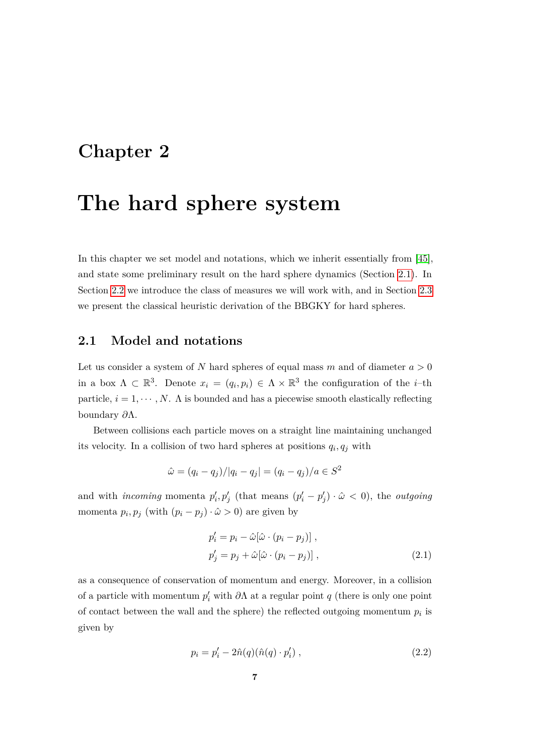# Chapter 2

# The hard sphere system

In this chapter we set model and notations, which we inherit essentially from [45], and state some preliminary result on the hard sphere dynamics (Section 2.1). In Section 2.2 we introduce the class of measures we will work with, and in Section 2.3 we present the classical heuristic derivation of the BBGKY for hard spheres.

## 2.1 Model and notations

Let us consider a system of $N$ hard spheres of equal mass $m$ and of diameter $a > 0$ in a box $\Lambda \subset \mathbb{R}^3$. Denote $x_i = (q_i, p_i) \in \Lambda \times \mathbb{R}^3$ the configuration of the $i$–th particle, $i = 1, \cdots, N$. $\Lambda$ is bounded and has a piecewise smooth elastically reflecting boundary $\partial\Lambda$.

Between collisions each particle moves on a straight line maintaining unchanged its velocity. In a collision of two hard spheres at positions $q_i, q_j$ with

$$\hat{\omega} = (q_i - q_j)/|q_i - q_j| = (q_i - q_j)/a \in S^2$$

and with *incoming* momenta $p'_i, p'_j$ (that means $(p'_i - p'_j) \cdot \hat{\omega} < 0$), the *outgoing* momenta $p_i, p_j$ (with $(p_i - p_j) \cdot \hat{\omega} > 0$) are given by

$$\begin{aligned} p'_i &= p_i - \hat{\omega}[\hat{\omega} \cdot (p_i - p_j)] \,, \\ p'_j &= p_j + \hat{\omega}[\hat{\omega} \cdot (p_i - p_j)] \,, \end{aligned} \tag{2.1}$$

as a consequence of conservation of momentum and energy. Moreover, in a collision of a particle with momentum $p'_i$ with $\partial\Lambda$ at a regular point $q$ (there is only one point of contact between the wall and the sphere) the reflected outgoing momentum $p_i$ is given by

$$p_i = p'_i - 2\hat{n}(q)(\hat{n}(q) \cdot p'_i) \,, \tag{2.2}$$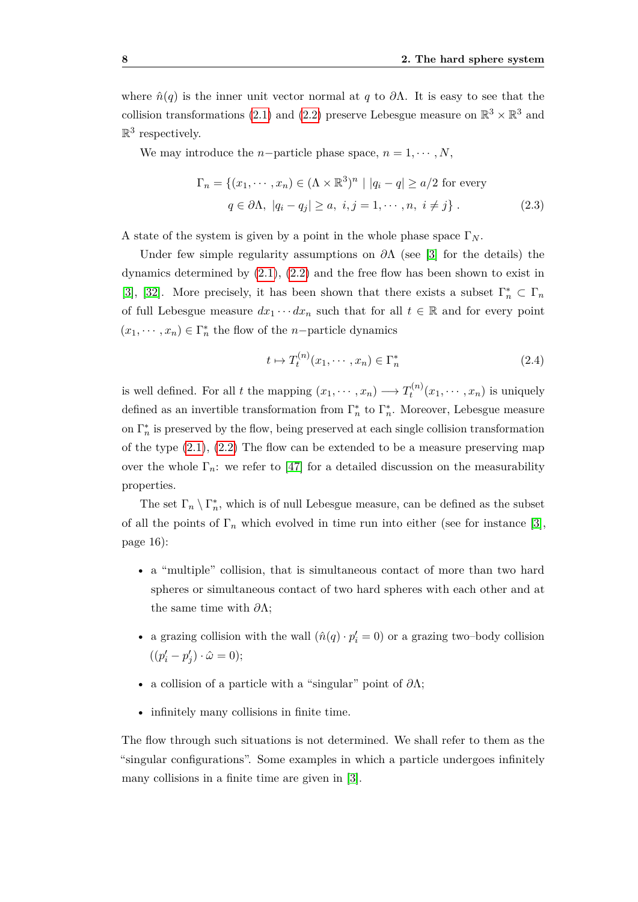where $\hat{n}(q)$ is the inner unit vector normal at $q$ to $\partial\Lambda$. It is easy to see that the collision transformations (2.1) and (2.2) preserve Lebesgue measure on $\mathbb{R}^3 \times \mathbb{R}^3$ and $\mathbb{R}^3$ respectively.

We may introduce the $n-$particle phase space, $n = 1, \cdots, N$,

$$
\begin{aligned}
\Gamma_n = \{(x_1, \cdots, x_n) \in (\Lambda \times \mathbb{R}^3)^n \mid |q_i - q| \geq a/2 \text{ for every} \\
q \in \partial\Lambda,\ |q_i - q_j| \geq a,\ i, j = 1, \cdots, n,\ i \neq j\}\ .
\end{aligned}
\tag{2.3}
$$

A state of the system is given by a point in the whole phase space $\Gamma_N$.

Under few simple regularity assumptions on $\partial\Lambda$ (see [3] for the details) the dynamics determined by (2.1), (2.2) and the free flow has been shown to exist in [3], [32]. More precisely, it has been shown that there exists a subset $\Gamma_n^* \subset \Gamma_n$ of full Lebesgue measure $dx_1 \cdots dx_n$ such that for all $t \in \mathbb{R}$ and for every point $(x_1, \cdots, x_n) \in \Gamma_n^*$ the flow of the $n-$particle dynamics

$$
t \mapsto T_t^{(n)}(x_1, \cdots, x_n) \in \Gamma_n^* \tag{2.4}
$$

is well defined. For all $t$ the mapping $(x_1, \cdots, x_n) \longrightarrow T_t^{(n)}(x_1, \cdots, x_n)$ is uniquely defined as an invertible transformation from $\Gamma_n^*$ to $\Gamma_n^*$. Moreover, Lebesgue measure on $\Gamma_n^*$ is preserved by the flow, being preserved at each single collision transformation of the type (2.1), (2.2) The flow can be extended to be a measure preserving map over the whole $\Gamma_n$: we refer to [47] for a detailed discussion on the measurability properties.

The set $\Gamma_n \setminus \Gamma_n^*$, which is of null Lebesgue measure, can be defined as the subset of all the points of $\Gamma_n$ which evolved in time run into either (see for instance [3], page 16):

- a "multiple" collision, that is simultaneous contact of more than two hard spheres or simultaneous contact of two hard spheres with each other and at the same time with $\partial\Lambda$;
- a grazing collision with the wall ($\hat{n}(q) \cdot p_i' = 0$) or a grazing two–body collision ($(p_i' - p_j') \cdot \hat{\omega} = 0$);
- a collision of a particle with a "singular" point of $\partial\Lambda$;
- infinitely many collisions in finite time.

The flow through such situations is not determined. We shall refer to them as the "singular configurations". Some examples in which a particle undergoes infinitely many collisions in a finite time are given in [3].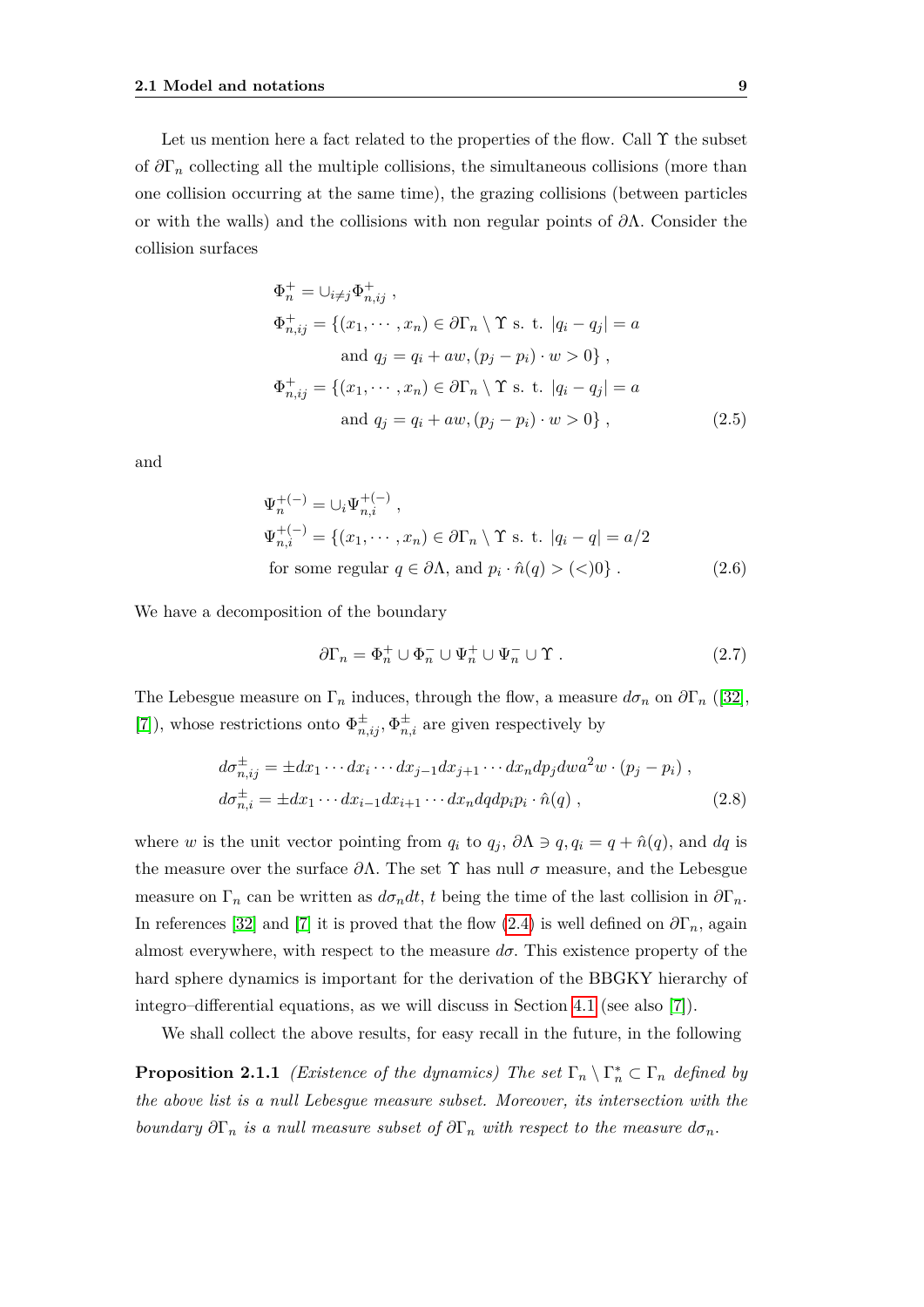Let us mention here a fact related to the properties of the flow. Call $\Upsilon$ the subset of $\partial\Gamma_n$ collecting all the multiple collisions, the simultaneous collisions (more than one collision occurring at the same time), the grazing collisions (between particles or with the walls) and the collisions with non regular points of $\partial\Lambda$. Consider the collision surfaces

$$
\begin{aligned}
&\Phi_n^+ = \cup_{i\neq j}\Phi_{n,ij}^+ \ , \\
&\Phi_{n,ij}^+ = \{(x_1, \cdots, x_n) \in \partial\Gamma_n \setminus \Upsilon \text{ s. t. } |q_i - q_j| = a \\
&\qquad \text{and } q_j = q_i + aw, (p_j - p_i)\cdot w > 0\} \ , \\
&\Phi_{n,ij}^+ = \{(x_1, \cdots, x_n) \in \partial\Gamma_n \setminus \Upsilon \text{ s. t. } |q_i - q_j| = a \\
&\qquad \text{and } q_j = q_i + aw, (p_j - p_i)\cdot w > 0\} \ ,
\end{aligned} \tag{2.5}
$$

and

$$
\begin{aligned}
&\Psi_n^{+(-)} = \cup_i \Psi_{n,i}^{+(-)} \ , \\
&\Psi_{n,i}^{+(-)} = \{(x_1, \cdots, x_n) \in \partial\Gamma_n \setminus \Upsilon \text{ s. t. } |q_i - q| = a/2 \\
&\text{for some regular } q \in \partial\Lambda, \text{ and } p_i \cdot \hat{n}(q) > (<) 0\} \ .
\end{aligned} \tag{2.6}
$$

We have a decomposition of the boundary

$$
\partial\Gamma_n = \Phi_n^+ \cup \Phi_n^- \cup \Psi_n^+ \cup \Psi_n^- \cup \Upsilon \ . \tag{2.7}
$$

The Lebesgue measure on $\Gamma_n$ induces, through the flow, a measure $d\sigma_n$ on $\partial\Gamma_n$ ([32], [7]), whose restrictions onto $\Phi_{n,ij}^\pm, \Phi_{n,i}^\pm$ are given respectively by

$$
\begin{aligned}
&d\sigma_{n,ij}^\pm = \pm dx_1 \cdots dx_i \cdots dx_{j-1} dx_{j+1} \cdots dx_n dp_j dw a^2 w \cdot (p_j - p_i) \ , \\
&d\sigma_{n,i}^\pm = \pm dx_1 \cdots dx_{i-1} dx_{i+1} \cdots dx_n dq dp_i p_i \cdot \hat{n}(q) \ ,
\end{aligned} \tag{2.8}
$$

where $w$ is the unit vector pointing from $q_i$ to $q_j$, $\partial\Lambda \ni q, q_i = q + \hat{n}(q)$, and $dq$ is the measure over the surface $\partial\Lambda$. The set $\Upsilon$ has null $\sigma$ measure, and the Lebesgue measure on $\Gamma_n$ can be written as $d\sigma_n dt$, $t$ being the time of the last collision in $\partial\Gamma_n$. In references [32] and [7] it is proved that the flow (2.4) is well defined on $\partial\Gamma_n$, again almost everywhere, with respect to the measure $d\sigma$. This existence property of the hard sphere dynamics is important for the derivation of the BBGKY hierarchy of integro–differential equations, as we will discuss in Section 4.1 (see also [7]).

We shall collect the above results, for easy recall in the future, in the following

**Proposition 2.1.1** *(Existence of the dynamics) The set $\Gamma_n \setminus \Gamma_n^* \subset \Gamma_n$ defined by the above list is a null Lebesgue measure subset. Moreover, its intersection with the boundary $\partial\Gamma_n$ is a null measure subset of $\partial\Gamma_n$ with respect to the measure $d\sigma_n$.*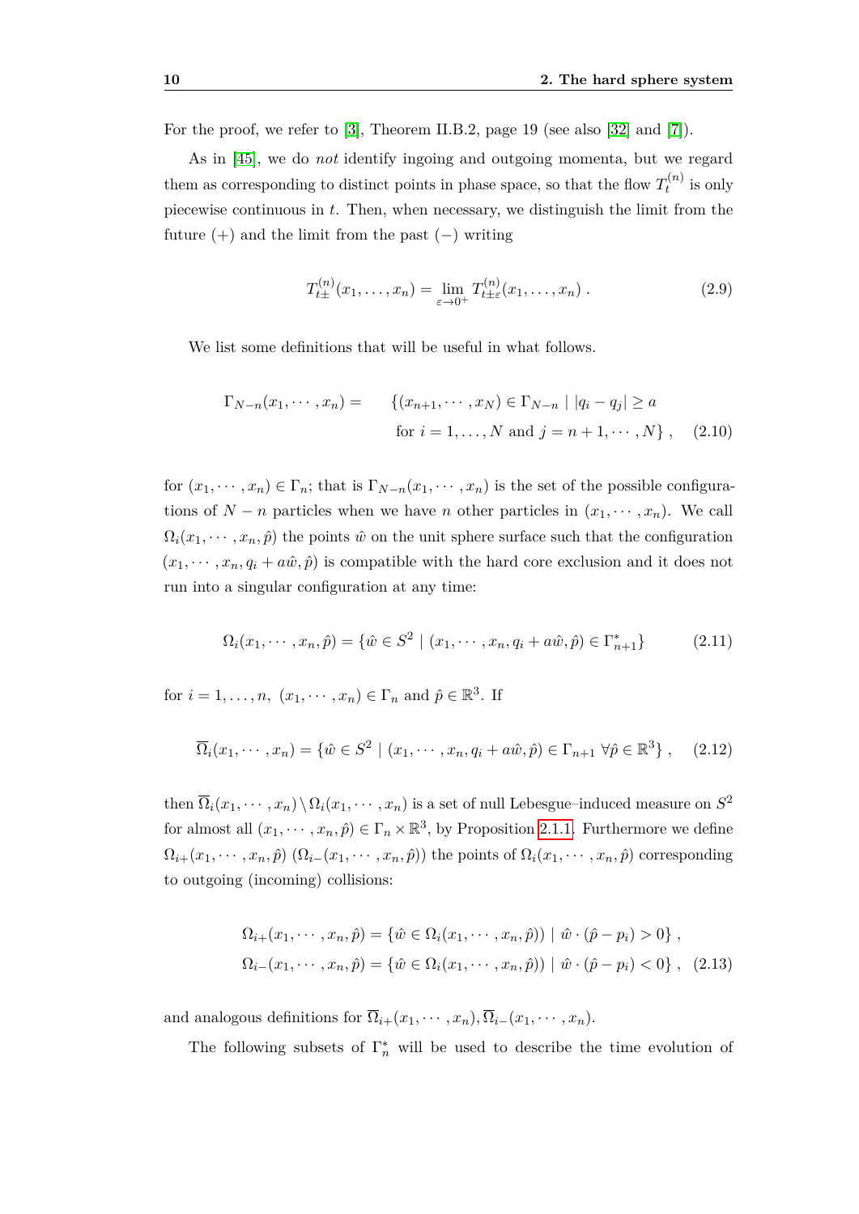For the proof, we refer to [3], Theorem II.B.2, page 19 (see also [32] and [7]).

As in [45], we do *not* identify ingoing and outgoing momenta, but we regard them as corresponding to distinct points in phase space, so that the flow $T_t^{(n)}$ is only piecewise continuous in $t$. Then, when necessary, we distinguish the limit from the future $(+)$ and the limit from the past $(-)$ writing

$$T_{t\pm}^{(n)}(x_1, \dots, x_n) = \lim_{\varepsilon \to 0^+} T_{t\pm\varepsilon}^{(n)}(x_1, \dots, x_n) \; . \tag{2.9}$$

We list some definitions that will be useful in what follows.

$$\begin{aligned}\Gamma_{N-n}(x_1, \cdots, x_n) = \quad & \{(x_{n+1}, \cdots, x_N) \in \Gamma_{N-n} \mid |q_i - q_j| \geq a \\ & \text{for } i = 1, \dots, N \text{ and } j = n+1, \cdots, N\} \; ,\end{aligned} \tag{2.10}$$

for $(x_1, \cdots, x_n) \in \Gamma_n$; that is $\Gamma_{N-n}(x_1, \cdots, x_n)$ is the set of the possible configurations of $N - n$ particles when we have $n$ other particles in $(x_1, \cdots, x_n)$. We call $\Omega_i(x_1, \cdots, x_n, \hat{p})$ the points $\hat{w}$ on the unit sphere surface such that the configuration $(x_1, \cdots, x_n, q_i + a\hat{w}, \hat{p})$ is compatible with the hard core exclusion and it does not run into a singular configuration at any time:

$$\Omega_i(x_1, \cdots, x_n, \hat{p}) = \{\hat{w} \in S^2 \mid (x_1, \cdots, x_n, q_i + a\hat{w}, \hat{p}) \in \Gamma_{n+1}^*\} \tag{2.11}$$

for $i = 1, \dots, n,\ (x_1, \cdots, x_n) \in \Gamma_n$ and $\hat{p} \in \mathbb{R}^3$. If

$$\overline{\Omega}_i(x_1, \cdots, x_n) = \{\hat{w} \in S^2 \mid (x_1, \cdots, x_n, q_i + a\hat{w}, \hat{p}) \in \Gamma_{n+1} \ \forall \hat{p} \in \mathbb{R}^3\} \; , \tag{2.12}$$

then $\overline{\Omega}_i(x_1, \cdots, x_n) \setminus \Omega_i(x_1, \cdots, x_n)$ is a set of null Lebesgue–induced measure on $S^2$ for almost all $(x_1, \cdots, x_n, \hat{p}) \in \Gamma_n \times \mathbb{R}^3$, by Proposition 2.1.1. Furthermore we define $\Omega_{i+}(x_1, \cdots, x_n, \hat{p})$ $(\Omega_{i-}(x_1, \cdots, x_n, \hat{p}))$ the points of $\Omega_i(x_1, \cdots, x_n, \hat{p})$ corresponding to outgoing (incoming) collisions:

$$\begin{aligned}\Omega_{i+}(x_1, \cdots, x_n, \hat{p}) &= \{\hat{w} \in \Omega_i(x_1, \cdots, x_n, \hat{p})) \mid \hat{w} \cdot (\hat{p} - p_i) > 0\} \; , \\ \Omega_{i-}(x_1, \cdots, x_n, \hat{p}) &= \{\hat{w} \in \Omega_i(x_1, \cdots, x_n, \hat{p})) \mid \hat{w} \cdot (\hat{p} - p_i) < 0\} \; ,\end{aligned} \tag{2.13}$$

and analogous definitions for $\overline{\Omega}_{i+}(x_1, \cdots, x_n), \overline{\Omega}_{i-}(x_1, \cdots, x_n)$.

The following subsets of $\Gamma_n^*$ will be used to describe the time evolution of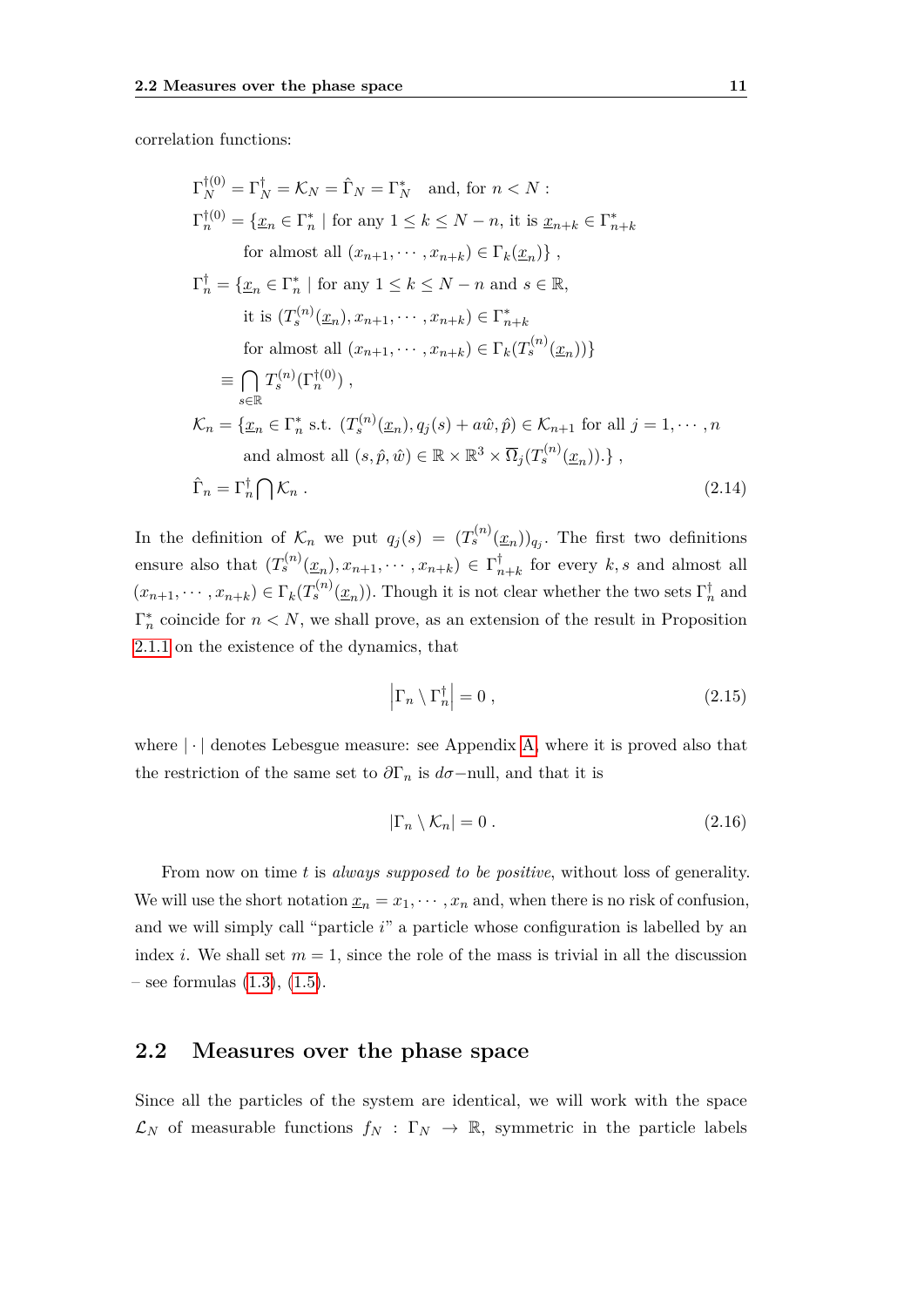correlation functions:

$$
\begin{aligned}
\Gamma_N^{\dagger(0)} &= \Gamma_N^\dagger = \mathcal{K}_N = \hat\Gamma_N = \Gamma_N^* \quad \text{and, for } n < N: \\
\Gamma_n^{\dagger(0)} &= \{\underline{x}_n \in \Gamma_n^* \mid \text{for any } 1 \le k \le N-n, \text{ it is } \underline{x}_{n+k} \in \Gamma_{n+k}^* \\
&\qquad \text{for almost all } (x_{n+1}, \cdots, x_{n+k}) \in \Gamma_k(\underline{x}_n)\}\ , \\
\Gamma_n^\dagger &= \{\underline{x}_n \in \Gamma_n^* \mid \text{for any } 1 \le k \le N-n \text{ and } s \in \mathbb{R}, \\
&\qquad \text{it is } (T_s^{(n)}(\underline{x}_n), x_{n+1}, \cdots, x_{n+k}) \in \Gamma_{n+k}^* \\
&\qquad \text{for almost all } (x_{n+1}, \cdots, x_{n+k}) \in \Gamma_k(T_s^{(n)}(\underline{x}_n))\} \\
&\equiv \bigcap_{s\in\mathbb{R}} T_s^{(n)}(\Gamma_n^{\dagger(0)})\ , \\
\mathcal{K}_n &= \{\underline{x}_n \in \Gamma_n^* \text{ s.t. } (T_s^{(n)}(\underline{x}_n), q_j(s) + a\hat\omega, \hat p) \in \mathcal{K}_{n+1} \text{ for all } j = 1, \cdots, n \\
&\qquad \text{and almost all } (s, \hat p, \hat\omega) \in \mathbb{R} \times \mathbb{R}^3 \times \overline{\Omega}_j(T_s^{(n)}(\underline{x}_n)).\}\ , \\
\hat\Gamma_n &= \Gamma_n^\dagger \bigcap \mathcal{K}_n\ .
\end{aligned}
\tag{2.14}
$$

In the definition of $\mathcal{K}_n$ we put $q_j(s) = (T_s^{(n)}(\underline{x}_n))_{q_j}$. The first two definitions ensure also that $(T_s^{(n)}(\underline{x}_n), x_{n+1}, \cdots, x_{n+k}) \in \Gamma_{n+k}^\dagger$ for every $k, s$ and almost all $(x_{n+1}, \cdots, x_{n+k}) \in \Gamma_k(T_s^{(n)}(\underline{x}_n))$. Though it is not clear whether the two sets $\Gamma_n^\dagger$ and $\Gamma_n^*$ coincide for $n < N$, we shall prove, as an extension of the result in Proposition 2.1.1 on the existence of the dynamics, that

$$
\left|\Gamma_n \setminus \Gamma_n^\dagger\right| = 0\ , \tag{2.15}
$$

where $|\cdot|$ denotes Lebesgue measure: see Appendix A, where it is proved also that the restriction of the same set to $\partial\Gamma_n$ is $d\sigma-$null, and that it is

$$
|\Gamma_n \setminus \mathcal{K}_n| = 0\ . \tag{2.16}
$$

From now on time $t$ is *always supposed to be positive*, without loss of generality. We will use the short notation $\underline{x}_n = x_1, \cdots, x_n$ and, when there is no risk of confusion, and we will simply call "particle $i$" a particle whose configuration is labelled by an index $i$. We shall set $m = 1$, since the role of the mass is trivial in all the discussion – see formulas (1.3), (1.5).

## 2.2 Measures over the phase space

Since all the particles of the system are identical, we will work with the space $\mathcal{L}_N$ of measurable functions $f_N : \Gamma_N \to \mathbb{R}$, symmetric in the particle labels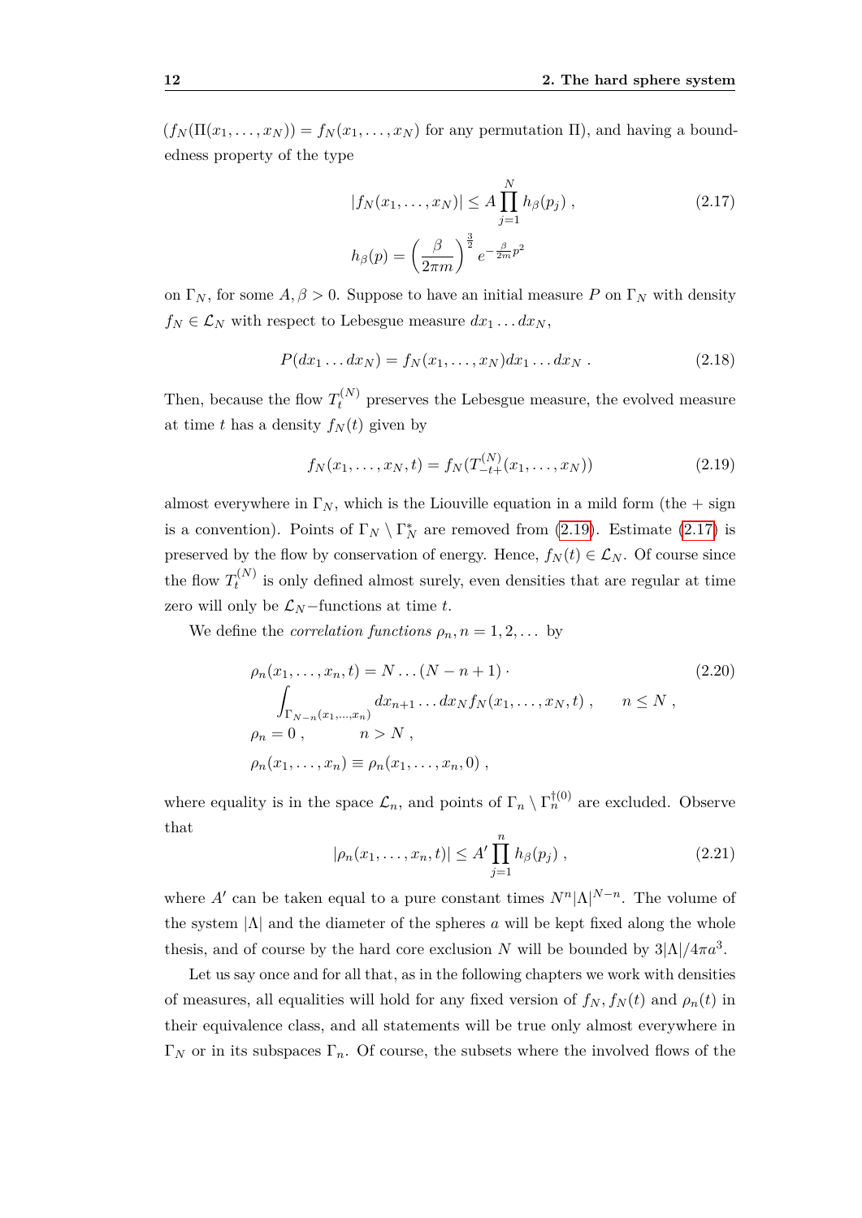($f_N(\Pi(x_1, \ldots, x_N)) = f_N(x_1, \ldots, x_N)$ for any permutation $\Pi$), and having a boundedness property of the type

$$
|f_N(x_1, \ldots, x_N)| \le A \prod_{j=1}^{N} h_\beta(p_j) \ , \qquad (2.17)
$$
$$
h_\beta(p) = \left(\frac{\beta}{2\pi m}\right)^{\frac{3}{2}} e^{-\frac{\beta}{2m}p^2}
$$

on $\Gamma_N$, for some $A, \beta > 0$. Suppose to have an initial measure $P$ on $\Gamma_N$ with density $f_N \in \mathcal{L}_N$ with respect to Lebesgue measure $dx_1 \ldots dx_N$,

$$
P(dx_1 \ldots dx_N) = f_N(x_1, \ldots, x_N) dx_1 \ldots dx_N \ . \qquad (2.18)
$$

Then, because the flow $T_t^{(N)}$ preserves the Lebesgue measure, the evolved measure at time $t$ has a density $f_N(t)$ given by

$$
f_N(x_1, \ldots, x_N, t) = f_N(T_{-t^+}^{(N)}(x_1, \ldots, x_N)) \qquad (2.19)
$$

almost everywhere in $\Gamma_N$, which is the Liouville equation in a mild form (the + sign is a convention). Points of $\Gamma_N \setminus \Gamma_N^*$ are removed from (2.19). Estimate (2.17) is preserved by the flow by conservation of energy. Hence, $f_N(t) \in \mathcal{L}_N$. Of course since the flow $T_t^{(N)}$ is only defined almost surely, even densities that are regular at time zero will only be $\mathcal{L}_N$−functions at time $t$.

We define the *correlation functions* $\rho_n, n = 1, 2, \ldots$ by

$$
\begin{aligned}
&\rho_n(x_1, \ldots, x_n, t) = N \ldots (N - n + 1) \cdot \qquad (2.20) \\
&\quad \int_{\Gamma_{N-n}(x_1,\ldots,x_n)} dx_{n+1} \ldots dx_N f_N(x_1, \ldots, x_N, t) \ , \qquad n \le N \ , \\
&\rho_n = 0 \ , \qquad n > N \ , \\
&\rho_n(x_1, \ldots, x_n) \equiv \rho_n(x_1, \ldots, x_n, 0) \ ,
\end{aligned}
$$

where equality is in the space $\mathcal{L}_n$, and points of $\Gamma_n \setminus \Gamma_n^{\dagger(0)}$ are excluded. Observe that

$$
|\rho_n(x_1, \ldots, x_n, t)| \le A' \prod_{j=1}^{n} h_\beta(p_j) \ , \qquad (2.21)
$$

where $A'$ can be taken equal to a pure constant times $N^n|\Lambda|^{N-n}$. The volume of the system $|\Lambda|$ and the diameter of the spheres $a$ will be kept fixed along the whole thesis, and of course by the hard core exclusion $N$ will be bounded by $3|\Lambda|/4\pi a^3$.

Let us say once and for all that, as in the following chapters we work with densities of measures, all equalities will hold for any fixed version of $f_N, f_N(t)$ and $\rho_n(t)$ in their equivalence class, and all statements will be true only almost everywhere in $\Gamma_N$ or in its subspaces $\Gamma_n$. Of course, the subsets where the involved flows of the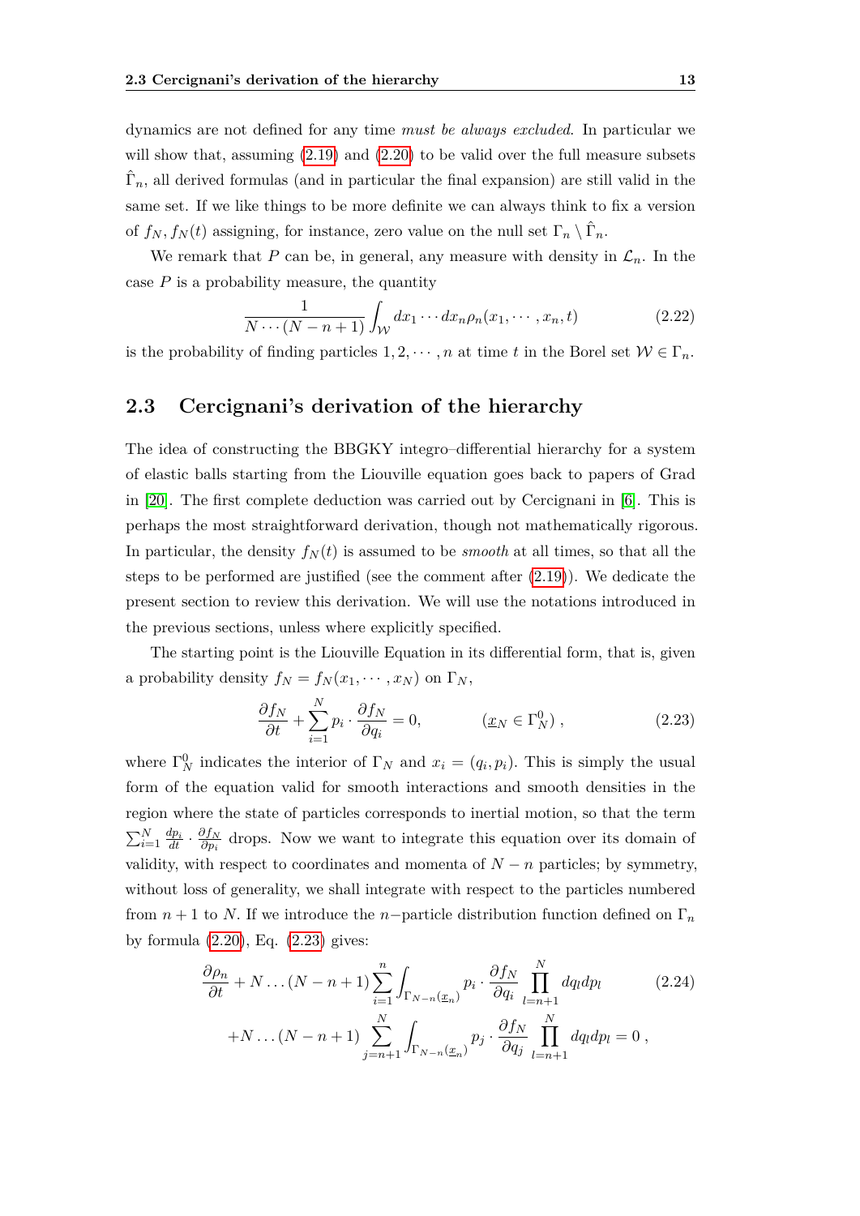dynamics are not defined for any time *must be always excluded*. In particular we will show that, assuming (2.19) and (2.20) to be valid over the full measure subsets $\hat{\Gamma}_n$, all derived formulas (and in particular the final expansion) are still valid in the same set. If we like things to be more definite we can always think to fix a version of $f_N, f_N(t)$ assigning, for instance, zero value on the null set $\Gamma_n \setminus \hat{\Gamma}_n$.

We remark that $P$ can be, in general, any measure with density in $\mathcal{L}_n$. In the case $P$ is a probability measure, the quantity

$$\frac{1}{N\cdots(N-n+1)}\int_{\mathcal{W}} dx_1\cdots dx_n \rho_n(x_1,\cdots,x_n,t) \tag{2.22}$$

is the probability of finding particles $1,2,\cdots,n$ at time $t$ in the Borel set $\mathcal{W}\in\Gamma_n$.

## 2.3 Cercignani's derivation of the hierarchy

The idea of constructing the BBGKY integro–differential hierarchy for a system of elastic balls starting from the Liouville equation goes back to papers of Grad in [20]. The first complete deduction was carried out by Cercignani in [6]. This is perhaps the most straightforward derivation, though not mathematically rigorous. In particular, the density $f_N(t)$ is assumed to be *smooth* at all times, so that all the steps to be performed are justified (see the comment after (2.19)). We dedicate the present section to review this derivation. We will use the notations introduced in the previous sections, unless where explicitly specified.

The starting point is the Liouville Equation in its differential form, that is, given a probability density $f_N = f_N(x_1,\cdots,x_N)$ on $\Gamma_N$,

$$\frac{\partial f_N}{\partial t}+\sum_{i=1}^N p_i\cdot\frac{\partial f_N}{\partial q_i}=0, \qquad (\underline{x}_N\in\Gamma_N^0)\;, \tag{2.23}$$

where $\Gamma_N^0$ indicates the interior of $\Gamma_N$ and $x_i=(q_i,p_i)$. This is simply the usual form of the equation valid for smooth interactions and smooth densities in the region where the state of particles corresponds to inertial motion, so that the term $\sum_{i=1}^N \frac{dp_i}{dt}\cdot\frac{\partial f_N}{\partial p_i}$ drops. Now we want to integrate this equation over its domain of validity, with respect to coordinates and momenta of $N-n$ particles; by symmetry, without loss of generality, we shall integrate with respect to the particles numbered from $n+1$ to $N$. If we introduce the $n-$particle distribution function defined on $\Gamma_n$ by formula (2.20), Eq. (2.23) gives:

$$\begin{aligned}
&\frac{\partial \rho_n}{\partial t}+N\dots(N-n+1)\sum_{i=1}^n\int_{\Gamma_{N-n}(\underline{x}_n)} p_i\cdot\frac{\partial f_N}{\partial q_i}\prod_{l=n+1}^N dq_l dp_l \\
&\quad + N\dots(N-n+1)\sum_{j=n+1}^N\int_{\Gamma_{N-n}(\underline{x}_n)} p_j\cdot\frac{\partial f_N}{\partial q_j}\prod_{l=n+1}^N dq_l dp_l = 0\;,
\end{aligned} \tag{2.24}$$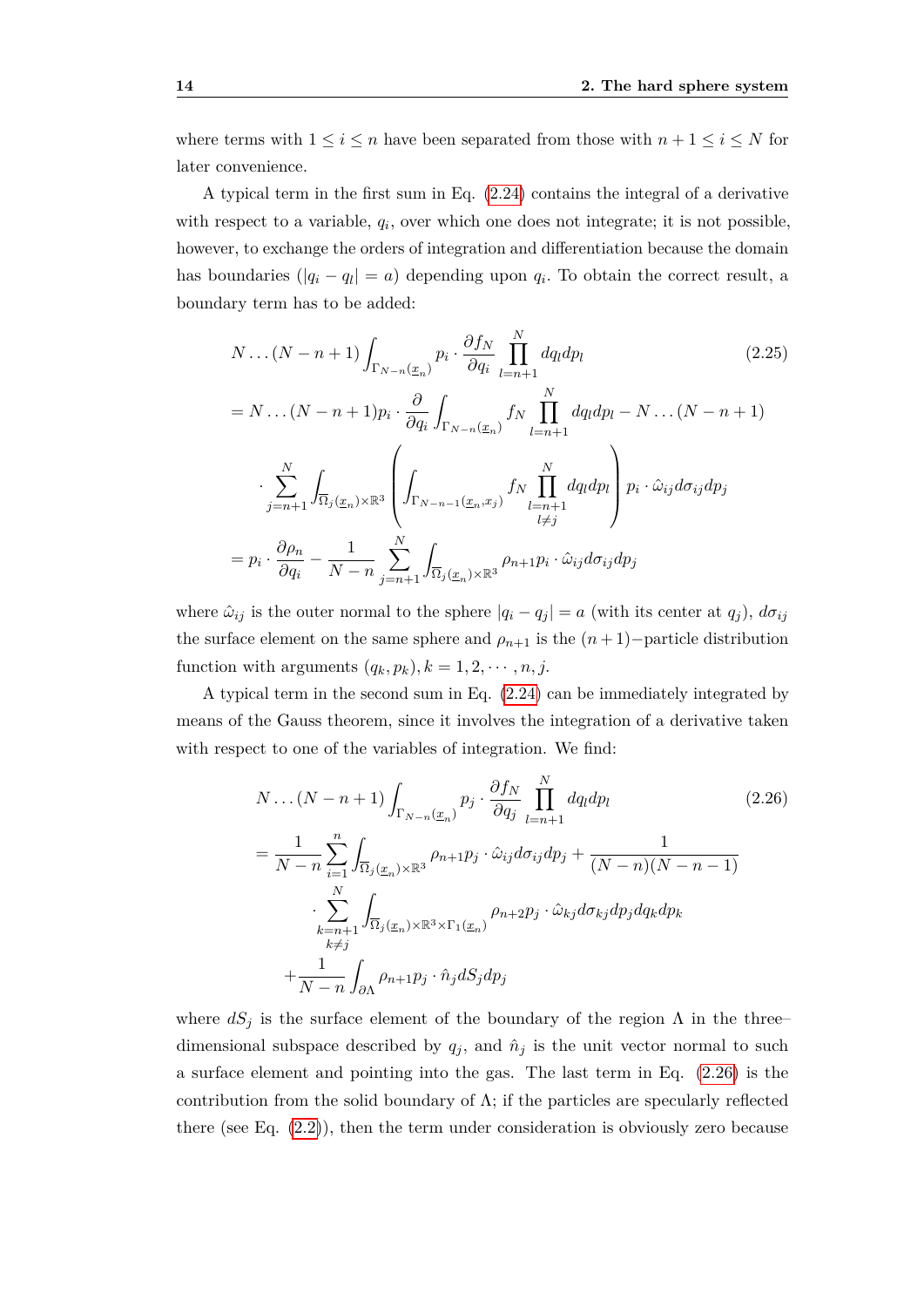where terms with $1 \leq i \leq n$ have been separated from those with $n+1 \leq i \leq N$ for later convenience.

A typical term in the first sum in Eq. (2.24) contains the integral of a derivative with respect to a variable, $q_i$, over which one does not integrate; it is not possible, however, to exchange the orders of integration and differentiation because the domain has boundaries ($|q_i - q_l| = a$) depending upon $q_i$. To obtain the correct result, a boundary term has to be added:

$$
\begin{aligned}
& N \ldots (N-n+1) \int_{\Gamma_{N-n}(\underline{x}_n)} p_i \cdot \frac{\partial f_N}{\partial q_i} \prod_{l=n+1}^{N} dq_l dp_l \qquad (2.25) \\
&= N \ldots (N-n+1) p_i \cdot \frac{\partial}{\partial q_i} \int_{\Gamma_{N-n}(\underline{x}_n)} f_N \prod_{l=n+1}^{N} dq_l dp_l - N \ldots (N-n+1) \\
&\quad \cdot \sum_{j=n+1}^{N} \int_{\overline{\Omega}_j(\underline{x}_n) \times \mathbb{R}^3} \left( \int_{\Gamma_{N-n-1}(\underline{x}_n, x_j)} f_N \prod_{\substack{l=n+1 \\ l \neq j}}^{N} dq_l dp_l \right) p_i \cdot \hat{\omega}_{ij} d\sigma_{ij} dp_j \\
&= p_i \cdot \frac{\partial \rho_n}{\partial q_i} - \frac{1}{N-n} \sum_{j=n+1}^{N} \int_{\overline{\Omega}_j(\underline{x}_n) \times \mathbb{R}^3} \rho_{n+1} p_i \cdot \hat{\omega}_{ij} d\sigma_{ij} dp_j
\end{aligned}
$$

where $\hat{\omega}_{ij}$ is the outer normal to the sphere $|q_i - q_j| = a$ (with its center at $q_j$), $d\sigma_{ij}$ the surface element on the same sphere and $\rho_{n+1}$ is the $(n+1)-$particle distribution function with arguments $(q_k, p_k), k = 1, 2, \cdots, n, j$.

A typical term in the second sum in Eq. (2.24) can be immediately integrated by means of the Gauss theorem, since it involves the integration of a derivative taken with respect to one of the variables of integration. We find:

$$
\begin{aligned}
& N \ldots (N-n+1) \int_{\Gamma_{N-n}(\underline{x}_n)} p_j \cdot \frac{\partial f_N}{\partial q_j} \prod_{l=n+1}^{N} dq_l dp_l \qquad (2.26) \\
&= \frac{1}{N-n} \sum_{i=1}^{n} \int_{\overline{\Omega}_j(\underline{x}_n) \times \mathbb{R}^3} \rho_{n+1} p_j \cdot \hat{\omega}_{ij} d\sigma_{ij} dp_j + \frac{1}{(N-n)(N-n-1)} \\
&\quad \cdot \sum_{\substack{k=n+1 \\ k \neq j}}^{N} \int_{\overline{\Omega}_j(\underline{x}_n) \times \mathbb{R}^3 \times \Gamma_1(\underline{x}_n)} \rho_{n+2} p_j \cdot \hat{\omega}_{kj} d\sigma_{kj} dp_j dq_k dp_k \\
&\quad + \frac{1}{N-n} \int_{\partial \Lambda} \rho_{n+1} p_j \cdot \hat{n}_j dS_j dp_j
\end{aligned}
$$

where $dS_j$ is the surface element of the boundary of the region $\Lambda$ in the three–dimensional subspace described by $q_j$, and $\hat{n}_j$ is the unit vector normal to such a surface element and pointing into the gas. The last term in Eq. (2.26) is the contribution from the solid boundary of $\Lambda$; if the particles are specularly reflected there (see Eq. (2.2)), then the term under consideration is obviously zero because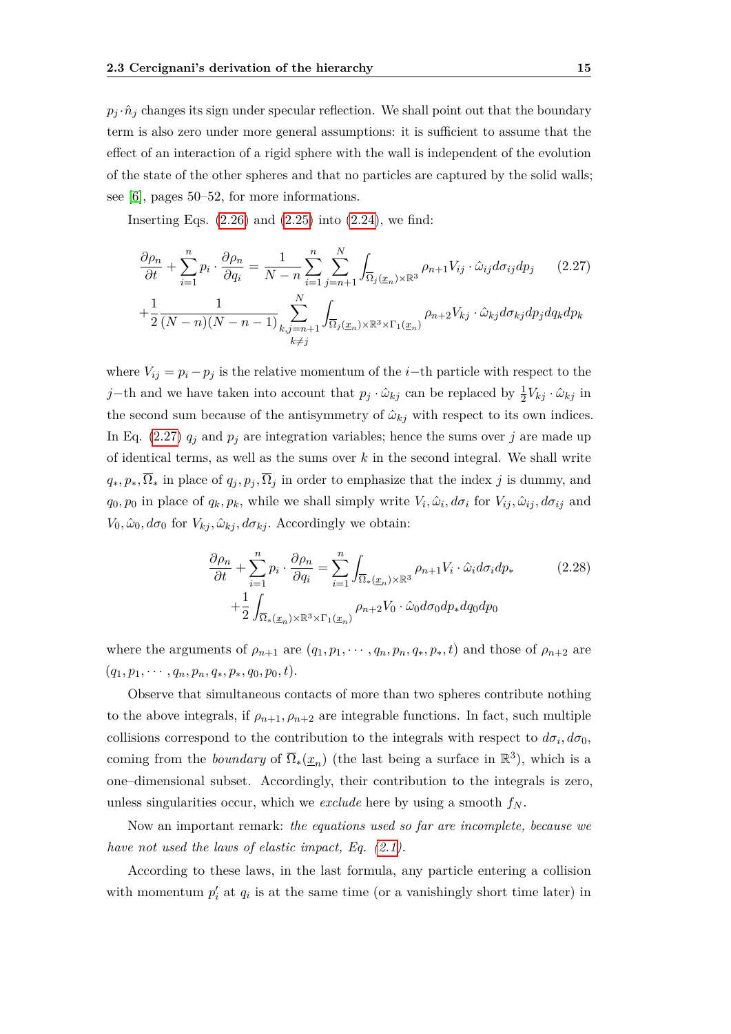$p_j \cdot \hat{n}_j$ changes its sign under specular reflection. We shall point out that the boundary term is also zero under more general assumptions: it is sufficient to assume that the effect of an interaction of a rigid sphere with the wall is independent of the evolution of the state of the other spheres and that no particles are captured by the solid walls; see [6], pages 50–52, for more informations.

Inserting Eqs. (2.26) and (2.25) into (2.24), we find:

$$
\begin{aligned}
\frac{\partial \rho_n}{\partial t} + \sum_{i=1}^{n} p_i \cdot \frac{\partial \rho_n}{\partial q_i} &= \frac{1}{N-n} \sum_{i=1}^{n} \sum_{j=n+1}^{N} \int_{\overline{\Omega}_j(\underline{x}_n)\times\mathbb{R}^3} \rho_{n+1} V_{ij} \cdot \hat{\omega}_{ij} d\sigma_{ij} dp_j \\
&+ \frac{1}{2} \frac{1}{(N-n)(N-n-1)} \sum_{\substack{k,j=n+1 \\ k\neq j}}^{N} \int_{\overline{\Omega}_j(\underline{x}_n)\times\mathbb{R}^3\times\Gamma_1(\underline{x}_n)} \rho_{n+2} V_{kj} \cdot \hat{\omega}_{kj} d\sigma_{kj} dp_j dq_k dp_k
\end{aligned}
\tag{2.27}
$$

where $V_{ij} = p_i - p_j$ is the relative momentum of the $i$−th particle with respect to the $j$−th and we have taken into account that $p_j \cdot \hat{\omega}_{kj}$ can be replaced by $\frac{1}{2} V_{kj} \cdot \hat{\omega}_{kj}$ in the second sum because of the antisymmetry of $\hat{\omega}_{kj}$ with respect to its own indices. In Eq. (2.27) $q_j$ and $p_j$ are integration variables; hence the sums over $j$ are made up of identical terms, as well as the sums over $k$ in the second integral. We shall write $q_*, p_*, \overline{\Omega}_*$ in place of $q_j, p_j, \overline{\Omega}_j$ in order to emphasize that the index $j$ is dummy, and $q_0, p_0$ in place of $q_k, p_k$, while we shall simply write $V_i, \hat{\omega}_i, d\sigma_i$ for $V_{ij}, \hat{\omega}_{ij}, d\sigma_{ij}$ and $V_0, \hat{\omega}_0, d\sigma_0$ for $V_{kj}, \hat{\omega}_{kj}, d\sigma_{kj}$. Accordingly we obtain:

$$
\begin{aligned}
\frac{\partial \rho_n}{\partial t} + \sum_{i=1}^{n} p_i \cdot \frac{\partial \rho_n}{\partial q_i} &= \sum_{i=1}^{n} \int_{\overline{\Omega}_*(\underline{x}_n)\times\mathbb{R}^3} \rho_{n+1} V_i \cdot \hat{\omega}_i d\sigma_i dp_* \\
&+ \frac{1}{2} \int_{\overline{\Omega}_*(\underline{x}_n)\times\mathbb{R}^3\times\Gamma_1(\underline{x}_n)} \rho_{n+2} V_0 \cdot \hat{\omega}_0 d\sigma_0 dp_* dq_0 dp_0
\end{aligned}
\tag{2.28}
$$

where the arguments of $\rho_{n+1}$ are $(q_1, p_1, \cdots, q_n, p_n, q_*, p_*, t)$ and those of $\rho_{n+2}$ are $(q_1, p_1, \cdots, q_n, p_n, q_*, p_*, q_0, p_0, t)$.

Observe that simultaneous contacts of more than two spheres contribute nothing to the above integrals, if $\rho_{n+1}, \rho_{n+2}$ are integrable functions. In fact, such multiple collisions correspond to the contribution to the integrals with respect to $d\sigma_i, d\sigma_0$, coming from the *boundary* of $\overline{\Omega}_*(\underline{x}_n)$ (the last being a surface in $\mathbb{R}^3$), which is a one–dimensional subset. Accordingly, their contribution to the integrals is zero, unless singularities occur, which we *exclude* here by using a smooth $f_N$.

Now an important remark: *the equations used so far are incomplete, because we have not used the laws of elastic impact, Eq. (2.1).*

According to these laws, in the last formula, any particle entering a collision with momentum $p_i'$ at $q_i$ is at the same time (or a vanishingly short time later) in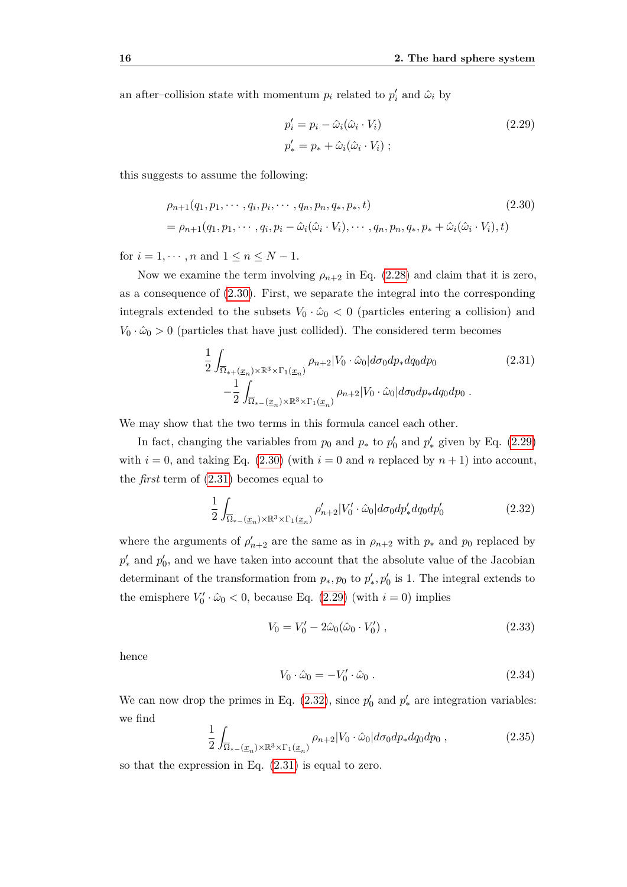an after–collision state with momentum $p_i$ related to $p_i'$ and $\hat{\omega}_i$ by

$$
\begin{aligned}
p_i' &= p_i - \hat{\omega}_i(\hat{\omega}_i \cdot V_i) \\
p_*' &= p_* + \hat{\omega}_i(\hat{\omega}_i \cdot V_i) \; ;
\end{aligned}
\tag{2.29}
$$

this suggests to assume the following:

$$
\begin{aligned}
&\rho_{n+1}(q_1, p_1, \cdots, q_i, p_i, \cdots, q_n, p_n, q_*, p_*, t) \\
&= \rho_{n+1}(q_1, p_1, \cdots, q_i, p_i - \hat{\omega}_i(\hat{\omega}_i \cdot V_i), \cdots, q_n, p_n, q_*, p_* + \hat{\omega}_i(\hat{\omega}_i \cdot V_i), t)
\end{aligned}
\tag{2.30}
$$

for $i = 1, \cdots, n$ and $1 \leq n \leq N-1$.

Now we examine the term involving $\rho_{n+2}$ in Eq. (2.28) and claim that it is zero, as a consequence of (2.30). First, we separate the integral into the corresponding integrals extended to the subsets $V_0 \cdot \hat{\omega}_0 < 0$ (particles entering a collision) and $V_0 \cdot \hat{\omega}_0 > 0$ (particles that have just collided). The considered term becomes

$$
\begin{aligned}
&\frac{1}{2} \int_{\overline{\Omega}_{*+}(\underline{x}_n) \times \mathbb{R}^3 \times \Gamma_1(\underline{x}_n)} \rho_{n+2} |V_0 \cdot \hat{\omega}_0| d\sigma_0 dp_* dq_0 dp_0 \\
&\qquad - \frac{1}{2} \int_{\overline{\Omega}_{*-}(\underline{x}_n) \times \mathbb{R}^3 \times \Gamma_1(\underline{x}_n)} \rho_{n+2} |V_0 \cdot \hat{\omega}_0| d\sigma_0 dp_* dq_0 dp_0 \; .
\end{aligned}
\tag{2.31}
$$

We may show that the two terms in this formula cancel each other.

In fact, changing the variables from $p_0$ and $p_*$ to $p_0'$ and $p_*'$ given by Eq. (2.29) with $i = 0$, and taking Eq. (2.30) (with $i = 0$ and $n$ replaced by $n+1$) into account, the *first* term of (2.31) becomes equal to

$$
\frac{1}{2} \int_{\overline{\Omega}_{*-}(\underline{x}_n) \times \mathbb{R}^3 \times \Gamma_1(\underline{x}_n)} \rho_{n+2}' |V_0' \cdot \hat{\omega}_0| d\sigma_0 dp_*' dq_0 dp_0'
\tag{2.32}
$$

where the arguments of $\rho_{n+2}'$ are the same as in $\rho_{n+2}$ with $p_*$ and $p_0$ replaced by $p_*'$ and $p_0'$, and we have taken into account that the absolute value of the Jacobian determinant of the transformation from $p_*, p_0$ to $p_*', p_0'$ is 1. The integral extends to the emisphere $V_0' \cdot \hat{\omega}_0 < 0$, because Eq. (2.29) (with $i = 0$) implies

$$
V_0 = V_0' - 2\hat{\omega}_0(\hat{\omega}_0 \cdot V_0') \; ,
\tag{2.33}
$$

hence

$$
V_0 \cdot \hat{\omega}_0 = -V_0' \cdot \hat{\omega}_0 \; .
\tag{2.34}
$$

We can now drop the primes in Eq. (2.32), since $p_0'$ and $p_*'$ are integration variables: we find

$$
\frac{1}{2} \int_{\overline{\Omega}_{*-}(\underline{x}_n) \times \mathbb{R}^3 \times \Gamma_1(\underline{x}_n)} \rho_{n+2} |V_0 \cdot \hat{\omega}_0| d\sigma_0 dp_* dq_0 dp_0 \; ,
\tag{2.35}
$$

so that the expression in Eq. (2.31) is equal to zero.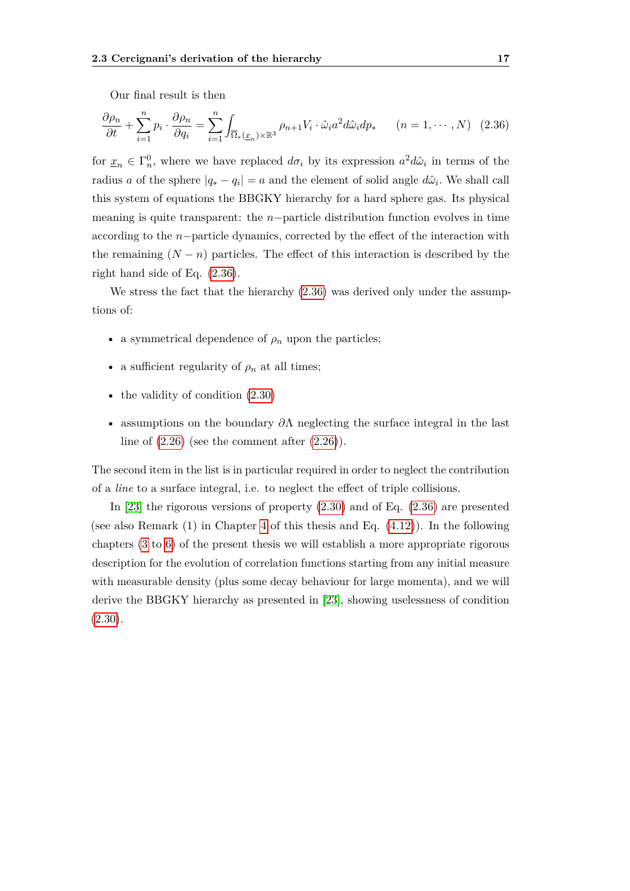Our final result is then

$$\frac{\partial \rho_n}{\partial t} + \sum_{i=1}^{n} p_i \cdot \frac{\partial \rho_n}{\partial q_i} = \sum_{i=1}^{n} \int_{\overline{\Omega}_*(\underline{x}_n)\times\mathbb{R}^3} \rho_{n+1} V_i \cdot \hat{\omega}_i a^2 d\hat{\omega}_i dp_* \qquad (n = 1, \cdots, N) \quad (2.36)$$

for $\underline{x}_n \in \Gamma_n^0$, where we have replaced $d\sigma_i$ by its expression $a^2 d\hat{\omega}_i$ in terms of the radius $a$ of the sphere $|q_* - q_i| = a$ and the element of solid angle $d\hat{\omega}_i$. We shall call this system of equations the BBGKY hierarchy for a hard sphere gas. Its physical meaning is quite transparent: the $n-$particle distribution function evolves in time according to the $n-$particle dynamics, corrected by the effect of the interaction with the remaining $(N-n)$ particles. The effect of this interaction is described by the right hand side of Eq. (2.36).

We stress the fact that the hierarchy (2.36) was derived only under the assumptions of:

- a symmetrical dependence of $\rho_n$ upon the particles;
- a sufficient regularity of $\rho_n$ at all times;
- the validity of condition (2.30)
- assumptions on the boundary $\partial\Lambda$ neglecting the surface integral in the last line of (2.26) (see the comment after (2.26)).

The second item in the list is in particular required in order to neglect the contribution of a *line* to a surface integral, i.e. to neglect the effect of triple collisions.

In [23] the rigorous versions of property (2.30) and of Eq. (2.36) are presented (see also Remark (1) in Chapter 4 of this thesis and Eq. (4.12)). In the following chapters (3 to 6) of the present thesis we will establish a more appropriate rigorous description for the evolution of correlation functions starting from any initial measure with measurable density (plus some decay behaviour for large momenta), and we will derive the BBGKY hierarchy as presented in [23], showing uselessness of condition (2.30).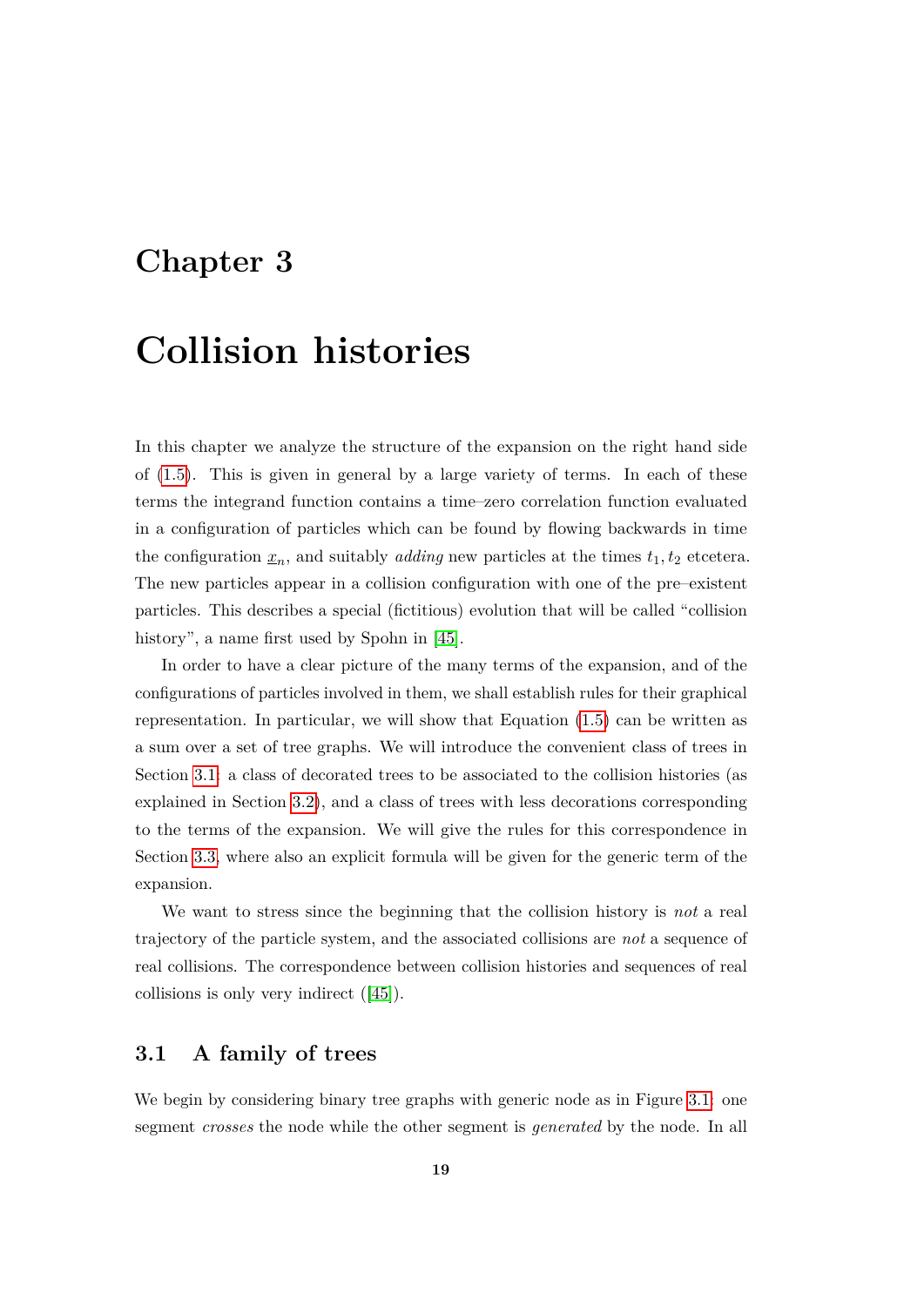# Chapter 3

# Collision histories

In this chapter we analyze the structure of the expansion on the right hand side of (1.5). This is given in general by a large variety of terms. In each of these terms the integrand function contains a time–zero correlation function evaluated in a configuration of particles which can be found by flowing backwards in time the configuration $\underline{x}_n$, and suitably *adding* new particles at the times $t_1, t_2$ etcetera. The new particles appear in a collision configuration with one of the pre–existent particles. This describes a special (fictitious) evolution that will be called "collision history", a name first used by Spohn in [45].

In order to have a clear picture of the many terms of the expansion, and of the configurations of particles involved in them, we shall establish rules for their graphical representation. In particular, we will show that Equation (1.5) can be written as a sum over a set of tree graphs. We will introduce the convenient class of trees in Section 3.1: a class of decorated trees to be associated to the collision histories (as explained in Section 3.2), and a class of trees with less decorations corresponding to the terms of the expansion. We will give the rules for this correspondence in Section 3.3, where also an explicit formula will be given for the generic term of the expansion.

We want to stress since the beginning that the collision history is *not* a real trajectory of the particle system, and the associated collisions are *not* a sequence of real collisions. The correspondence between collision histories and sequences of real collisions is only very indirect ([45]).

## 3.1 A family of trees

We begin by considering binary tree graphs with generic node as in Figure 3.1: one segment *crosses* the node while the other segment is *generated* by the node. In all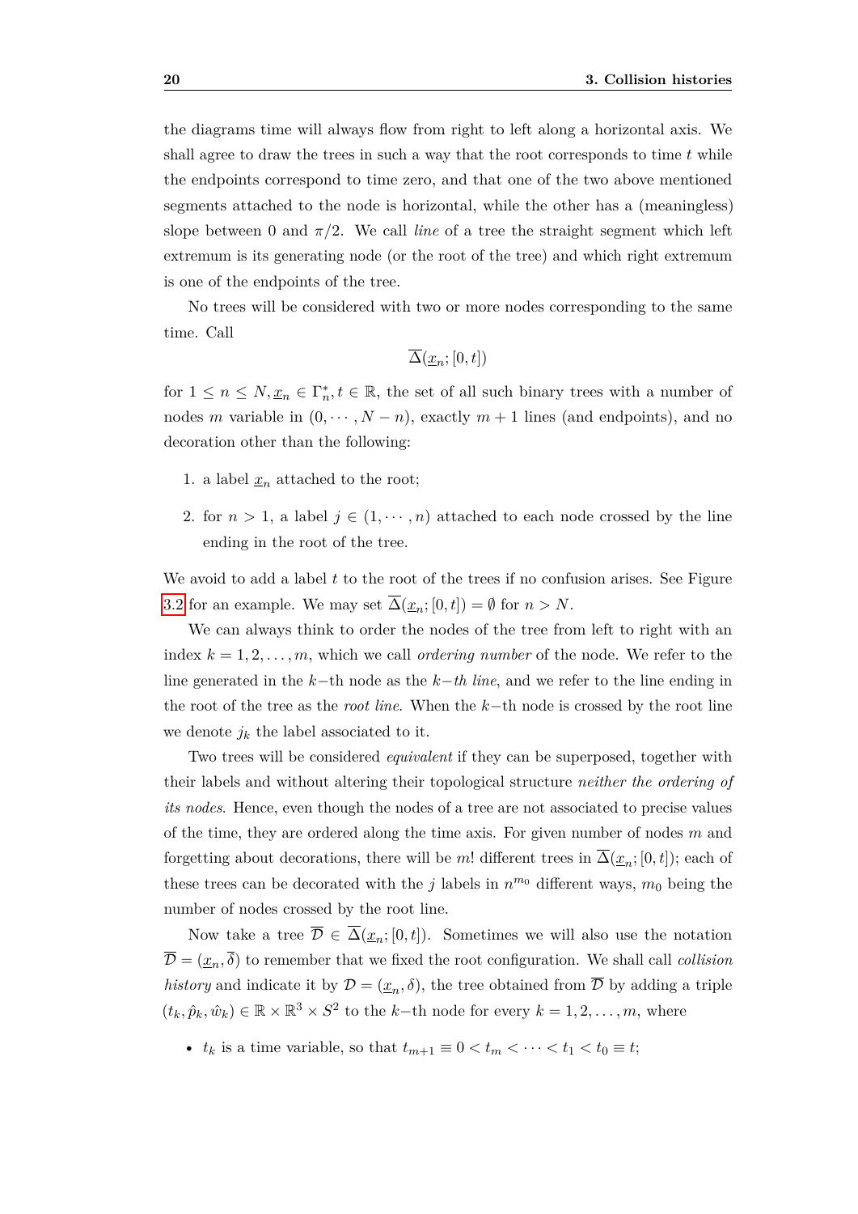the diagrams time will always flow from right to left along a horizontal axis. We shall agree to draw the trees in such a way that the root corresponds to time $t$ while the endpoints correspond to time zero, and that one of the two above mentioned segments attached to the node is horizontal, while the other has a (meaningless) slope between 0 and $\pi/2$. We call *line* of a tree the straight segment which left extremum is its generating node (or the root of the tree) and which right extremum is one of the endpoints of the tree.

No trees will be considered with two or more nodes corresponding to the same time. Call

$$\overline{\Delta}(\underline{x}_n; [0,t])$$

for $1 \leq n \leq N, \underline{x}_n \in \Gamma_n^*, t \in \mathbb{R}$, the set of all such binary trees with a number of nodes $m$ variable in $(0, \cdots, N-n)$, exactly $m+1$ lines (and endpoints), and no decoration other than the following:

1. a label $\underline{x}_n$ attached to the root;
2. for $n > 1$, a label $j \in (1, \cdots, n)$ attached to each node crossed by the line ending in the root of the tree.

We avoid to add a label $t$ to the root of the trees if no confusion arises. See Figure 3.2 for an example. We may set $\overline{\Delta}(\underline{x}_n; [0,t]) = \emptyset$ for $n > N$.

We can always think to order the nodes of the tree from left to right with an index $k = 1, 2, \ldots, m$, which we call *ordering number* of the node. We refer to the line generated in the $k-$th node as the *$k-$th line*, and we refer to the line ending in the root of the tree as the *root line*. When the $k-$th node is crossed by the root line we denote $j_k$ the label associated to it.

Two trees will be considered *equivalent* if they can be superposed, together with their labels and without altering their topological structure *neither the ordering of its nodes*. Hence, even though the nodes of a tree are not associated to precise values of the time, they are ordered along the time axis. For given number of nodes $m$ and forgetting about decorations, there will be $m!$ different trees in $\overline{\Delta}(\underline{x}_n; [0,t])$; each of these trees can be decorated with the $j$ labels in $n^{m_0}$ different ways, $m_0$ being the number of nodes crossed by the root line.

Now take a tree $\overline{\mathcal{D}} \in \overline{\Delta}(\underline{x}_n; [0,t])$. Sometimes we will also use the notation $\overline{\mathcal{D}} = (\underline{x}_n, \overline{\delta})$ to remember that we fixed the root configuration. We shall call *collision history* and indicate it by $\mathcal{D} = (\underline{x}_n, \delta)$, the tree obtained from $\overline{\mathcal{D}}$ by adding a triple $(t_k, \hat{p}_k, \hat{w}_k) \in \mathbb{R} \times \mathbb{R}^3 \times S^2$ to the $k-$th node for every $k = 1, 2, \ldots, m$, where

- $t_k$ is a time variable, so that $t_{m+1} \equiv 0 < t_m < \cdots < t_1 < t_0 \equiv t$;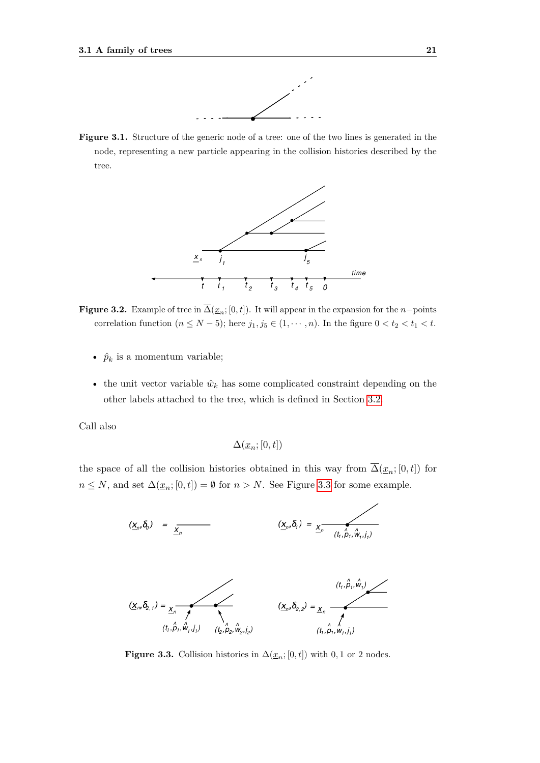**Figure 3.1.** Structure of the generic node of a tree: one of the two lines is generated in the node, representing a new particle appearing in the collision histories described by the tree.

**Figure 3.2.** Example of tree in $\overline{\Delta}(\underline{x}_n;[0,t])$. It will appear in the expansion for the $n-$points correlation function ($n \leq N-5$); here $j_1, j_5 \in (1,\cdots,n)$. In the figure $0 < t_2 < t_1 < t$.

- $\hat{p}_k$ is a momentum variable;
- the unit vector variable $\hat{w}_k$ has some complicated constraint depending on the other labels attached to the tree, which is defined in Section 3.2.

Call also

$$\Delta(\underline{x}_n;[0,t])$$

the space of all the collision histories obtained in this way from $\overline{\Delta}(\underline{x}_n;[0,t])$ for $n \leq N$, and set $\Delta(\underline{x}_n;[0,t]) = \emptyset$ for $n > N$. See Figure 3.3 for some example.

**Figure 3.3.** Collision histories in $\Delta(\underline{x}_n;[0,t])$ with $0, 1$ or $2$ nodes.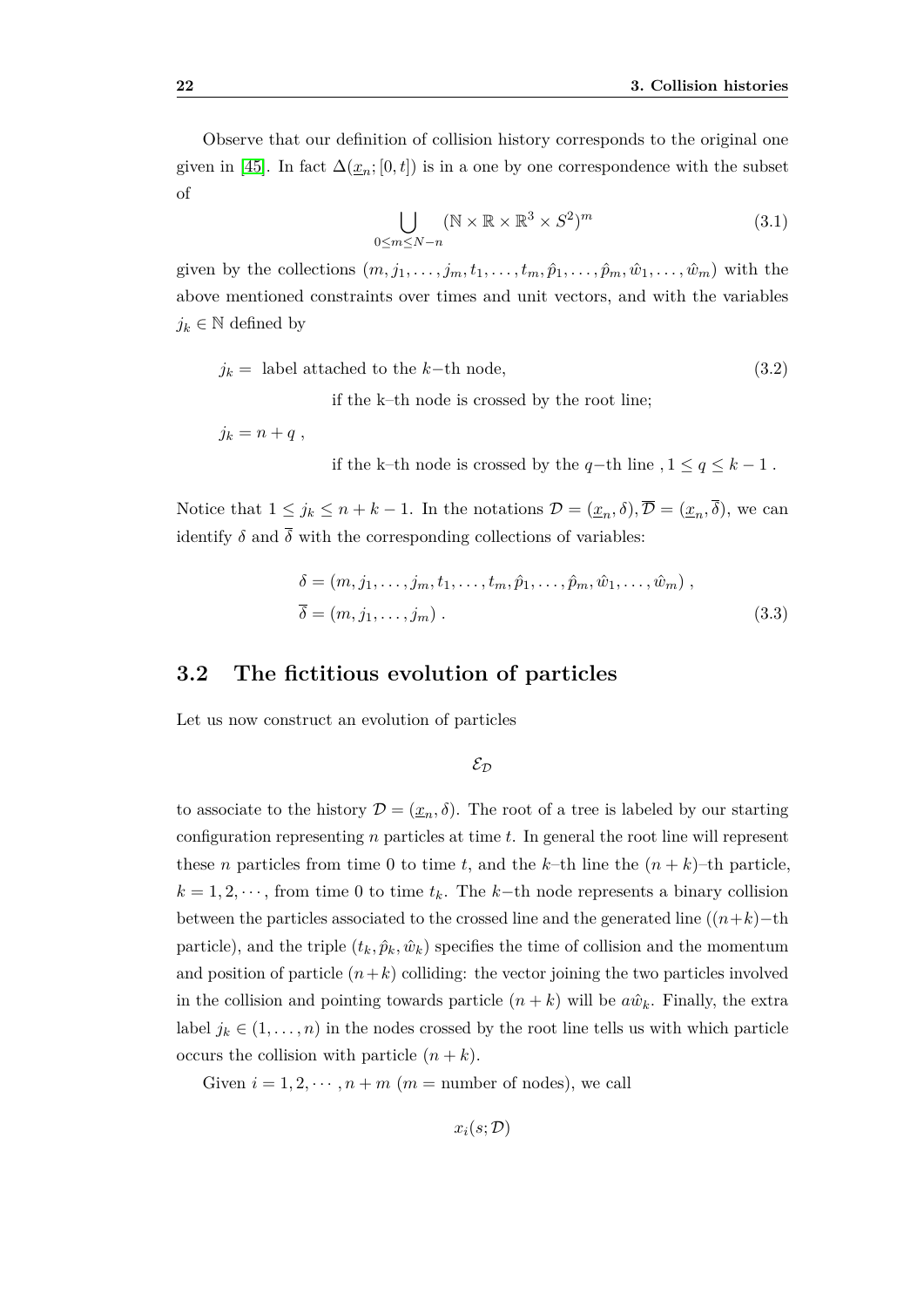Observe that our definition of collision history corresponds to the original one given in [45]. In fact $\Delta(\underline{x}_n;[0,t])$ is in a one by one correspondence with the subset of

$$\bigcup_{0\leq m\leq N-n} (\mathbb{N}\times\mathbb{R}\times\mathbb{R}^3\times S^2)^m \tag{3.1}$$

given by the collections $(m, j_1, \ldots, j_m, t_1, \ldots, t_m, \hat{p}_1, \ldots, \hat{p}_m, \hat{w}_1, \ldots, \hat{w}_m)$ with the above mentioned constraints over times and unit vectors, and with the variables $j_k \in \mathbb{N}$ defined by

$$
\begin{aligned}
j_k = &\text{ label attached to the } k\text{−th node,} \\
&\qquad\qquad \text{if the k–th node is crossed by the root line;} \\
j_k = &\; n+q\ , \\
&\qquad\qquad \text{if the k–th node is crossed by the } q\text{−th line }, 1 \leq q \leq k-1\ .
\end{aligned}
\tag{3.2}
$$

Notice that $1 \leq j_k \leq n+k-1$. In the notations $\mathcal{D} = (\underline{x}_n, \delta), \overline{\mathcal{D}} = (\underline{x}_n, \overline{\delta})$, we can identify $\delta$ and $\overline{\delta}$ with the corresponding collections of variables:

$$
\begin{aligned}
&\delta = (m, j_1, \ldots, j_m, t_1, \ldots, t_m, \hat{p}_1, \ldots, \hat{p}_m, \hat{w}_1, \ldots, \hat{w}_m)\ , \\
&\overline{\delta} = (m, j_1, \ldots, j_m)\ .
\end{aligned}
\tag{3.3}
$$

## 3.2 The fictitious evolution of particles

Let us now construct an evolution of particles

$$\mathcal{E}_{\mathcal{D}}$$

to associate to the history $\mathcal{D} = (\underline{x}_n, \delta)$. The root of a tree is labeled by our starting configuration representing $n$ particles at time $t$. In general the root line will represent these $n$ particles from time 0 to time $t$, and the $k$–th line the $(n+k)$–th particle, $k = 1, 2, \cdots$, from time 0 to time $t_k$. The $k$−th node represents a binary collision between the particles associated to the crossed line and the generated line ($(n+k)$−th particle), and the triple $(t_k, \hat{p}_k, \hat{w}_k)$ specifies the time of collision and the momentum and position of particle $(n+k)$ colliding: the vector joining the two particles involved in the collision and pointing towards particle $(n+k)$ will be $a\hat{w}_k$. Finally, the extra label $j_k \in (1, \ldots, n)$ in the nodes crossed by the root line tells us with which particle occurs the collision with particle $(n+k)$.

Given $i = 1, 2, \cdots, n+m$ ($m$ = number of nodes), we call

$$x_i(s;\mathcal{D})$$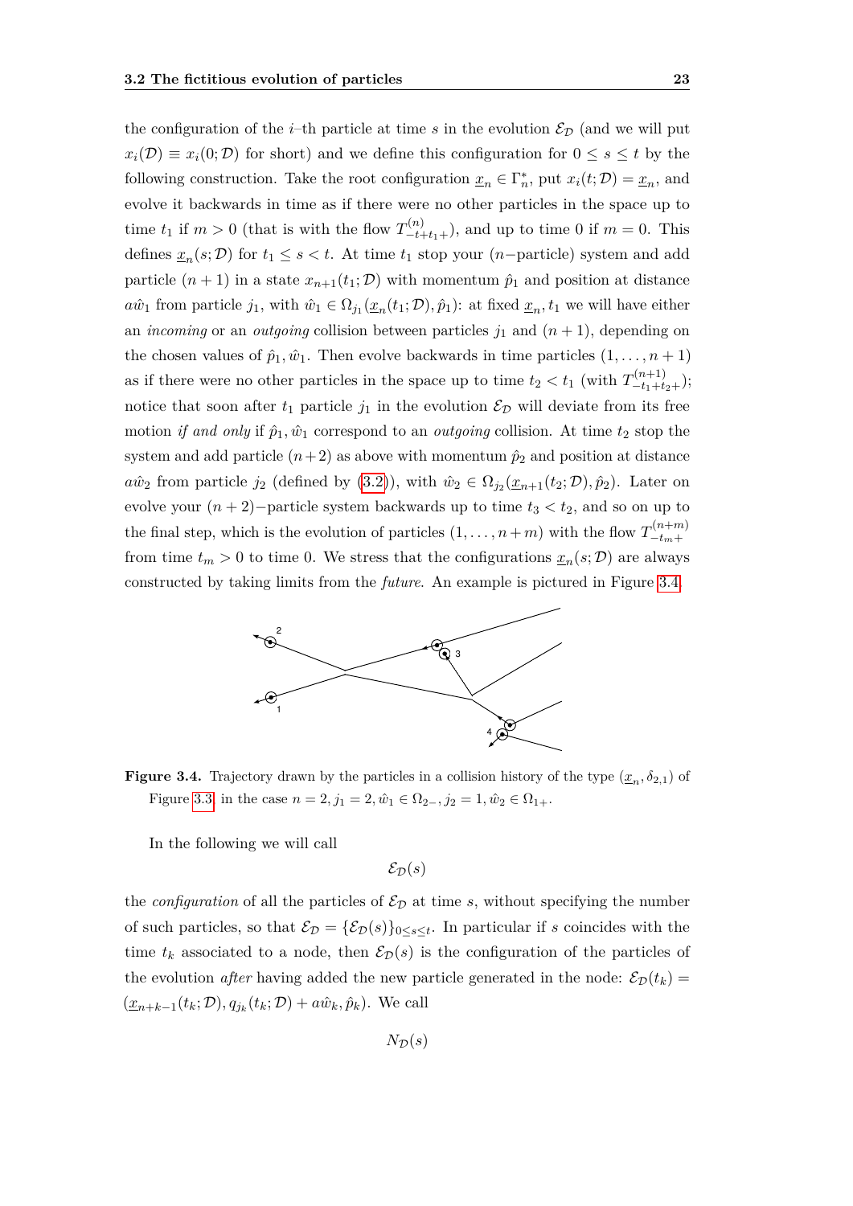the configuration of the $i$–th particle at time $s$ in the evolution $\mathcal{E}_\mathcal{D}$ (and we will put $x_i(\mathcal{D}) \equiv x_i(0;\mathcal{D})$ for short) and we define this configuration for $0 \leq s \leq t$ by the following construction. Take the root configuration $\underline{x}_n \in \Gamma_n^*$, put $x_i(t;\mathcal{D}) = \underline{x}_n$, and evolve it backwards in time as if there were no other particles in the space up to time $t_1$ if $m > 0$ (that is with the flow $T^{(n)}_{-t+t_1+}$), and up to time 0 if $m = 0$. This defines $\underline{x}_n(s;\mathcal{D})$ for $t_1 \leq s < t$. At time $t_1$ stop your ($n-$particle) system and add particle $(n+1)$ in a state $x_{n+1}(t_1;\mathcal{D})$ with momentum $\hat{p}_1$ and position at distance $a\hat{\omega}_1$ from particle $j_1$, with $\hat{\omega}_1 \in \Omega_{j_1}(\underline{x}_n(t_1;\mathcal{D}), \hat{p}_1)$: at fixed $\underline{x}_n, t_1$ we will have either an *incoming* or an *outgoing* collision between particles $j_1$ and $(n+1)$, depending on the chosen values of $\hat{p}_1, \hat{\omega}_1$. Then evolve backwards in time particles $(1, \ldots, n+1)$ as if there were no other particles in the space up to time $t_2 < t_1$ (with $T^{(n+1)}_{-t_1+t_2+}$); notice that soon after $t_1$ particle $j_1$ in the evolution $\mathcal{E}_\mathcal{D}$ will deviate from its free motion *if and only* if $\hat{p}_1, \hat{\omega}_1$ correspond to an *outgoing* collision. At time $t_2$ stop the system and add particle $(n+2)$ as above with momentum $\hat{p}_2$ and position at distance $a\hat{\omega}_2$ from particle $j_2$ (defined by (3.2)), with $\hat{\omega}_2 \in \Omega_{j_2}(\underline{x}_{n+1}(t_2;\mathcal{D}), \hat{p}_2)$. Later on evolve your $(n+2)-$particle system backwards up to time $t_3 < t_2$, and so on up to the final step, which is the evolution of particles $(1, \ldots, n+m)$ with the flow $T^{(n+m)}_{-t_m+}$ from time $t_m > 0$ to time 0. We stress that the configurations $\underline{x}_n(s;\mathcal{D})$ are always constructed by taking limits from the *future*. An example is pictured in Figure 3.4.

**Figure 3.4.** Trajectory drawn by the particles in a collision history of the type $(\underline{x}_n, \delta_{2,1})$ of Figure 3.3, in the case $n = 2, j_1 = 2, \hat{\omega}_1 \in \Omega_{2-}, j_2 = 1, \hat{\omega}_2 \in \Omega_{1+}$.

In the following we will call

$$\mathcal{E}_\mathcal{D}(s)$$

the *configuration* of all the particles of $\mathcal{E}_\mathcal{D}$ at time $s$, without specifying the number of such particles, so that $\mathcal{E}_\mathcal{D} = \{\mathcal{E}_\mathcal{D}(s)\}_{0 \leq s \leq t}$. In particular if $s$ coincides with the time $t_k$ associated to a node, then $\mathcal{E}_\mathcal{D}(s)$ is the configuration of the particles of the evolution *after* having added the new particle generated in the node: $\mathcal{E}_\mathcal{D}(t_k) = (\underline{x}_{n+k-1}(t_k;\mathcal{D}), q_{j_k}(t_k;\mathcal{D}) + a\hat{\omega}_k, \hat{p}_k)$. We call

$$N_\mathcal{D}(s)$$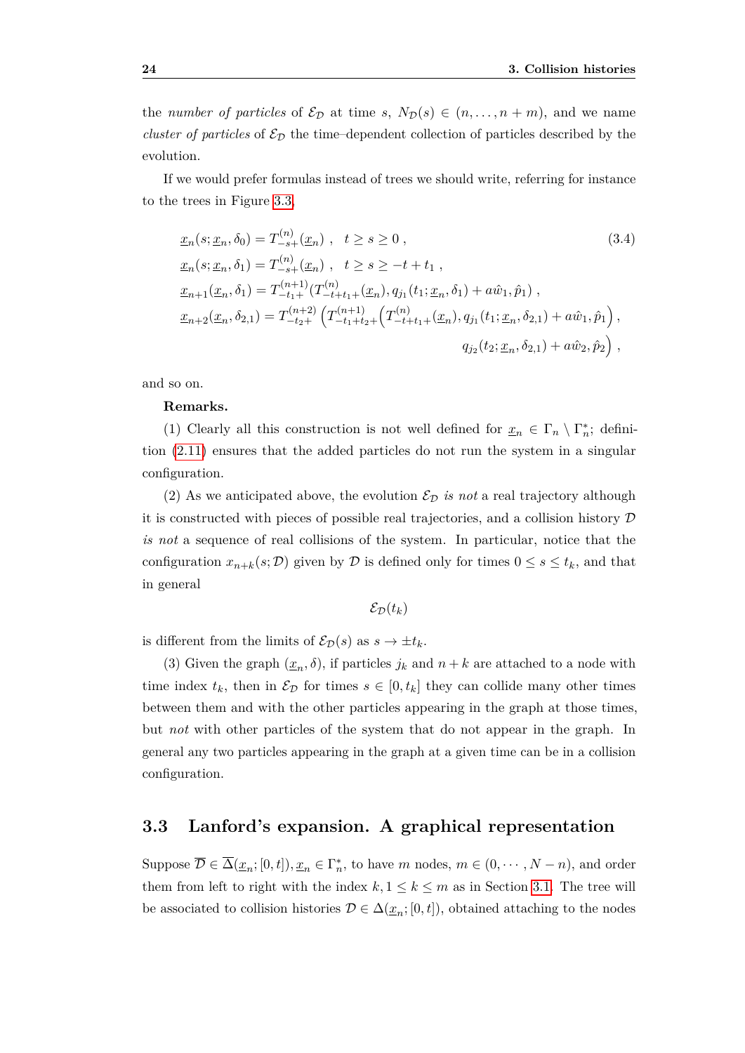the *number of particles* of $\mathcal{E}_{\mathcal{D}}$ at time $s$, $N_{\mathcal{D}}(s) \in (n, \ldots, n+m)$, and we name *cluster of particles* of $\mathcal{E}_{\mathcal{D}}$ the time–dependent collection of particles described by the evolution.

If we would prefer formulas instead of trees we should write, referring for instance to the trees in Figure 3.3,

$$
\begin{aligned}
&\underline{x}_n(s; \underline{x}_n, \delta_0) = T^{(n)}_{-s+}(\underline{x}_n) \ , \quad t \geq s \geq 0 \ , \\
&\underline{x}_n(s; \underline{x}_n, \delta_1) = T^{(n)}_{-s+}(\underline{x}_n) \ , \quad t \geq s \geq -t + t_1 \ , \\
&\underline{x}_{n+1}(\underline{x}_n, \delta_1) = T^{(n+1)}_{-t_1+}(T^{(n)}_{-t+t_1+}(\underline{x}_n), q_{j_1}(t_1; \underline{x}_n, \delta_1) + a\hat{w}_1, \hat{p}_1) \ , \\
&\underline{x}_{n+2}(\underline{x}_n, \delta_{2,1}) = T^{(n+2)}_{-t_2+}\Big(T^{(n+1)}_{-t_1+t_2+}\Big(T^{(n)}_{-t+t_1+}(\underline{x}_n), q_{j_1}(t_1; \underline{x}_n, \delta_{2,1}) + a\hat{w}_1, \hat{p}_1\Big) , \\
&\qquad\qquad\qquad\qquad\qquad\qquad\qquad q_{j_2}(t_2; \underline{x}_n, \delta_{2,1}) + a\hat{w}_2, \hat{p}_2\Big) \ ,
\end{aligned}
\tag{3.4}
$$

and so on.

**Remarks.**

(1) Clearly all this construction is not well defined for $\underline{x}_n \in \Gamma_n \setminus \Gamma_n^*$; definition (2.11) ensures that the added particles do not run the system in a singular configuration.

(2) As we anticipated above, the evolution $\mathcal{E}_{\mathcal{D}}$ *is not* a real trajectory although it is constructed with pieces of possible real trajectories, and a collision history $\mathcal{D}$ *is not* a sequence of real collisions of the system. In particular, notice that the configuration $x_{n+k}(s; \mathcal{D})$ given by $\mathcal{D}$ is defined only for times $0 \leq s \leq t_k$, and that in general

$$\mathcal{E}_{\mathcal{D}}(t_k)$$

is different from the limits of $\mathcal{E}_{\mathcal{D}}(s)$ as $s \to \pm t_k$.

(3) Given the graph $(\underline{x}_n, \delta)$, if particles $j_k$ and $n+k$ are attached to a node with time index $t_k$, then in $\mathcal{E}_{\mathcal{D}}$ for times $s \in [0, t_k]$ they can collide many other times between them and with the other particles appearing in the graph at those times, but *not* with other particles of the system that do not appear in the graph. In general any two particles appearing in the graph at a given time can be in a collision configuration.

## 3.3 Lanford's expansion. A graphical representation

Suppose $\overline{\mathcal{D}} \in \overline{\Delta}(\underline{x}_n; [0,t])$, $\underline{x}_n \in \Gamma_n^*$, to have $m$ nodes, $m \in (0, \cdots, N-n)$, and order them from left to right with the index $k, 1 \leq k \leq m$ as in Section 3.1. The tree will be associated to collision histories $\mathcal{D} \in \Delta(\underline{x}_n; [0,t])$, obtained attaching to the nodes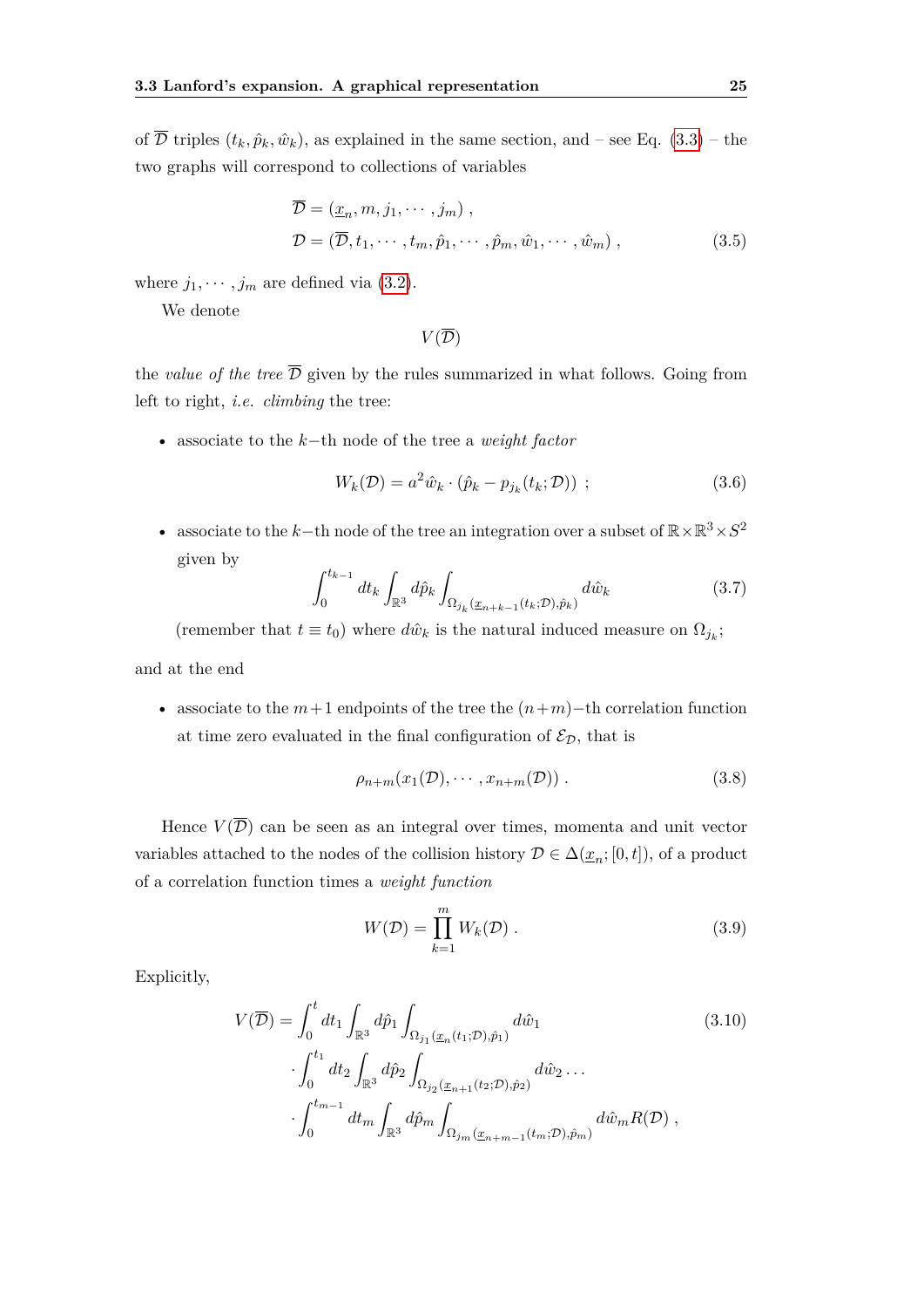of $\overline{\mathcal{D}}$ triples $(t_k, \hat{p}_k, \hat{w}_k)$, as explained in the same section, and – see Eq. (3.3) – the two graphs will correspond to collections of variables

$$
\begin{aligned}
&\overline{\mathcal{D}} = (\underline{x}_n, m, j_1, \cdots, j_m) \;, \\
&\mathcal{D} = (\overline{\mathcal{D}}, t_1, \cdots, t_m, \hat{p}_1, \cdots, \hat{p}_m, \hat{w}_1, \cdots, \hat{w}_m) \;,
\end{aligned} \tag{3.5}
$$

where $j_1, \cdots, j_m$ are defined via (3.2).

We denote

$$V(\overline{\mathcal{D}})$$

the *value of the tree* $\overline{\mathcal{D}}$ given by the rules summarized in what follows. Going from left to right, *i.e.* *climbing* the tree:

- associate to the $k-$th node of the tree a *weight factor*

$$W_k(\mathcal{D}) = a^2 \hat{w}_k \cdot (\hat{p}_k - p_{j_k}(t_k; \mathcal{D})) \;; \tag{3.6}$$

- associate to the $k-$th node of the tree an integration over a subset of $\mathbb{R} \times \mathbb{R}^3 \times S^2$ given by

$$\int_0^{t_{k-1}} dt_k \int_{\mathbb{R}^3} d\hat{p}_k \int_{\Omega_{j_k}(\underline{x}_{n+k-1}(t_k;\mathcal{D}), \hat{p}_k)} d\hat{w}_k \tag{3.7}$$

(remember that $t \equiv t_0$) where $d\hat{w}_k$ is the natural induced measure on $\Omega_{j_k}$;

and at the end

- associate to the $m+1$ endpoints of the tree the $(n+m)-$th correlation function at time zero evaluated in the final configuration of $\mathcal{E}_{\mathcal{D}}$, that is

$$\rho_{n+m}(x_1(\mathcal{D}), \cdots, x_{n+m}(\mathcal{D})) \;. \tag{3.8}$$

Hence $V(\overline{\mathcal{D}})$ can be seen as an integral over times, momenta and unit vector variables attached to the nodes of the collision history $\mathcal{D} \in \Delta(\underline{x}_n; [0, t])$, of a product of a correlation function times a *weight function*

$$W(\mathcal{D}) = \prod_{k=1}^{m} W_k(\mathcal{D}) \;. \tag{3.9}$$

Explicitly,

$$
\begin{aligned}
V(\overline{\mathcal{D}}) = &\int_0^t dt_1 \int_{\mathbb{R}^3} d\hat{p}_1 \int_{\Omega_{j_1}(\underline{x}_n(t_1;\mathcal{D}), \hat{p}_1)} d\hat{w}_1 \\
&\cdot \int_0^{t_1} dt_2 \int_{\mathbb{R}^3} d\hat{p}_2 \int_{\Omega_{j_2}(\underline{x}_{n+1}(t_2;\mathcal{D}), \hat{p}_2)} d\hat{w}_2 \dots \\
&\cdot \int_0^{t_{m-1}} dt_m \int_{\mathbb{R}^3} d\hat{p}_m \int_{\Omega_{j_m}(\underline{x}_{n+m-1}(t_m;\mathcal{D}), \hat{p}_m)} d\hat{w}_m R(\mathcal{D}) \;,
\end{aligned} \tag{3.10}
$$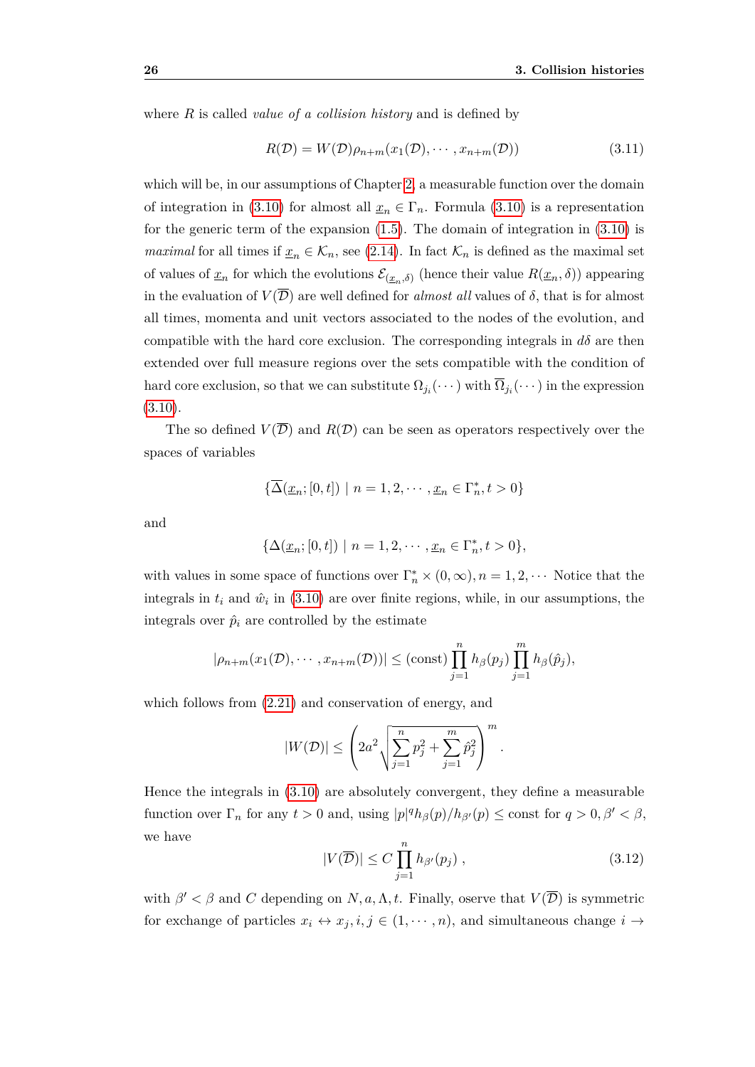where $R$ is called *value of a collision history* and is defined by

$$R(\mathcal{D}) = W(\mathcal{D})\rho_{n+m}(x_1(\mathcal{D}), \cdots, x_{n+m}(\mathcal{D})) \tag{3.11}$$

which will be, in our assumptions of Chapter 2, a measurable function over the domain of integration in (3.10) for almost all $\underline{x}_n \in \Gamma_n$. Formula (3.10) is a representation for the generic term of the expansion (1.5). The domain of integration in (3.10) is *maximal* for all times if $\underline{x}_n \in \mathcal{K}_n$, see (2.14). In fact $\mathcal{K}_n$ is defined as the maximal set of values of $\underline{x}_n$ for which the evolutions $\mathcal{E}_{(\underline{x}_n,\delta)}$ (hence their value $R(\underline{x}_n, \delta)$) appearing in the evaluation of $V(\overline{\mathcal{D}})$ are well defined for *almost all* values of $\delta$, that is for almost all times, momenta and unit vectors associated to the nodes of the evolution, and compatible with the hard core exclusion. The corresponding integrals in $d\delta$ are then extended over full measure regions over the sets compatible with the condition of hard core exclusion, so that we can substitute $\Omega_{j_i}(\cdots)$ with $\overline{\Omega}_{j_i}(\cdots)$ in the expression (3.10).

The so defined $V(\overline{\mathcal{D}})$ and $R(\mathcal{D})$ can be seen as operators respectively over the spaces of variables

$$\{\overline{\Delta}(\underline{x}_n; [0,t]) \mid n = 1, 2, \cdots, \underline{x}_n \in \Gamma_n^*, t > 0\}$$

and

$$\{\Delta(\underline{x}_n; [0,t]) \mid n = 1, 2, \cdots, \underline{x}_n \in \Gamma_n^*, t > 0\},$$

with values in some space of functions over $\Gamma_n^* \times (0, \infty), n = 1, 2, \cdots$ Notice that the integrals in $t_i$ and $\hat{\omega}_i$ in (3.10) are over finite regions, while, in our assumptions, the integrals over $\hat{p}_i$ are controlled by the estimate

$$|\rho_{n+m}(x_1(\mathcal{D}), \cdots, x_{n+m}(\mathcal{D}))| \leq (\text{const}) \prod_{j=1}^{n} h_\beta(p_j) \prod_{j=1}^{m} h_\beta(\hat{p}_j),$$

which follows from (2.21) and conservation of energy, and

$$|W(\mathcal{D})| \leq \left(2a^2 \sqrt{\sum_{j=1}^{n} p_j^2 + \sum_{j=1}^{m} \hat{p}_j^2}\right)^m.$$

Hence the integrals in (3.10) are absolutely convergent, they define a measurable function over $\Gamma_n$ for any $t > 0$ and, using $|p|^q h_\beta(p)/h_{\beta'}(p) \leq \text{const}$ for $q > 0, \beta' < \beta$, we have

$$|V(\overline{\mathcal{D}})| \leq C \prod_{j=1}^{n} h_{\beta'}(p_j)\ , \tag{3.12}$$

with $\beta' < \beta$ and $C$ depending on $N, a, \Lambda, t$. Finally, oserve that $V(\overline{\mathcal{D}})$ is symmetric for exchange of particles $x_i \leftrightarrow x_j, i, j \in (1, \cdots, n)$, and simultaneous change $i \rightarrow$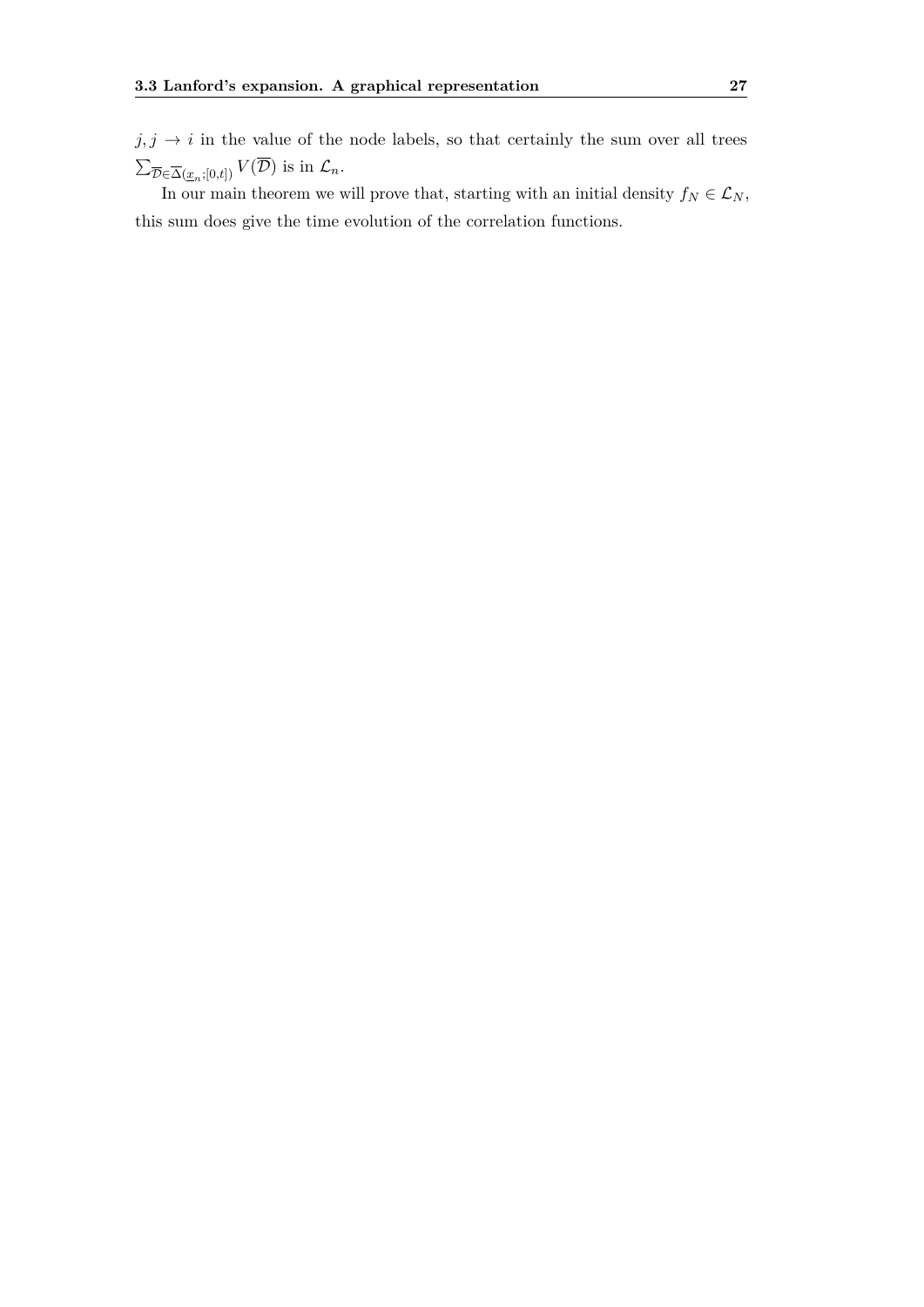$j, j \to i$ in the value of the node labels, so that certainly the sum over all trees $\sum_{\overline{\mathcal{D}} \in \overline{\Delta}(\underline{x}_n;[0,t])} V(\overline{\mathcal{D}})$ is in $\mathcal{L}_n$.

In our main theorem we will prove that, starting with an initial density $f_N \in \mathcal{L}_N$, this sum does give the time evolution of the correlation functions.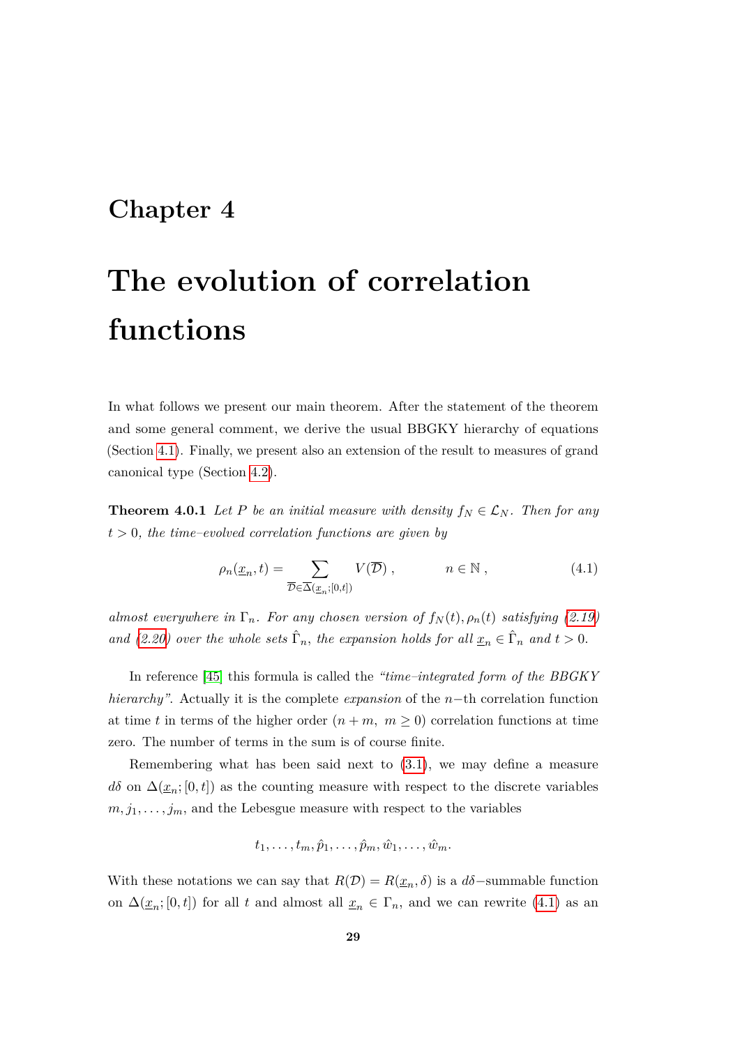# Chapter 4

# The evolution of correlation functions

In what follows we present our main theorem. After the statement of the theorem and some general comment, we derive the usual BBGKY hierarchy of equations (Section 4.1). Finally, we present also an extension of the result to measures of grand canonical type (Section 4.2).

**Theorem 4.0.1** *Let $P$ be an initial measure with density $f_N \in \mathcal{L}_N$. Then for any $t > 0$, the time–evolved correlation functions are given by*

$$\rho_n(\underline{x}_n, t) = \sum_{\overline{\mathcal{D}} \in \overline{\Delta}(\underline{x}_n;[0,t])} V(\overline{\mathcal{D}}) \,, \qquad\qquad n \in \mathbb{N} \,, \tag{4.1}$$

*almost everywhere in $\Gamma_n$. For any chosen version of $f_N(t), \rho_n(t)$ satisfying (2.19) and (2.20) over the whole sets $\hat{\Gamma}_n$, the expansion holds for all $\underline{x}_n \in \hat{\Gamma}_n$ and $t > 0$.*

In reference [45] this formula is called the *"time–integrated form of the BBGKY hierarchy"*. Actually it is the complete *expansion* of the $n-$th correlation function at time $t$ in terms of the higher order $(n+m,\ m \geq 0)$ correlation functions at time zero. The number of terms in the sum is of course finite.

Remembering what has been said next to (3.1), we may define a measure $d\delta$ on $\Delta(\underline{x}_n; [0,t])$ as the counting measure with respect to the discrete variables $m, j_1, \ldots, j_m$, and the Lebesgue measure with respect to the variables

$$t_1, \ldots, t_m, \hat{p}_1, \ldots, \hat{p}_m, \hat{w}_1, \ldots, \hat{w}_m.$$

With these notations we can say that $R(\mathcal{D}) = R(\underline{x}_n, \delta)$ is a $d\delta-$summable function on $\Delta(\underline{x}_n; [0,t])$ for all $t$ and almost all $\underline{x}_n \in \Gamma_n$, and we can rewrite (4.1) as an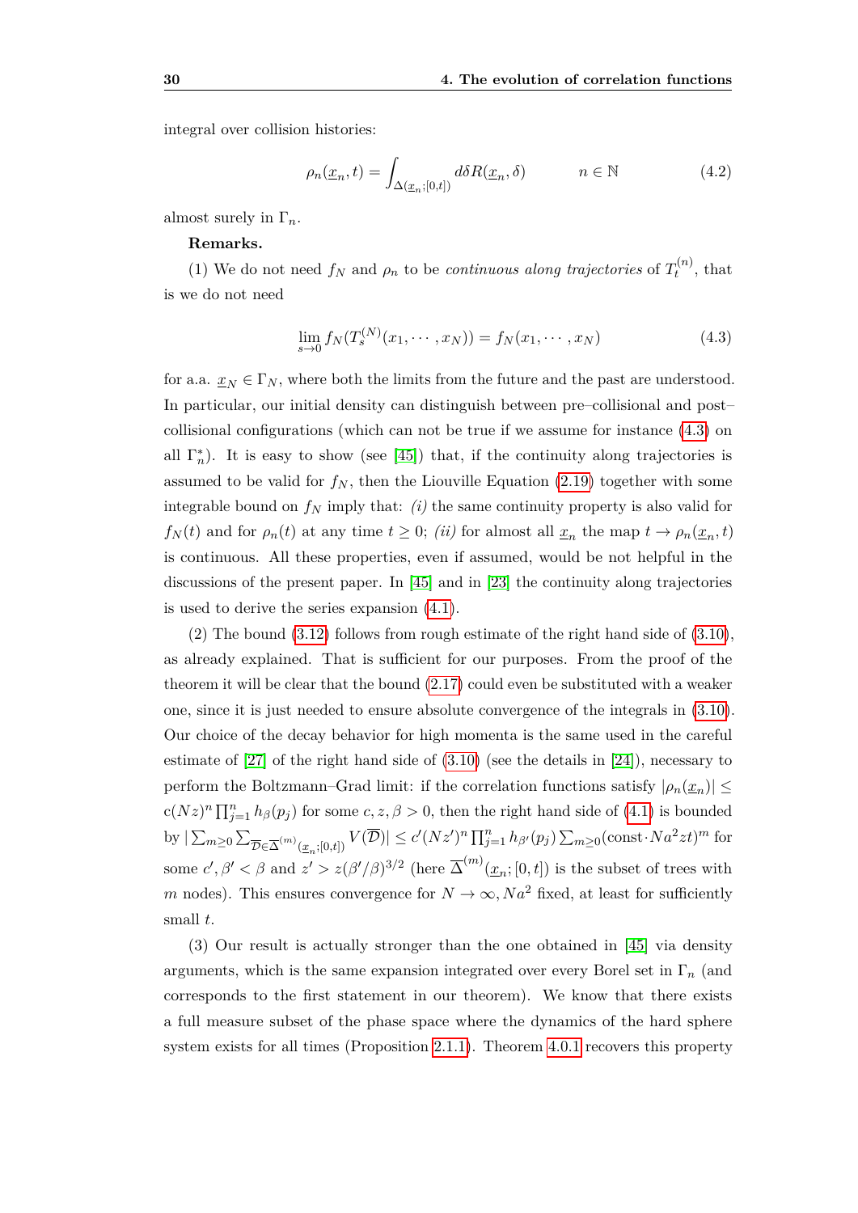integral over collision histories:

$$\rho_n(\underline{x}_n, t) = \int_{\Delta(\underline{x}_n;[0,t])} d\delta R(\underline{x}_n, \delta) \qquad\qquad n \in \mathbb{N} \tag{4.2}$$

almost surely in $\Gamma_n$.

**Remarks.**

(1) We do not need $f_N$ and $\rho_n$ to be *continuous along trajectories* of $T_t^{(n)}$, that is we do not need

$$\lim_{s\to 0} f_N(T_s^{(N)}(x_1, \cdots, x_N)) = f_N(x_1, \cdots, x_N) \tag{4.3}$$

for a.a. $\underline{x}_N \in \Gamma_N$, where both the limits from the future and the past are understood. In particular, our initial density can distinguish between pre–collisional and post–collisional configurations (which can not be true if we assume for instance (4.3) on all $\Gamma_n^*$). It is easy to show (see [45]) that, if the continuity along trajectories is assumed to be valid for $f_N$, then the Liouville Equation (2.19) together with some integrable bound on $f_N$ imply that: *(i)* the same continuity property is also valid for $f_N(t)$ and for $\rho_n(t)$ at any time $t \geq 0$; *(ii)* for almost all $\underline{x}_n$ the map $t \to \rho_n(\underline{x}_n, t)$ is continuous. All these properties, even if assumed, would be not helpful in the discussions of the present paper. In [45] and in [23] the continuity along trajectories is used to derive the series expansion (4.1).

(2) The bound (3.12) follows from rough estimate of the right hand side of (3.10), as already explained. That is sufficient for our purposes. From the proof of the theorem it will be clear that the bound (2.17) could even be substituted with a weaker one, since it is just needed to ensure absolute convergence of the integrals in (3.10). Our choice of the decay behavior for high momenta is the same used in the careful estimate of [27] of the right hand side of (3.10) (see the details in [24]), necessary to perform the Boltzmann–Grad limit: if the correlation functions satisfy $|\rho_n(\underline{x}_n)| \leq c(Nz)^n \prod_{j=1}^n h_\beta(p_j)$ for some $c, z, \beta > 0$, then the right hand side of (4.1) is bounded by $|\sum_{m\geq 0} \sum_{\overline{\mathcal{D}}\in\overline{\Delta}^{(m)}(\underline{x}_n;[0,t])} V(\overline{\mathcal{D}})| \leq c'(Nz')^n \prod_{j=1}^n h_{\beta'}(p_j) \sum_{m\geq 0} (\text{const}\cdot Na^2 zt)^m$ for some $c', \beta' < \beta$ and $z' > z(\beta'/\beta)^{3/2}$ (here $\overline{\Delta}^{(m)}(\underline{x}_n; [0, t])$ is the subset of trees with $m$ nodes). This ensures convergence for $N \to \infty, Na^2$ fixed, at least for sufficiently small $t$.

(3) Our result is actually stronger than the one obtained in [45] via density arguments, which is the same expansion integrated over every Borel set in $\Gamma_n$ (and corresponds to the first statement in our theorem). We know that there exists a full measure subset of the phase space where the dynamics of the hard sphere system exists for all times (Proposition 2.1.1). Theorem 4.0.1 recovers this property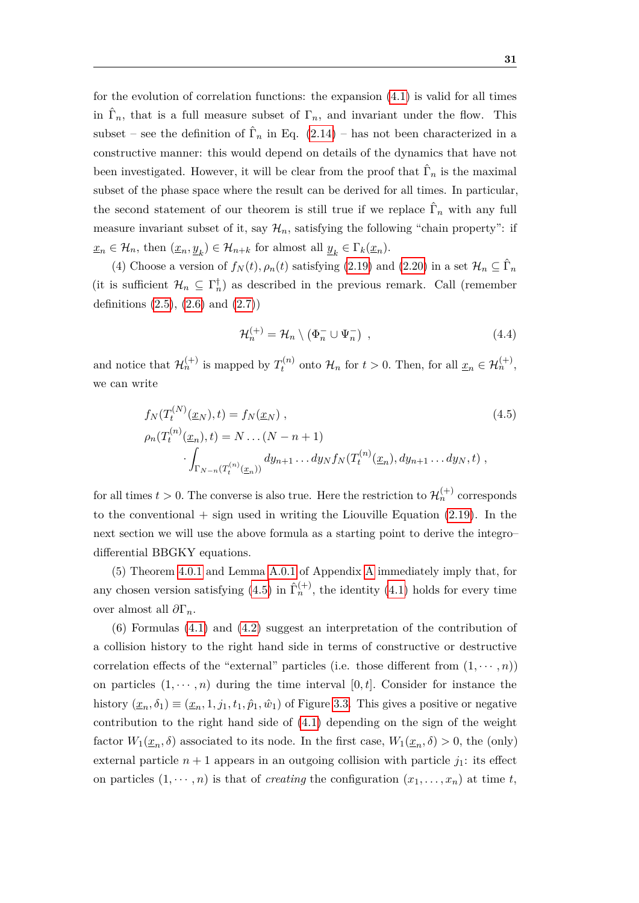for the evolution of correlation functions: the expansion (4.1) is valid for all times in $\hat{\Gamma}_n$, that is a full measure subset of $\Gamma_n$, and invariant under the flow. This subset – see the definition of $\hat{\Gamma}_n$ in Eq. (2.14) – has not been characterized in a constructive manner: this would depend on details of the dynamics that have not been investigated. However, it will be clear from the proof that $\hat{\Gamma}_n$ is the maximal subset of the phase space where the result can be derived for all times. In particular, the second statement of our theorem is still true if we replace $\hat{\Gamma}_n$ with any full measure invariant subset of it, say $\mathcal{H}_n$, satisfying the following "chain property": if $\underline{x}_n \in \mathcal{H}_n$, then $(\underline{x}_n, \underline{y}_k) \in \mathcal{H}_{n+k}$ for almost all $\underline{y}_k \in \Gamma_k(\underline{x}_n)$.

(4) Choose a version of $f_N(t), \rho_n(t)$ satisfying (2.19) and (2.20) in a set $\mathcal{H}_n \subseteq \hat{\Gamma}_n$ (it is sufficient $\mathcal{H}_n \subseteq \Gamma_n^{\dagger}$) as described in the previous remark. Call (remember definitions (2.5), (2.6) and (2.7))

$$
\mathcal{H}_n^{(+)} = \mathcal{H}_n \setminus \left( \Phi_n^- \cup \Psi_n^- \right) , \tag{4.4}
$$

and notice that $\mathcal{H}_n^{(+)}$ is mapped by $T_t^{(n)}$ onto $\mathcal{H}_n$ for $t > 0$. Then, for all $\underline{x}_n \in \mathcal{H}_n^{(+)}$, we can write

$$
\begin{aligned}
& f_N(T_t^{(N)}(\underline{x}_N), t) = f_N(\underline{x}_N) , \\
& \rho_n(T_t^{(n)}(\underline{x}_n), t) = N \dots (N-n+1) \\
& \qquad \cdot \int_{\Gamma_{N-n}(T_t^{(n)}(\underline{x}_n))} dy_{n+1} \dots dy_N f_N(T_t^{(n)}(\underline{x}_n), dy_{n+1} \dots dy_N, t) ,
\end{aligned} \tag{4.5}
$$

for all times $t > 0$. The converse is also true. Here the restriction to $\mathcal{H}_n^{(+)}$ corresponds to the conventional $+$ sign used in writing the Liouville Equation (2.19). In the next section we will use the above formula as a starting point to derive the integro–differential BBGKY equations.

(5) Theorem 4.0.1 and Lemma A.0.1 of Appendix A immediately imply that, for any chosen version satisfying (4.5) in $\hat{\Gamma}_n^{(+)}$, the identity (4.1) holds for every time over almost all $\partial\Gamma_n$.

(6) Formulas (4.1) and (4.2) suggest an interpretation of the contribution of a collision history to the right hand side in terms of constructive or destructive correlation effects of the "external" particles (i.e. those different from $(1, \cdots, n)$) on particles $(1, \cdots, n)$ during the time interval $[0, t]$. Consider for instance the history $(\underline{x}_n, \delta_1) \equiv (\underline{x}_n, 1, j_1, t_1, \hat{p}_1, \hat{w}_1)$ of Figure 3.3. This gives a positive or negative contribution to the right hand side of (4.1) depending on the sign of the weight factor $W_1(\underline{x}_n, \delta)$ associated to its node. In the first case, $W_1(\underline{x}_n, \delta) > 0$, the (only) external particle $n+1$ appears in an outgoing collision with particle $j_1$: its effect on particles $(1, \cdots, n)$ is that of *creating* the configuration $(x_1, \dots, x_n)$ at time $t$,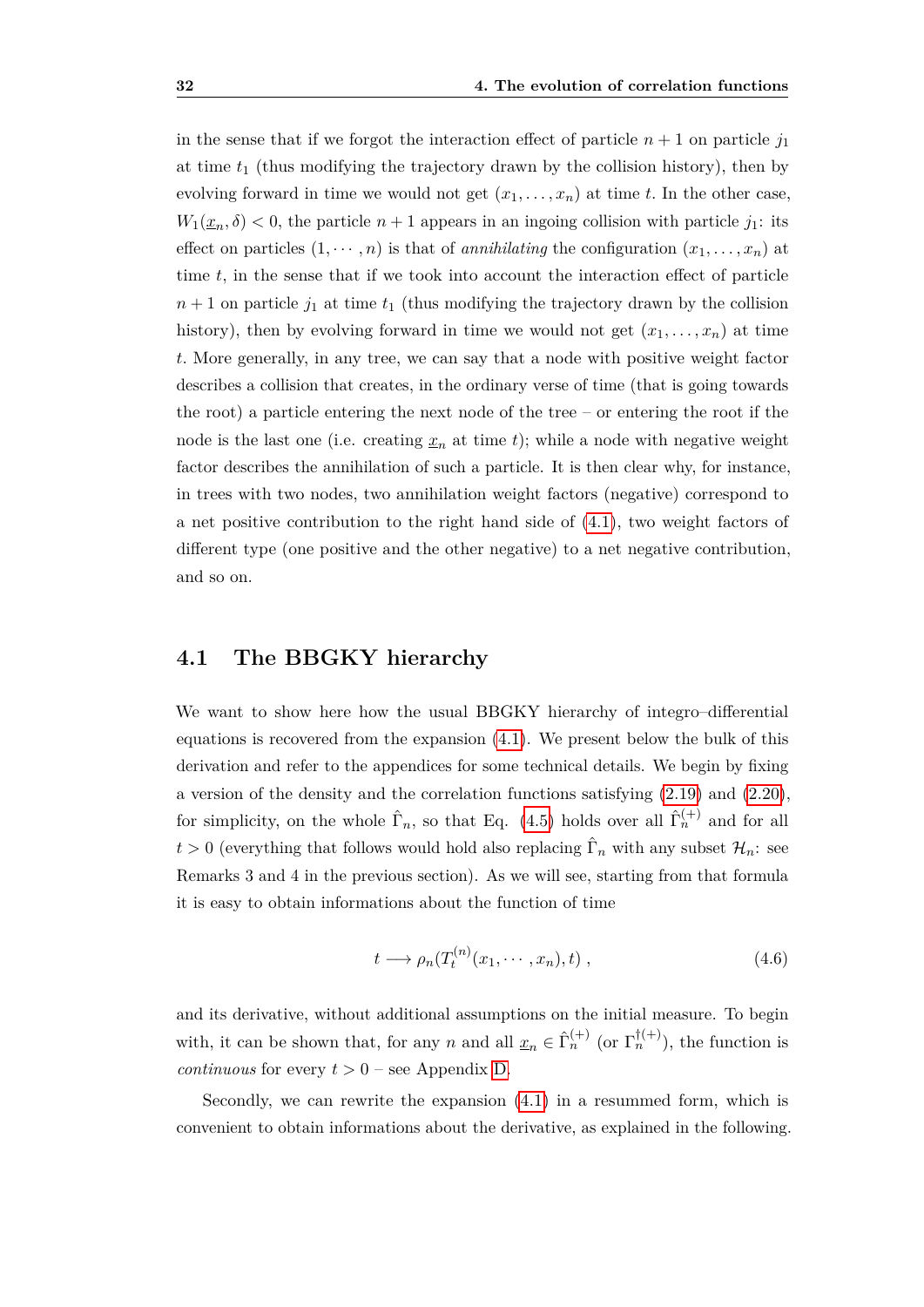in the sense that if we forgot the interaction effect of particle $n+1$ on particle $j_1$ at time $t_1$ (thus modifying the trajectory drawn by the collision history), then by evolving forward in time we would not get $(x_1, \ldots, x_n)$ at time $t$. In the other case, $W_1(\underline{x}_n, \delta) < 0$, the particle $n+1$ appears in an ingoing collision with particle $j_1$: its effect on particles $(1, \cdots, n)$ is that of *annihilating* the configuration $(x_1, \ldots, x_n)$ at time $t$, in the sense that if we took into account the interaction effect of particle $n+1$ on particle $j_1$ at time $t_1$ (thus modifying the trajectory drawn by the collision history), then by evolving forward in time we would not get $(x_1, \ldots, x_n)$ at time $t$. More generally, in any tree, we can say that a node with positive weight factor describes a collision that creates, in the ordinary verse of time (that is going towards the root) a particle entering the next node of the tree – or entering the root if the node is the last one (i.e. creating $\underline{x}_n$ at time $t$); while a node with negative weight factor describes the annihilation of such a particle. It is then clear why, for instance, in trees with two nodes, two annihilation weight factors (negative) correspond to a net positive contribution to the right hand side of (4.1), two weight factors of different type (one positive and the other negative) to a net negative contribution, and so on.

## 4.1 The BBGKY hierarchy

We want to show here how the usual BBGKY hierarchy of integro–differential equations is recovered from the expansion (4.1). We present below the bulk of this derivation and refer to the appendices for some technical details. We begin by fixing a version of the density and the correlation functions satisfying (2.19) and (2.20), for simplicity, on the whole $\hat{\Gamma}_n$, so that Eq. (4.5) holds over all $\hat{\Gamma}_n^{(+)}$ and for all $t > 0$ (everything that follows would hold also replacing $\hat{\Gamma}_n$ with any subset $\mathcal{H}_n$: see Remarks 3 and 4 in the previous section). As we will see, starting from that formula it is easy to obtain informations about the function of time

$$
t \longrightarrow \rho_n(T_t^{(n)}(x_1, \cdots, x_n), t) , \tag{4.6}
$$

and its derivative, without additional assumptions on the initial measure. To begin with, it can be shown that, for any $n$ and all $\underline{x}_n \in \hat{\Gamma}_n^{(+)}$ (or $\Gamma_n^{\dagger(+)}$), the function is *continuous* for every $t > 0$ – see Appendix D.

Secondly, we can rewrite the expansion (4.1) in a resummed form, which is convenient to obtain informations about the derivative, as explained in the following.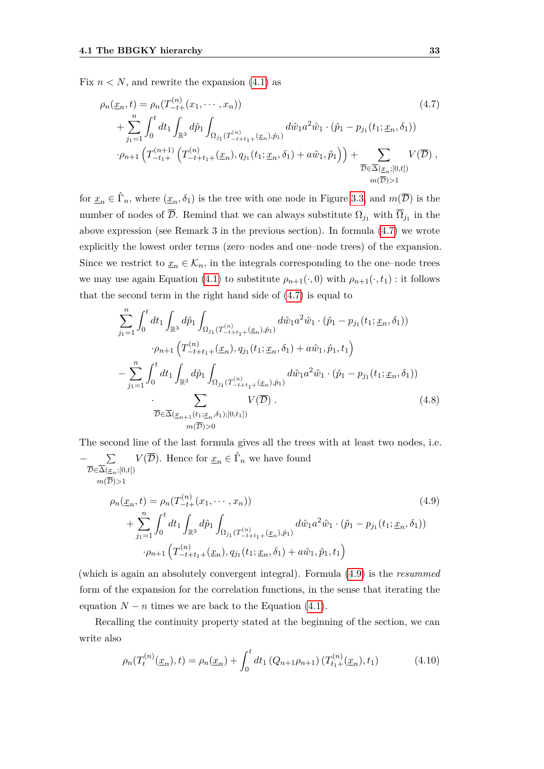Fix $n < N$, and rewrite the expansion (4.1) as

$$
\begin{aligned}
\rho_n(\underline{x}_n, t) &= \rho_n(T^{(n)}_{-t+}(x_1, \cdots, x_n)) \\
&+ \sum_{j_1=1}^{n} \int_0^t dt_1 \int_{\mathbb{R}^3} d\hat{p}_1 \int_{\Omega_{j_1}(T^{(n)}_{-t+t_1+}(\underline{x}_n), \hat{p}_1)} d\hat{w}_1 a^2 \hat{w}_1 \cdot (\hat{p}_1 - p_{j_1}(t_1; \underline{x}_n, \delta_1)) \\
&\cdot \rho_{n+1}\left(T^{(n+1)}_{-t_1+}\left(T^{(n)}_{-t+t_1+}(\underline{x}_n), q_{j_1}(t_1; \underline{x}_n, \delta_1) + a\hat{w}_1, \hat{p}_1\right)\right) + \sum_{\substack{\overline{\mathcal{D}} \in \overline{\Delta}(\underline{x}_n; [0,t]) \\ m(\overline{\mathcal{D}}) > 1}} V(\overline{\mathcal{D}}) ,
\end{aligned}
\tag{4.7}
$$

for $\underline{x}_n \in \hat{\Gamma}_n$, where $(\underline{x}_n, \delta_1)$ is the tree with one node in Figure 3.3, and $m(\overline{\mathcal{D}})$ is the number of nodes of $\overline{\mathcal{D}}$. Remind that we can always substitute $\Omega_{j_1}$ with $\overline{\Omega}_{j_1}$ in the above expression (see Remark 3 in the previous section). In formula (4.7) we wrote explicitly the lowest order terms (zero–nodes and one–node trees) of the expansion. Since we restrict to $\underline{x}_n \in \mathcal{K}_n$, in the integrals corresponding to the one–node trees we may use again Equation (4.1) to substitute $\rho_{n+1}(\cdot, 0)$ with $\rho_{n+1}(\cdot, t_1)$ : it follows that the second term in the right hand side of (4.7) is equal to

$$
\begin{aligned}
&\sum_{j_1=1}^{n} \int_0^t dt_1 \int_{\mathbb{R}^3} d\hat{p}_1 \int_{\Omega_{j_1}(T^{(n)}_{-t+t_1+}(\underline{x}_n), \hat{p}_1)} d\hat{w}_1 a^2 \hat{w}_1 \cdot (\hat{p}_1 - p_{j_1}(t_1; \underline{x}_n, \delta_1)) \\
&\qquad \cdot \rho_{n+1}\left(T^{(n)}_{-t+t_1+}(\underline{x}_n), q_{j_1}(t_1; \underline{x}_n, \delta_1) + a\hat{w}_1, \hat{p}_1, t_1\right) \\
&- \sum_{j_1=1}^{n} \int_0^t dt_1 \int_{\mathbb{R}^3} d\hat{p}_1 \int_{\Omega_{j_1}(T^{(n)}_{-t+t_1+}(\underline{x}_n), \hat{p}_1)} d\hat{w}_1 a^2 \hat{w}_1 \cdot (\hat{p}_1 - p_{j_1}(t_1; \underline{x}_n, \delta_1)) \\
&\qquad \cdot \sum_{\substack{\overline{\mathcal{D}} \in \overline{\Delta}(\underline{x}_{n+1}(t_1; \underline{x}_n, \delta_1); [0,t_1]) \\ m(\overline{\mathcal{D}}) > 0}} V(\overline{\mathcal{D}}) .
\end{aligned}
\tag{4.8}
$$

The second line of the last formula gives all the trees with at least two nodes, i.e. $-\sum_{\substack{\overline{\mathcal{D}} \in \overline{\Delta}(\underline{x}_n; [0,t]) \\ m(\overline{\mathcal{D}}) > 1}} V(\overline{\mathcal{D}})$. Hence for $\underline{x}_n \in \hat{\Gamma}_n$ we have found

$$
\begin{aligned}
\rho_n(\underline{x}_n, t) &= \rho_n(T^{(n)}_{-t+}(x_1, \cdots, x_n)) \\
&+ \sum_{j_1=1}^{n} \int_0^t dt_1 \int_{\mathbb{R}^3} d\hat{p}_1 \int_{\Omega_{j_1}(T^{(n)}_{-t+t_1+}(\underline{x}_n), \hat{p}_1)} d\hat{w}_1 a^2 \hat{w}_1 \cdot (\hat{p}_1 - p_{j_1}(t_1; \underline{x}_n, \delta_1)) \\
&\cdot \rho_{n+1}\left(T^{(n)}_{-t+t_1+}(\underline{x}_n), q_{j_1}(t_1; \underline{x}_n, \delta_1) + a\hat{w}_1, \hat{p}_1, t_1\right)
\end{aligned}
\tag{4.9}
$$

(which is again an absolutely convergent integral). Formula (4.9) is the *resummed* form of the expansion for the correlation functions, in the sense that iterating the equation $N - n$ times we are back to the Equation (4.1).

Recalling the continuity property stated at the beginning of the section, we can write also

$$
\rho_n(T^{(n)}_t(\underline{x}_n), t) = \rho_n(\underline{x}_n) + \int_0^t dt_1 \left(Q_{n+1}\rho_{n+1}\right)(T^{(n)}_{t_1+}(\underline{x}_n), t_1) \tag{4.10}
$$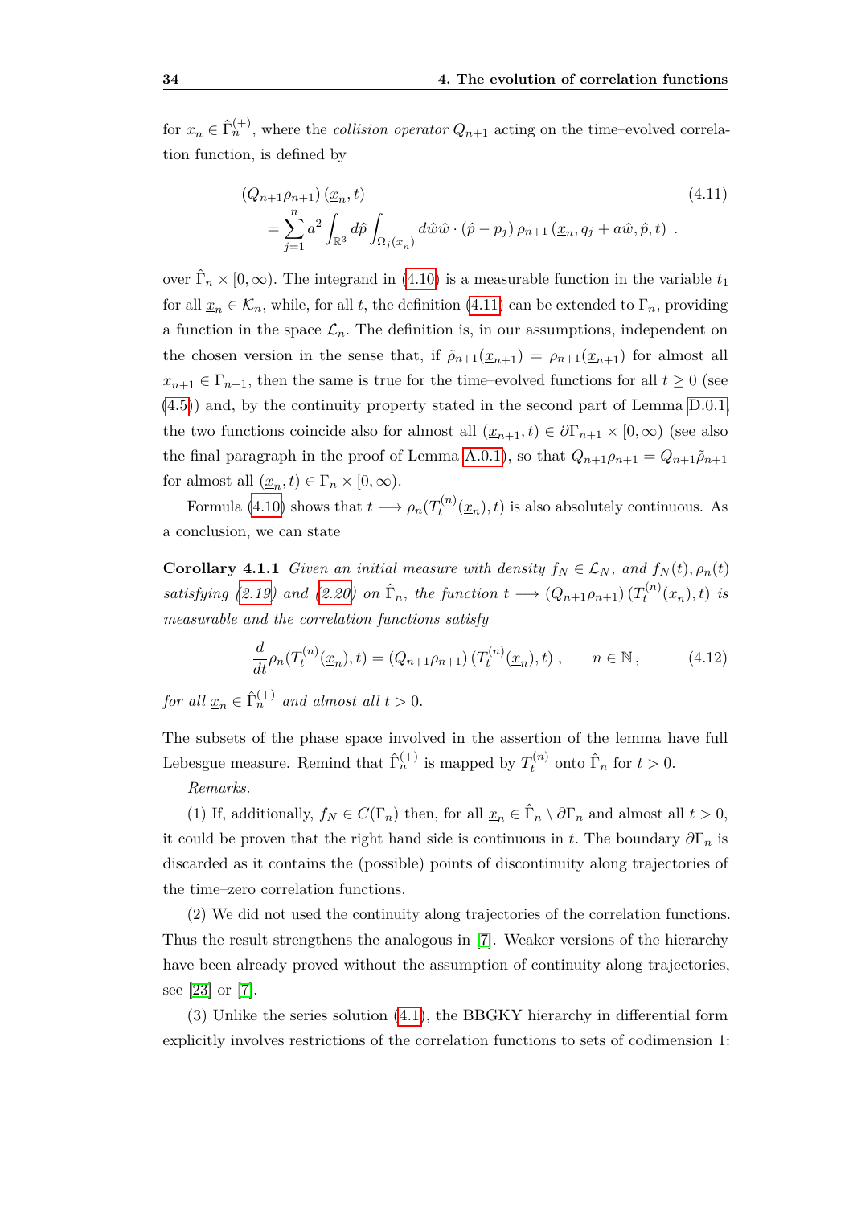for $\underline{x}_n \in \hat{\Gamma}_n^{(+)}$, where the *collision operator* $Q_{n+1}$ acting on the time–evolved correlation function, is defined by

$$
\begin{aligned}
&\left(Q_{n+1}\rho_{n+1}\right)(\underline{x}_n, t) \qquad\qquad (4.11)\\
&\quad = \sum_{j=1}^{n} a^2 \int_{\mathbb{R}^3} d\hat{p} \int_{\overline{\Omega}_j(\underline{x}_n)} d\hat{w}\, \hat{w} \cdot (\hat{p} - p_j)\, \rho_{n+1}\left(\underline{x}_n, q_j + a\hat{w}, \hat{p}, t\right) \ .
\end{aligned}
$$

over $\hat{\Gamma}_n \times [0, \infty)$. The integrand in (4.10) is a measurable function in the variable $t_1$ for all $\underline{x}_n \in \mathcal{K}_n$, while, for all $t$, the definition (4.11) can be extended to $\Gamma_n$, providing a function in the space $\mathcal{L}_n$. The definition is, in our assumptions, independent on the chosen version in the sense that, if $\tilde{\rho}_{n+1}(\underline{x}_{n+1}) = \rho_{n+1}(\underline{x}_{n+1})$ for almost all $\underline{x}_{n+1} \in \Gamma_{n+1}$, then the same is true for the time–evolved functions for all $t \geq 0$ (see (4.5)) and, by the continuity property stated in the second part of Lemma D.0.1, the two functions coincide also for almost all $(\underline{x}_{n+1}, t) \in \partial\Gamma_{n+1} \times [0, \infty)$ (see also the final paragraph in the proof of Lemma A.0.1), so that $Q_{n+1}\rho_{n+1} = Q_{n+1}\tilde{\rho}_{n+1}$ for almost all $(\underline{x}_n, t) \in \Gamma_n \times [0, \infty)$.

Formula (4.10) shows that $t \longrightarrow \rho_n(T_t^{(n)}(\underline{x}_n), t)$ is also absolutely continuous. As a conclusion, we can state

**Corollary 4.1.1** *Given an initial measure with density $f_N \in \mathcal{L}_N$, and $f_N(t), \rho_n(t)$ satisfying (2.19) and (2.20) on $\hat{\Gamma}_n$, the function $t \longrightarrow \left(Q_{n+1}\rho_{n+1}\right)(T_t^{(n)}(\underline{x}_n), t)$ is measurable and the correlation functions satisfy*

$$
\frac{d}{dt}\rho_n(T_t^{(n)}(\underline{x}_n), t) = \left(Q_{n+1}\rho_{n+1}\right)(T_t^{(n)}(\underline{x}_n), t) \ , \qquad n \in \mathbb{N}\,, \qquad (4.12)
$$

*for all $\underline{x}_n \in \hat{\Gamma}_n^{(+)}$ and almost all $t > 0$.*

The subsets of the phase space involved in the assertion of the lemma have full Lebesgue measure. Remind that $\hat{\Gamma}_n^{(+)}$ is mapped by $T_t^{(n)}$ onto $\hat{\Gamma}_n$ for $t > 0$.

*Remarks.*

(1) If, additionally, $f_N \in C(\Gamma_n)$ then, for all $\underline{x}_n \in \hat{\Gamma}_n \setminus \partial\Gamma_n$ and almost all $t > 0$, it could be proven that the right hand side is continuous in $t$. The boundary $\partial\Gamma_n$ is discarded as it contains the (possible) points of discontinuity along trajectories of the time–zero correlation functions.

(2) We did not used the continuity along trajectories of the correlation functions. Thus the result strengthens the analogous in [7]. Weaker versions of the hierarchy have been already proved without the assumption of continuity along trajectories, see [23] or [7].

(3) Unlike the series solution (4.1), the BBGKY hierarchy in differential form explicitly involves restrictions of the correlation functions to sets of codimension 1: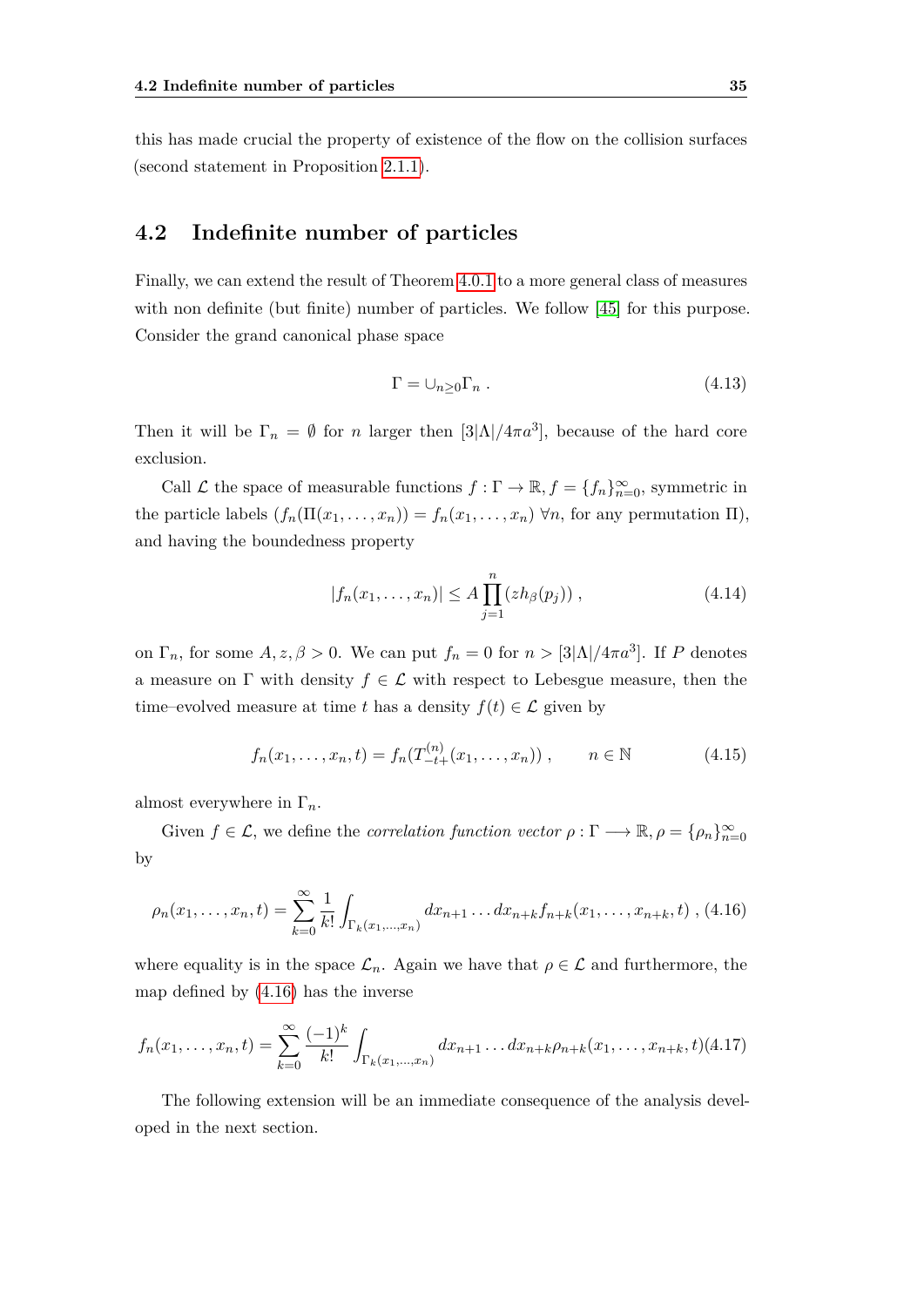this has made crucial the property of existence of the flow on the collision surfaces (second statement in Proposition 2.1.1).

## 4.2 Indefinite number of particles

Finally, we can extend the result of Theorem 4.0.1 to a more general class of measures with non definite (but finite) number of particles. We follow [45] for this purpose. Consider the grand canonical phase space

$$\Gamma = \cup_{n\geq 0}\Gamma_n \ . \tag{4.13}$$

Then it will be $\Gamma_n = \emptyset$ for $n$ larger then $[3|\Lambda|/4\pi a^3]$, because of the hard core exclusion.

Call $\mathcal{L}$ the space of measurable functions $f : \Gamma \to \mathbb{R}, f = \{f_n\}_{n=0}^{\infty}$, symmetric in the particle labels ($f_n(\Pi(x_1,\ldots,x_n)) = f_n(x_1,\ldots,x_n)$ $\forall n$, for any permutation $\Pi$), and having the boundedness property

$$|f_n(x_1,\ldots,x_n)| \leq A\prod_{j=1}^{n}(zh_\beta(p_j)) \ , \tag{4.14}$$

on $\Gamma_n$, for some $A, z, \beta > 0$. We can put $f_n = 0$ for $n > [3|\Lambda|/4\pi a^3]$. If $P$ denotes a measure on $\Gamma$ with density $f \in \mathcal{L}$ with respect to Lebesgue measure, then the time–evolved measure at time $t$ has a density $f(t) \in \mathcal{L}$ given by

$$f_n(x_1,\ldots,x_n,t) = f_n(T^{(n)}_{-t^+}(x_1,\ldots,x_n)) \ , \qquad n \in \mathbb{N} \tag{4.15}$$

almost everywhere in $\Gamma_n$.

Given $f \in \mathcal{L}$, we define the *correlation function vector* $\rho : \Gamma \longrightarrow \mathbb{R}, \rho = \{\rho_n\}_{n=0}^{\infty}$ by

$$\rho_n(x_1,\ldots,x_n,t) = \sum_{k=0}^{\infty}\frac{1}{k!}\int_{\Gamma_k(x_1,\ldots,x_n)}dx_{n+1}\ldots dx_{n+k}f_{n+k}(x_1,\ldots,x_{n+k},t) \ , \tag{4.16}$$

where equality is in the space $\mathcal{L}_n$. Again we have that $\rho \in \mathcal{L}$ and furthermore, the map defined by (4.16) has the inverse

$$f_n(x_1,\ldots,x_n,t) = \sum_{k=0}^{\infty}\frac{(-1)^k}{k!}\int_{\Gamma_k(x_1,\ldots,x_n)}dx_{n+1}\ldots dx_{n+k}\rho_{n+k}(x_1,\ldots,x_{n+k},t) \tag{4.17}$$

The following extension will be an immediate consequence of the analysis developed in the next section.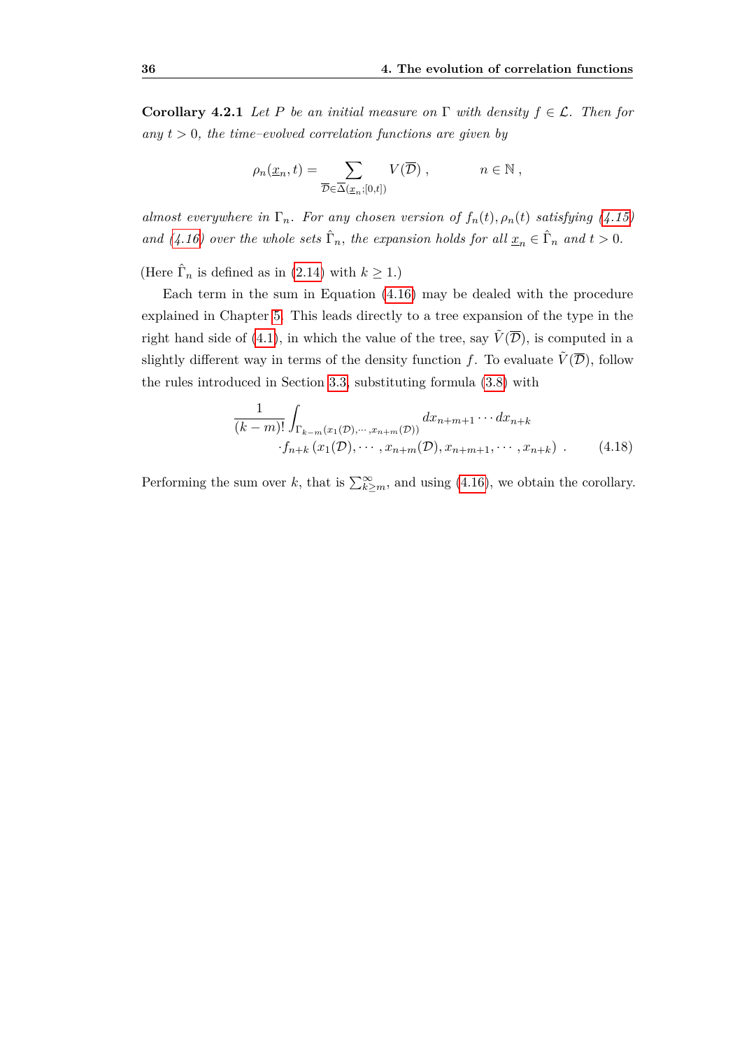**Corollary 4.2.1** *Let $P$ be an initial measure on $\Gamma$ with density $f \in \mathcal{L}$. Then for any $t > 0$, the time–evolved correlation functions are given by*

$$\rho_n(\underline{x}_n, t) = \sum_{\overline{\mathcal{D}} \in \overline{\Delta}(\underline{x}_n;[0,t])} V(\overline{\mathcal{D}}) \,, \qquad\qquad n \in \mathbb{N} \,,$$

*almost everywhere in $\Gamma_n$. For any chosen version of $f_n(t), \rho_n(t)$ satisfying (4.15) and (4.16) over the whole sets $\hat{\Gamma}_n$, the expansion holds for all $\underline{x}_n \in \hat{\Gamma}_n$ and $t > 0$.*

(Here $\hat{\Gamma}_n$ is defined as in (2.14) with $k \geq 1$.)

Each term in the sum in Equation (4.16) may be dealed with the procedure explained in Chapter 5. This leads directly to a tree expansion of the type in the right hand side of (4.1), in which the value of the tree, say $\tilde{V}(\overline{\mathcal{D}})$, is computed in a slightly different way in terms of the density function $f$. To evaluate $\tilde{V}(\overline{\mathcal{D}})$, follow the rules introduced in Section 3.3, substituting formula (3.8) with

$$\frac{1}{(k-m)!} \int_{\Gamma_{k-m}(x_1(\mathcal{D}),\cdots,x_{n+m}(\mathcal{D}))} dx_{n+m+1} \cdots dx_{n+k}$$
$$\cdot f_{n+k}\left(x_1(\mathcal{D}), \cdots, x_{n+m}(\mathcal{D}), x_{n+m+1}, \cdots, x_{n+k}\right) \,. \tag{4.18}$$

Performing the sum over $k$, that is $\sum_{k \geq m}^{\infty}$, and using (4.16), we obtain the corollary.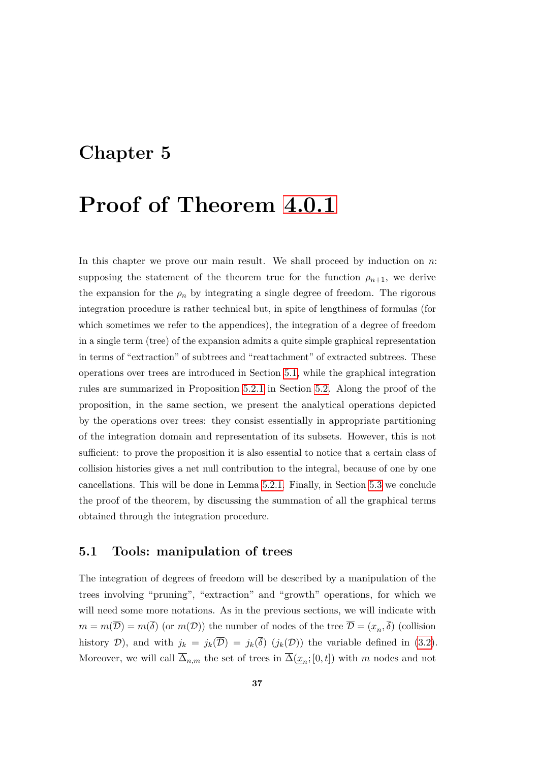# Chapter 5

# Proof of Theorem 4.0.1

In this chapter we prove our main result. We shall proceed by induction on $n$: supposing the statement of the theorem true for the function $\rho_{n+1}$, we derive the expansion for the $\rho_n$ by integrating a single degree of freedom. The rigorous integration procedure is rather technical but, in spite of lengthiness of formulas (for which sometimes we refer to the appendices), the integration of a degree of freedom in a single term (tree) of the expansion admits a quite simple graphical representation in terms of "extraction" of subtrees and "reattachment" of extracted subtrees. These operations over trees are introduced in Section 5.1, while the graphical integration rules are summarized in Proposition 5.2.1 in Section 5.2. Along the proof of the proposition, in the same section, we present the analytical operations depicted by the operations over trees: they consist essentially in appropriate partitioning of the integration domain and representation of its subsets. However, this is not sufficient: to prove the proposition it is also essential to notice that a certain class of collision histories gives a net null contribution to the integral, because of one by one cancellations. This will be done in Lemma 5.2.1. Finally, in Section 5.3 we conclude the proof of the theorem, by discussing the summation of all the graphical terms obtained through the integration procedure.

## 5.1 Tools: manipulation of trees

The integration of degrees of freedom will be described by a manipulation of the trees involving "pruning", "extraction" and "growth" operations, for which we will need some more notations. As in the previous sections, we will indicate with $m = m(\overline{\mathcal{D}}) = m(\overline{\delta})$ (or $m(\mathcal{D})$) the number of nodes of the tree $\overline{\mathcal{D}} = (\underline{x}_n, \overline{\delta})$ (collision history $\mathcal{D}$), and with $j_k = j_k(\overline{\mathcal{D}}) = j_k(\overline{\delta})$ ($j_k(\mathcal{D})$) the variable defined in (3.2). Moreover, we will call $\overline{\Delta}_{n,m}$ the set of trees in $\overline{\Delta}(\underline{x}_n; [0,t])$ with $m$ nodes and not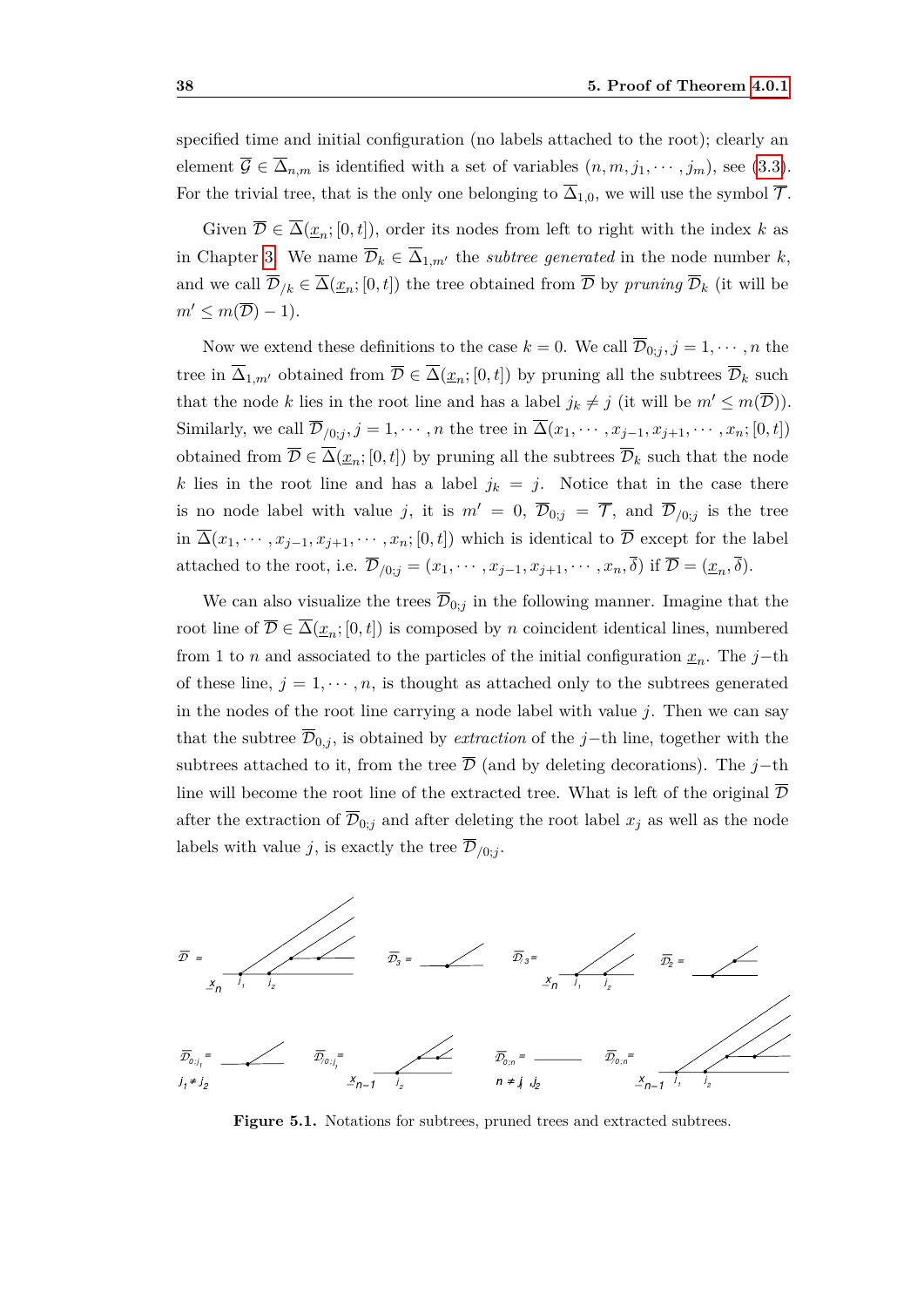specified time and initial configuration (no labels attached to the root); clearly an element $\overline{\mathcal{G}} \in \overline{\Delta}_{n,m}$ is identified with a set of variables $(n, m, j_1, \cdots, j_m)$, see (3.3). For the trivial tree, that is the only one belonging to $\overline{\Delta}_{1,0}$, we will use the symbol $\overline{\mathcal{T}}$.

Given $\overline{\mathcal{D}} \in \overline{\Delta}(\underline{x}_n; [0,t])$, order its nodes from left to right with the index $k$ as in Chapter 3. We name $\overline{\mathcal{D}}_k \in \overline{\Delta}_{1,m'}$ the *subtree generated* in the node number $k$, and we call $\overline{\mathcal{D}}_{/k} \in \overline{\Delta}(\underline{x}_n; [0,t])$ the tree obtained from $\overline{\mathcal{D}}$ by *pruning* $\overline{\mathcal{D}}_k$ (it will be $m' \leq m(\overline{\mathcal{D}}) - 1$).

Now we extend these definitions to the case $k = 0$. We call $\overline{\mathcal{D}}_{0;j}, j = 1, \cdots, n$ the tree in $\overline{\Delta}_{1,m'}$ obtained from $\overline{\mathcal{D}} \in \overline{\Delta}(\underline{x}_n; [0,t])$ by pruning all the subtrees $\overline{\mathcal{D}}_k$ such that the node $k$ lies in the root line and has a label $j_k \neq j$ (it will be $m' \leq m(\overline{\mathcal{D}})$). Similarly, we call $\overline{\mathcal{D}}_{/0;j}, j = 1, \cdots, n$ the tree in $\overline{\Delta}(x_1, \cdots, x_{j-1}, x_{j+1}, \cdots, x_n; [0,t])$ obtained from $\overline{\mathcal{D}} \in \overline{\Delta}(\underline{x}_n; [0,t])$ by pruning all the subtrees $\overline{\mathcal{D}}_k$ such that the node $k$ lies in the root line and has a label $j_k = j$. Notice that in the case there is no node label with value $j$, it is $m' = 0$, $\overline{\mathcal{D}}_{0;j} = \overline{\mathcal{T}}$, and $\overline{\mathcal{D}}_{/0;j}$ is the tree in $\overline{\Delta}(x_1, \cdots, x_{j-1}, x_{j+1}, \cdots, x_n; [0,t])$ which is identical to $\overline{\mathcal{D}}$ except for the label attached to the root, i.e. $\overline{\mathcal{D}}_{/0;j} = (x_1, \cdots, x_{j-1}, x_{j+1}, \cdots, x_n, \overline{\delta})$ if $\overline{\mathcal{D}} = (\underline{x}_n, \overline{\delta})$.

We can also visualize the trees $\overline{\mathcal{D}}_{0;j}$ in the following manner. Imagine that the root line of $\overline{\mathcal{D}} \in \overline{\Delta}(\underline{x}_n; [0,t])$ is composed by $n$ coincident identical lines, numbered from 1 to $n$ and associated to the particles of the initial configuration $\underline{x}_n$. The $j-$th of these line, $j = 1, \cdots, n$, is thought as attached only to the subtrees generated in the nodes of the root line carrying a node label with value $j$. Then we can say that the subtree $\overline{\mathcal{D}}_{0,j}$, is obtained by *extraction* of the $j-$th line, together with the subtrees attached to it, from the tree $\overline{\mathcal{D}}$ (and by deleting decorations). The $j-$th line will become the root line of the extracted tree. What is left of the original $\overline{\mathcal{D}}$ after the extraction of $\overline{\mathcal{D}}_{0;j}$ and after deleting the root label $x_j$ as well as the node labels with value $j$, is exactly the tree $\overline{\mathcal{D}}_{/0;j}$.

**Figure 5.1.** Notations for subtrees, pruned trees and extracted subtrees.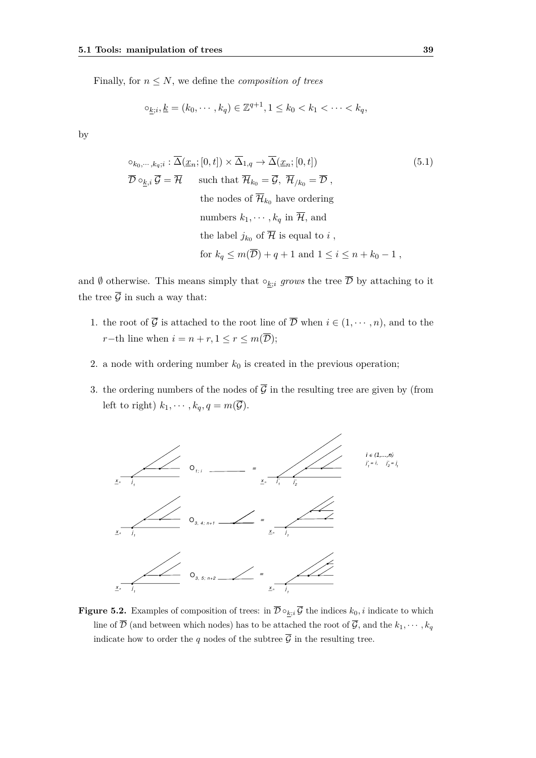Finally, for $n \le N$, we define the *composition of trees*

$$\circ_{\underline{k};i}, \underline{k} = (k_0, \cdots, k_q) \in \mathbb{Z}^{q+1}, 1 \le k_0 < k_1 < \cdots < k_q,$$

by

$$
\begin{aligned}
&\circ_{k_0,\cdots,k_q;i} : \overline{\Delta}(\underline{x}_n;[0,t]) \times \overline{\Delta}_{1,q} \to \overline{\Delta}(\underline{x}_n;[0,t]) \\
&\overline{\mathcal{D}} \circ_{\underline{k},i} \overline{\mathcal{G}} = \overline{\mathcal{H}} \qquad \text{such that } \overline{\mathcal{H}}_{k_0} = \overline{\mathcal{G}},\ \overline{\mathcal{H}}_{/k_0} = \overline{\mathcal{D}}\ , \\
&\qquad\qquad\qquad \text{the nodes of } \overline{\mathcal{H}}_{k_0} \text{ have ordering} \\
&\qquad\qquad\qquad \text{numbers } k_1, \cdots, k_q \text{ in } \overline{\mathcal{H}}, \text{ and} \\
&\qquad\qquad\qquad \text{the label } j_{k_0} \text{ of } \overline{\mathcal{H}} \text{ is equal to } i\ , \\
&\qquad\qquad\qquad \text{for } k_q \le m(\overline{\mathcal{D}}) + q + 1 \text{ and } 1 \le i \le n + k_0 - 1\ ,
\end{aligned}
\tag{5.1}
$$

and $\emptyset$ otherwise. This means simply that $\circ_{\underline{k};i}$ *grows* the tree $\overline{\mathcal{D}}$ by attaching to it the tree $\overline{\mathcal{G}}$ in such a way that:

1. the root of $\overline{\mathcal{G}}$ is attached to the root line of $\overline{\mathcal{D}}$ when $i \in (1, \cdots, n)$, and to the $r-$th line when $i = n + r, 1 \le r \le m(\overline{\mathcal{D}})$;
2. a node with ordering number $k_0$ is created in the previous operation;
3. the ordering numbers of the nodes of $\overline{\mathcal{G}}$ in the resulting tree are given by (from left to right) $k_1, \cdots, k_q, q = m(\overline{\mathcal{G}})$.

**Figure 5.2.** Examples of composition of trees: in $\overline{\mathcal{D}} \circ_{\underline{k};i} \overline{\mathcal{G}}$ the indices $k_0, i$ indicate to which line of $\overline{\mathcal{D}}$ (and between which nodes) has to be attached the root of $\overline{\mathcal{G}}$, and the $k_1, \cdots, k_q$ indicate how to order the $q$ nodes of the subtree $\overline{\mathcal{G}}$ in the resulting tree.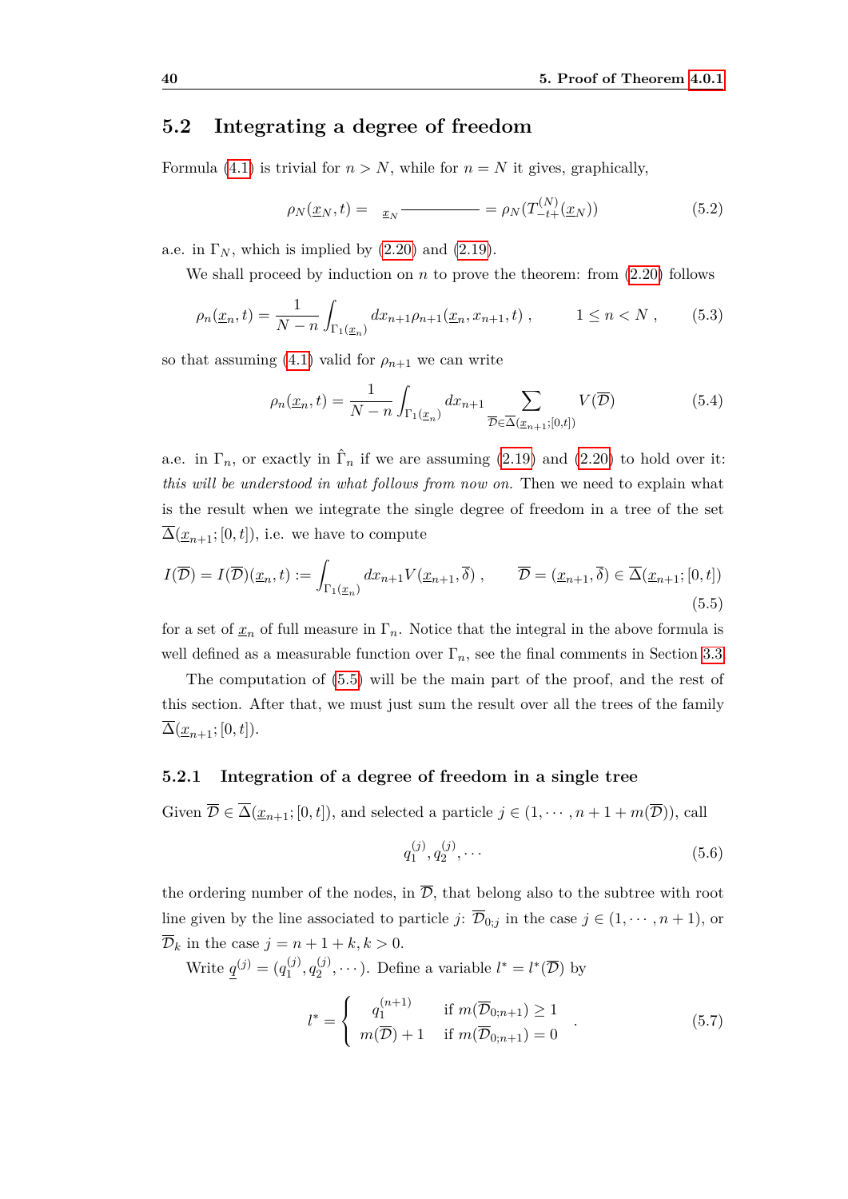## 5.2 Integrating a degree of freedom

Formula (4.1) is trivial for $n > N$, while for $n = N$ it gives, graphically,

$$\rho_N(\underline{x}_N, t) = \ {}_{\underline{x}_N}\!\!\text{———————} = \rho_N(T^{(N)}_{-t+}(\underline{x}_N)) \tag{5.2}$$

a.e. in $\Gamma_N$, which is implied by (2.20) and (2.19).

We shall proceed by induction on $n$ to prove the theorem: from (2.20) follows

$$\rho_n(\underline{x}_n, t) = \frac{1}{N-n}\int_{\Gamma_1(\underline{x}_n)} dx_{n+1}\rho_{n+1}(\underline{x}_n, x_{n+1}, t)\ , \qquad 1 \leq n < N\ , \tag{5.3}$$

so that assuming (4.1) valid for $\rho_{n+1}$ we can write

$$\rho_n(\underline{x}_n, t) = \frac{1}{N-n}\int_{\Gamma_1(\underline{x}_n)} dx_{n+1} \sum_{\overline{\mathcal{D}} \in \overline{\Delta}(\underline{x}_{n+1};[0,t])} V(\overline{\mathcal{D}}) \tag{5.4}$$

a.e. in $\Gamma_n$, or exactly in $\hat{\Gamma}_n$ if we are assuming (2.19) and (2.20) to hold over it: *this will be understood in what follows from now on.* Then we need to explain what is the result when we integrate the single degree of freedom in a tree of the set $\overline{\Delta}(\underline{x}_{n+1};[0,t])$, i.e. we have to compute

$$I(\overline{\mathcal{D}}) = I(\overline{\mathcal{D}})(\underline{x}_n, t) := \int_{\Gamma_1(\underline{x}_n)} dx_{n+1} V(\underline{x}_{n+1}, \overline{\delta})\ , \qquad \overline{\mathcal{D}} = (\underline{x}_{n+1}, \overline{\delta}) \in \overline{\Delta}(\underline{x}_{n+1};[0,t]) \tag{5.5}$$

for a set of $\underline{x}_n$ of full measure in $\Gamma_n$. Notice that the integral in the above formula is well defined as a measurable function over $\Gamma_n$, see the final comments in Section 3.3.

The computation of (5.5) will be the main part of the proof, and the rest of this section. After that, we must just sum the result over all the trees of the family $\overline{\Delta}(\underline{x}_{n+1};[0,t])$.

### 5.2.1 Integration of a degree of freedom in a single tree

Given $\overline{\mathcal{D}} \in \overline{\Delta}(\underline{x}_{n+1};[0,t])$, and selected a particle $j \in (1, \cdots, n+1+m(\overline{\mathcal{D}}))$, call

$$q_1^{(j)}, q_2^{(j)}, \cdots \tag{5.6}$$

the ordering number of the nodes, in $\overline{\mathcal{D}}$, that belong also to the subtree with root line given by the line associated to particle $j$: $\overline{\mathcal{D}}_{0;j}$ in the case $j \in (1, \cdots, n+1)$, or $\overline{\mathcal{D}}_k$ in the case $j = n+1+k, k > 0$.

Write $\underline{q}^{(j)} = (q_1^{(j)}, q_2^{(j)}, \cdots)$. Define a variable $l^* = l^*(\overline{\mathcal{D}})$ by

$$l^* = \begin{cases} q_1^{(n+1)} & \text{if } m(\overline{\mathcal{D}}_{0;n+1}) \geq 1 \\ m(\overline{\mathcal{D}}) + 1 & \text{if } m(\overline{\mathcal{D}}_{0;n+1}) = 0 \end{cases} . \tag{5.7}$$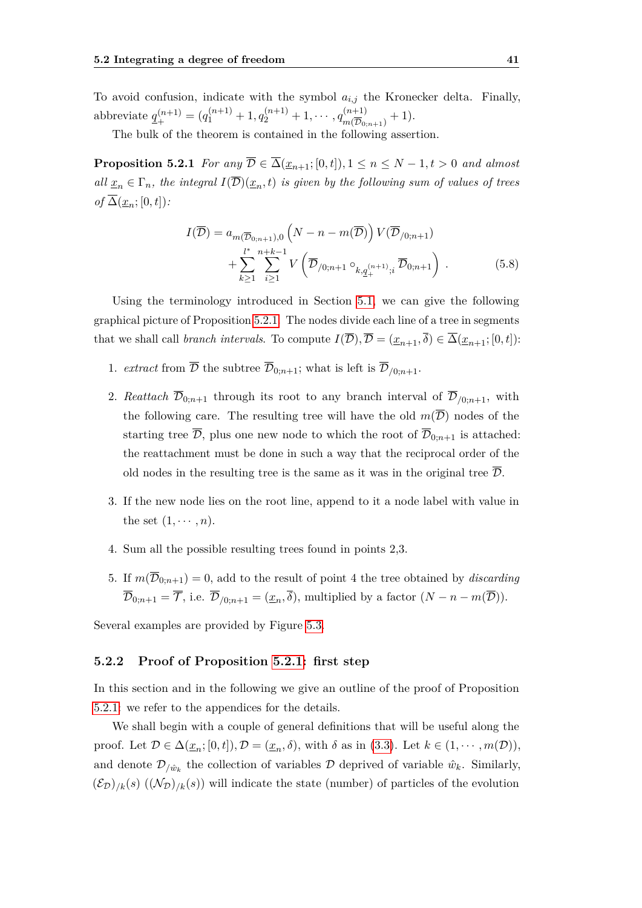To avoid confusion, indicate with the symbol $a_{i,j}$ the Kronecker delta. Finally, abbreviate $\underline{q}_+^{(n+1)} = (q_1^{(n+1)}+1, q_2^{(n+1)}+1, \cdots, q_{m(\overline{\mathcal{D}}_{0;n+1})}^{(n+1)}+1)$.

The bulk of the theorem is contained in the following assertion.

**Proposition 5.2.1** *For any $\overline{\mathcal{D}} \in \overline{\Delta}(\underline{x}_{n+1}; [0,t]), 1 \leq n \leq N-1, t > 0$ and almost all $\underline{x}_n \in \Gamma_n$, the integral $I(\overline{\mathcal{D}})(\underline{x}_n, t)$ is given by the following sum of values of trees of $\overline{\Delta}(\underline{x}_n; [0,t])$:*

$$
\begin{aligned}
I(\overline{\mathcal{D}}) = a_{m(\overline{\mathcal{D}}_{0;n+1}),0} \left(N - n - m(\overline{\mathcal{D}})\right) V(\overline{\mathcal{D}}_{/0;n+1}) \\
+ \sum_{k \geq 1}^{l^*} \sum_{i \geq 1}^{n+k-1} V\left(\overline{\mathcal{D}}_{/0;n+1} \circ_{k,\underline{q}_+^{(n+1)};i} \overline{\mathcal{D}}_{0;n+1}\right) .
\end{aligned}
\tag{5.8}
$$

Using the terminology introduced in Section 5.1, we can give the following graphical picture of Proposition 5.2.1. The nodes divide each line of a tree in segments that we shall call *branch intervals*. To compute $I(\overline{\mathcal{D}}), \overline{\mathcal{D}} = (\underline{x}_{n+1}, \overline{\delta}) \in \overline{\Delta}(\underline{x}_{n+1}; [0,t])$:

1. *extract* from $\overline{\mathcal{D}}$ the subtree $\overline{\mathcal{D}}_{0;n+1}$; what is left is $\overline{\mathcal{D}}_{/0;n+1}$.

2. *Reattach* $\overline{\mathcal{D}}_{0;n+1}$ through its root to any branch interval of $\overline{\mathcal{D}}_{/0;n+1}$, with the following care. The resulting tree will have the old $m(\overline{\mathcal{D}})$ nodes of the starting tree $\overline{\mathcal{D}}$, plus one new node to which the root of $\overline{\mathcal{D}}_{0;n+1}$ is attached: the reattachment must be done in such a way that the reciprocal order of the old nodes in the resulting tree is the same as it was in the original tree $\overline{\mathcal{D}}$.

3. If the new node lies on the root line, append to it a node label with value in the set $(1, \cdots, n)$.

4. Sum all the possible resulting trees found in points 2,3.

5. If $m(\overline{\mathcal{D}}_{0;n+1}) = 0$, add to the result of point 4 the tree obtained by *discarding* $\overline{\mathcal{D}}_{0;n+1} = \overline{\mathcal{T}}$, i.e. $\overline{\mathcal{D}}_{/0;n+1} = (\underline{x}_n, \overline{\delta})$, multiplied by a factor $(N - n - m(\overline{\mathcal{D}}))$.

Several examples are provided by Figure 5.3.

### 5.2.2 Proof of Proposition 5.2.1: first step

In this section and in the following we give an outline of the proof of Proposition 5.2.1: we refer to the appendices for the details.

We shall begin with a couple of general definitions that will be useful along the proof. Let $\mathcal{D} \in \Delta(\underline{x}_n; [0,t]), \mathcal{D} = (\underline{x}_n, \delta)$, with $\delta$ as in (3.3). Let $k \in (1, \cdots, m(\mathcal{D}))$, and denote $\mathcal{D}_{/\hat{w}_k}$ the collection of variables $\mathcal{D}$ deprived of variable $\hat{w}_k$. Similarly, $(\mathcal{E}_\mathcal{D})_{/k}(s)$ $((\mathcal{N}_\mathcal{D})_{/k}(s))$ will indicate the state (number) of particles of the evolution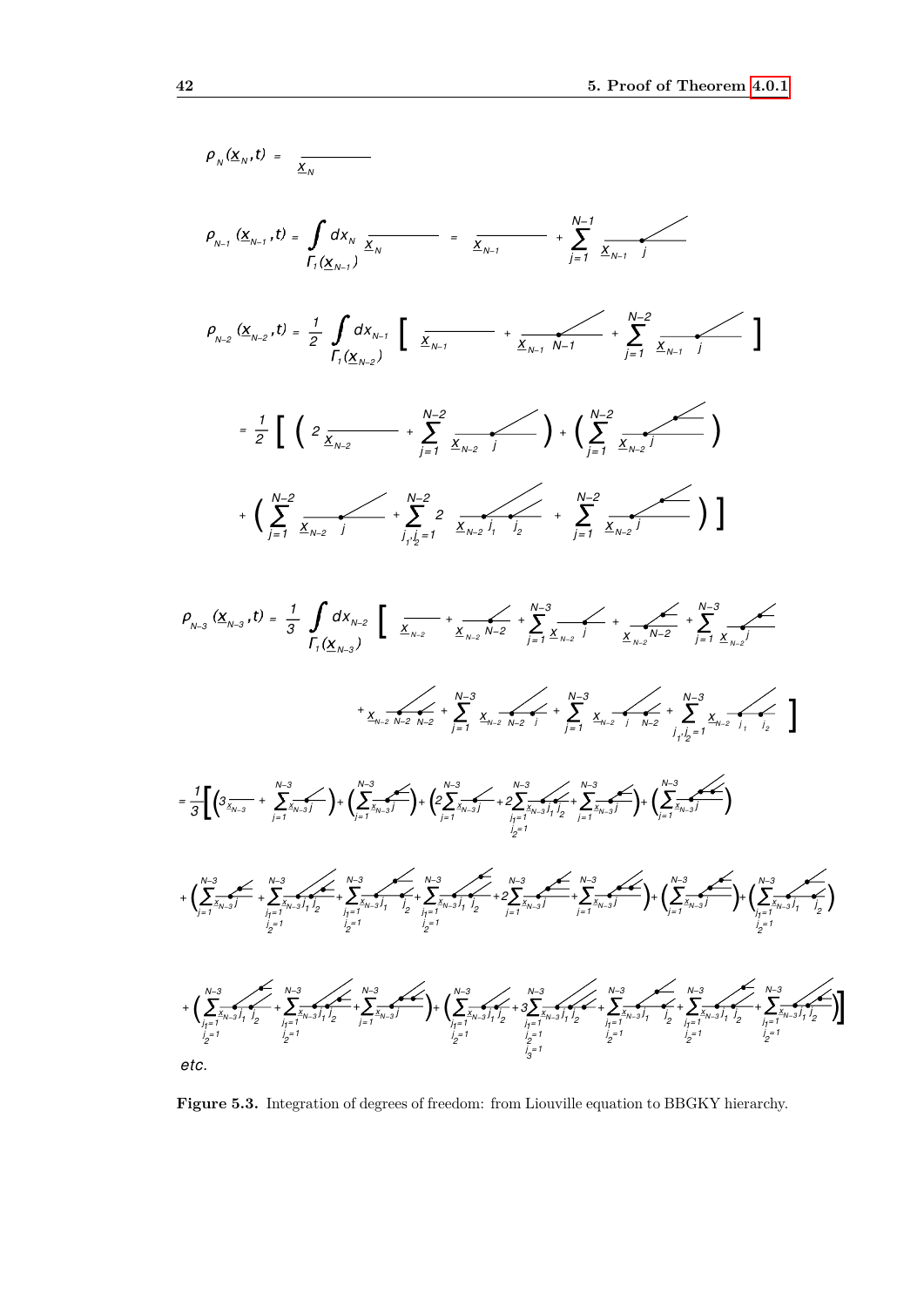$\rho_N(\underline{x}_N, t) = $ [diagram]

$\rho_{N-1}(\underline{x}_{N-1}, t) = \int_{\Gamma_1(\underline{x}_{N-1})} dx_N$ [diagram] $=$ [diagram] $+ \sum_{j=1}^{N-1}$ [diagram]

$\rho_{N-2}(\underline{x}_{N-2}, t) = \frac{1}{2} \int_{\Gamma_1(\underline{x}_{N-2})} dx_{N-1} \Big[$ [diagrams] $\Big]$

$= \frac{1}{2} \Big[ \Big( 2$ [diagram] $+ \sum_{j=1}^{N-2}$ [diagram] $\Big) + \Big( \sum_{j=1}^{N-2}$ [diagram] $\Big)$

$+ \Big( \sum_{j=1}^{N-2}$ [diagram] $+ \sum_{j_1, j_2 = 1}^{N-2} 2$ [diagram] $+ \sum_{j=1}^{N-2}$ [diagram] $\Big) \Big]$

$\rho_{N-3}(\underline{x}_{N-3}, t) = \frac{1}{3} \int_{\Gamma_1(\underline{x}_{N-3})} dx_{N-2} \Big[$ [diagrams] $\Big]$

$= \frac{1}{3} \Big[ \Big( 3$ [diagram] $+ \dots \Big)$ [diagrams] $\Big]$

*etc.*

**Figure 5.3.** Integration of degrees of freedom: from Liouville equation to BBGKY hierarchy.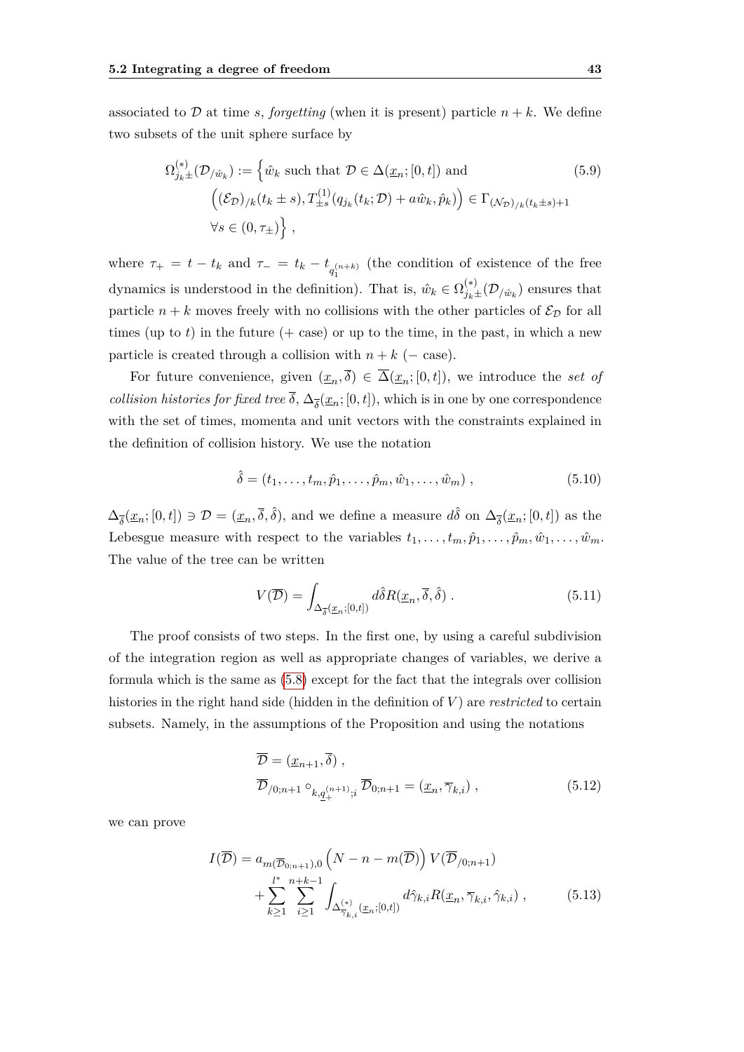associated to $\mathcal{D}$ at time $s$, *forgetting* (when it is present) particle $n+k$. We define two subsets of the unit sphere surface by

$$
\begin{aligned}
\Omega^{(*)}_{j_k\pm}(\mathcal{D}_{/\hat{w}_k}) := \Big\{ & \hat{w}_k \text{ such that } \mathcal{D} \in \Delta(\underline{x}_n;[0,t]) \text{ and} \\
& \Big( (\mathcal{E}_{\mathcal{D}})_{/k}(t_k \pm s), T^{(1)}_{\pm s}(q_{j_k}(t_k;\mathcal{D}) + a\hat{w}_k, \hat{p}_k) \Big) \in \Gamma_{(\mathcal{N}_{\mathcal{D}})_{/k}(t_k\pm s)+1} \\
& \forall s \in (0,\tau_\pm) \Big\} ,
\end{aligned}
\tag{5.9}
$$

where $\tau_+ = t - t_k$ and $\tau_- = t_k - t_{q_1^{(n+k)}}$ (the condition of existence of the free dynamics is understood in the definition). That is, $\hat{w}_k \in \Omega^{(*)}_{j_k\pm}(\mathcal{D}_{/\hat{w}_k})$ ensures that particle $n+k$ moves freely with no collisions with the other particles of $\mathcal{E}_{\mathcal{D}}$ for all times (up to $t$) in the future ($+$ case) or up to the time, in the past, in which a new particle is created through a collision with $n+k$ ($-$ case).

For future convenience, given $(\underline{x}_n, \overline{\delta}) \in \overline{\Delta}(\underline{x}_n;[0,t])$, we introduce the *set of collision histories for fixed tree* $\overline{\delta}$, $\Delta_{\overline{\delta}}(\underline{x}_n;[0,t])$, which is in one by one correspondence with the set of times, momenta and unit vectors with the constraints explained in the definition of collision history. We use the notation

$$
\hat{\delta} = (t_1, \dots, t_m, \hat{p}_1, \dots, \hat{p}_m, \hat{w}_1, \dots, \hat{w}_m) ,
\tag{5.10}
$$

$\Delta_{\overline{\delta}}(\underline{x}_n;[0,t]) \ni \mathcal{D} = (\underline{x}_n, \overline{\delta}, \hat{\delta})$, and we define a measure $d\hat{\delta}$ on $\Delta_{\overline{\delta}}(\underline{x}_n;[0,t])$ as the Lebesgue measure with respect to the variables $t_1, \dots, t_m, \hat{p}_1, \dots, \hat{p}_m, \hat{w}_1, \dots, \hat{w}_m$. The value of the tree can be written

$$
V(\overline{\mathcal{D}}) = \int_{\Delta_{\overline{\delta}}(\underline{x}_n;[0,t])} d\hat{\delta} R(\underline{x}_n, \overline{\delta}, \hat{\delta}) .
\tag{5.11}
$$

The proof consists of two steps. In the first one, by using a careful subdivision of the integration region as well as appropriate changes of variables, we derive a formula which is the same as (5.8) except for the fact that the integrals over collision histories in the right hand side (hidden in the definition of $V$) are *restricted* to certain subsets. Namely, in the assumptions of the Proposition and using the notations

$$
\begin{aligned}
& \overline{\mathcal{D}} = (\underline{x}_{n+1}, \overline{\delta}) , \\
& \overline{\mathcal{D}}_{/0;n+1} \circ_{k,\underline{q}_+^{(n+1)};i} \overline{\mathcal{D}}_{0;n+1} = (\underline{x}_n, \overline{\gamma}_{k,i}) ,
\end{aligned}
\tag{5.12}
$$

we can prove

$$
\begin{aligned}
I(\overline{\mathcal{D}}) = & \, a_{m(\overline{\mathcal{D}}_{0;n+1}),0} \left( N - n - m(\overline{\mathcal{D}}) \right) V(\overline{\mathcal{D}}_{/0;n+1}) \\
& + \sum_{k\geq 1}^{l^*} \sum_{i\geq 1}^{n+k-1} \int_{\Delta^{(*)}_{\overline{\gamma}_{k,i}}(\underline{x}_n;[0,t])} d\hat{\gamma}_{k,i} R(\underline{x}_n, \overline{\gamma}_{k,i}, \hat{\gamma}_{k,i}) ,
\end{aligned}
\tag{5.13}
$$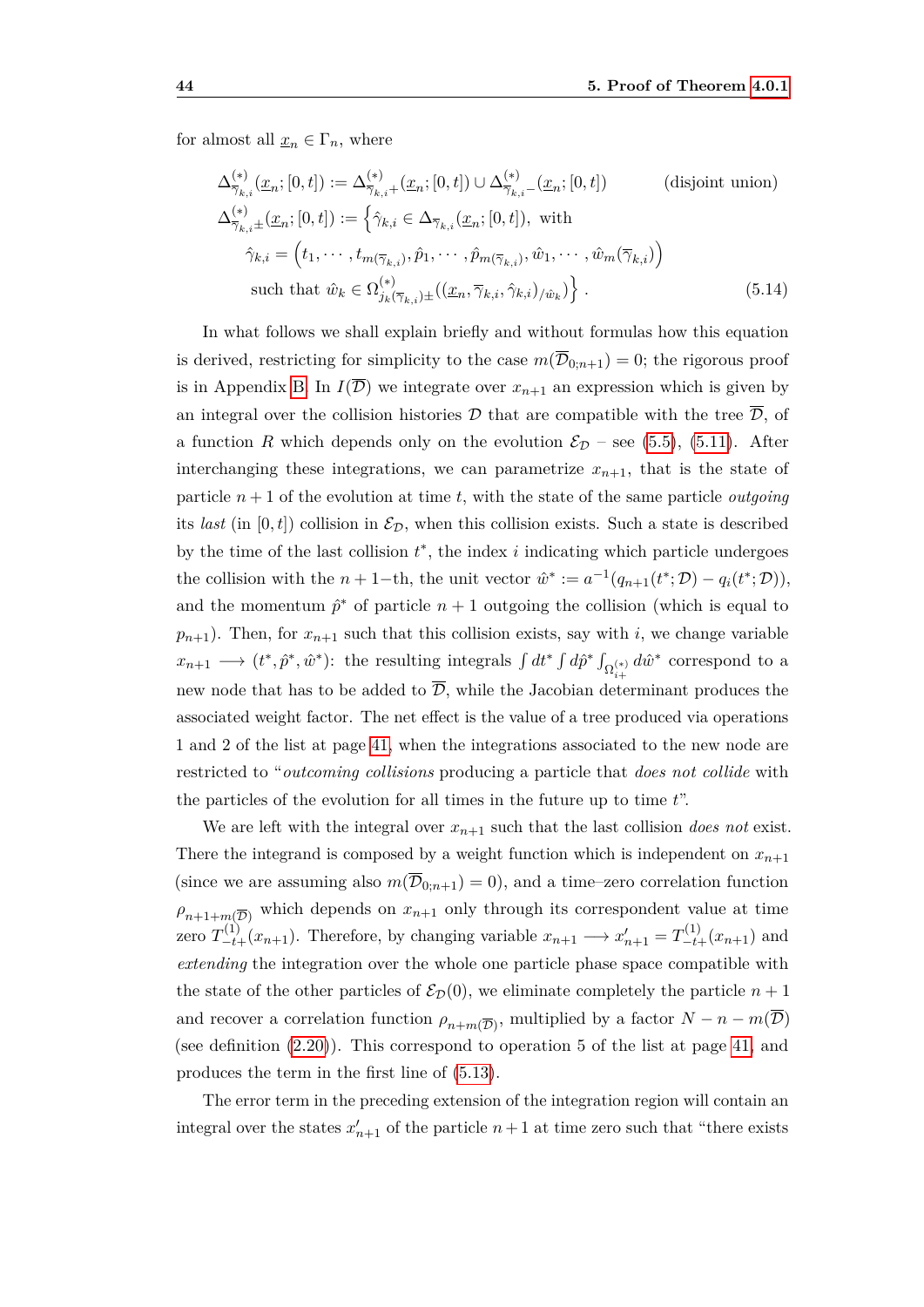for almost all $\underline{x}_n \in \Gamma_n$, where

$$
\begin{aligned}
&\Delta^{(*)}_{\overline{\gamma}_{k,i}}(\underline{x}_n;[0,t]) := \Delta^{(*)}_{\overline{\gamma}_{k,i}+}(\underline{x}_n;[0,t]) \cup \Delta^{(*)}_{\overline{\gamma}_{k,i}-}(\underline{x}_n;[0,t]) \qquad \text{(disjoint union)}\\
&\Delta^{(*)}_{\overline{\gamma}_{k,i}\pm}(\underline{x}_n;[0,t]) := \Big\{\hat{\gamma}_{k,i} \in \Delta_{\overline{\gamma}_{k,i}}(\underline{x}_n;[0,t]), \text{ with}\\
&\qquad \hat{\gamma}_{k,i} = \Big(t_1,\cdots,t_{m(\overline{\gamma}_{k,i})},\hat{p}_1,\cdots,\hat{p}_{m(\overline{\gamma}_{k,i})},\hat{w}_1,\cdots,\hat{w}_m(\overline{\gamma}_{k,i})\Big)\\
&\qquad \text{such that } \hat{w}_k \in \Omega^{(*)}_{j_k(\overline{\gamma}_{k,i})\pm}((\underline{x}_n,\overline{\gamma}_{k,i},\hat{\gamma}_{k,i})_{/\hat{w}_k})\Big\}\,.
\end{aligned}
\tag{5.14}
$$

In what follows we shall explain briefly and without formulas how this equation is derived, restricting for simplicity to the case $m(\overline{\mathcal{D}}_{0;n+1}) = 0$; the rigorous proof is in Appendix B. In $I(\overline{\mathcal{D}})$ we integrate over $x_{n+1}$ an expression which is given by an integral over the collision histories $\mathcal{D}$ that are compatible with the tree $\overline{\mathcal{D}}$, of a function $R$ which depends only on the evolution $\mathcal{E}_{\mathcal{D}}$ – see (5.5), (5.11). After interchanging these integrations, we can parametrize $x_{n+1}$, that is the state of particle $n+1$ of the evolution at time $t$, with the state of the same particle *outgoing* its *last* (in $[0,t]$) collision in $\mathcal{E}_{\mathcal{D}}$, when this collision exists. Such a state is described by the time of the last collision $t^*$, the index $i$ indicating which particle undergoes the collision with the $n+1$–th, the unit vector $\hat{w}^* := a^{-1}(q_{n+1}(t^*;\mathcal{D}) - q_i(t^*;\mathcal{D}))$, and the momentum $\hat{p}^*$ of particle $n+1$ outgoing the collision (which is equal to $p_{n+1}$). Then, for $x_{n+1}$ such that this collision exists, say with $i$, we change variable $x_{n+1} \longrightarrow (t^*,\hat{p}^*,\hat{w}^*)$: the resulting integrals $\int dt^* \int d\hat{p}^* \int_{\Omega^{(*)}_{i+}} d\hat{w}^*$ correspond to a new node that has to be added to $\overline{\mathcal{D}}$, while the Jacobian determinant produces the associated weight factor. The net effect is the value of a tree produced via operations 1 and 2 of the list at page 41, when the integrations associated to the new node are restricted to "*outcoming collisions* producing a particle that *does not collide* with the particles of the evolution for all times in the future up to time $t$".

We are left with the integral over $x_{n+1}$ such that the last collision *does not* exist. There the integrand is composed by a weight function which is independent on $x_{n+1}$ (since we are assuming also $m(\overline{\mathcal{D}}_{0;n+1}) = 0$), and a time–zero correlation function $\rho_{n+1+m(\overline{\mathcal{D}})}$ which depends on $x_{n+1}$ only through its correspondent value at time zero $T^{(1)}_{-t+}(x_{n+1})$. Therefore, by changing variable $x_{n+1} \longrightarrow x'_{n+1} = T^{(1)}_{-t+}(x_{n+1})$ and *extending* the integration over the whole one particle phase space compatible with the state of the other particles of $\mathcal{E}_{\mathcal{D}}(0)$, we eliminate completely the particle $n+1$ and recover a correlation function $\rho_{n+m(\overline{\mathcal{D}})}$, multiplied by a factor $N - n - m(\overline{\mathcal{D}})$ (see definition (2.20)). This correspond to operation 5 of the list at page 41, and produces the term in the first line of (5.13).

The error term in the preceding extension of the integration region will contain an integral over the states $x'_{n+1}$ of the particle $n+1$ at time zero such that "there exists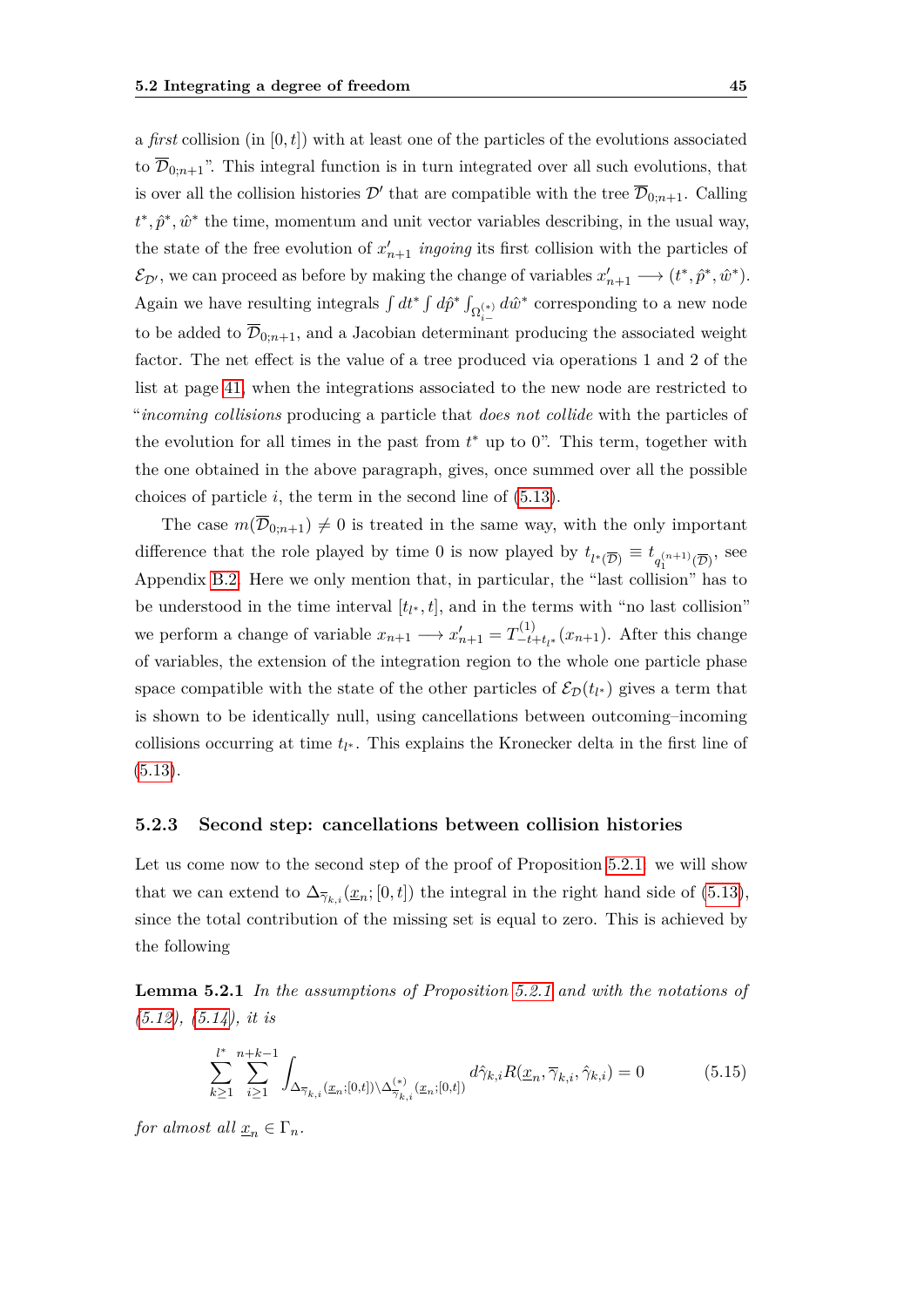a *first* collision (in $[0,t]$) with at least one of the particles of the evolutions associated to $\overline{\mathcal{D}}_{0;n+1}$". This integral function is in turn integrated over all such evolutions, that is over all the collision histories $\mathcal{D}'$ that are compatible with the tree $\overline{\mathcal{D}}_{0;n+1}$. Calling $t^*, \hat{p}^*, \hat{w}^*$ the time, momentum and unit vector variables describing, in the usual way, the state of the free evolution of $x'_{n+1}$ *ingoing* its first collision with the particles of $\mathcal{E}_{\mathcal{D}'}$, we can proceed as before by making the change of variables $x'_{n+1} \longrightarrow (t^*, \hat{p}^*, \hat{w}^*)$. Again we have resulting integrals $\int dt^* \int d\hat{p}^* \int_{\Omega_{i-}^{(*)}} d\hat{w}^*$ corresponding to a new node to be added to $\overline{\mathcal{D}}_{0;n+1}$, and a Jacobian determinant producing the associated weight factor. The net effect is the value of a tree produced via operations 1 and 2 of the list at page 41, when the integrations associated to the new node are restricted to "*incoming collisions* producing a particle that *does not collide* with the particles of the evolution for all times in the past from $t^*$ up to 0". This term, together with the one obtained in the above paragraph, gives, once summed over all the possible choices of particle $i$, the term in the second line of (5.13).

The case $m(\overline{\mathcal{D}}_{0;n+1}) \neq 0$ is treated in the same way, with the only important difference that the role played by time 0 is now played by $t_{l^*(\overline{\mathcal{D}})} \equiv t_{q_1^{(n+1)}(\overline{\mathcal{D}})}$, see Appendix B.2. Here we only mention that, in particular, the "last collision" has to be understood in the time interval $[t_{l^*}, t]$, and in the terms with "no last collision" we perform a change of variable $x_{n+1} \longrightarrow x'_{n+1} = T^{(1)}_{-t+t_{l^*}}(x_{n+1})$. After this change of variables, the extension of the integration region to the whole one particle phase space compatible with the state of the other particles of $\mathcal{E}_{\mathcal{D}}(t_{l^*})$ gives a term that is shown to be identically null, using cancellations between outcoming–incoming collisions occurring at time $t_{l^*}$. This explains the Kronecker delta in the first line of (5.13).

### 5.2.3 Second step: cancellations between collision histories

Let us come now to the second step of the proof of Proposition 5.2.1: we will show that we can extend to $\Delta_{\overline{\gamma}_{k,i}}(\underline{x}_n;[0,t])$ the integral in the right hand side of (5.13), since the total contribution of the missing set is equal to zero. This is achieved by the following

**Lemma 5.2.1** *In the assumptions of Proposition 5.2.1 and with the notations of (5.12), (5.14), it is*

$$\sum_{k\geq 1}^{l^*} \sum_{i\geq 1}^{n+k-1} \int_{\Delta_{\overline{\gamma}_{k,i}}(\underline{x}_n;[0,t]) \setminus \Delta^{(*)}_{\overline{\gamma}_{k,i}}(\underline{x}_n;[0,t])} d\hat{\gamma}_{k,i} R(\underline{x}_n, \overline{\gamma}_{k,i}, \hat{\gamma}_{k,i}) = 0 \tag{5.15}$$

*for almost all* $\underline{x}_n \in \Gamma_n$.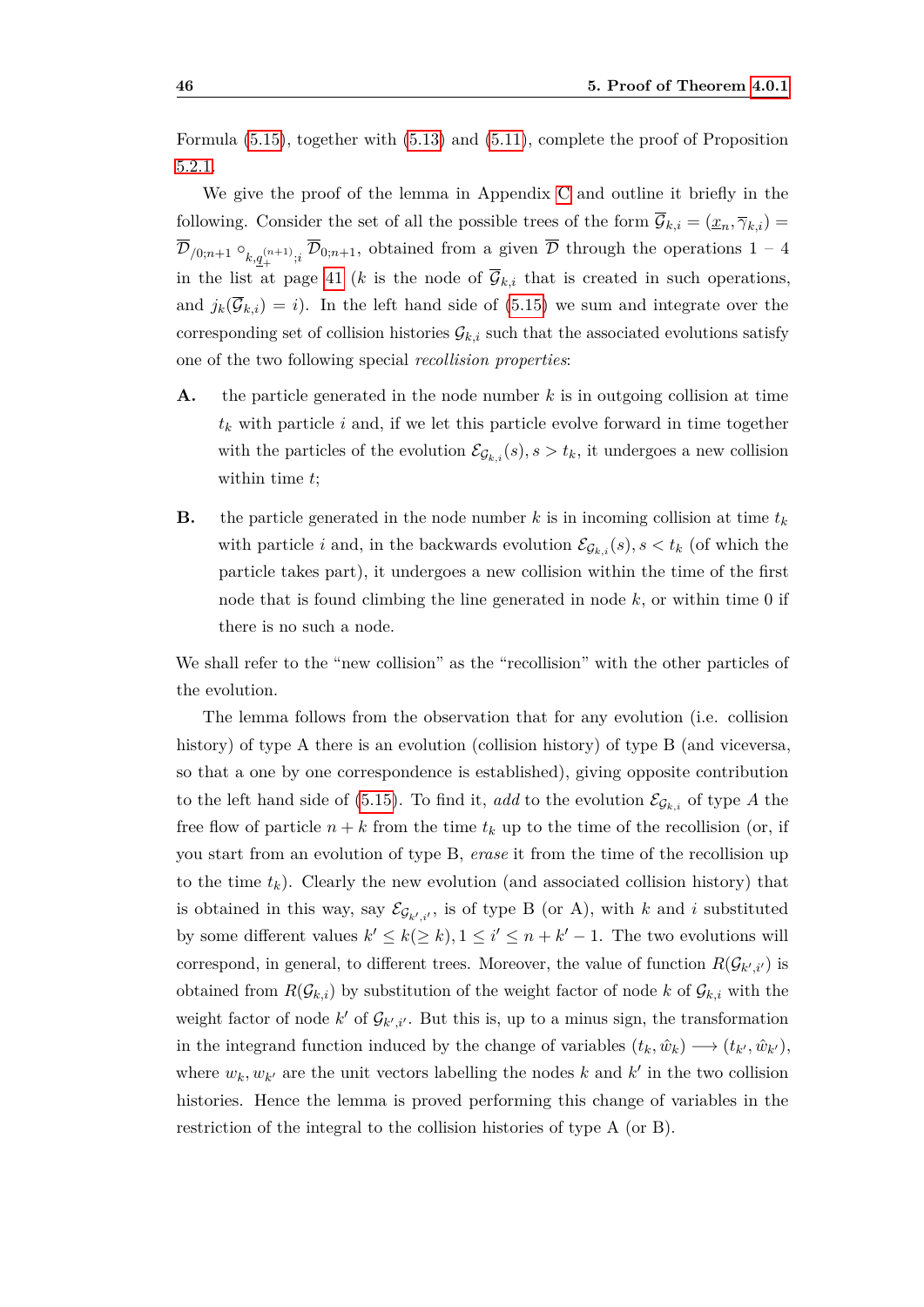Formula (5.15), together with (5.13) and (5.11), complete the proof of Proposition 5.2.1.

We give the proof of the lemma in Appendix C and outline it briefly in the following. Consider the set of all the possible trees of the form $\overline{\mathcal{G}}_{k,i} = (\underline{x}_n, \overline{\gamma}_{k,i}) = \overline{\mathcal{D}}_{/0;n+1} \circ_{k,\underline{q}_+^{(n+1)};i} \overline{\mathcal{D}}_{0;n+1}$, obtained from a given $\overline{\mathcal{D}}$ through the operations 1 – 4 in the list at page 41 ($k$ is the node of $\overline{\mathcal{G}}_{k,i}$ that is created in such operations, and $j_k(\overline{\mathcal{G}}_{k,i}) = i$). In the left hand side of (5.15) we sum and integrate over the corresponding set of collision histories $\mathcal{G}_{k,i}$ such that the associated evolutions satisfy one of the two following special *recollision properties*:

**A.** the particle generated in the node number $k$ is in outgoing collision at time $t_k$ with particle $i$ and, if we let this particle evolve forward in time together with the particles of the evolution $\mathcal{E}_{\mathcal{G}_{k,i}}(s), s > t_k$, it undergoes a new collision within time $t$;

**B.** the particle generated in the node number $k$ is in incoming collision at time $t_k$ with particle $i$ and, in the backwards evolution $\mathcal{E}_{\mathcal{G}_{k,i}}(s), s < t_k$ (of which the particle takes part), it undergoes a new collision within the time of the first node that is found climbing the line generated in node $k$, or within time 0 if there is no such a node.

We shall refer to the "new collision" as the "recollision" with the other particles of the evolution.

The lemma follows from the observation that for any evolution (i.e. collision history) of type A there is an evolution (collision history) of type B (and viceversa, so that a one by one correspondence is established), giving opposite contribution to the left hand side of (5.15). To find it, *add* to the evolution $\mathcal{E}_{\mathcal{G}_{k,i}}$ of type *A* the free flow of particle $n + k$ from the time $t_k$ up to the time of the recollision (or, if you start from an evolution of type B, *erase* it from the time of the recollision up to the time $t_k$). Clearly the new evolution (and associated collision history) that is obtained in this way, say $\mathcal{E}_{\mathcal{G}_{k',i'}}$, is of type B (or A), with $k$ and $i$ substituted by some different values $k' \leq k (\geq k), 1 \leq i' \leq n + k' - 1$. The two evolutions will correspond, in general, to different trees. Moreover, the value of function $R(\mathcal{G}_{k',i'})$ is obtained from $R(\mathcal{G}_{k,i})$ by substitution of the weight factor of node $k$ of $\mathcal{G}_{k,i}$ with the weight factor of node $k'$ of $\mathcal{G}_{k',i'}$. But this is, up to a minus sign, the transformation in the integrand function induced by the change of variables $(t_k, \hat{w}_k) \longrightarrow (t_{k'}, \hat{w}_{k'})$, where $w_k, w_{k'}$ are the unit vectors labelling the nodes $k$ and $k'$ in the two collision histories. Hence the lemma is proved performing this change of variables in the restriction of the integral to the collision histories of type A (or B).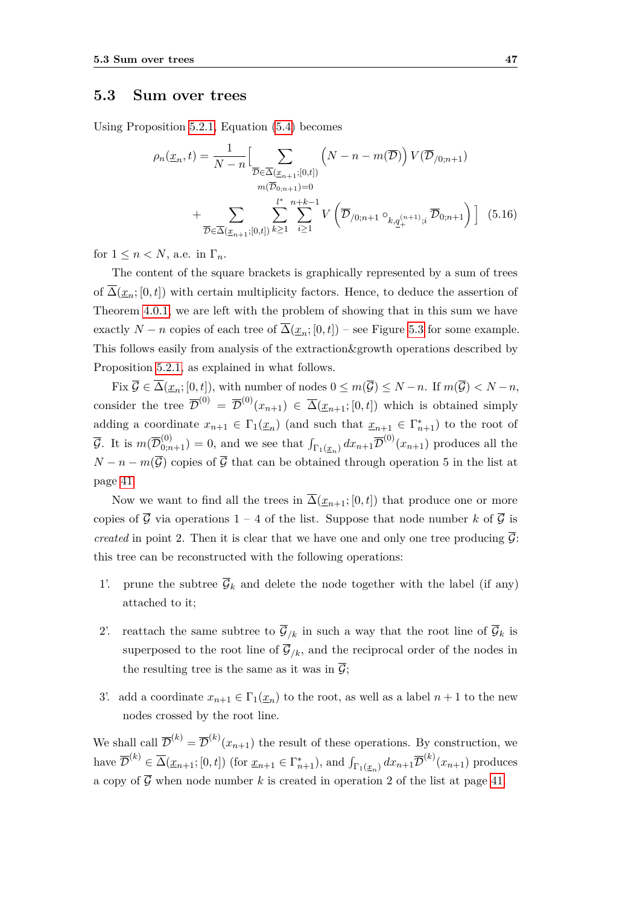## 5.3 Sum over trees

Using Proposition 5.2.1, Equation (5.4) becomes

$$\rho_n(\underline{x}_n,t) = \frac{1}{N-n}\Big[\sum_{\substack{\overline{\mathcal{D}}\in\overline{\Delta}(\underline{x}_{n+1};[0,t])\\ m(\overline{\mathcal{D}}_{0;n+1})=0}} \Big(N-n-m(\overline{\mathcal{D}})\Big)\, V(\overline{\mathcal{D}}_{/0;n+1})$$

$$+\sum_{\overline{\mathcal{D}}\in\overline{\Delta}(\underline{x}_{n+1};[0,t])}\sum_{k\geq 1}^{l^*}\sum_{i\geq 1}^{n+k-1} V\left(\overline{\mathcal{D}}_{/0;n+1}\circ_{k,\underline{q}_+^{(n+1)};i}\overline{\mathcal{D}}_{0;n+1}\right)\Big] \quad (5.16)$$

for $1\leq n<N$, a.e. in $\Gamma_n$.

The content of the square brackets is graphically represented by a sum of trees of $\overline{\Delta}(\underline{x}_n;[0,t])$ with certain multiplicity factors. Hence, to deduce the assertion of Theorem 4.0.1, we are left with the problem of showing that in this sum we have exactly $N-n$ copies of each tree of $\overline{\Delta}(\underline{x}_n;[0,t])$ – see Figure 5.3 for some example. This follows easily from analysis of the extraction&growth operations described by Proposition 5.2.1, as explained in what follows.

Fix $\overline{\mathcal{G}}\in\overline{\Delta}(\underline{x}_n;[0,t])$, with number of nodes $0\leq m(\overline{\mathcal{G}})\leq N-n$. If $m(\overline{\mathcal{G}})<N-n$, consider the tree $\overline{\mathcal{D}}^{(0)}=\overline{\mathcal{D}}^{(0)}(x_{n+1})\in\overline{\Delta}(\underline{x}_{n+1};[0,t])$ which is obtained simply adding a coordinate $x_{n+1}\in\Gamma_1(\underline{x}_n)$ (and such that $\underline{x}_{n+1}\in\Gamma^*_{n+1}$) to the root of $\overline{\mathcal{G}}$. It is $m(\overline{\mathcal{D}}^{(0)}_{0;n+1})=0$, and we see that $\int_{\Gamma_1(\underline{x}_n)}dx_{n+1}\overline{\mathcal{D}}^{(0)}(x_{n+1})$ produces all the $N-n-m(\overline{\mathcal{G}})$ copies of $\overline{\mathcal{G}}$ that can be obtained through operation 5 in the list at page 41.

Now we want to find all the trees in $\overline{\Delta}(\underline{x}_{n+1};[0,t])$ that produce one or more copies of $\overline{\mathcal{G}}$ via operations 1 – 4 of the list. Suppose that node number $k$ of $\overline{\mathcal{G}}$ is *created* in point 2. Then it is clear that we have one and only one tree producing $\overline{\mathcal{G}}$: this tree can be reconstructed with the following operations:

1'. prune the subtree $\overline{\mathcal{G}}_k$ and delete the node together with the label (if any) attached to it;

2'. reattach the same subtree to $\overline{\mathcal{G}}_{/k}$ in such a way that the root line of $\overline{\mathcal{G}}_k$ is superposed to the root line of $\overline{\mathcal{G}}_{/k}$, and the reciprocal order of the nodes in the resulting tree is the same as it was in $\overline{\mathcal{G}}$;

3'. add a coordinate $x_{n+1}\in\Gamma_1(\underline{x}_n)$ to the root, as well as a label $n+1$ to the new nodes crossed by the root line.

We shall call $\overline{\mathcal{D}}^{(k)}=\overline{\mathcal{D}}^{(k)}(x_{n+1})$ the result of these operations. By construction, we have $\overline{\mathcal{D}}^{(k)}\in\overline{\Delta}(\underline{x}_{n+1};[0,t])$ (for $\underline{x}_{n+1}\in\Gamma^*_{n+1}$), and $\int_{\Gamma_1(\underline{x}_n)}dx_{n+1}\overline{\mathcal{D}}^{(k)}(x_{n+1})$ produces a copy of $\overline{\mathcal{G}}$ when node number $k$ is created in operation 2 of the list at page 41.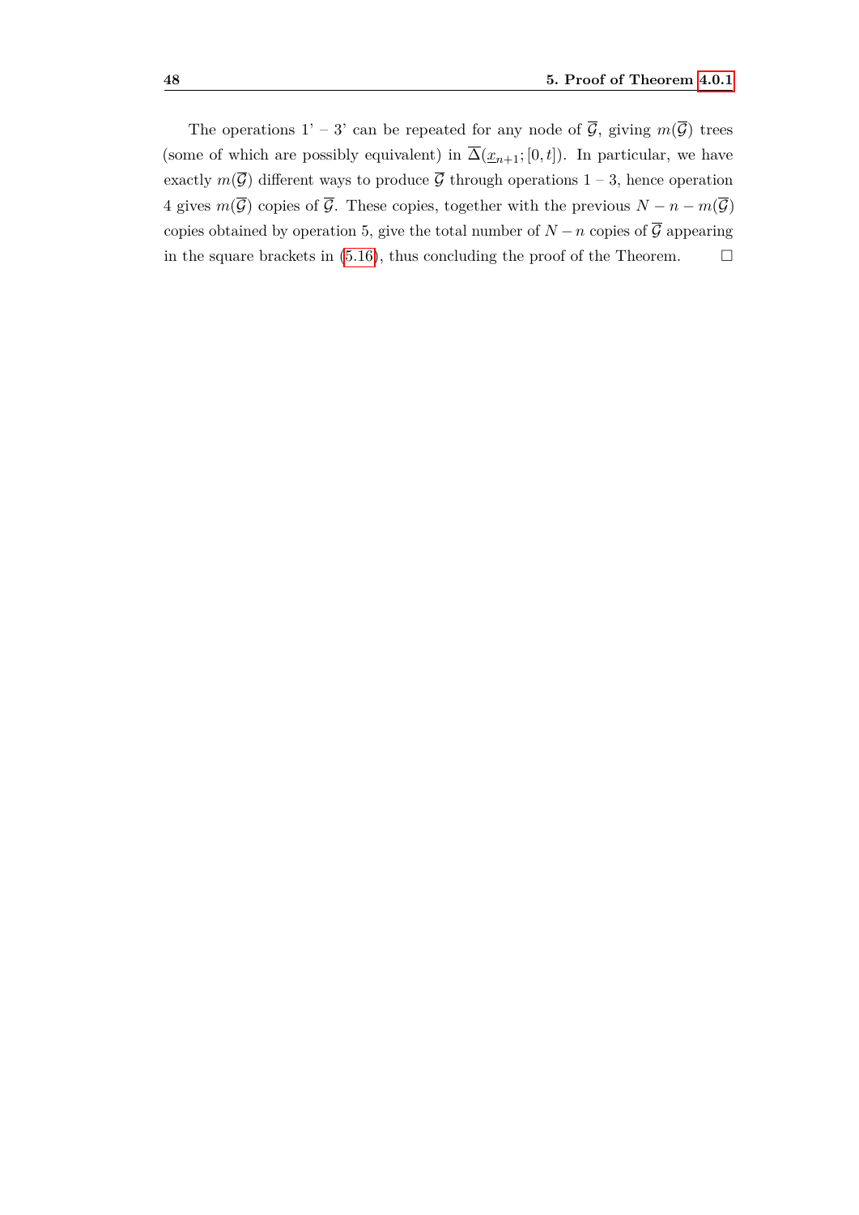The operations 1' – 3' can be repeated for any node of $\overline{\mathcal{G}}$, giving $m(\overline{\mathcal{G}})$ trees (some of which are possibly equivalent) in $\overline{\Delta}(\underline{x}_{n+1};[0,t])$. In particular, we have exactly $m(\overline{\mathcal{G}})$ different ways to produce $\overline{\mathcal{G}}$ through operations 1 – 3, hence operation 4 gives $m(\overline{\mathcal{G}})$ copies of $\overline{\mathcal{G}}$. These copies, together with the previous $N - n - m(\overline{\mathcal{G}})$ copies obtained by operation 5, give the total number of $N - n$ copies of $\overline{\mathcal{G}}$ appearing in the square brackets in (5.16), thus concluding the proof of the Theorem. □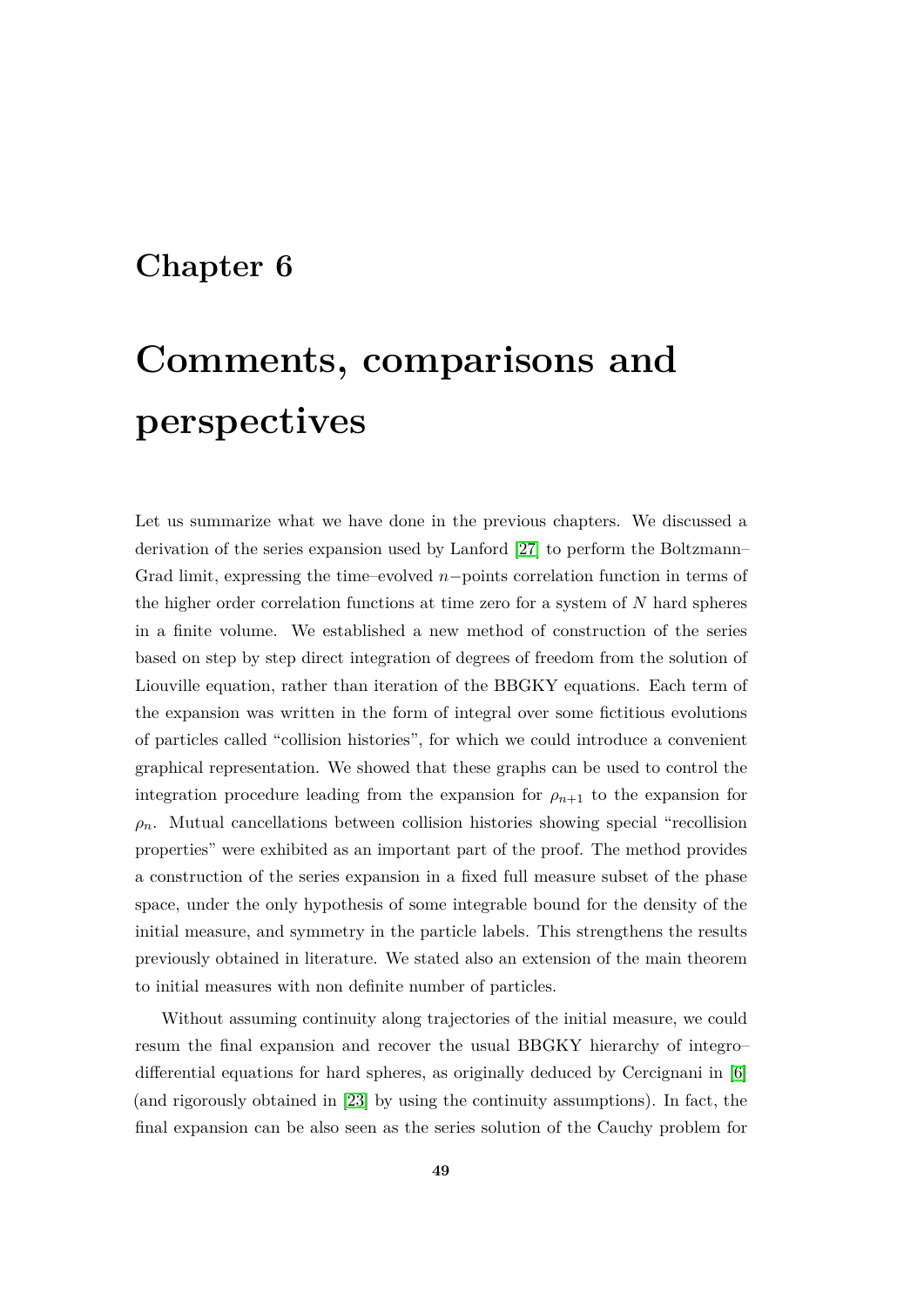# Chapter 6

# Comments, comparisons and perspectives

Let us summarize what we have done in the previous chapters. We discussed a derivation of the series expansion used by Lanford [27] to perform the Boltzmann–Grad limit, expressing the time–evolved $n-$points correlation function in terms of the higher order correlation functions at time zero for a system of $N$ hard spheres in a finite volume. We established a new method of construction of the series based on step by step direct integration of degrees of freedom from the solution of Liouville equation, rather than iteration of the BBGKY equations. Each term of the expansion was written in the form of integral over some fictitious evolutions of particles called "collision histories", for which we could introduce a convenient graphical representation. We showed that these graphs can be used to control the integration procedure leading from the expansion for $\rho_{n+1}$ to the expansion for $\rho_n$. Mutual cancellations between collision histories showing special "recollision properties" were exhibited as an important part of the proof. The method provides a construction of the series expansion in a fixed full measure subset of the phase space, under the only hypothesis of some integrable bound for the density of the initial measure, and symmetry in the particle labels. This strengthens the results previously obtained in literature. We stated also an extension of the main theorem to initial measures with non definite number of particles.

Without assuming continuity along trajectories of the initial measure, we could resum the final expansion and recover the usual BBGKY hierarchy of integro–differential equations for hard spheres, as originally deduced by Cercignani in [6] (and rigorously obtained in [23] by using the continuity assumptions). In fact, the final expansion can be also seen as the series solution of the Cauchy problem for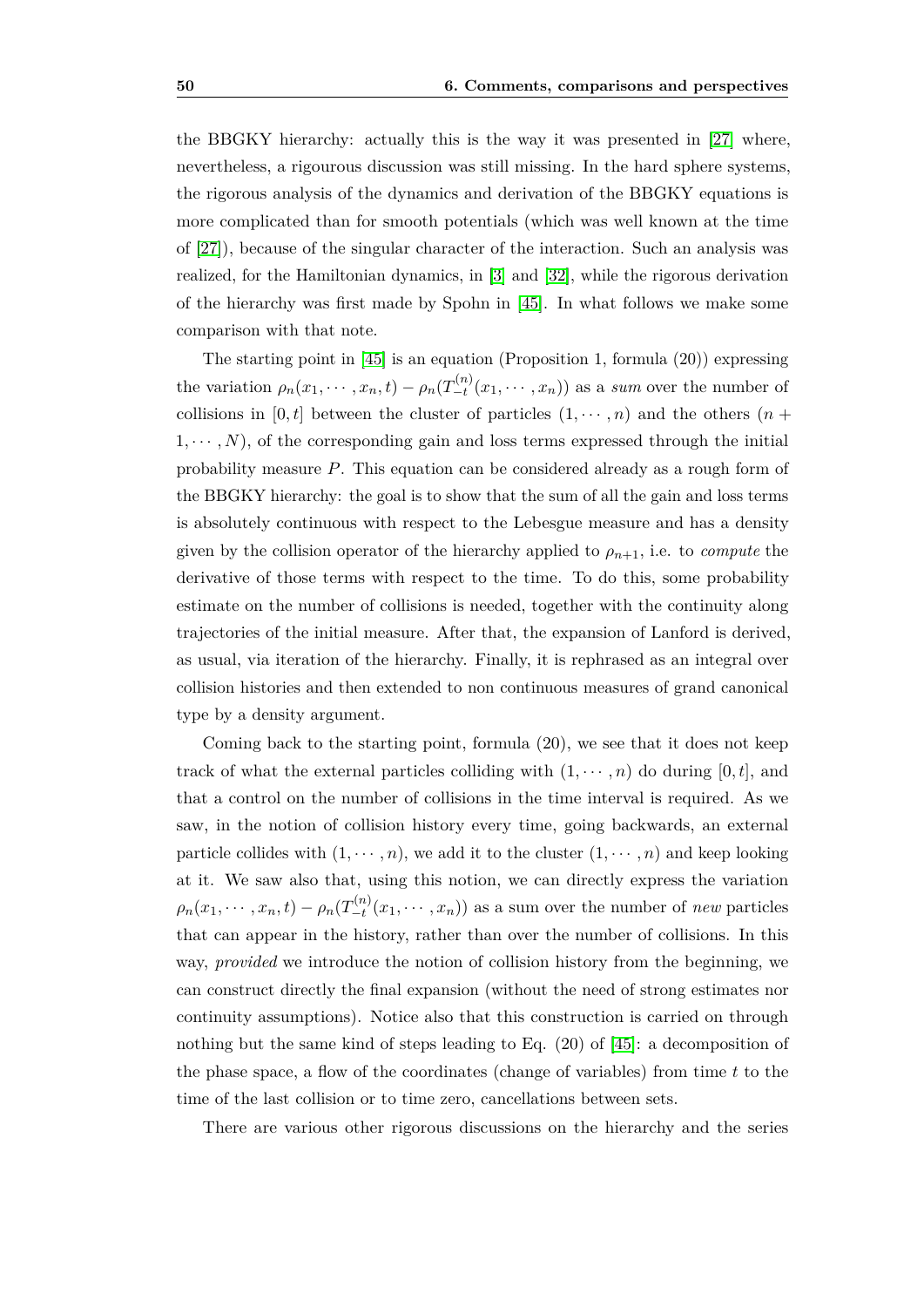the BBGKY hierarchy: actually this is the way it was presented in [27] where, nevertheless, a rigourous discussion was still missing. In the hard sphere systems, the rigorous analysis of the dynamics and derivation of the BBGKY equations is more complicated than for smooth potentials (which was well known at the time of [27]), because of the singular character of the interaction. Such an analysis was realized, for the Hamiltonian dynamics, in [3] and [32], while the rigorous derivation of the hierarchy was first made by Spohn in [45]. In what follows we make some comparison with that note.

The starting point in [45] is an equation (Proposition 1, formula (20)) expressing the variation $\rho_n(x_1, \cdots, x_n, t) - \rho_n(T_{-t}^{(n)}(x_1, \cdots, x_n))$ as a *sum* over the number of collisions in $[0, t]$ between the cluster of particles $(1, \cdots, n)$ and the others $(n + 1, \cdots, N)$, of the corresponding gain and loss terms expressed through the initial probability measure $P$. This equation can be considered already as a rough form of the BBGKY hierarchy: the goal is to show that the sum of all the gain and loss terms is absolutely continuous with respect to the Lebesgue measure and has a density given by the collision operator of the hierarchy applied to $\rho_{n+1}$, i.e. to *compute* the derivative of those terms with respect to the time. To do this, some probability estimate on the number of collisions is needed, together with the continuity along trajectories of the initial measure. After that, the expansion of Lanford is derived, as usual, via iteration of the hierarchy. Finally, it is rephrased as an integral over collision histories and then extended to non continuous measures of grand canonical type by a density argument.

Coming back to the starting point, formula (20), we see that it does not keep track of what the external particles colliding with $(1, \cdots, n)$ do during $[0, t]$, and that a control on the number of collisions in the time interval is required. As we saw, in the notion of collision history every time, going backwards, an external particle collides with $(1, \cdots, n)$, we add it to the cluster $(1, \cdots, n)$ and keep looking at it. We saw also that, using this notion, we can directly express the variation $\rho_n(x_1, \cdots, x_n, t) - \rho_n(T_{-t}^{(n)}(x_1, \cdots, x_n))$ as a sum over the number of *new* particles that can appear in the history, rather than over the number of collisions. In this way, *provided* we introduce the notion of collision history from the beginning, we can construct directly the final expansion (without the need of strong estimates nor continuity assumptions). Notice also that this construction is carried on through nothing but the same kind of steps leading to Eq. (20) of [45]: a decomposition of the phase space, a flow of the coordinates (change of variables) from time $t$ to the time of the last collision or to time zero, cancellations between sets.

There are various other rigorous discussions on the hierarchy and the series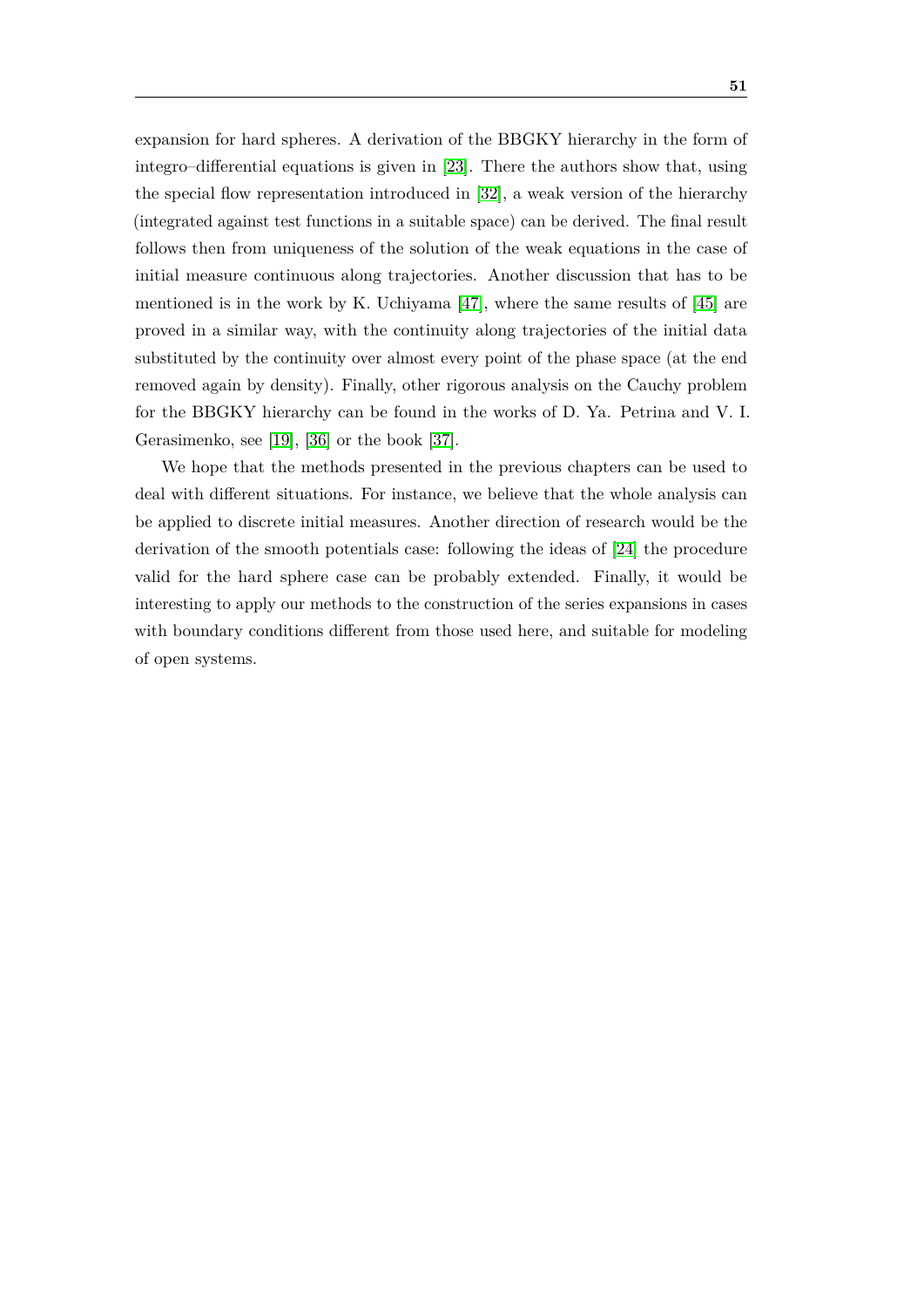expansion for hard spheres. A derivation of the BBGKY hierarchy in the form of integro–differential equations is given in [23]. There the authors show that, using the special flow representation introduced in [32], a weak version of the hierarchy (integrated against test functions in a suitable space) can be derived. The final result follows then from uniqueness of the solution of the weak equations in the case of initial measure continuous along trajectories. Another discussion that has to be mentioned is in the work by K. Uchiyama [47], where the same results of [45] are proved in a similar way, with the continuity along trajectories of the initial data substituted by the continuity over almost every point of the phase space (at the end removed again by density). Finally, other rigorous analysis on the Cauchy problem for the BBGKY hierarchy can be found in the works of D. Ya. Petrina and V. I. Gerasimenko, see [19], [36] or the book [37].

We hope that the methods presented in the previous chapters can be used to deal with different situations. For instance, we believe that the whole analysis can be applied to discrete initial measures. Another direction of research would be the derivation of the smooth potentials case: following the ideas of [24] the procedure valid for the hard sphere case can be probably extended. Finally, it would be interesting to apply our methods to the construction of the series expansions in cases with boundary conditions different from those used here, and suitable for modeling of open systems.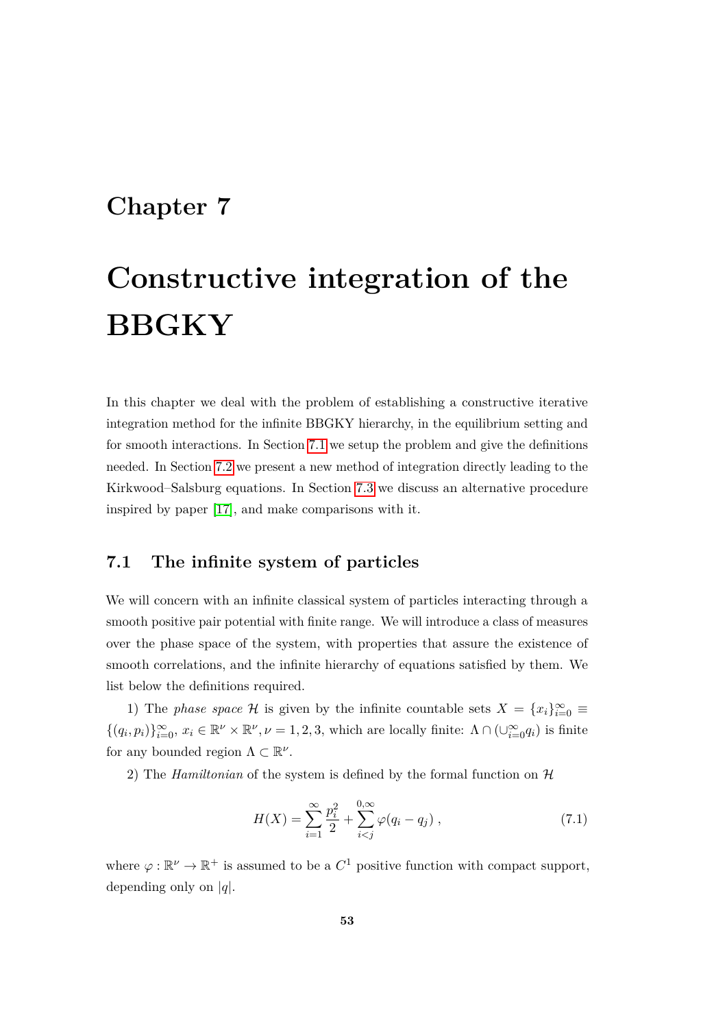# Chapter 7

# Constructive integration of the BBGKY

In this chapter we deal with the problem of establishing a constructive iterative integration method for the infinite BBGKY hierarchy, in the equilibrium setting and for smooth interactions. In Section 7.1 we setup the problem and give the definitions needed. In Section 7.2 we present a new method of integration directly leading to the Kirkwood–Salsburg equations. In Section 7.3 we discuss an alternative procedure inspired by paper [17], and make comparisons with it.

## 7.1 The infinite system of particles

We will concern with an infinite classical system of particles interacting through a smooth positive pair potential with finite range. We will introduce a class of measures over the phase space of the system, with properties that assure the existence of smooth correlations, and the infinite hierarchy of equations satisfied by them. We list below the definitions required.

1) The *phase space* $\mathcal{H}$ is given by the infinite countable sets $X = \{x_i\}_{i=0}^{\infty} \equiv \{(q_i, p_i)\}_{i=0}^{\infty}$, $x_i \in \mathbb{R}^{\nu} \times \mathbb{R}^{\nu}, \nu = 1, 2, 3$, which are locally finite: $\Lambda \cap (\cup_{i=0}^{\infty} q_i)$ is finite for any bounded region $\Lambda \subset \mathbb{R}^{\nu}$.

2) The *Hamiltonian* of the system is defined by the formal function on $\mathcal{H}$

$$H(X) = \sum_{i=1}^{\infty} \frac{p_i^2}{2} + \sum_{i<j}^{0,\infty} \varphi(q_i - q_j) \; , \tag{7.1}$$

where $\varphi : \mathbb{R}^{\nu} \to \mathbb{R}^{+}$ is assumed to be a $C^1$ positive function with compact support, depending only on $|q|$.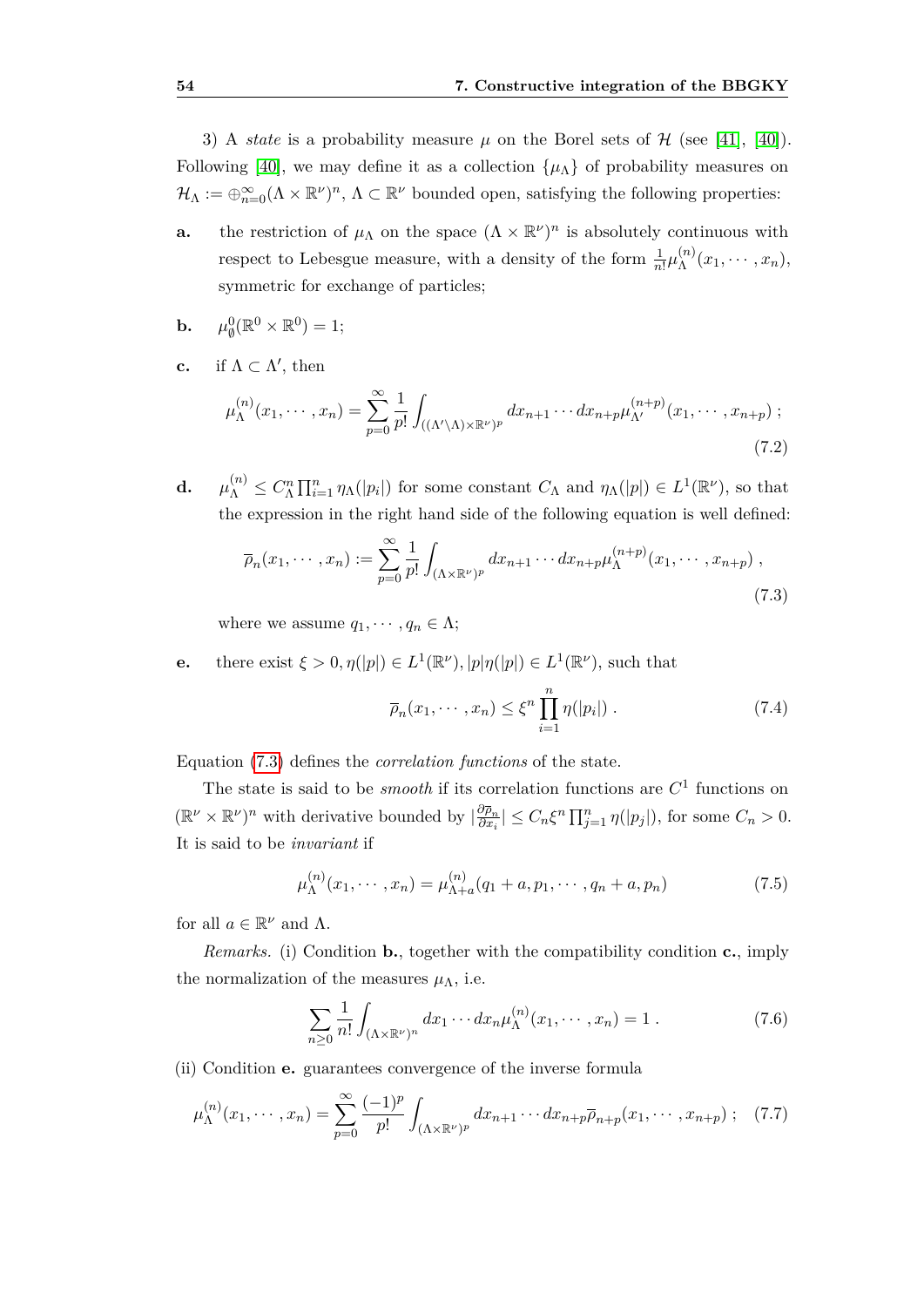3) A *state* is a probability measure $\mu$ on the Borel sets of $\mathcal{H}$ (see [41], [40]). Following [40], we may define it as a collection $\{\mu_\Lambda\}$ of probability measures on $\mathcal{H}_\Lambda := \oplus_{n=0}^{\infty}(\Lambda \times \mathbb{R}^\nu)^n$, $\Lambda \subset \mathbb{R}^\nu$ bounded open, satisfying the following properties:

**a.** the restriction of $\mu_\Lambda$ on the space $(\Lambda \times \mathbb{R}^\nu)^n$ is absolutely continuous with respect to Lebesgue measure, with a density of the form $\frac{1}{n!}\mu_\Lambda^{(n)}(x_1, \cdots, x_n)$, symmetric for exchange of particles;

**b.** $\mu_\emptyset^0(\mathbb{R}^0 \times \mathbb{R}^0) = 1$;

**c.** if $\Lambda \subset \Lambda'$, then

$$\mu_\Lambda^{(n)}(x_1, \cdots, x_n) = \sum_{p=0}^{\infty} \frac{1}{p!} \int_{((\Lambda' \setminus \Lambda) \times \mathbb{R}^\nu)^p} dx_{n+1} \cdots dx_{n+p} \mu_{\Lambda'}^{(n+p)}(x_1, \cdots, x_{n+p}) \; ; \tag{7.2}$$

**d.** $\mu_\Lambda^{(n)} \leq C_\Lambda^n \prod_{i=1}^n \eta_\Lambda(|p_i|)$ for some constant $C_\Lambda$ and $\eta_\Lambda(|p|) \in L^1(\mathbb{R}^\nu)$, so that the expression in the right hand side of the following equation is well defined:

$$\overline{\rho}_n(x_1, \cdots, x_n) := \sum_{p=0}^{\infty} \frac{1}{p!} \int_{(\Lambda \times \mathbb{R}^\nu)^p} dx_{n+1} \cdots dx_{n+p} \mu_\Lambda^{(n+p)}(x_1, \cdots, x_{n+p}) \; , \tag{7.3}$$

where we assume $q_1, \cdots, q_n \in \Lambda$;

**e.** there exist $\xi > 0, \eta(|p|) \in L^1(\mathbb{R}^\nu), |p|\eta(|p|) \in L^1(\mathbb{R}^\nu)$, such that

$$\overline{\rho}_n(x_1, \cdots, x_n) \leq \xi^n \prod_{i=1}^n \eta(|p_i|) \; . \tag{7.4}$$

Equation (7.3) defines the *correlation functions* of the state.

The state is said to be *smooth* if its correlation functions are $C^1$ functions on $(\mathbb{R}^\nu \times \mathbb{R}^\nu)^n$ with derivative bounded by $|\frac{\partial \overline{\rho}_n}{\partial x_i}| \leq C_n \xi^n \prod_{j=1}^n \eta(|p_j|)$, for some $C_n > 0$. It is said to be *invariant* if

$$\mu_\Lambda^{(n)}(x_1, \cdots, x_n) = \mu_{\Lambda+a}^{(n)}(q_1 + a, p_1, \cdots, q_n + a, p_n) \tag{7.5}$$

for all $a \in \mathbb{R}^\nu$ and $\Lambda$.

*Remarks.* (i) Condition **b.**, together with the compatibility condition **c.**, imply the normalization of the measures $\mu_\Lambda$, i.e.

$$\sum_{n \geq 0} \frac{1}{n!} \int_{(\Lambda \times \mathbb{R}^\nu)^n} dx_1 \cdots dx_n \mu_\Lambda^{(n)}(x_1, \cdots, x_n) = 1 \; . \tag{7.6}$$

(ii) Condition **e.** guarantees convergence of the inverse formula

$$\mu_\Lambda^{(n)}(x_1, \cdots, x_n) = \sum_{p=0}^{\infty} \frac{(-1)^p}{p!} \int_{(\Lambda \times \mathbb{R}^\nu)^p} dx_{n+1} \cdots dx_{n+p} \overline{\rho}_{n+p}(x_1, \cdots, x_{n+p}) \; ; \tag{7.7}$$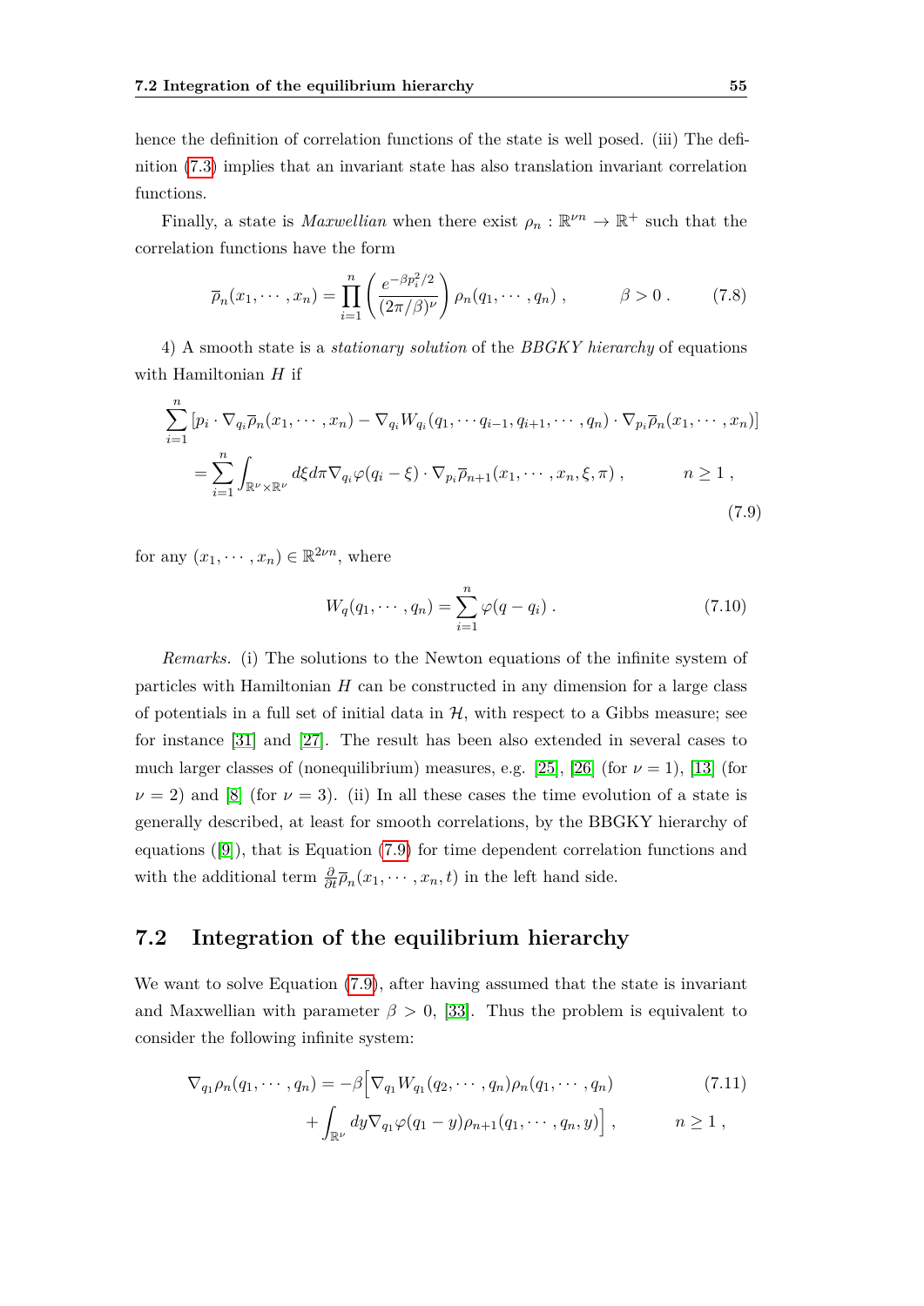hence the definition of correlation functions of the state is well posed. (iii) The definition (7.3) implies that an invariant state has also translation invariant correlation functions.

Finally, a state is *Maxwellian* when there exist $\rho_n : \mathbb{R}^{\nu n} \to \mathbb{R}^+$ such that the correlation functions have the form

$$\overline{\rho}_n(x_1, \cdots, x_n) = \prod_{i=1}^{n} \left( \frac{e^{-\beta p_i^2/2}}{(2\pi/\beta)^\nu} \right) \rho_n(q_1, \cdots, q_n) , \qquad \beta > 0 . \tag{7.8}$$

4) A smooth state is a *stationary solution* of the *BBGKY hierarchy* of equations with Hamiltonian $H$ if

$$\begin{aligned} &\sum_{i=1}^{n} \left[ p_i \cdot \nabla_{q_i} \overline{\rho}_n(x_1, \cdots, x_n) - \nabla_{q_i} W_{q_i}(q_1, \cdots q_{i-1}, q_{i+1}, \cdots, q_n) \cdot \nabla_{p_i} \overline{\rho}_n(x_1, \cdots, x_n) \right] \\ &\quad = \sum_{i=1}^{n} \int_{\mathbb{R}^\nu \times \mathbb{R}^\nu} d\xi d\pi \nabla_{q_i} \varphi(q_i - \xi) \cdot \nabla_{p_i} \overline{\rho}_{n+1}(x_1, \cdots, x_n, \xi, \pi) , \qquad n \geq 1 , \end{aligned} \tag{7.9}$$

for any $(x_1, \cdots, x_n) \in \mathbb{R}^{2\nu n}$, where

$$W_q(q_1, \cdots, q_n) = \sum_{i=1}^{n} \varphi(q - q_i) . \tag{7.10}$$

*Remarks.* (i) The solutions to the Newton equations of the infinite system of particles with Hamiltonian $H$ can be constructed in any dimension for a large class of potentials in a full set of initial data in $\mathcal{H}$, with respect to a Gibbs measure; see for instance [31] and [27]. The result has been also extended in several cases to much larger classes of (nonequilibrium) measures, e.g. [25], [26] (for $\nu = 1$), [13] (for $\nu = 2$) and [8] (for $\nu = 3$). (ii) In all these cases the time evolution of a state is generally described, at least for smooth correlations, by the BBGKY hierarchy of equations ([9]), that is Equation (7.9) for time dependent correlation functions and with the additional term $\frac{\partial}{\partial t} \overline{\rho}_n(x_1, \cdots, x_n, t)$ in the left hand side.

## 7.2 Integration of the equilibrium hierarchy

We want to solve Equation (7.9), after having assumed that the state is invariant and Maxwellian with parameter $\beta > 0$, [33]. Thus the problem is equivalent to consider the following infinite system:

$$\begin{aligned} \nabla_{q_1} \rho_n(q_1, \cdots, q_n) = -\beta \Big[ &\nabla_{q_1} W_{q_1}(q_2, \cdots, q_n) \rho_n(q_1, \cdots, q_n) \\ &+ \int_{\mathbb{R}^\nu} dy \nabla_{q_1} \varphi(q_1 - y) \rho_{n+1}(q_1, \cdots, q_n, y) \Big] , \qquad n \geq 1 , \end{aligned} \tag{7.11}$$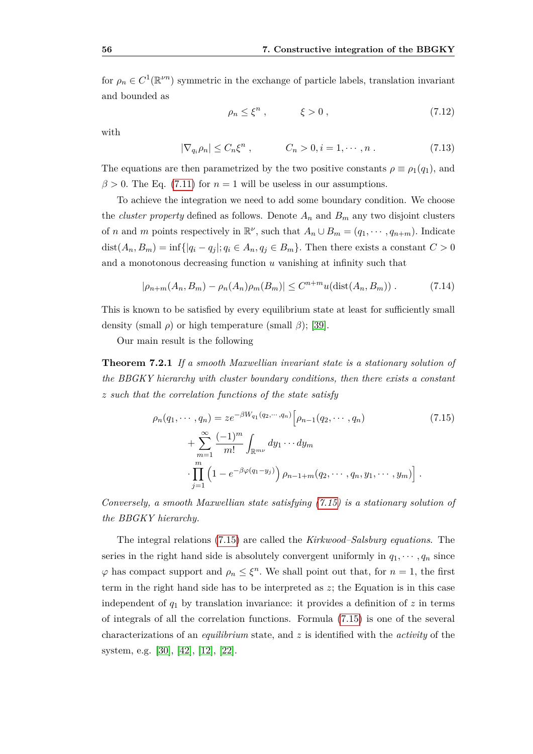for $\rho_n \in C^1(\mathbb{R}^{\nu n})$ symmetric in the exchange of particle labels, translation invariant and bounded as

$$\rho_n \leq \xi^n \,, \qquad\qquad \xi > 0 \,, \tag{7.12}$$

with

$$|\nabla_{q_i} \rho_n| \leq C_n \xi^n \,, \qquad\qquad C_n > 0, i = 1, \cdots, n \,. \tag{7.13}$$

The equations are then parametrized by the two positive constants $\rho \equiv \rho_1(q_1)$, and $\beta > 0$. The Eq. (7.11) for $n = 1$ will be useless in our assumptions.

To achieve the integration we need to add some boundary condition. We choose the *cluster property* defined as follows. Denote $A_n$ and $B_m$ any two disjoint clusters of $n$ and $m$ points respectively in $\mathbb{R}^\nu$, such that $A_n \cup B_m = (q_1, \cdots, q_{n+m})$. Indicate $\mathrm{dist}(A_n, B_m) = \inf\{|q_i - q_j|; q_i \in A_n, q_j \in B_m\}$. Then there exists a constant $C > 0$ and a monotonous decreasing function $u$ vanishing at infinity such that

$$|\rho_{n+m}(A_n, B_m) - \rho_n(A_n)\rho_m(B_m)| \leq C^{n+m} u(\mathrm{dist}(A_n, B_m)) \,. \tag{7.14}$$

This is known to be satisfied by every equilibrium state at least for sufficiently small density (small $\rho$) or high temperature (small $\beta$); [39].

Our main result is the following

**Theorem 7.2.1** *If a smooth Maxwellian invariant state is a stationary solution of the BBGKY hierarchy with cluster boundary conditions, then there exists a constant $z$ such that the correlation functions of the state satisfy*

$$\begin{aligned} \rho_n(q_1, \cdots, q_n) = z e^{-\beta W_{q_1}(q_2, \cdots, q_n)} \Big[ & \rho_{n-1}(q_2, \cdots, q_n) \\ & + \sum_{m=1}^{\infty} \frac{(-1)^m}{m!} \int_{\mathbb{R}^{m\nu}} dy_1 \cdots dy_m \\ & \cdot \prod_{j=1}^{m} \left(1 - e^{-\beta \varphi(q_1 - y_j)}\right) \rho_{n-1+m}(q_2, \cdots, q_n, y_1, \cdots, y_m) \Big] \,. \end{aligned} \tag{7.15}$$

*Conversely, a smooth Maxwellian state satisfying (7.15) is a stationary solution of the BBGKY hierarchy.*

The integral relations (7.15) are called the *Kirkwood–Salsburg equations*. The series in the right hand side is absolutely convergent uniformly in $q_1, \cdots, q_n$ since $\varphi$ has compact support and $\rho_n \leq \xi^n$. We shall point out that, for $n = 1$, the first term in the right hand side has to be interpreted as $z$; the Equation is in this case independent of $q_1$ by translation invariance: it provides a definition of $z$ in terms of integrals of all the correlation functions. Formula (7.15) is one of the several characterizations of an *equilibrium* state, and $z$ is identified with the *activity* of the system, e.g. [30], [42], [12], [22].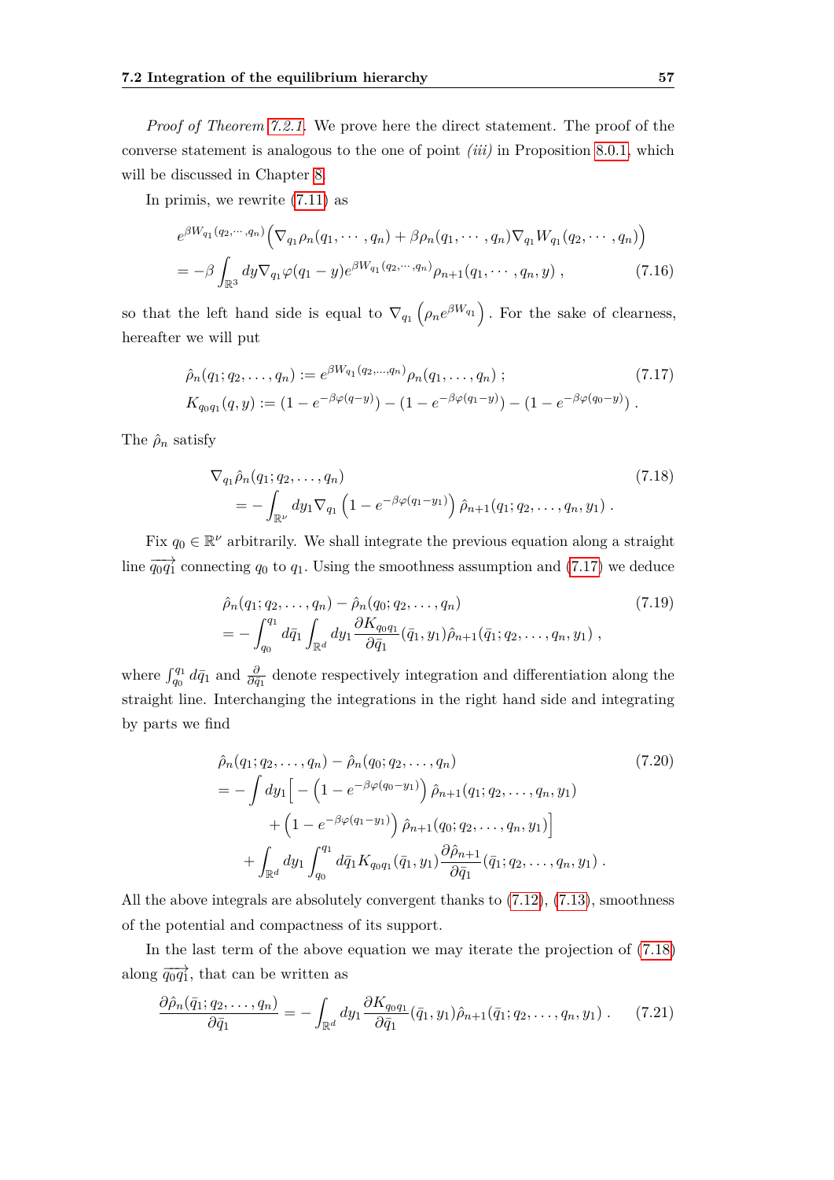*Proof of Theorem 7.2.1.* We prove here the direct statement. The proof of the converse statement is analogous to the one of point *(iii)* in Proposition 8.0.1, which will be discussed in Chapter 8.

In primis, we rewrite (7.11) as

$$
\begin{aligned}
& e^{\beta W_{q_1}(q_2,\cdots,q_n)}\Big(\nabla_{q_1}\rho_n(q_1,\cdots,q_n)+\beta\rho_n(q_1,\cdots,q_n)\nabla_{q_1}W_{q_1}(q_2,\cdots,q_n)\Big) \\
&= -\beta\int_{\mathbb{R}^3} dy \nabla_{q_1}\varphi(q_1-y)e^{\beta W_{q_1}(q_2,\cdots,q_n)}\rho_{n+1}(q_1,\cdots,q_n,y)\ , \qquad (7.16)
\end{aligned}
$$

so that the left hand side is equal to $\nabla_{q_1}\left(\rho_n e^{\beta W_{q_1}}\right)$. For the sake of clearness, hereafter we will put

$$
\begin{aligned}
& \hat{\rho}_n(q_1;q_2,\dots,q_n) := e^{\beta W_{q_1}(q_2,\dots,q_n)}\rho_n(q_1,\dots,q_n)\ ; \qquad (7.17)\\
& K_{q_0q_1}(q,y) := (1-e^{-\beta\varphi(q-y)}) - (1-e^{-\beta\varphi(q_1-y)}) - (1-e^{-\beta\varphi(q_0-y)})\ .
\end{aligned}
$$

The $\hat{\rho}_n$ satisfy

$$
\begin{aligned}
& \nabla_{q_1}\hat{\rho}_n(q_1;q_2,\dots,q_n) \qquad (7.18)\\
&\qquad = -\int_{\mathbb{R}^\nu} dy_1 \nabla_{q_1}\left(1-e^{-\beta\varphi(q_1-y_1)}\right)\hat{\rho}_{n+1}(q_1;q_2,\dots,q_n,y_1)\ .
\end{aligned}
$$

Fix $q_0\in\mathbb{R}^\nu$ arbitrarily. We shall integrate the previous equation along a straight line $\overrightarrow{q_0q_1}$ connecting $q_0$ to $q_1$. Using the smoothness assumption and (7.17) we deduce

$$
\begin{aligned}
& \hat{\rho}_n(q_1;q_2,\dots,q_n) - \hat{\rho}_n(q_0;q_2,\dots,q_n) \qquad (7.19)\\
&= -\int_{q_0}^{q_1} d\bar{q}_1 \int_{\mathbb{R}^d} dy_1 \frac{\partial K_{q_0q_1}}{\partial \bar{q}_1}(\bar{q}_1,y_1)\hat{\rho}_{n+1}(\bar{q}_1;q_2,\dots,q_n,y_1)\ ,
\end{aligned}
$$

where $\int_{q_0}^{q_1} d\bar{q}_1$ and $\frac{\partial}{\partial\bar{q}_1}$ denote respectively integration and differentiation along the straight line. Interchanging the integrations in the right hand side and integrating by parts we find

$$
\begin{aligned}
& \hat{\rho}_n(q_1;q_2,\dots,q_n) - \hat{\rho}_n(q_0;q_2,\dots,q_n) \qquad (7.20)\\
&= -\int dy_1\Big[-\left(1-e^{-\beta\varphi(q_0-y_1)}\right)\hat{\rho}_{n+1}(q_1;q_2,\dots,q_n,y_1)\\
&\qquad + \left(1-e^{-\beta\varphi(q_1-y_1)}\right)\hat{\rho}_{n+1}(q_0;q_2,\dots,q_n,y_1)\Big]\\
&\qquad + \int_{\mathbb{R}^d} dy_1 \int_{q_0}^{q_1} d\bar{q}_1 K_{q_0q_1}(\bar{q}_1,y_1)\frac{\partial\hat{\rho}_{n+1}}{\partial\bar{q}_1}(\bar{q}_1;q_2,\dots,q_n,y_1)\ .
\end{aligned}
$$

All the above integrals are absolutely convergent thanks to (7.12), (7.13), smoothness of the potential and compactness of its support.

In the last term of the above equation we may iterate the projection of (7.18) along $\overrightarrow{q_0q_1}$, that can be written as

$$
\frac{\partial\hat{\rho}_n(\bar{q}_1;q_2,\dots,q_n)}{\partial\bar{q}_1} = -\int_{\mathbb{R}^d} dy_1 \frac{\partial K_{q_0q_1}}{\partial\bar{q}_1}(\bar{q}_1,y_1)\hat{\rho}_{n+1}(\bar{q}_1;q_2,\dots,q_n,y_1)\ . \qquad (7.21)
$$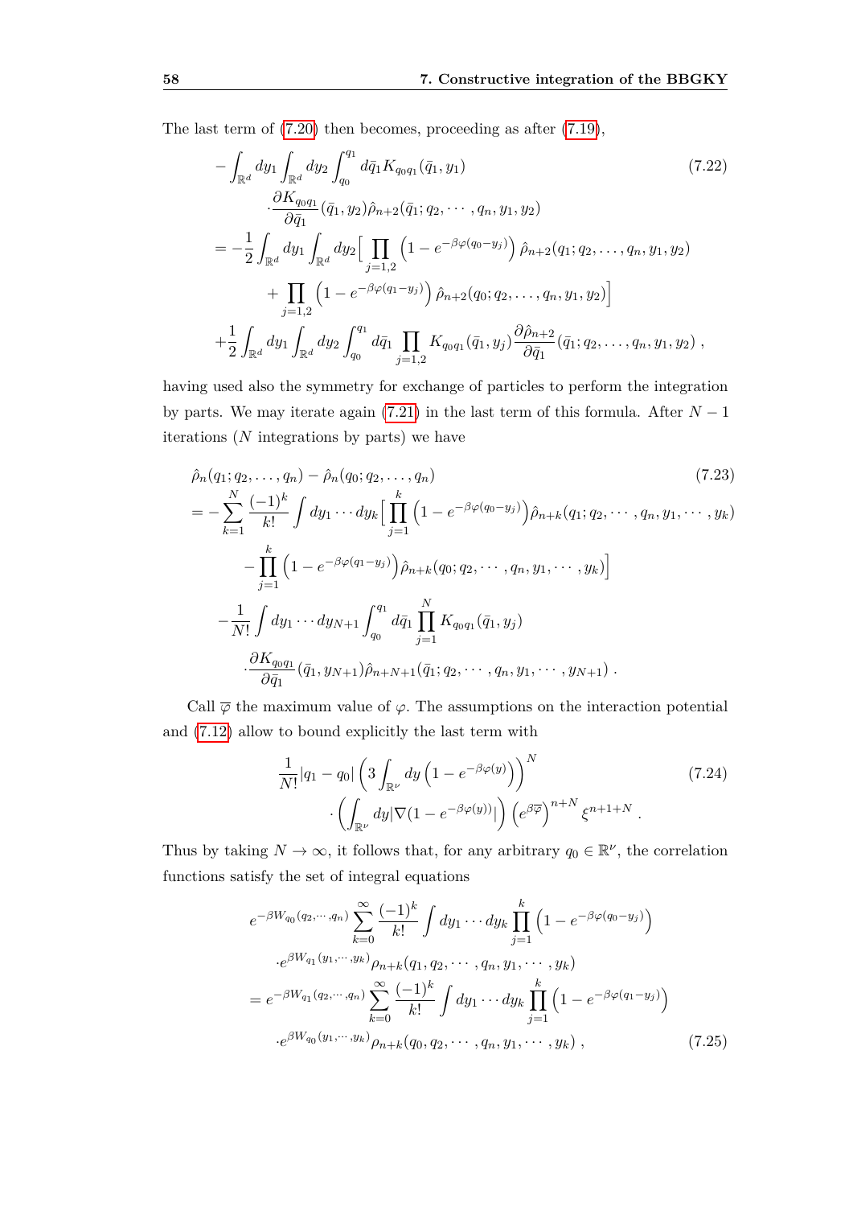The last term of (7.20) then becomes, proceeding as after (7.19),

$$
\begin{aligned}
&-\int_{\mathbb{R}^d} dy_1 \int_{\mathbb{R}^d} dy_2 \int_{q_0}^{q_1} d\bar{q}_1 K_{q_0 q_1}(\bar{q}_1, y_1) \\
&\quad \cdot \frac{\partial K_{q_0 q_1}}{\partial \bar{q}_1}(\bar{q}_1, y_2) \hat{\rho}_{n+2}(\bar{q}_1; q_2, \cdots, q_n, y_1, y_2) \\
&= -\frac{1}{2} \int_{\mathbb{R}^d} dy_1 \int_{\mathbb{R}^d} dy_2 \Big[ \prod_{j=1,2} \left(1 - e^{-\beta\varphi(q_0 - y_j)}\right) \hat{\rho}_{n+2}(q_1; q_2, \ldots, q_n, y_1, y_2) \\
&\qquad + \prod_{j=1,2} \left(1 - e^{-\beta\varphi(q_1 - y_j)}\right) \hat{\rho}_{n+2}(q_0; q_2, \ldots, q_n, y_1, y_2) \Big] \\
&\quad + \frac{1}{2} \int_{\mathbb{R}^d} dy_1 \int_{\mathbb{R}^d} dy_2 \int_{q_0}^{q_1} d\bar{q}_1 \prod_{j=1,2} K_{q_0 q_1}(\bar{q}_1, y_j) \frac{\partial \hat{\rho}_{n+2}}{\partial \bar{q}_1}(\bar{q}_1; q_2, \ldots, q_n, y_1, y_2) \,,
\end{aligned}
\tag{7.22}
$$

having used also the symmetry for exchange of particles to perform the integration by parts. We may iterate again (7.21) in the last term of this formula. After $N-1$ iterations ($N$ integrations by parts) we have

$$
\begin{aligned}
&\hat{\rho}_n(q_1; q_2, \ldots, q_n) - \hat{\rho}_n(q_0; q_2, \ldots, q_n) \\
&= -\sum_{k=1}^{N} \frac{(-1)^k}{k!} \int dy_1 \cdots dy_k \Big[ \prod_{j=1}^{k} \left(1 - e^{-\beta\varphi(q_0 - y_j)}\right) \hat{\rho}_{n+k}(q_1; q_2, \cdots, q_n, y_1, \cdots, y_k) \\
&\qquad - \prod_{j=1}^{k} \left(1 - e^{-\beta\varphi(q_1 - y_j)}\right) \hat{\rho}_{n+k}(q_0; q_2, \cdots, q_n, y_1, \cdots, y_k) \Big] \\
&\quad - \frac{1}{N!} \int dy_1 \cdots dy_{N+1} \int_{q_0}^{q_1} d\bar{q}_1 \prod_{j=1}^{N} K_{q_0 q_1}(\bar{q}_1, y_j) \\
&\qquad \cdot \frac{\partial K_{q_0 q_1}}{\partial \bar{q}_1}(\bar{q}_1, y_{N+1}) \hat{\rho}_{n+N+1}(\bar{q}_1; q_2, \cdots, q_n, y_1, \cdots, y_{N+1}) \,.
\end{aligned}
\tag{7.23}
$$

Call $\overline{\varphi}$ the maximum value of $\varphi$. The assumptions on the interaction potential and (7.12) allow to bound explicitly the last term with

$$
\begin{aligned}
&\frac{1}{N!} |q_1 - q_0| \left( 3 \int_{\mathbb{R}^\nu} dy \left(1 - e^{-\beta\varphi(y)}\right) \right)^N \\
&\qquad \cdot \left( \int_{\mathbb{R}^\nu} dy |\nabla (1 - e^{-\beta\varphi(y)})| \right) \left( e^{\beta\overline{\varphi}} \right)^{n+N} \xi^{n+1+N} \,.
\end{aligned}
\tag{7.24}
$$

Thus by taking $N \to \infty$, it follows that, for any arbitrary $q_0 \in \mathbb{R}^\nu$, the correlation functions satisfy the set of integral equations

$$
\begin{aligned}
&e^{-\beta W_{q_0}(q_2, \cdots, q_n)} \sum_{k=0}^{\infty} \frac{(-1)^k}{k!} \int dy_1 \cdots dy_k \prod_{j=1}^{k} \left(1 - e^{-\beta\varphi(q_0 - y_j)}\right) \\
&\quad \cdot e^{\beta W_{q_1}(y_1, \cdots, y_k)} \rho_{n+k}(q_1, q_2, \cdots, q_n, y_1, \cdots, y_k) \\
&= e^{-\beta W_{q_1}(q_2, \cdots, q_n)} \sum_{k=0}^{\infty} \frac{(-1)^k}{k!} \int dy_1 \cdots dy_k \prod_{j=1}^{k} \left(1 - e^{-\beta\varphi(q_1 - y_j)}\right) \\
&\quad \cdot e^{\beta W_{q_0}(y_1, \cdots, y_k)} \rho_{n+k}(q_0, q_2, \cdots, q_n, y_1, \cdots, y_k) \,,
\end{aligned}
\tag{7.25}
$$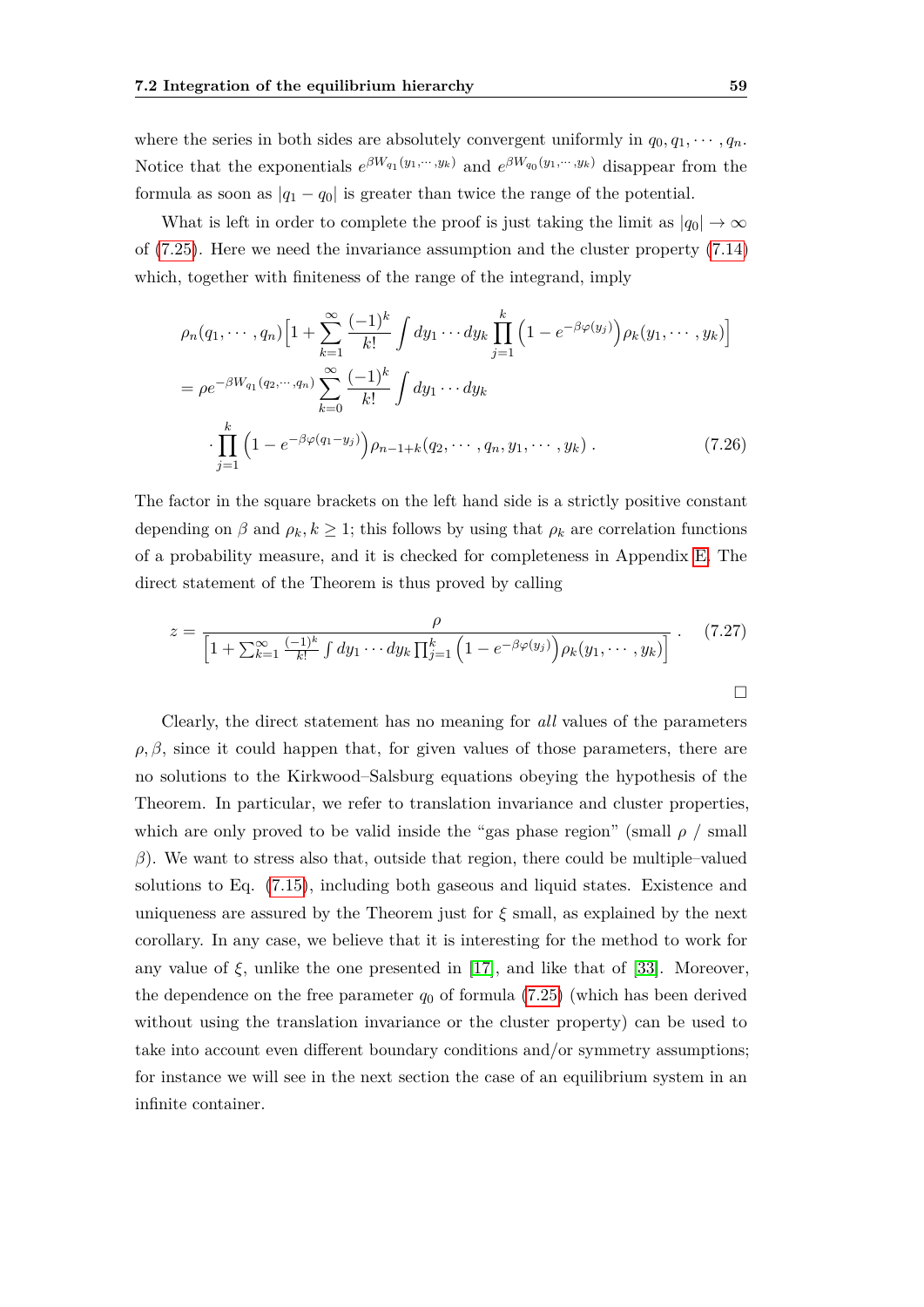where the series in both sides are absolutely convergent uniformly in $q_0, q_1, \cdots, q_n$. Notice that the exponentials $e^{\beta W_{q_1}(y_1,\cdots,y_k)}$ and $e^{\beta W_{q_0}(y_1,\cdots,y_k)}$ disappear from the formula as soon as $|q_1 - q_0|$ is greater than twice the range of the potential.

What is left in order to complete the proof is just taking the limit as $|q_0| \to \infty$ of (7.25). Here we need the invariance assumption and the cluster property (7.14) which, together with finiteness of the range of the integrand, imply

$$
\begin{aligned}
&\rho_n(q_1, \cdots, q_n)\Big[1 + \sum_{k=1}^{\infty} \frac{(-1)^k}{k!} \int dy_1 \cdots dy_k \prod_{j=1}^{k} \Big(1 - e^{-\beta\varphi(y_j)}\Big) \rho_k(y_1, \cdots, y_k)\Big] \\
&= \rho e^{-\beta W_{q_1}(q_2,\cdots,q_n)} \sum_{k=0}^{\infty} \frac{(-1)^k}{k!} \int dy_1 \cdots dy_k \\
&\quad \cdot \prod_{j=1}^{k} \Big(1 - e^{-\beta\varphi(q_1 - y_j)}\Big) \rho_{n-1+k}(q_2, \cdots, q_n, y_1, \cdots, y_k)\,. \qquad (7.26)
\end{aligned}
$$

The factor in the square brackets on the left hand side is a strictly positive constant depending on $\beta$ and $\rho_k, k \geq 1$; this follows by using that $\rho_k$ are correlation functions of a probability measure, and it is checked for completeness in Appendix E. The direct statement of the Theorem is thus proved by calling

$$
z = \frac{\rho}{\Big[1 + \sum_{k=1}^{\infty} \frac{(-1)^k}{k!} \int dy_1 \cdots dy_k \prod_{j=1}^{k} \Big(1 - e^{-\beta\varphi(y_j)}\Big) \rho_k(y_1, \cdots, y_k)\Big]}\,. \qquad (7.27)
$$

□

Clearly, the direct statement has no meaning for *all* values of the parameters $\rho, \beta$, since it could happen that, for given values of those parameters, there are no solutions to the Kirkwood–Salsburg equations obeying the hypothesis of the Theorem. In particular, we refer to translation invariance and cluster properties, which are only proved to be valid inside the "gas phase region" (small $\rho$ / small $\beta$). We want to stress also that, outside that region, there could be multiple–valued solutions to Eq. (7.15), including both gaseous and liquid states. Existence and uniqueness are assured by the Theorem just for $\xi$ small, as explained by the next corollary. In any case, we believe that it is interesting for the method to work for any value of $\xi$, unlike the one presented in [17], and like that of [33]. Moreover, the dependence on the free parameter $q_0$ of formula (7.25) (which has been derived without using the translation invariance or the cluster property) can be used to take into account even different boundary conditions and/or symmetry assumptions; for instance we will see in the next section the case of an equilibrium system in an infinite container.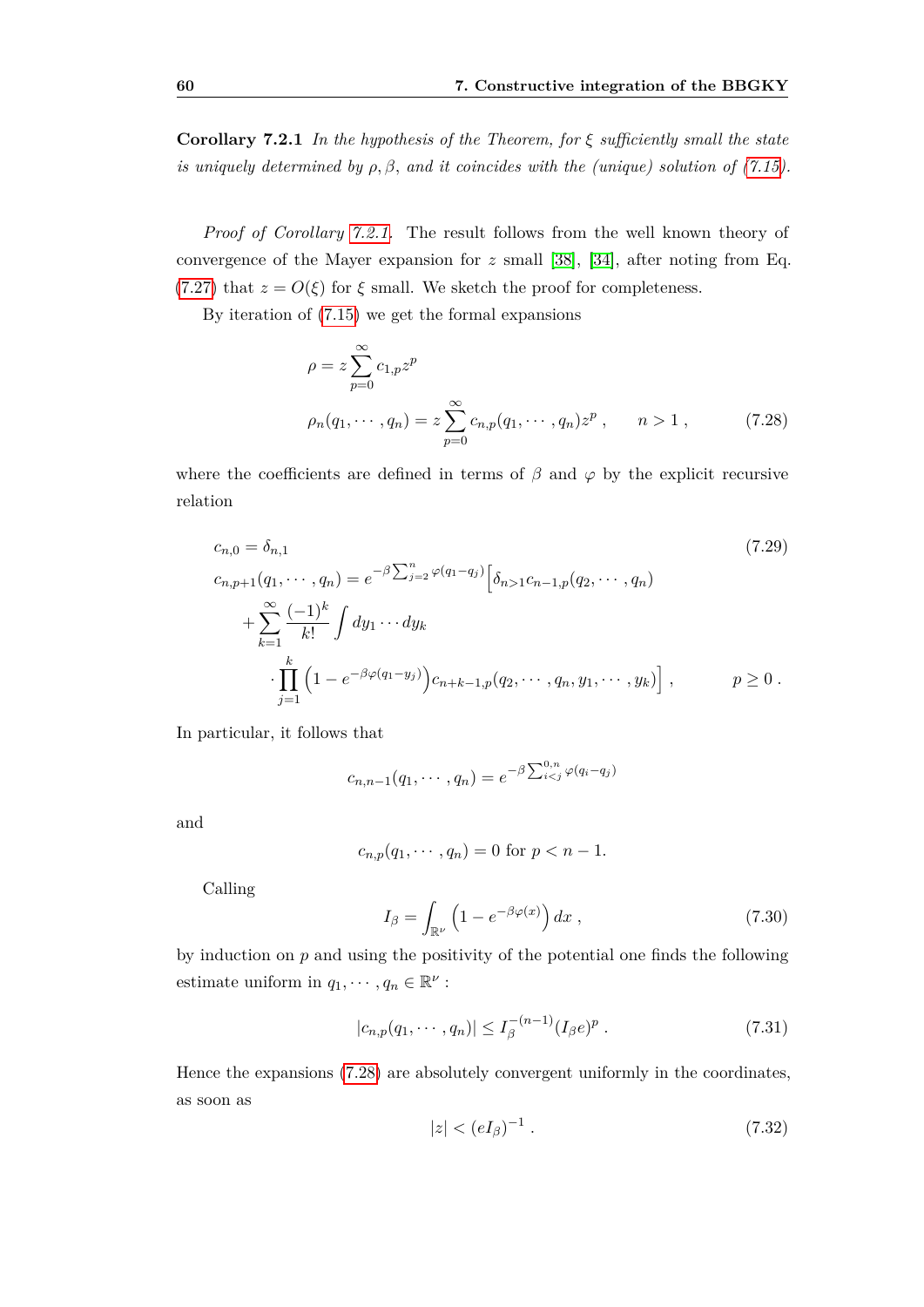**Corollary 7.2.1** *In the hypothesis of the Theorem, for $\xi$ sufficiently small the state is uniquely determined by $\rho, \beta$, and it coincides with the (unique) solution of (7.15).*

*Proof of Corollary 7.2.1.* The result follows from the well known theory of convergence of the Mayer expansion for $z$ small [38], [34], after noting from Eq. (7.27) that $z = O(\xi)$ for $\xi$ small. We sketch the proof for completeness.

By iteration of (7.15) we get the formal expansions

$$
\begin{aligned}
\rho &= z \sum_{p=0}^{\infty} c_{1,p} z^p \\
\rho_n(q_1, \cdots, q_n) &= z \sum_{p=0}^{\infty} c_{n,p}(q_1, \cdots, q_n) z^p \,, \qquad n > 1 \,,
\end{aligned}
\tag{7.28}
$$

where the coefficients are defined in terms of $\beta$ and $\varphi$ by the explicit recursive relation

$$
\begin{aligned}
& c_{n,0} = \delta_{n,1} \\
& c_{n,p+1}(q_1, \cdots, q_n) = e^{-\beta \sum_{j=2}^{n} \varphi(q_1 - q_j)} \Big[ \delta_{n>1} c_{n-1,p}(q_2, \cdots, q_n) \\
& \qquad + \sum_{k=1}^{\infty} \frac{(-1)^k}{k!} \int dy_1 \cdots dy_k \\
& \qquad \cdot \prod_{j=1}^{k} \left( 1 - e^{-\beta \varphi(q_1 - y_j)} \right) c_{n+k-1,p}(q_2, \cdots, q_n, y_1, \cdots, y_k) \Big] \,, \qquad p \geq 0 \,.
\end{aligned}
\tag{7.29}
$$

In particular, it follows that

$$
c_{n,n-1}(q_1, \cdots, q_n) = e^{-\beta \sum_{i<j}^{0,n} \varphi(q_i - q_j)}
$$

and

$$
c_{n,p}(q_1, \cdots, q_n) = 0 \text{ for } p < n - 1.
$$

Calling

$$
I_\beta = \int_{\mathbb{R}^\nu} \left( 1 - e^{-\beta \varphi(x)} \right) dx \,,
\tag{7.30}
$$

by induction on $p$ and using the positivity of the potential one finds the following estimate uniform in $q_1, \cdots, q_n \in \mathbb{R}^\nu$ :

$$
|c_{n,p}(q_1, \cdots, q_n)| \leq I_\beta^{-(n-1)} (I_\beta e)^p \,.
\tag{7.31}
$$

Hence the expansions (7.28) are absolutely convergent uniformly in the coordinates, as soon as

$$
|z| < (e I_\beta)^{-1} \,.
\tag{7.32}
$$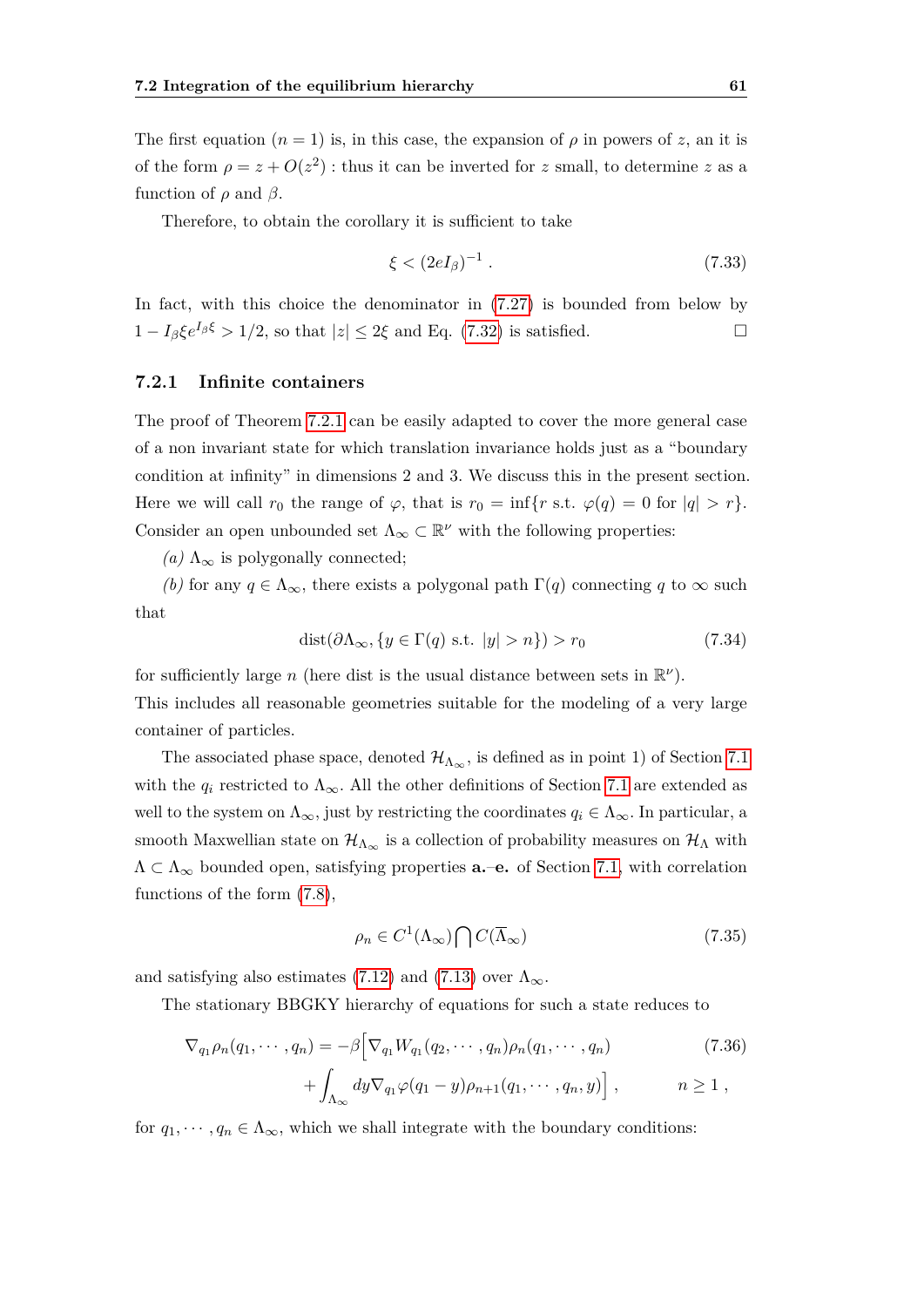The first equation ($n = 1$) is, in this case, the expansion of $\rho$ in powers of $z$, an it is of the form $\rho = z + O(z^2)$ : thus it can be inverted for $z$ small, to determine $z$ as a function of $\rho$ and $\beta$.

Therefore, to obtain the corollary it is sufficient to take

$$\xi < (2eI_\beta)^{-1} \,. \tag{7.33}$$

In fact, with this choice the denominator in (7.27) is bounded from below by $1 - I_\beta \xi e^{I_\beta \xi} > 1/2$, so that $|z| \leq 2\xi$ and Eq. (7.32) is satisfied. □

### 7.2.1 Infinite containers

The proof of Theorem 7.2.1 can be easily adapted to cover the more general case of a non invariant state for which translation invariance holds just as a "boundary condition at infinity" in dimensions 2 and 3. We discuss this in the present section. Here we will call $r_0$ the range of $\varphi$, that is $r_0 = \inf\{r \text{ s.t. } \varphi(q) = 0 \text{ for } |q| > r\}$. Consider an open unbounded set $\Lambda_\infty \subset \mathbb{R}^\nu$ with the following properties:

*(a)* $\Lambda_\infty$ is polygonally connected;

*(b)* for any $q \in \Lambda_\infty$, there exists a polygonal path $\Gamma(q)$ connecting $q$ to $\infty$ such that

$$\text{dist}(\partial\Lambda_\infty, \{y \in \Gamma(q) \text{ s.t. } |y| > n\}) > r_0 \tag{7.34}$$

for sufficiently large $n$ (here dist is the usual distance between sets in $\mathbb{R}^\nu$).
This includes all reasonable geometries suitable for the modeling of a very large container of particles.

The associated phase space, denoted $\mathcal{H}_{\Lambda_\infty}$, is defined as in point 1) of Section 7.1 with the $q_i$ restricted to $\Lambda_\infty$. All the other definitions of Section 7.1 are extended as well to the system on $\Lambda_\infty$, just by restricting the coordinates $q_i \in \Lambda_\infty$. In particular, a smooth Maxwellian state on $\mathcal{H}_{\Lambda_\infty}$ is a collection of probability measures on $\mathcal{H}_\Lambda$ with $\Lambda \subset \Lambda_\infty$ bounded open, satisfying properties **a.**–**e.** of Section 7.1, with correlation functions of the form (7.8),

$$\rho_n \in C^1(\Lambda_\infty) \bigcap C(\overline{\Lambda}_\infty) \tag{7.35}$$

and satisfying also estimates (7.12) and (7.13) over $\Lambda_\infty$.

The stationary BBGKY hierarchy of equations for such a state reduces to

$$\begin{aligned}\nabla_{q_1} \rho_n(q_1, \cdots, q_n) = -\beta\Big[&\nabla_{q_1} W_{q_1}(q_2, \cdots, q_n)\rho_n(q_1, \cdots, q_n) \\ &+ \int_{\Lambda_\infty} dy \nabla_{q_1}\varphi(q_1 - y)\rho_{n+1}(q_1, \cdots, q_n, y)\Big]\,, \qquad n \geq 1\,,\end{aligned} \tag{7.36}$$

for $q_1, \cdots, q_n \in \Lambda_\infty$, which we shall integrate with the boundary conditions: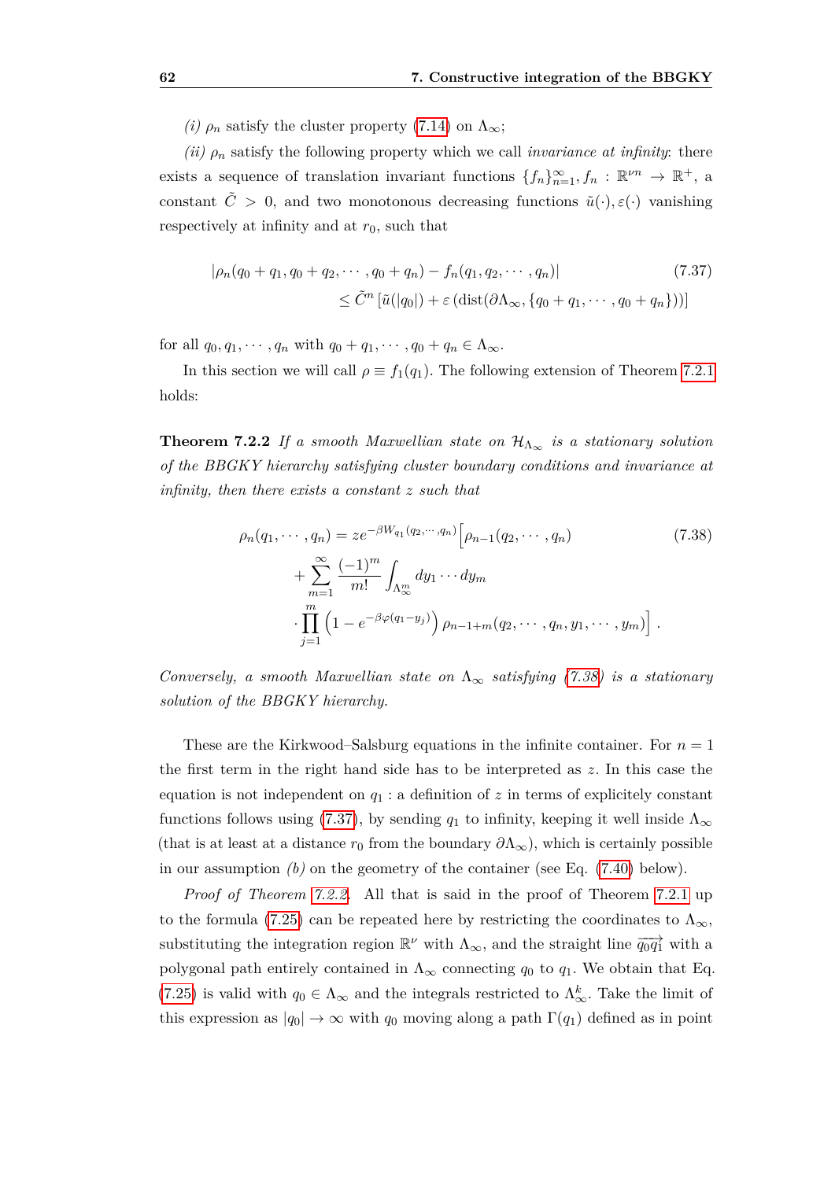*(i)* $\rho_n$ satisfy the cluster property (7.14) on $\Lambda_\infty$;

*(ii)* $\rho_n$ satisfy the following property which we call *invariance at infinity*: there exists a sequence of translation invariant functions $\{f_n\}_{n=1}^\infty, f_n : \mathbb{R}^{\nu n} \to \mathbb{R}^+$, a constant $\tilde{C} > 0$, and two monotonous decreasing functions $\tilde{u}(\cdot), \varepsilon(\cdot)$ vanishing respectively at infinity and at $r_0$, such that

$$
\begin{aligned}
&|\rho_n(q_0 + q_1, q_0 + q_2, \cdots, q_0 + q_n) - f_n(q_1, q_2, \cdots, q_n)| \\
&\qquad \leq \tilde{C}^n \left[\tilde{u}(|q_0|) + \varepsilon\left(\mathrm{dist}(\partial\Lambda_\infty, \{q_0 + q_1, \cdots, q_0 + q_n\})\right)\right]
\end{aligned} \tag{7.37}
$$

for all $q_0, q_1, \cdots, q_n$ with $q_0 + q_1, \cdots, q_0 + q_n \in \Lambda_\infty$.

In this section we will call $\rho \equiv f_1(q_1)$. The following extension of Theorem 7.2.1 holds:

**Theorem 7.2.2** *If a smooth Maxwellian state on $\mathcal{H}_{\Lambda_\infty}$ is a stationary solution of the BBGKY hierarchy satisfying cluster boundary conditions and invariance at infinity, then there exists a constant $z$ such that*

$$
\begin{aligned}
\rho_n(q_1, \cdots, q_n) &= z e^{-\beta W_{q_1}(q_2, \cdots, q_n)} \Big[\rho_{n-1}(q_2, \cdots, q_n) \\
&\quad + \sum_{m=1}^{\infty} \frac{(-1)^m}{m!} \int_{\Lambda_\infty^m} dy_1 \cdots dy_m \\
&\quad \cdot \prod_{j=1}^{m} \left(1 - e^{-\beta\varphi(q_1 - y_j)}\right) \rho_{n-1+m}(q_2, \cdots, q_n, y_1, \cdots, y_m)\Big] .
\end{aligned} \tag{7.38}
$$

*Conversely, a smooth Maxwellian state on $\Lambda_\infty$ satisfying (7.38) is a stationary solution of the BBGKY hierarchy.*

These are the Kirkwood–Salsburg equations in the infinite container. For $n = 1$ the first term in the right hand side has to be interpreted as $z$. In this case the equation is not independent on $q_1$ : a definition of $z$ in terms of explicitely constant functions follows using (7.37), by sending $q_1$ to infinity, keeping it well inside $\Lambda_\infty$ (that is at least at a distance $r_0$ from the boundary $\partial\Lambda_\infty$), which is certainly possible in our assumption *(b)* on the geometry of the container (see Eq. (7.40) below).

*Proof of Theorem 7.2.2.* All that is said in the proof of Theorem 7.2.1 up to the formula (7.25) can be repeated here by restricting the coordinates to $\Lambda_\infty$, substituting the integration region $\mathbb{R}^\nu$ with $\Lambda_\infty$, and the straight line $\overrightarrow{q_0 q_1}$ with a polygonal path entirely contained in $\Lambda_\infty$ connecting $q_0$ to $q_1$. We obtain that Eq. (7.25) is valid with $q_0 \in \Lambda_\infty$ and the integrals restricted to $\Lambda_\infty^k$. Take the limit of this expression as $|q_0| \to \infty$ with $q_0$ moving along a path $\Gamma(q_1)$ defined as in point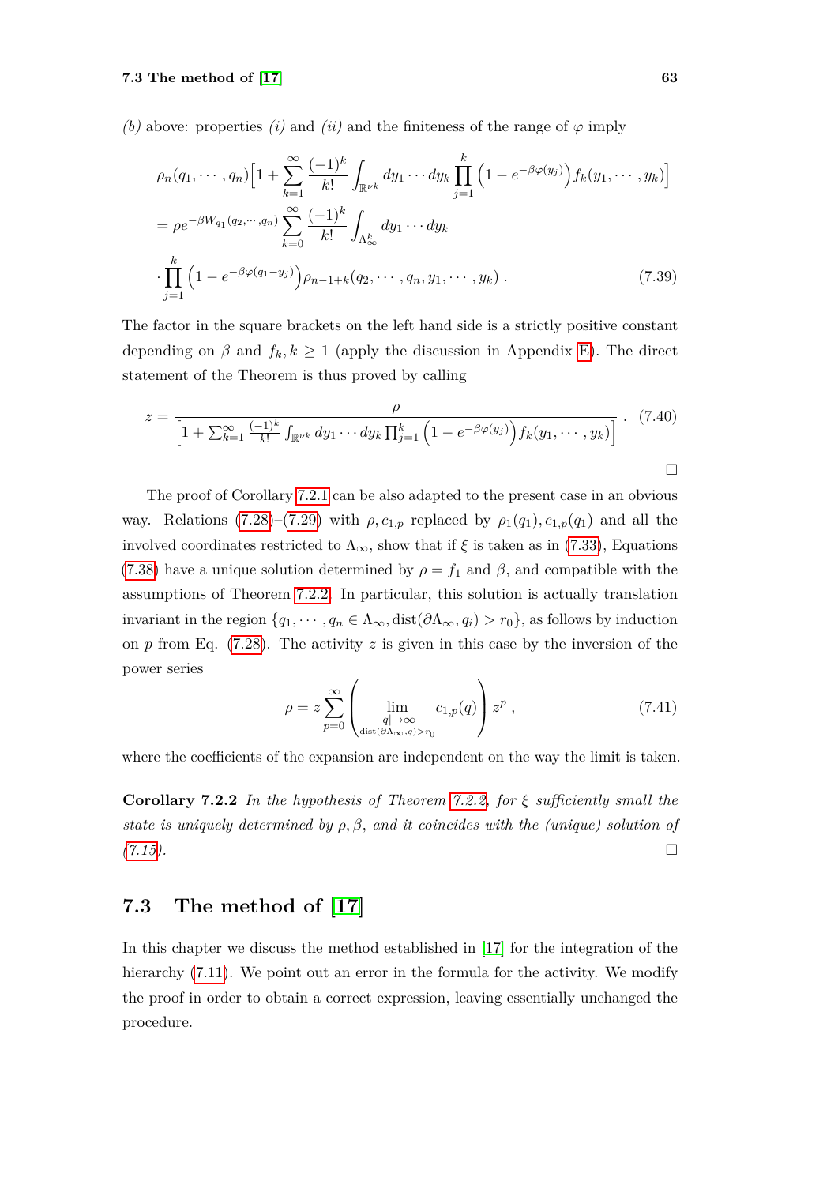*(b)* above: properties *(i)* and *(ii)* and the finiteness of the range of $\varphi$ imply

$$
\begin{aligned}
&\rho_n(q_1, \cdots, q_n)\Big[1 + \sum_{k=1}^{\infty} \frac{(-1)^k}{k!} \int_{\mathbb{R}^{\nu k}} dy_1 \cdots dy_k \prod_{j=1}^{k} \Big(1 - e^{-\beta\varphi(y_j)}\Big) f_k(y_1, \cdots, y_k)\Big] \\
&= \rho e^{-\beta W_{q_1}(q_2, \cdots, q_n)} \sum_{k=0}^{\infty} \frac{(-1)^k}{k!} \int_{\Lambda_\infty^k} dy_1 \cdots dy_k \\
&\cdot \prod_{j=1}^{k} \Big(1 - e^{-\beta\varphi(q_1 - y_j)}\Big) \rho_{n-1+k}(q_2, \cdots, q_n, y_1, \cdots, y_k) \,. 
\end{aligned}
\tag{7.39}
$$

The factor in the square brackets on the left hand side is a strictly positive constant depending on $\beta$ and $f_k, k \geq 1$ (apply the discussion in Appendix E). The direct statement of the Theorem is thus proved by calling

$$
z = \frac{\rho}{\Big[1 + \sum_{k=1}^{\infty} \frac{(-1)^k}{k!} \int_{\mathbb{R}^{\nu k}} dy_1 \cdots dy_k \prod_{j=1}^{k} \Big(1 - e^{-\beta\varphi(y_j)}\Big) f_k(y_1, \cdots, y_k)\Big]} \,. \tag{7.40}
$$

□

The proof of Corollary 7.2.1 can be also adapted to the present case in an obvious way. Relations (7.28)–(7.29) with $\rho, c_{1,p}$ replaced by $\rho_1(q_1), c_{1,p}(q_1)$ and all the involved coordinates restricted to $\Lambda_\infty$, show that if $\xi$ is taken as in (7.33), Equations (7.38) have a unique solution determined by $\rho = f_1$ and $\beta$, and compatible with the assumptions of Theorem 7.2.2. In particular, this solution is actually translation invariant in the region $\{q_1, \cdots, q_n \in \Lambda_\infty, \mathrm{dist}(\partial\Lambda_\infty, q_i) > r_0\}$, as follows by induction on $p$ from Eq. (7.28). The activity $z$ is given in this case by the inversion of the power series

$$
\rho = z \sum_{p=0}^{\infty} \left( \lim_{\substack{|q| \to \infty \\ \mathrm{dist}(\partial\Lambda_\infty, q) > r_0}} c_{1,p}(q) \right) z^p \,, \tag{7.41}
$$

where the coefficients of the expansion are independent on the way the limit is taken.

**Corollary 7.2.2** *In the hypothesis of Theorem 7.2.2, for $\xi$ sufficiently small the state is uniquely determined by $\rho, \beta$, and it coincides with the (unique) solution of (7.15).* □

## 7.3 The method of [17]

In this chapter we discuss the method established in [17] for the integration of the hierarchy (7.11). We point out an error in the formula for the activity. We modify the proof in order to obtain a correct expression, leaving essentially unchanged the procedure.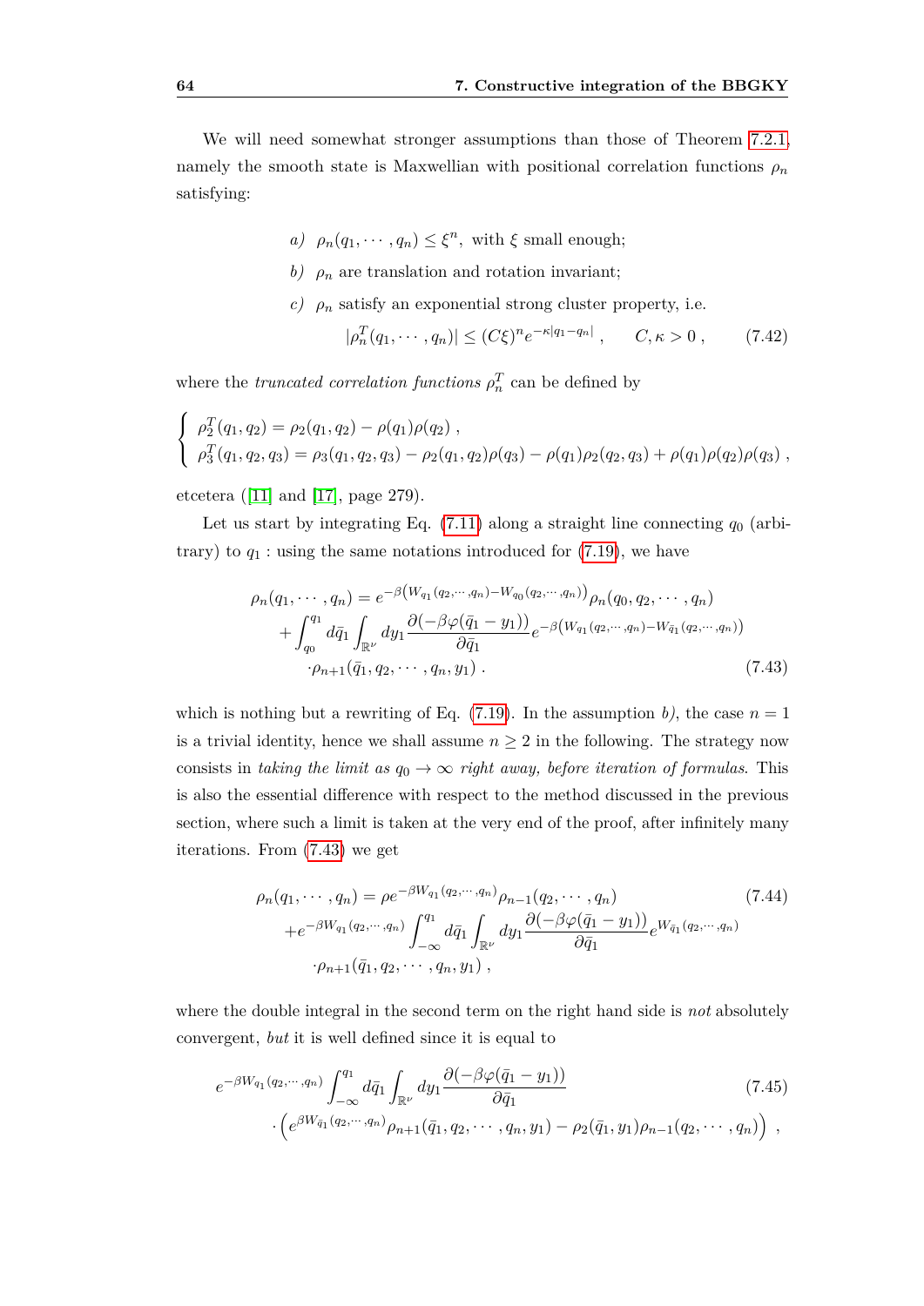We will need somewhat stronger assumptions than those of Theorem 7.2.1, namely the smooth state is Maxwellian with positional correlation functions $\rho_n$ satisfying:

*a)* $\rho_n(q_1, \cdots, q_n) \le \xi^n$, with $\xi$ small enough;

*b)* $\rho_n$ are translation and rotation invariant;

*c)* $\rho_n$ satisfy an exponential strong cluster property, i.e.

$$|\rho_n^T(q_1, \cdots, q_n)| \le (C\xi)^n e^{-\kappa|q_1 - q_n|} , \qquad C, \kappa > 0 , \tag{7.42}$$

where the *truncated correlation functions* $\rho_n^T$ can be defined by

$$\begin{cases} \rho_2^T(q_1, q_2) = \rho_2(q_1, q_2) - \rho(q_1)\rho(q_2) , \\ \rho_3^T(q_1, q_2, q_3) = \rho_3(q_1, q_2, q_3) - \rho_2(q_1, q_2)\rho(q_3) - \rho(q_1)\rho_2(q_2, q_3) + \rho(q_1)\rho(q_2)\rho(q_3) , \end{cases}$$

etcetera ([11] and [17], page 279).

Let us start by integrating Eq. (7.11) along a straight line connecting $q_0$ (arbitrary) to $q_1$ : using the same notations introduced for (7.19), we have

$$\begin{aligned} \rho_n(q_1, \cdots, q_n) &= e^{-\beta\left(W_{q_1}(q_2, \cdots, q_n) - W_{q_0}(q_2, \cdots, q_n)\right)} \rho_n(q_0, q_2, \cdots, q_n) \\ &+ \int_{q_0}^{q_1} d\bar{q}_1 \int_{\mathbb{R}^\nu} dy_1 \frac{\partial(-\beta\varphi(\bar{q}_1 - y_1))}{\partial \bar{q}_1} e^{-\beta\left(W_{q_1}(q_2, \cdots, q_n) - W_{\bar{q}_1}(q_2, \cdots, q_n)\right)} \\ &\cdot \rho_{n+1}(\bar{q}_1, q_2, \cdots, q_n, y_1) . \end{aligned} \tag{7.43}$$

which is nothing but a rewriting of Eq. (7.19). In the assumption *b)*, the case $n = 1$ is a trivial identity, hence we shall assume $n \ge 2$ in the following. The strategy now consists in *taking the limit as $q_0 \to \infty$ right away, before iteration of formulas.* This is also the essential difference with respect to the method discussed in the previous section, where such a limit is taken at the very end of the proof, after infinitely many iterations. From (7.43) we get

$$\begin{aligned} \rho_n(q_1, \cdots, q_n) &= \rho e^{-\beta W_{q_1}(q_2, \cdots, q_n)} \rho_{n-1}(q_2, \cdots, q_n) \\ &+ e^{-\beta W_{q_1}(q_2, \cdots, q_n)} \int_{-\infty}^{q_1} d\bar{q}_1 \int_{\mathbb{R}^\nu} dy_1 \frac{\partial(-\beta\varphi(\bar{q}_1 - y_1))}{\partial \bar{q}_1} e^{W_{\bar{q}_1}(q_2, \cdots, q_n)} \\ &\cdot \rho_{n+1}(\bar{q}_1, q_2, \cdots, q_n, y_1) , \end{aligned} \tag{7.44}$$

where the double integral in the second term on the right hand side is *not* absolutely convergent, *but* it is well defined since it is equal to

$$\begin{aligned} & e^{-\beta W_{q_1}(q_2, \cdots, q_n)} \int_{-\infty}^{q_1} d\bar{q}_1 \int_{\mathbb{R}^\nu} dy_1 \frac{\partial(-\beta\varphi(\bar{q}_1 - y_1))}{\partial \bar{q}_1} \\ & \cdot \left( e^{\beta W_{\bar{q}_1}(q_2, \cdots, q_n)} \rho_{n+1}(\bar{q}_1, q_2, \cdots, q_n, y_1) - \rho_2(\bar{q}_1, y_1)\rho_{n-1}(q_2, \cdots, q_n) \right) , \end{aligned} \tag{7.45}$$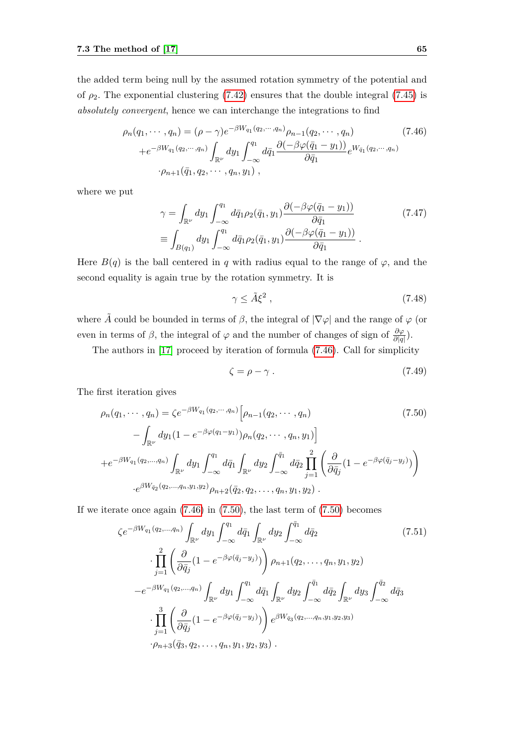the added term being null by the assumed rotation symmetry of the potential and of $\rho_2$. The exponential clustering (7.42) ensures that the double integral (7.45) is *absolutely convergent*, hence we can interchange the integrations to find

$$
\begin{aligned}
\rho_n(q_1, \cdots, q_n) &= (\rho - \gamma) e^{-\beta W_{q_1}(q_2, \cdots, q_n)} \rho_{n-1}(q_2, \cdots, q_n) \\
&+ e^{-\beta W_{q_1}(q_2, \cdots, q_n)} \int_{\mathbb{R}^\nu} dy_1 \int_{-\infty}^{q_1} d\bar{q}_1 \frac{\partial(-\beta\varphi(\bar{q}_1 - y_1))}{\partial \bar{q}_1} e^{W_{\bar{q}_1}(q_2, \cdots, q_n)} \\
&\cdot \rho_{n+1}(\bar{q}_1, q_2, \cdots, q_n, y_1) ,
\end{aligned}
\tag{7.46}
$$

where we put

$$
\begin{aligned}
\gamma &= \int_{\mathbb{R}^\nu} dy_1 \int_{-\infty}^{q_1} d\bar{q}_1 \rho_2(\bar{q}_1, y_1) \frac{\partial(-\beta\varphi(\bar{q}_1 - y_1))}{\partial \bar{q}_1} \\
&\equiv \int_{B(q_1)} dy_1 \int_{-\infty}^{q_1} d\bar{q}_1 \rho_2(\bar{q}_1, y_1) \frac{\partial(-\beta\varphi(\bar{q}_1 - y_1))}{\partial \bar{q}_1} .
\end{aligned}
\tag{7.47}
$$

Here $B(q)$ is the ball centered in $q$ with radius equal to the range of $\varphi$, and the second equality is again true by the rotation symmetry. It is

$$
\gamma \le \tilde{A} \xi^2 , \tag{7.48}
$$

where $\tilde{A}$ could be bounded in terms of $\beta$, the integral of $|\nabla\varphi|$ and the range of $\varphi$ (or even in terms of $\beta$, the integral of $\varphi$ and the number of changes of sign of $\frac{\partial\varphi}{\partial|q|}$).

The authors in [17] proceed by iteration of formula (7.46). Call for simplicity

$$
\zeta = \rho - \gamma . \tag{7.49}
$$

The first iteration gives

$$
\begin{aligned}
\rho_n(q_1, \cdots, q_n) &= \zeta e^{-\beta W_{q_1}(q_2, \cdots, q_n)} \Big[ \rho_{n-1}(q_2, \cdots, q_n) \\
&- \int_{\mathbb{R}^\nu} dy_1 (1 - e^{-\beta\varphi(q_1 - y_1)}) \rho_n(q_2, \cdots, q_n, y_1) \Big] \\
&+ e^{-\beta W_{q_1}(q_2, \ldots, q_n)} \int_{\mathbb{R}^\nu} dy_1 \int_{-\infty}^{q_1} d\bar{q}_1 \int_{\mathbb{R}^\nu} dy_2 \int_{-\infty}^{\bar{q}_1} d\bar{q}_2 \prod_{j=1}^{2} \left( \frac{\partial}{\partial \bar{q}_j} (1 - e^{-\beta\varphi(\bar{q}_j - y_j)}) \right) \\
&\cdot e^{\beta W_{\bar{q}_2}(q_2, \ldots, q_n, y_1, y_2)} \rho_{n+2}(\bar{q}_2, q_2, \ldots, q_n, y_1, y_2) .
\end{aligned}
\tag{7.50}
$$

If we iterate once again (7.46) in (7.50), the last term of (7.50) becomes

$$
\begin{aligned}
&\zeta e^{-\beta W_{q_1}(q_2, \ldots, q_n)} \int_{\mathbb{R}^\nu} dy_1 \int_{-\infty}^{q_1} d\bar{q}_1 \int_{\mathbb{R}^\nu} dy_2 \int_{-\infty}^{\bar{q}_1} d\bar{q}_2 \\
&\cdot \prod_{j=1}^{2} \left( \frac{\partial}{\partial \bar{q}_j} (1 - e^{-\beta\varphi(\bar{q}_j - y_j)}) \right) \rho_{n+1}(q_2, \ldots, q_n, y_1, y_2) \\
&- e^{-\beta W_{q_1}(q_2, \ldots, q_n)} \int_{\mathbb{R}^\nu} dy_1 \int_{-\infty}^{q_1} d\bar{q}_1 \int_{\mathbb{R}^\nu} dy_2 \int_{-\infty}^{\bar{q}_1} d\bar{q}_2 \int_{\mathbb{R}^\nu} dy_3 \int_{-\infty}^{\bar{q}_2} d\bar{q}_3 \\
&\cdot \prod_{j=1}^{3} \left( \frac{\partial}{\partial \bar{q}_j} (1 - e^{-\beta\varphi(\bar{q}_j - y_j)}) \right) e^{\beta W_{\bar{q}_3}(q_2, \ldots, q_n, y_1, y_2, y_3)} \\
&\cdot \rho_{n+3}(\bar{q}_3, q_2, \ldots, q_n, y_1, y_2, y_3) .
\end{aligned}
\tag{7.51}
$$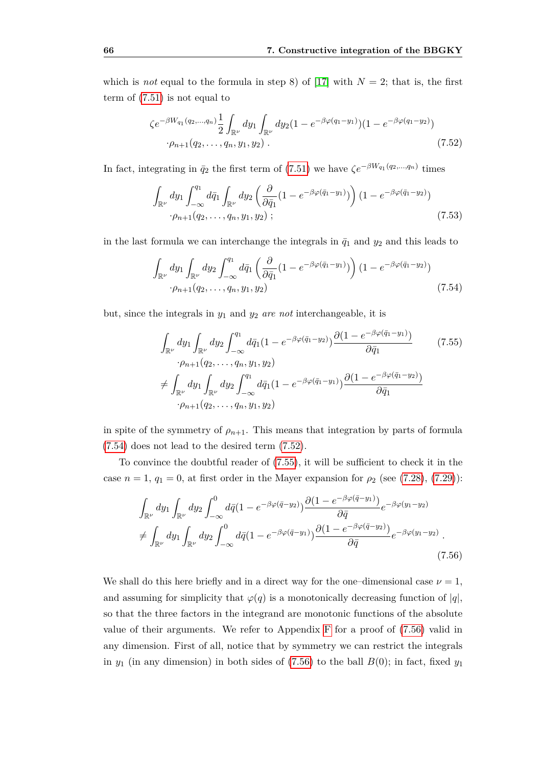which is *not* equal to the formula in step 8) of [17] with $N = 2$; that is, the first term of (7.51) is not equal to

$$\zeta e^{-\beta W_{q_1}(q_2,\ldots,q_n)} \frac{1}{2} \int_{\mathbb{R}^\nu} dy_1 \int_{\mathbb{R}^\nu} dy_2 (1 - e^{-\beta\varphi(q_1-y_1)})(1 - e^{-\beta\varphi(q_1-y_2)}) \cdot \rho_{n+1}(q_2,\ldots,q_n,y_1,y_2) \,. \tag{7.52}$$

In fact, integrating in $\bar{q}_2$ the first term of (7.51) we have $\zeta e^{-\beta W_{q_1}(q_2,\ldots,q_n)}$ times

$$\int_{\mathbb{R}^\nu} dy_1 \int_{-\infty}^{q_1} d\bar{q}_1 \int_{\mathbb{R}^\nu} dy_2 \left( \frac{\partial}{\partial \bar{q}_1} (1 - e^{-\beta\varphi(\bar{q}_1-y_1)}) \right) (1 - e^{-\beta\varphi(\bar{q}_1-y_2)}) \cdot \rho_{n+1}(q_2,\ldots,q_n,y_1,y_2) \,; \tag{7.53}$$

in the last formula we can interchange the integrals in $\bar{q}_1$ and $y_2$ and this leads to

$$\int_{\mathbb{R}^\nu} dy_1 \int_{\mathbb{R}^\nu} dy_2 \int_{-\infty}^{q_1} d\bar{q}_1 \left( \frac{\partial}{\partial \bar{q}_1} (1 - e^{-\beta\varphi(\bar{q}_1-y_1)}) \right) (1 - e^{-\beta\varphi(\bar{q}_1-y_2)}) \cdot \rho_{n+1}(q_2,\ldots,q_n,y_1,y_2) \tag{7.54}$$

but, since the integrals in $y_1$ and $y_2$ *are not* interchangeable, it is

$$\begin{aligned} &\int_{\mathbb{R}^\nu} dy_1 \int_{\mathbb{R}^\nu} dy_2 \int_{-\infty}^{q_1} d\bar{q}_1 (1 - e^{-\beta\varphi(\bar{q}_1-y_2)}) \frac{\partial (1 - e^{-\beta\varphi(\bar{q}_1-y_1)})}{\partial \bar{q}_1} \cdot \rho_{n+1}(q_2,\ldots,q_n,y_1,y_2) \\ &\neq \int_{\mathbb{R}^\nu} dy_1 \int_{\mathbb{R}^\nu} dy_2 \int_{-\infty}^{q_1} d\bar{q}_1 (1 - e^{-\beta\varphi(\bar{q}_1-y_1)}) \frac{\partial (1 - e^{-\beta\varphi(\bar{q}_1-y_2)})}{\partial \bar{q}_1} \cdot \rho_{n+1}(q_2,\ldots,q_n,y_1,y_2) \end{aligned} \tag{7.55}$$

in spite of the symmetry of $\rho_{n+1}$. This means that integration by parts of formula (7.54) does not lead to the desired term (7.52).

To convince the doubtful reader of (7.55), it will be sufficient to check it in the case $n = 1$, $q_1 = 0$, at first order in the Mayer expansion for $\rho_2$ (see (7.28), (7.29)):

$$\begin{aligned} &\int_{\mathbb{R}^\nu} dy_1 \int_{\mathbb{R}^\nu} dy_2 \int_{-\infty}^{0} d\bar{q} (1 - e^{-\beta\varphi(\bar{q}-y_2)}) \frac{\partial (1 - e^{-\beta\varphi(\bar{q}-y_1)})}{\partial \bar{q}} e^{-\beta\varphi(y_1-y_2)} \\ &\neq \int_{\mathbb{R}^\nu} dy_1 \int_{\mathbb{R}^\nu} dy_2 \int_{-\infty}^{0} d\bar{q} (1 - e^{-\beta\varphi(\bar{q}-y_1)}) \frac{\partial (1 - e^{-\beta\varphi(\bar{q}-y_2)})}{\partial \bar{q}} e^{-\beta\varphi(y_1-y_2)} \,. \end{aligned} \tag{7.56}$$

We shall do this here briefly and in a direct way for the one–dimensional case $\nu = 1$, and assuming for simplicity that $\varphi(q)$ is a monotonically decreasing function of $|q|$, so that the three factors in the integrand are monotonic functions of the absolute value of their arguments. We refer to Appendix F for a proof of (7.56) valid in any dimension. First of all, notice that by symmetry we can restrict the integrals in $y_1$ (in any dimension) in both sides of (7.56) to the ball $B(0)$; in fact, fixed $y_1$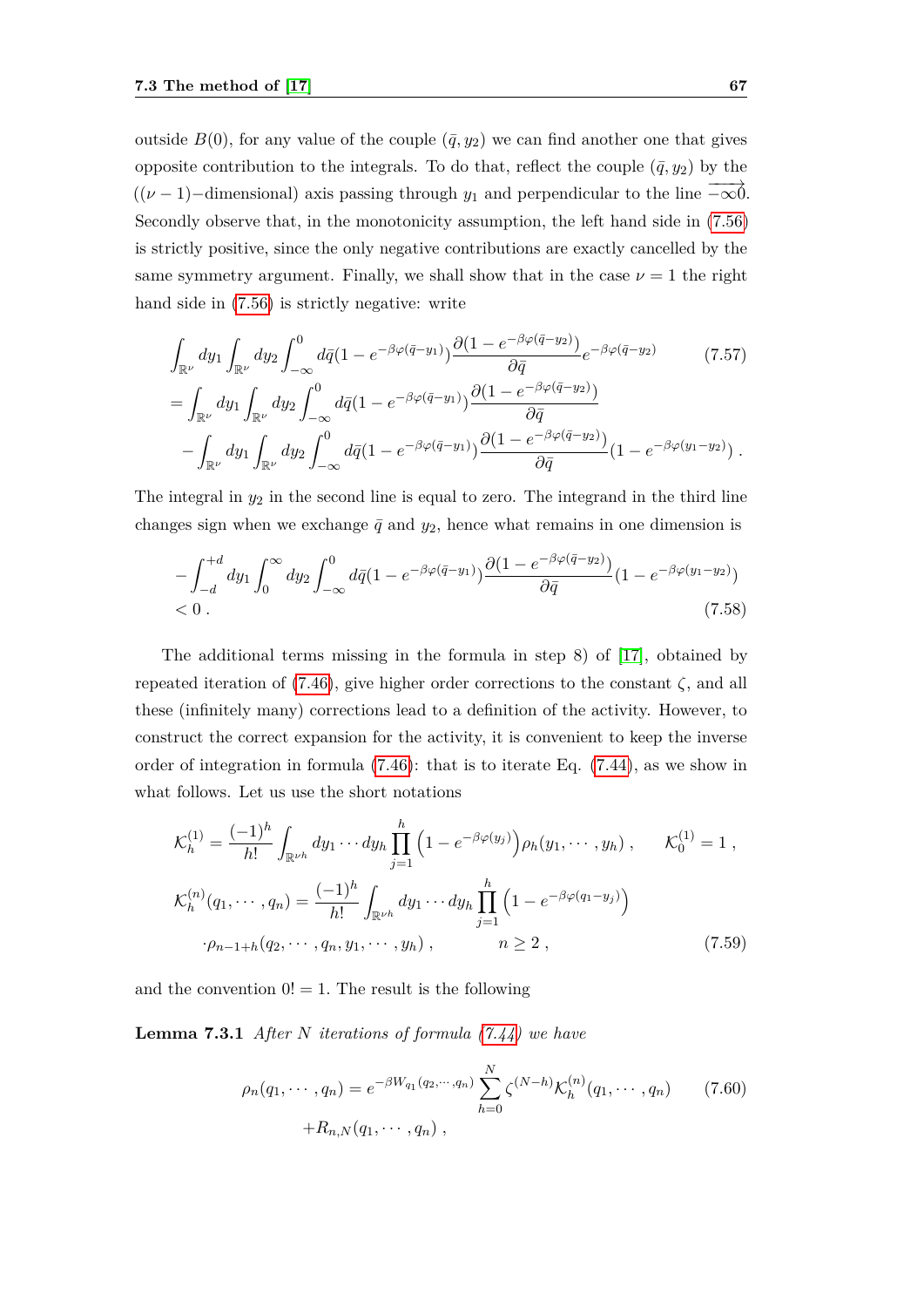outside $B(0)$, for any value of the couple $(\bar{q}, y_2)$ we can find another one that gives opposite contribution to the integrals. To do that, reflect the couple $(\bar{q}, y_2)$ by the $((\nu-1)-$dimensional) axis passing through $y_1$ and perpendicular to the line $\overrightarrow{-\infty 0}$. Secondly observe that, in the monotonicity assumption, the left hand side in (7.56) is strictly positive, since the only negative contributions are exactly cancelled by the same symmetry argument. Finally, we shall show that in the case $\nu = 1$ the right hand side in (7.56) is strictly negative: write

$$
\begin{aligned}
&\int_{\mathbb{R}^\nu} dy_1 \int_{\mathbb{R}^\nu} dy_2 \int_{-\infty}^{0} d\bar{q} (1 - e^{-\beta\varphi(\bar{q}-y_1)}) \frac{\partial (1 - e^{-\beta\varphi(\bar{q}-y_2)})}{\partial \bar{q}} e^{-\beta\varphi(\bar{q}-y_2)} \qquad (7.57)\\
&= \int_{\mathbb{R}^\nu} dy_1 \int_{\mathbb{R}^\nu} dy_2 \int_{-\infty}^{0} d\bar{q} (1 - e^{-\beta\varphi(\bar{q}-y_1)}) \frac{\partial (1 - e^{-\beta\varphi(\bar{q}-y_2)})}{\partial \bar{q}} \\
&\quad - \int_{\mathbb{R}^\nu} dy_1 \int_{\mathbb{R}^\nu} dy_2 \int_{-\infty}^{0} d\bar{q} (1 - e^{-\beta\varphi(\bar{q}-y_1)}) \frac{\partial (1 - e^{-\beta\varphi(\bar{q}-y_2)})}{\partial \bar{q}} (1 - e^{-\beta\varphi(y_1-y_2)}) \, .
\end{aligned}
$$

The integral in $y_2$ in the second line is equal to zero. The integrand in the third line changes sign when we exchange $\bar{q}$ and $y_2$, hence what remains in one dimension is

$$
\begin{aligned}
&- \int_{-d}^{+d} dy_1 \int_{0}^{\infty} dy_2 \int_{-\infty}^{0} d\bar{q} (1 - e^{-\beta\varphi(\bar{q}-y_1)}) \frac{\partial (1 - e^{-\beta\varphi(\bar{q}-y_2)})}{\partial \bar{q}} (1 - e^{-\beta\varphi(y_1-y_2)}) \\
&< 0 \, . \qquad (7.58)
\end{aligned}
$$

The additional terms missing in the formula in step 8) of [17], obtained by repeated iteration of (7.46), give higher order corrections to the constant $\zeta$, and all these (infinitely many) corrections lead to a definition of the activity. However, to construct the correct expansion for the activity, it is convenient to keep the inverse order of integration in formula (7.46): that is to iterate Eq. (7.44), as we show in what follows. Let us use the short notations

$$
\begin{aligned}
&\mathcal{K}_h^{(1)} = \frac{(-1)^h}{h!} \int_{\mathbb{R}^{\nu h}} dy_1 \cdots dy_h \prod_{j=1}^{h} \left(1 - e^{-\beta\varphi(y_j)}\right) \rho_h(y_1, \cdots, y_h) \, , \qquad \mathcal{K}_0^{(1)} = 1 \, , \\
&\mathcal{K}_h^{(n)}(q_1, \cdots, q_n) = \frac{(-1)^h}{h!} \int_{\mathbb{R}^{\nu h}} dy_1 \cdots dy_h \prod_{j=1}^{h} \left(1 - e^{-\beta\varphi(q_1-y_j)}\right) \\
&\quad \cdot \rho_{n-1+h}(q_2, \cdots, q_n, y_1, \cdots, y_h) \, , \qquad\qquad n \geq 2 \, , \qquad (7.59)
\end{aligned}
$$

and the convention $0! = 1$. The result is the following

**Lemma 7.3.1** *After $N$ iterations of formula (7.44) we have*

$$
\begin{aligned}
\rho_n(q_1, \cdots, q_n) = e^{-\beta W_{q_1}(q_2, \cdots, q_n)} \sum_{h=0}^{N} \zeta^{(N-h)} \mathcal{K}_h^{(n)}(q_1, \cdots, q_n) \qquad (7.60)\\
+ R_{n,N}(q_1, \cdots, q_n) \, ,
\end{aligned}
$$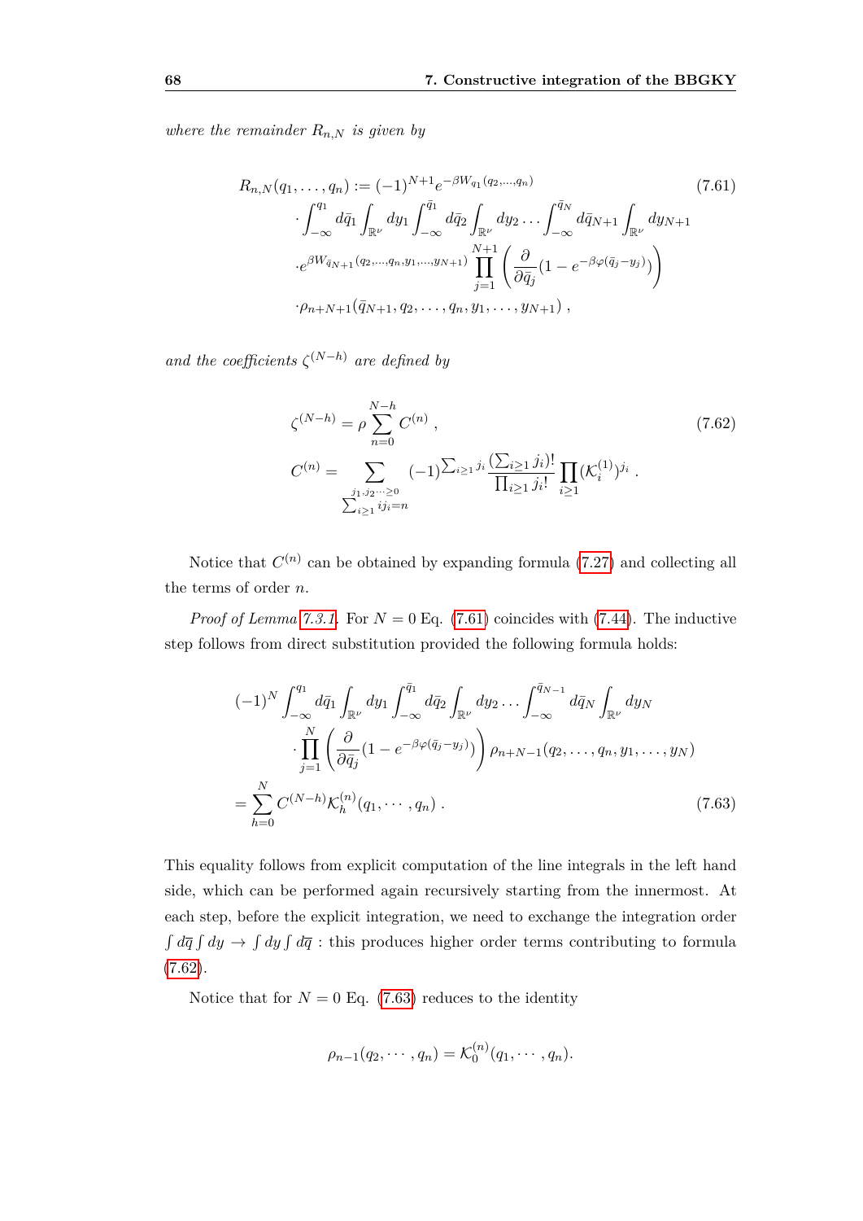*where the remainder $R_{n,N}$ is given by*

$$
\begin{aligned}
R_{n,N}(q_1,\dots,q_n) &:= (-1)^{N+1} e^{-\beta W_{q_1}(q_2,\dots,q_n)} \\
&\cdot \int_{-\infty}^{q_1} d\bar{q}_1 \int_{\mathbb{R}^\nu} dy_1 \int_{-\infty}^{\bar{q}_1} d\bar{q}_2 \int_{\mathbb{R}^\nu} dy_2 \dots \int_{-\infty}^{\bar{q}_N} d\bar{q}_{N+1} \int_{\mathbb{R}^\nu} dy_{N+1} \\
&\cdot e^{\beta W_{\bar{q}_{N+1}}(q_2,\dots,q_n,y_1,\dots,y_{N+1})} \prod_{j=1}^{N+1} \left( \frac{\partial}{\partial \bar{q}_j} (1 - e^{-\beta\varphi(\bar{q}_j - y_j)}) \right) \\
&\cdot \rho_{n+N+1}(\bar{q}_{N+1}, q_2, \dots, q_n, y_1, \dots, y_{N+1}) \ ,
\end{aligned}
\tag{7.61}
$$

*and the coefficients $\zeta^{(N-h)}$ are defined by*

$$
\begin{aligned}
\zeta^{(N-h)} &= \rho \sum_{n=0}^{N-h} C^{(n)} \ , \\
C^{(n)} &= \sum_{\substack{j_1, j_2 \dots \geq 0 \\ \sum_{i\geq 1} i j_i = n}} (-1)^{\sum_{i\geq 1} j_i} \frac{(\sum_{i\geq 1} j_i)!}{\prod_{i\geq 1} j_i!} \prod_{i\geq 1} (\mathcal{K}_i^{(1)})^{j_i} \ .
\end{aligned}
\tag{7.62}
$$

Notice that $C^{(n)}$ can be obtained by expanding formula (7.27) and collecting all the terms of order $n$.

*Proof of Lemma 7.3.1.* For $N = 0$ Eq. (7.61) coincides with (7.44). The inductive step follows from direct substitution provided the following formula holds:

$$
\begin{aligned}
&(-1)^N \int_{-\infty}^{q_1} d\bar{q}_1 \int_{\mathbb{R}^\nu} dy_1 \int_{-\infty}^{\bar{q}_1} d\bar{q}_2 \int_{\mathbb{R}^\nu} dy_2 \dots \int_{-\infty}^{\bar{q}_{N-1}} d\bar{q}_N \int_{\mathbb{R}^\nu} dy_N \\
&\qquad \cdot \prod_{j=1}^{N} \left( \frac{\partial}{\partial \bar{q}_j} (1 - e^{-\beta\varphi(\bar{q}_j - y_j)}) \right) \rho_{n+N-1}(q_2, \dots, q_n, y_1, \dots, y_N) \\
&= \sum_{h=0}^{N} C^{(N-h)} \mathcal{K}_h^{(n)}(q_1, \cdots, q_n) \ .
\end{aligned}
\tag{7.63}
$$

This equality follows from explicit computation of the line integrals in the left hand side, which can be performed again recursively starting from the innermost. At each step, before the explicit integration, we need to exchange the integration order $\int d\overline{q} \int dy \to \int dy \int d\overline{q}$ : this produces higher order terms contributing to formula (7.62).

Notice that for $N = 0$ Eq. (7.63) reduces to the identity

$$
\rho_{n-1}(q_2, \cdots, q_n) = \mathcal{K}_0^{(n)}(q_1, \cdots, q_n).
$$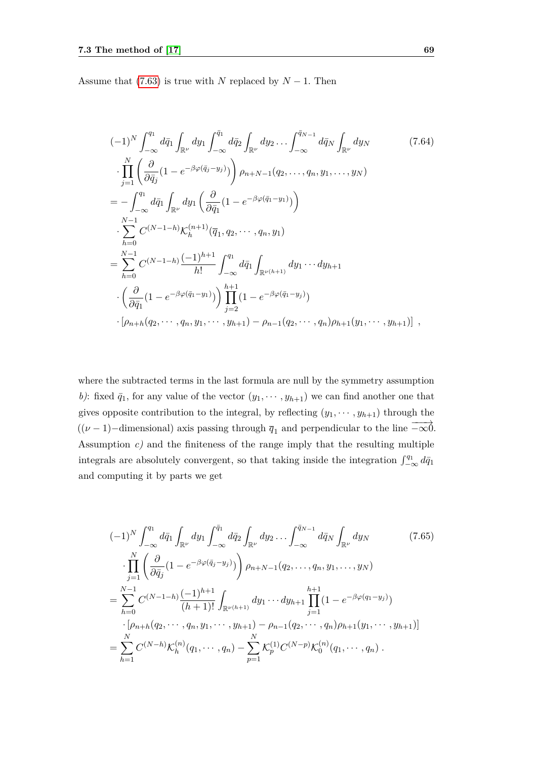Assume that (7.63) is true with $N$ replaced by $N-1$. Then

$$
\begin{aligned}
&(-1)^N \int_{-\infty}^{q_1} d\bar{q}_1 \int_{\mathbb{R}^\nu} dy_1 \int_{-\infty}^{\bar{q}_1} d\bar{q}_2 \int_{\mathbb{R}^\nu} dy_2 \ldots \int_{-\infty}^{\bar{q}_{N-1}} d\bar{q}_N \int_{\mathbb{R}^\nu} dy_N \\
&\cdot \prod_{j=1}^{N} \left( \frac{\partial}{\partial \bar{q}_j} (1 - e^{-\beta\varphi(\bar{q}_j - y_j)}) \right) \rho_{n+N-1}(q_2, \ldots, q_n, y_1, \ldots, y_N) \\
&= - \int_{-\infty}^{q_1} d\bar{q}_1 \int_{\mathbb{R}^\nu} dy_1 \left( \frac{\partial}{\partial \bar{q}_1} (1 - e^{-\beta\varphi(\bar{q}_1 - y_1)}) \right) \\
&\cdot \sum_{h=0}^{N-1} C^{(N-1-h)} \mathcal{K}_h^{(n+1)}(\overline{q}_1, q_2, \cdots, q_n, y_1) \\
&= \sum_{h=0}^{N-1} C^{(N-1-h)} \frac{(-1)^{h+1}}{h!} \int_{-\infty}^{q_1} d\bar{q}_1 \int_{\mathbb{R}^{\nu(h+1)}} dy_1 \cdots dy_{h+1} \\
&\cdot \left( \frac{\partial}{\partial \bar{q}_1} (1 - e^{-\beta\varphi(\bar{q}_1 - y_1)}) \right) \prod_{j=2}^{h+1} (1 - e^{-\beta\varphi(\bar{q}_1 - y_j)}) \\
&\cdot [\rho_{n+h}(q_2, \cdots, q_n, y_1, \cdots, y_{h+1}) - \rho_{n-1}(q_2, \cdots, q_n) \rho_{h+1}(y_1, \cdots, y_{h+1})] \ ,
\end{aligned} \tag{7.64}
$$

where the subtracted terms in the last formula are null by the symmetry assumption *b)*: fixed $\bar{q}_1$, for any value of the vector $(y_1, \cdots, y_{h+1})$ we can find another one that gives opposite contribution to the integral, by reflecting $(y_1, \cdots, y_{h+1})$ through the $((\nu-1)-$dimensional) axis passing through $\overline{q}_1$ and perpendicular to the line $\overrightarrow{-\infty 0}$. Assumption *c)* and the finiteness of the range imply that the resulting multiple integrals are absolutely convergent, so that taking inside the integration $\int_{-\infty}^{q_1} d\bar{q}_1$ and computing it by parts we get

$$
\begin{aligned}
&(-1)^N \int_{-\infty}^{q_1} d\bar{q}_1 \int_{\mathbb{R}^\nu} dy_1 \int_{-\infty}^{\bar{q}_1} d\bar{q}_2 \int_{\mathbb{R}^\nu} dy_2 \ldots \int_{-\infty}^{\bar{q}_{N-1}} d\bar{q}_N \int_{\mathbb{R}^\nu} dy_N \\
&\cdot \prod_{j=1}^{N} \left( \frac{\partial}{\partial \bar{q}_j} (1 - e^{-\beta\varphi(\bar{q}_j - y_j)}) \right) \rho_{n+N-1}(q_2, \ldots, q_n, y_1, \ldots, y_N) \\
&= \sum_{h=0}^{N-1} C^{(N-1-h)} \frac{(-1)^{h+1}}{(h+1)!} \int_{\mathbb{R}^{\nu(h+1)}} dy_1 \cdots dy_{h+1} \prod_{j=1}^{h+1} (1 - e^{-\beta\varphi(q_1 - y_j)}) \\
&\cdot [\rho_{n+h}(q_2, \cdots, q_n, y_1, \cdots, y_{h+1}) - \rho_{n-1}(q_2, \cdots, q_n) \rho_{h+1}(y_1, \cdots, y_{h+1})] \\
&= \sum_{h=1}^{N} C^{(N-h)} \mathcal{K}_h^{(n)}(q_1, \cdots, q_n) - \sum_{p=1}^{N} \mathcal{K}_p^{(1)} C^{(N-p)} \mathcal{K}_0^{(n)}(q_1, \cdots, q_n) \ .
\end{aligned} \tag{7.65}
$$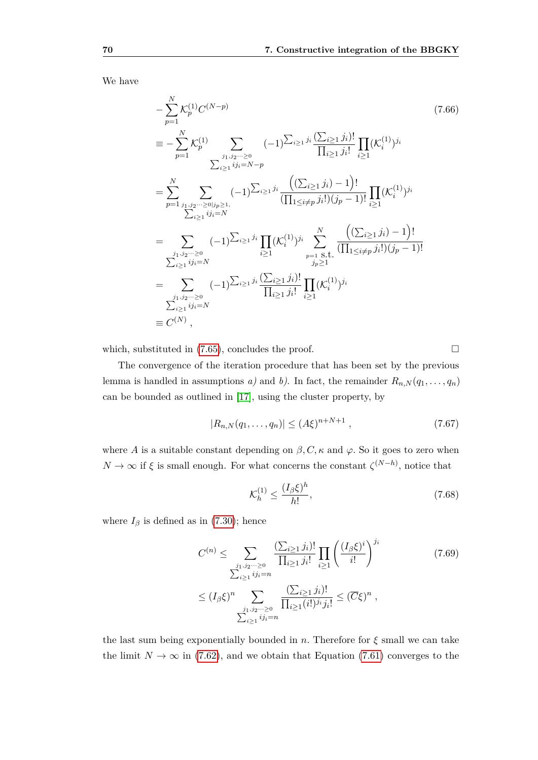We have

$$
\begin{aligned}
&-\sum_{p=1}^{N} \mathcal{K}_p^{(1)} C^{(N-p)} \\
&\equiv -\sum_{p=1}^{N} \mathcal{K}_p^{(1)} \sum_{\substack{j_1, j_2 \cdots \geq 0 \\ \sum_{i\geq 1} i j_i = N-p}} (-1)^{\sum_{i\geq 1} j_i} \frac{(\sum_{i\geq 1} j_i)!}{\prod_{i\geq 1} j_i!} \prod_{i\geq 1} (\mathcal{K}_i^{(1)})^{j_i} \\
&= \sum_{p=1}^{N} \sum_{\substack{j_1, j_2 \cdots \geq 0 | j_p \geq 1, \\ \sum_{i\geq 1} i j_i = N}} (-1)^{\sum_{i\geq 1} j_i} \frac{\left((\sum_{i\geq 1} j_i) - 1\right)!}{(\prod_{1\leq i \neq p} j_i!)(j_p - 1)!} \prod_{i\geq 1} (\mathcal{K}_i^{(1)})^{j_i} \\
&= \sum_{\substack{j_1, j_2 \cdots \geq 0 \\ \sum_{i\geq 1} i j_i = N}} (-1)^{\sum_{i\geq 1} j_i} \prod_{i\geq 1} (\mathcal{K}_i^{(1)})^{j_i} \sum_{\substack{p=1 \text{ s.t.} \\ j_p \geq 1}}^{N} \frac{\left((\sum_{i\geq 1} j_i) - 1\right)!}{(\prod_{1\leq i \neq p} j_i!)(j_p - 1)!} \\
&= \sum_{\substack{j_1, j_2 \cdots \geq 0 \\ \sum_{i\geq 1} i j_i = N}} (-1)^{\sum_{i\geq 1} j_i} \frac{(\sum_{i\geq 1} j_i)!}{\prod_{i\geq 1} j_i!} \prod_{i\geq 1} (\mathcal{K}_i^{(1)})^{j_i} \\
&\equiv C^{(N)} ,
\end{aligned}
\tag{7.66}
$$

which, substituted in (7.65), concludes the proof. □

The convergence of the iteration procedure that has been set by the previous lemma is handled in assumptions *a)* and *b)*. In fact, the remainder $R_{n,N}(q_1, \ldots, q_n)$ can be bounded as outlined in [17], using the cluster property, by

$$
|R_{n,N}(q_1, \ldots, q_n)| \leq (A\xi)^{n+N+1} , \tag{7.67}
$$

where $A$ is a suitable constant depending on $\beta, C, \kappa$ and $\varphi$. So it goes to zero when $N \to \infty$ if $\xi$ is small enough. For what concerns the constant $\zeta^{(N-h)}$, notice that

$$
\mathcal{K}_h^{(1)} \leq \frac{(I_\beta \xi)^h}{h!}, \tag{7.68}
$$

where $I_\beta$ is defined as in (7.30); hence

$$
\begin{aligned}
C^{(n)} &\leq \sum_{\substack{j_1, j_2 \cdots \geq 0 \\ \sum_{i\geq 1} i j_i = n}} \frac{(\sum_{i\geq 1} j_i)!}{\prod_{i\geq 1} j_i!} \prod_{i\geq 1} \left( \frac{(I_\beta \xi)^i}{i!} \right)^{j_i} \\
&\leq (I_\beta \xi)^n \sum_{\substack{j_1, j_2 \cdots \geq 0 \\ \sum_{i\geq 1} i j_i = n}} \frac{(\sum_{i\geq 1} j_i)!}{\prod_{i\geq 1} (i!)^{j_i} j_i!} \leq (\overline{C}\xi)^n ,
\end{aligned}
\tag{7.69}
$$

the last sum being exponentially bounded in $n$. Therefore for $\xi$ small we can take the limit $N \to \infty$ in (7.62), and we obtain that Equation (7.61) converges to the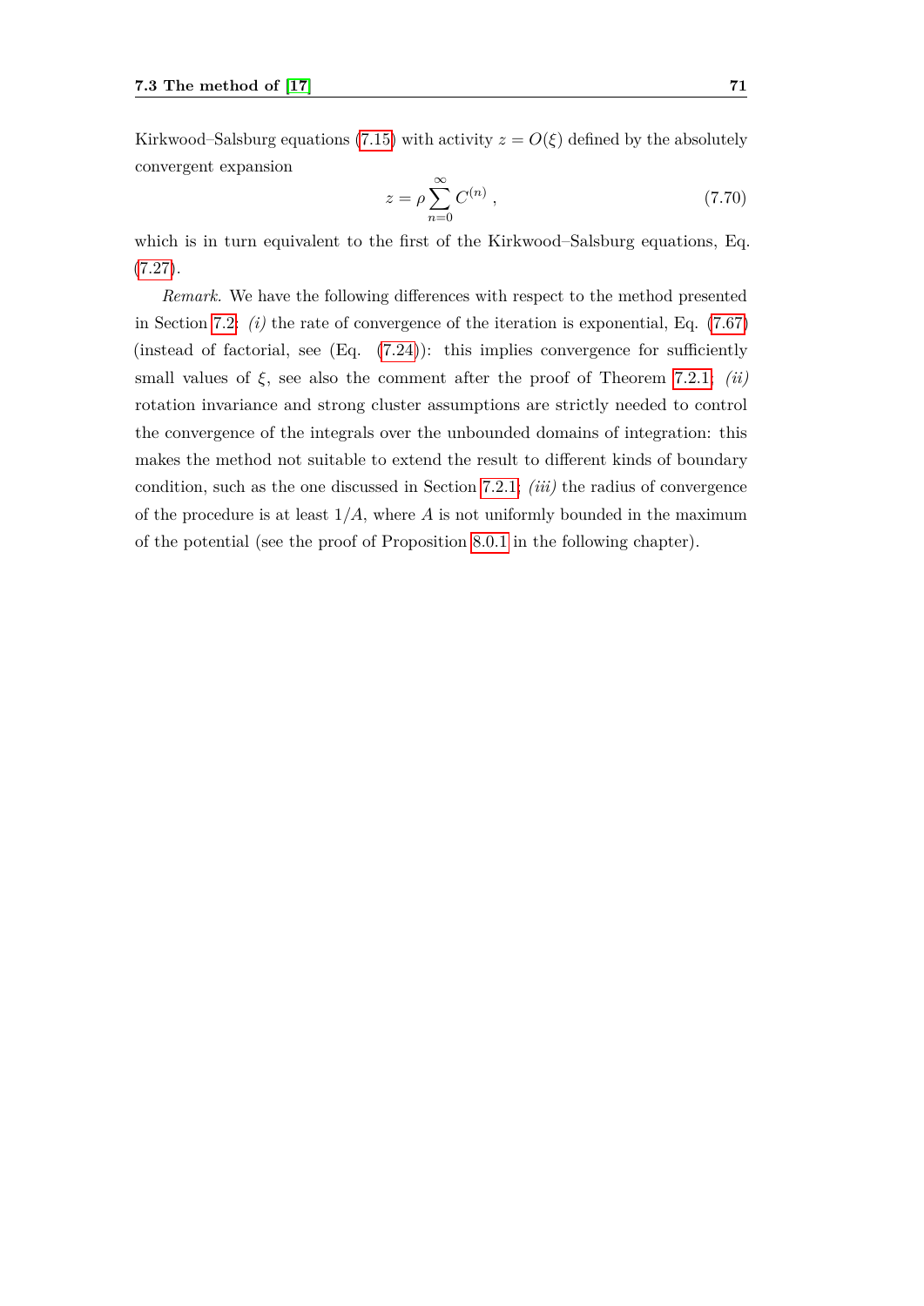Kirkwood–Salsburg equations (7.15) with activity $z = O(\xi)$ defined by the absolutely convergent expansion

$$z = \rho \sum_{n=0}^{\infty} C^{(n)} \,, \tag{7.70}$$

which is in turn equivalent to the first of the Kirkwood–Salsburg equations, Eq. (7.27).

*Remark.* We have the following differences with respect to the method presented in Section 7.2: *(i)* the rate of convergence of the iteration is exponential, Eq. (7.67) (instead of factorial, see (Eq. (7.24)): this implies convergence for sufficiently small values of $\xi$, see also the comment after the proof of Theorem 7.2.1; *(ii)* rotation invariance and strong cluster assumptions are strictly needed to control the convergence of the integrals over the unbounded domains of integration: this makes the method not suitable to extend the result to different kinds of boundary condition, such as the one discussed in Section 7.2.1; *(iii)* the radius of convergence of the procedure is at least $1/A$, where $A$ is not uniformly bounded in the maximum of the potential (see the proof of Proposition 8.0.1 in the following chapter).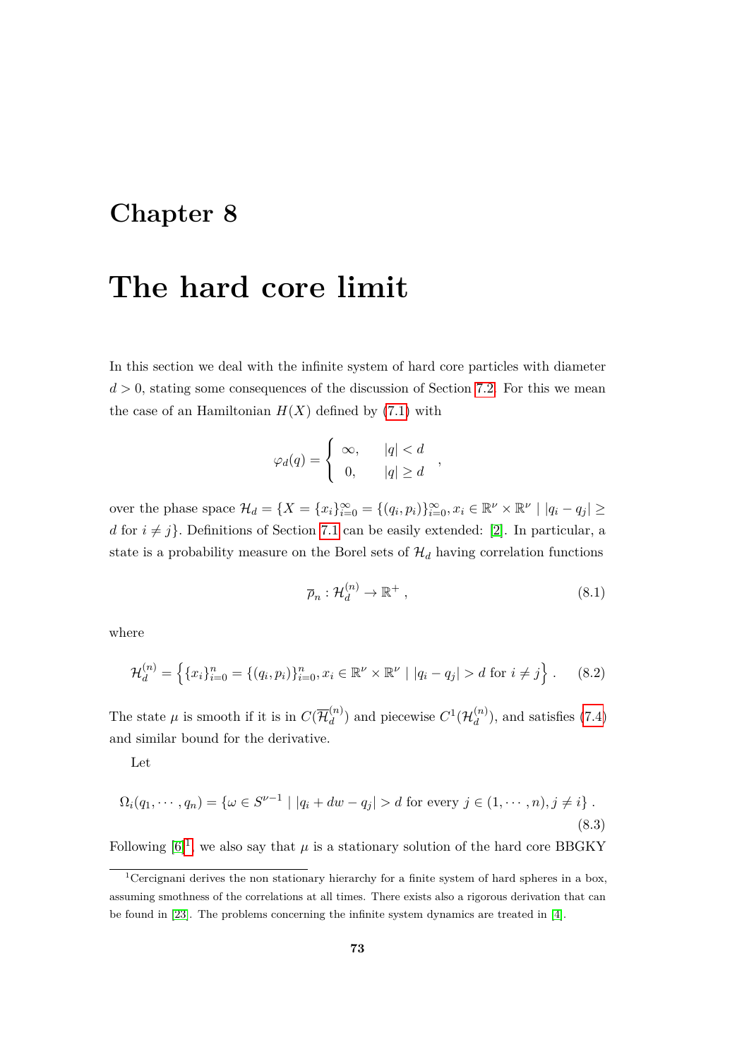# Chapter 8

# The hard core limit

In this section we deal with the infinite system of hard core particles with diameter $d > 0$, stating some consequences of the discussion of Section 7.2. For this we mean the case of an Hamiltonian $H(X)$ defined by (7.1) with

$$\varphi_d(q) = \begin{cases} \infty, & |q| < d \\ 0, & |q| \geq d \end{cases} ,$$

over the phase space $\mathcal{H}_d = \{X = \{x_i\}_{i=0}^{\infty} = \{(q_i, p_i)\}_{i=0}^{\infty}, x_i \in \mathbb{R}^\nu \times \mathbb{R}^\nu \mid |q_i - q_j| \geq d \text{ for } i \neq j\}$. Definitions of Section 7.1 can be easily extended: [2]. In particular, a state is a probability measure on the Borel sets of $\mathcal{H}_d$ having correlation functions

$$\overline{\rho}_n : \mathcal{H}_d^{(n)} \to \mathbb{R}^+ , \tag{8.1}$$

where

$$\mathcal{H}_d^{(n)} = \left\{ \{x_i\}_{i=0}^{n} = \{(q_i, p_i)\}_{i=0}^{n}, x_i \in \mathbb{R}^\nu \times \mathbb{R}^\nu \mid |q_i - q_j| > d \text{ for } i \neq j \right\} . \tag{8.2}$$

The state $\mu$ is smooth if it is in $C(\overline{\mathcal{H}}_d^{(n)})$ and piecewise $C^1(\mathcal{H}_d^{(n)})$, and satisfies (7.4) and similar bound for the derivative.

Let

$$\Omega_i(q_1, \cdots, q_n) = \{\omega \in S^{\nu-1} \mid |q_i + dw - q_j| > d \text{ for every } j \in (1, \cdots, n), j \neq i\} . \tag{8.3}$$

Following [6][1], we also say that $\mu$ is a stationary solution of the hard core BBGKY

[1] Cercignani derives the non stationary hierarchy for a finite system of hard spheres in a box, assuming smoothness of the correlations at all times. There exists also a rigorous derivation that can be found in [23]. The problems concerning the infinite system dynamics are treated in [4].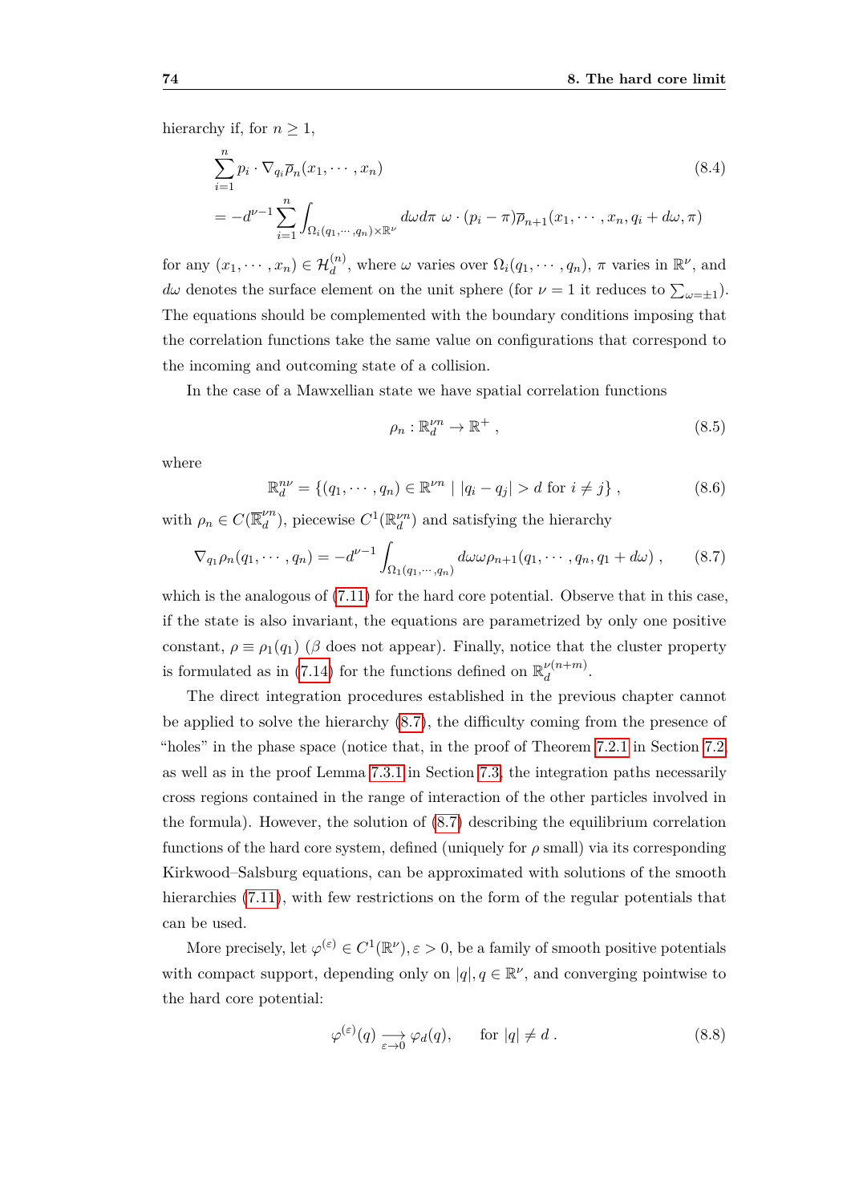hierarchy if, for $n \geq 1$,

$$
\begin{aligned}
&\sum_{i=1}^{n} p_i \cdot \nabla_{q_i} \overline{\rho}_n(x_1, \cdots, x_n) \\
&= -d^{\nu-1} \sum_{i=1}^{n} \int_{\Omega_i(q_1,\cdots,q_n)\times\mathbb{R}^\nu} d\omega d\pi \ \omega \cdot (p_i - \pi) \overline{\rho}_{n+1}(x_1, \cdots, x_n, q_i + d\omega, \pi)
\end{aligned}
\tag{8.4}
$$

for any $(x_1, \cdots, x_n) \in \mathcal{H}_d^{(n)}$, where $\omega$ varies over $\Omega_i(q_1, \cdots, q_n)$, $\pi$ varies in $\mathbb{R}^\nu$, and $d\omega$ denotes the surface element on the unit sphere (for $\nu = 1$ it reduces to $\sum_{\omega=\pm 1}$). The equations should be complemented with the boundary conditions imposing that the correlation functions take the same value on configurations that correspond to the incoming and outcoming state of a collision.

In the case of a Mawxellian state we have spatial correlation functions

$$
\rho_n : \mathbb{R}_d^{\nu n} \to \mathbb{R}^+ , \tag{8.5}
$$

where

$$
\mathbb{R}_d^{n\nu} = \{(q_1, \cdots, q_n) \in \mathbb{R}^{\nu n} \mid |q_i - q_j| > d \text{ for } i \neq j\} , \tag{8.6}
$$

with $\rho_n \in C(\overline{\mathbb{R}}_d^{\nu n})$, piecewise $C^1(\mathbb{R}_d^{\nu n})$ and satisfying the hierarchy

$$
\nabla_{q_1} \rho_n(q_1, \cdots, q_n) = -d^{\nu-1} \int_{\Omega_1(q_1,\cdots,q_n)} d\omega \omega \rho_{n+1}(q_1, \cdots, q_n, q_1 + d\omega) , \tag{8.7}
$$

which is the analogous of (7.11) for the hard core potential. Observe that in this case, if the state is also invariant, the equations are parametrized by only one positive constant, $\rho \equiv \rho_1(q_1)$ ($\beta$ does not appear). Finally, notice that the cluster property is formulated as in (7.14) for the functions defined on $\mathbb{R}_d^{\nu(n+m)}$.

The direct integration procedures established in the previous chapter cannot be applied to solve the hierarchy (8.7), the difficulty coming from the presence of "holes" in the phase space (notice that, in the proof of Theorem 7.2.1 in Section 7.2, as well as in the proof Lemma 7.3.1 in Section 7.3, the integration paths necessarily cross regions contained in the range of interaction of the other particles involved in the formula). However, the solution of (8.7) describing the equilibrium correlation functions of the hard core system, defined (uniquely for $\rho$ small) via its corresponding Kirkwood–Salsburg equations, can be approximated with solutions of the smooth hierarchies (7.11), with few restrictions on the form of the regular potentials that can be used.

More precisely, let $\varphi^{(\varepsilon)} \in C^1(\mathbb{R}^\nu), \varepsilon > 0$, be a family of smooth positive potentials with compact support, depending only on $|q|, q \in \mathbb{R}^\nu$, and converging pointwise to the hard core potential:

$$
\varphi^{(\varepsilon)}(q) \underset{\varepsilon \to 0}{\longrightarrow} \varphi_d(q), \qquad \text{for } |q| \neq d . \tag{8.8}
$$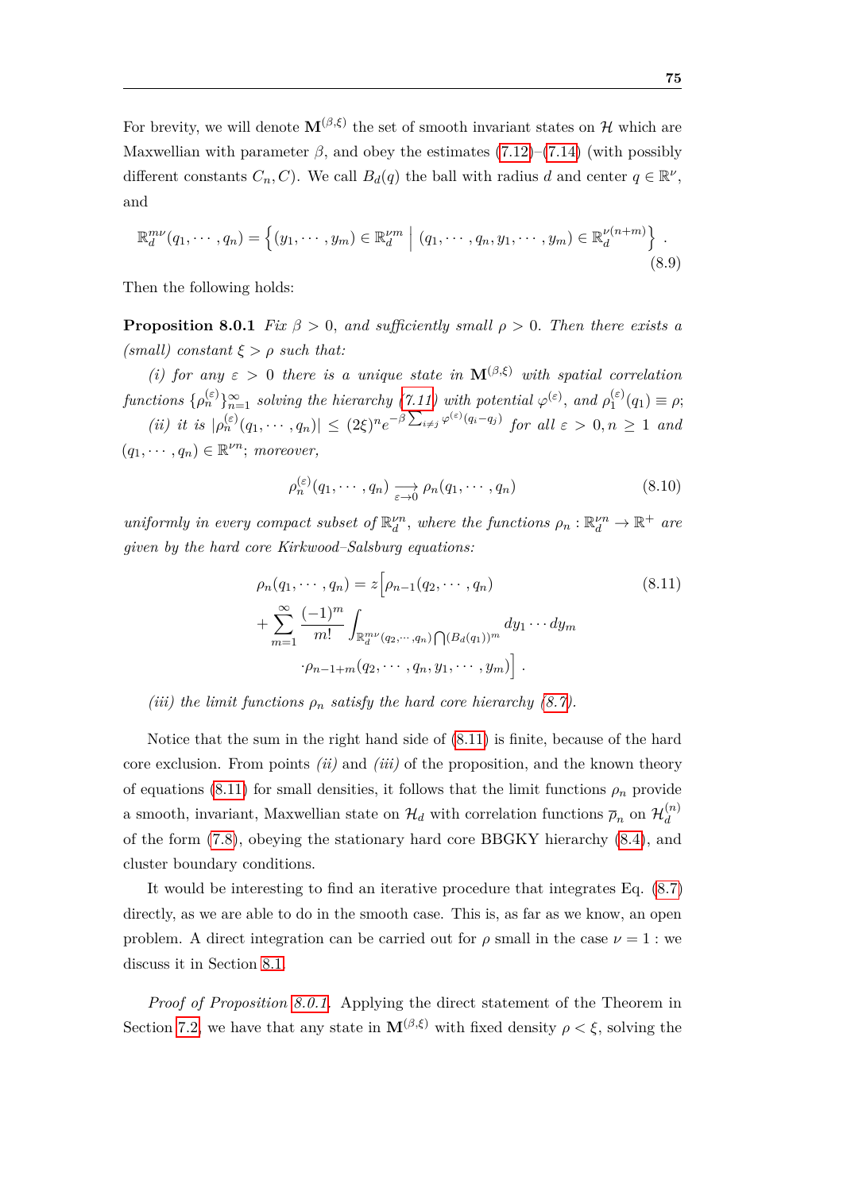For brevity, we will denote $\mathbf{M}^{(\beta,\xi)}$ the set of smooth invariant states on $\mathcal{H}$ which are Maxwellian with parameter $\beta$, and obey the estimates (7.12)–(7.14) (with possibly different constants $C_n, C$). We call $B_d(q)$ the ball with radius $d$ and center $q \in \mathbb{R}^\nu$, and

$$\mathbb{R}_d^{m\nu}(q_1,\cdots,q_n) = \left\{(y_1,\cdots,y_m) \in \mathbb{R}_d^{\nu m} \;\Big|\; (q_1,\cdots,q_n,y_1,\cdots,y_m) \in \mathbb{R}_d^{\nu(n+m)}\right\}. \tag{8.9}$$

Then the following holds:

**Proposition 8.0.1** *Fix $\beta > 0$, and sufficiently small $\rho > 0$. Then there exists a (small) constant $\xi > \rho$ such that:*

*(i) for any $\varepsilon > 0$ there is a unique state in $\mathbf{M}^{(\beta,\xi)}$ with spatial correlation functions $\{\rho_n^{(\varepsilon)}\}_{n=1}^\infty$ solving the hierarchy (7.11) with potential $\varphi^{(\varepsilon)}$, and $\rho_1^{(\varepsilon)}(q_1) \equiv \rho$;*

*(ii) it is $|\rho_n^{(\varepsilon)}(q_1,\cdots,q_n)| \leq (2\xi)^n e^{-\beta\sum_{i\neq j}\varphi^{(\varepsilon)}(q_i-q_j)}$ for all $\varepsilon > 0, n \geq 1$ and $(q_1,\cdots,q_n) \in \mathbb{R}^{\nu n}$; moreover,*

$$\rho_n^{(\varepsilon)}(q_1,\cdots,q_n) \underset{\varepsilon\to 0}{\longrightarrow} \rho_n(q_1,\cdots,q_n) \tag{8.10}$$

*uniformly in every compact subset of $\mathbb{R}_d^{\nu n}$, where the functions $\rho_n : \mathbb{R}_d^{\nu n} \to \mathbb{R}^+$ are given by the hard core Kirkwood–Salsburg equations:*

$$\begin{aligned}\rho_n(q_1,\cdots,q_n) &= z\Big[\rho_{n-1}(q_2,\cdots,q_n) \\ &+ \sum_{m=1}^\infty \frac{(-1)^m}{m!}\int_{\mathbb{R}_d^{m\nu}(q_2,\cdots,q_n)\bigcap(B_d(q_1))^m} dy_1\cdots dy_m \\ &\cdot\rho_{n-1+m}(q_2,\cdots,q_n,y_1,\cdots,y_m)\Big].\end{aligned} \tag{8.11}$$

*(iii) the limit functions $\rho_n$ satisfy the hard core hierarchy (8.7).*

Notice that the sum in the right hand side of (8.11) is finite, because of the hard core exclusion. From points *(ii)* and *(iii)* of the proposition, and the known theory of equations (8.11) for small densities, it follows that the limit functions $\rho_n$ provide a smooth, invariant, Maxwellian state on $\mathcal{H}_d$ with correlation functions $\overline{\rho}_n$ on $\mathcal{H}_d^{(n)}$ of the form (7.8), obeying the stationary hard core BBGKY hierarchy (8.4), and cluster boundary conditions.

It would be interesting to find an iterative procedure that integrates Eq. (8.7) directly, as we are able to do in the smooth case. This is, as far as we know, an open problem. A direct integration can be carried out for $\rho$ small in the case $\nu = 1$ : we discuss it in Section 8.1.

*Proof of Proposition 8.0.1.* Applying the direct statement of the Theorem in Section 7.2, we have that any state in $\mathbf{M}^{(\beta,\xi)}$ with fixed density $\rho < \xi$, solving the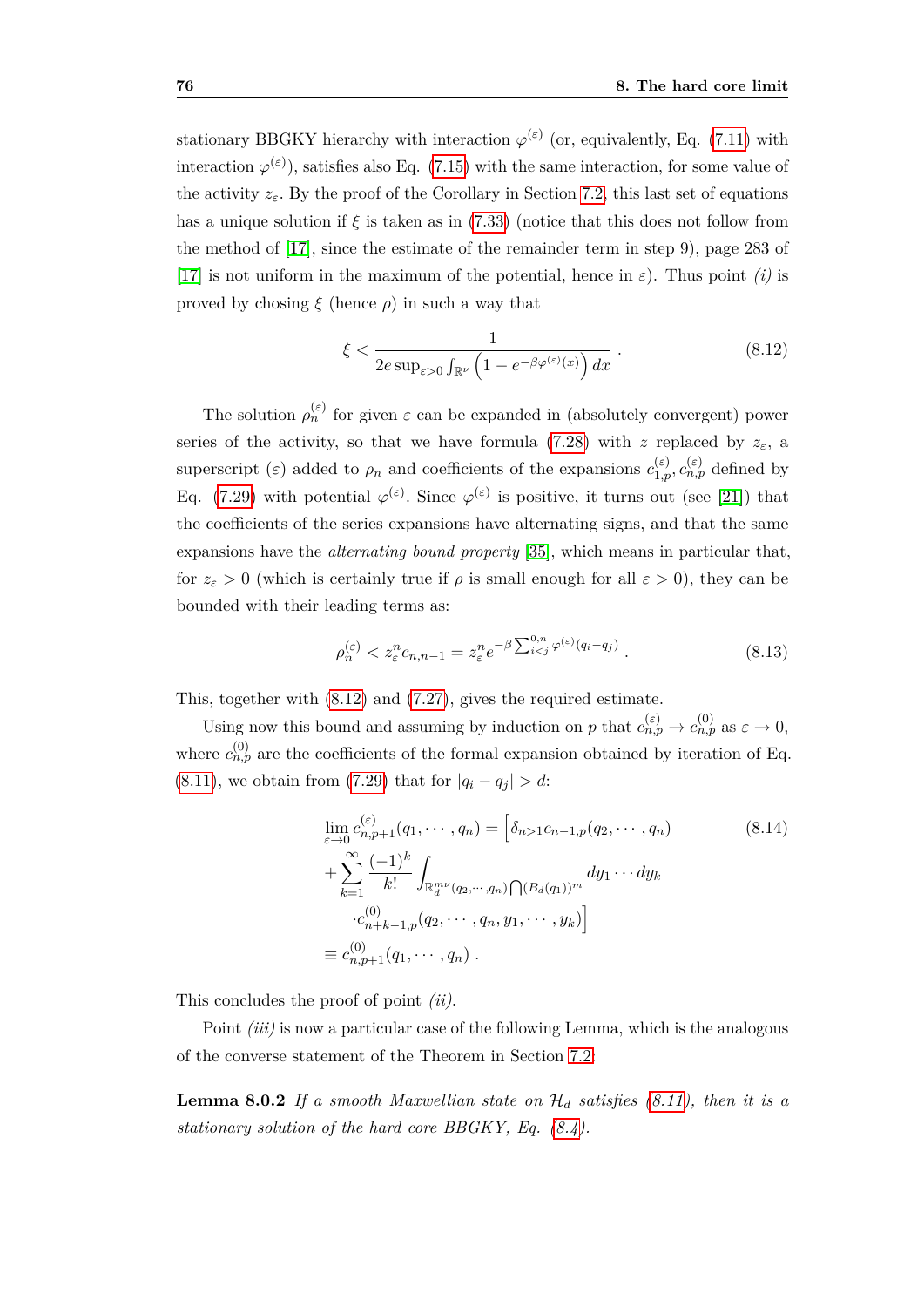stationary BBGKY hierarchy with interaction $\varphi^{(\varepsilon)}$ (or, equivalently, Eq. (7.11) with interaction $\varphi^{(\varepsilon)}$), satisfies also Eq. (7.15) with the same interaction, for some value of the activity $z_\varepsilon$. By the proof of the Corollary in Section 7.2, this last set of equations has a unique solution if $\xi$ is taken as in (7.33) (notice that this does not follow from the method of [17], since the estimate of the remainder term in step 9), page 283 of [17] is not uniform in the maximum of the potential, hence in $\varepsilon$). Thus point *(i)* is proved by chosing $\xi$ (hence $\rho$) in such a way that

$$\xi < \frac{1}{2e \sup_{\varepsilon>0} \int_{\mathbb{R}^\nu} \left(1 - e^{-\beta\varphi^{(\varepsilon)}(x)}\right) dx} \, . \tag{8.12}$$

The solution $\rho_n^{(\varepsilon)}$ for given $\varepsilon$ can be expanded in (absolutely convergent) power series of the activity, so that we have formula (7.28) with $z$ replaced by $z_\varepsilon$, a superscript $(\varepsilon)$ added to $\rho_n$ and coefficients of the expansions $c_{1,p}^{(\varepsilon)}, c_{n,p}^{(\varepsilon)}$ defined by Eq. (7.29) with potential $\varphi^{(\varepsilon)}$. Since $\varphi^{(\varepsilon)}$ is positive, it turns out (see [21]) that the coefficients of the series expansions have alternating signs, and that the same expansions have the *alternating bound property* [35], which means in particular that, for $z_\varepsilon > 0$ (which is certainly true if $\rho$ is small enough for all $\varepsilon > 0$), they can be bounded with their leading terms as:

$$\rho_n^{(\varepsilon)} < z_\varepsilon^n c_{n,n-1} = z_\varepsilon^n e^{-\beta \sum_{i<j}^{0,n} \varphi^{(\varepsilon)}(q_i - q_j)} \, . \tag{8.13}$$

This, together with (8.12) and (7.27), gives the required estimate.

Using now this bound and assuming by induction on $p$ that $c_{n,p}^{(\varepsilon)} \to c_{n,p}^{(0)}$ as $\varepsilon \to 0$, where $c_{n,p}^{(0)}$ are the coefficients of the formal expansion obtained by iteration of Eq. (8.11), we obtain from (7.29) that for $|q_i - q_j| > d$:

$$\begin{aligned}
&\lim_{\varepsilon\to 0} c_{n,p+1}^{(\varepsilon)}(q_1, \cdots, q_n) = \Big[\delta_{n>1} c_{n-1,p}(q_2, \cdots, q_n) \\
&+ \sum_{k=1}^{\infty} \frac{(-1)^k}{k!} \int_{\mathbb{R}_d^{m\nu}(q_2,\cdots,q_n) \bigcap (B_d(q_1))^m} dy_1 \cdots dy_k \\
&\quad \cdot c_{n+k-1,p}^{(0)}(q_2, \cdots, q_n, y_1, \cdots, y_k)\Big] \\
&\equiv c_{n,p+1}^{(0)}(q_1, \cdots, q_n) \, .
\end{aligned} \tag{8.14}$$

This concludes the proof of point *(ii)*.

Point *(iii)* is now a particular case of the following Lemma, which is the analogous of the converse statement of the Theorem in Section 7.2.

**Lemma 8.0.2** *If a smooth Maxwellian state on $\mathcal{H}_d$ satisfies (8.11), then it is a stationary solution of the hard core BBGKY, Eq. (8.4).*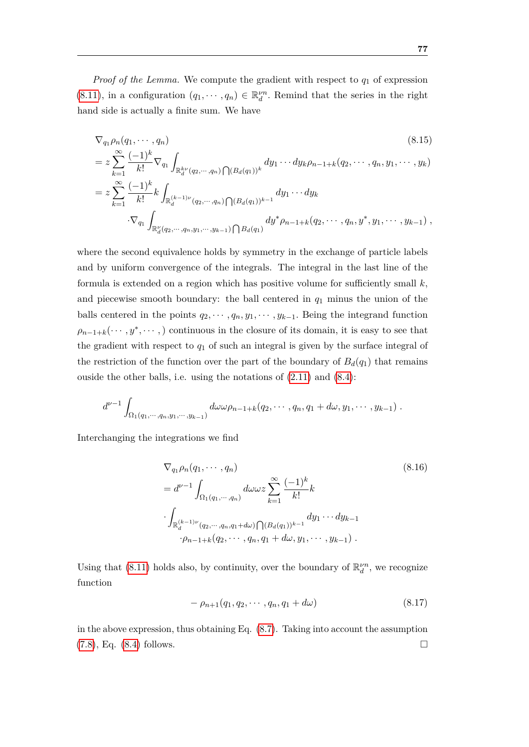*Proof of the Lemma.* We compute the gradient with respect to $q_1$ of expression (8.11), in a configuration $(q_1, \cdots, q_n) \in \mathbb{R}_d^{\nu n}$. Remind that the series in the right hand side is actually a finite sum. We have

$$
\begin{aligned}
&\nabla_{q_1} \rho_n(q_1, \cdots, q_n) \qquad\qquad\qquad\qquad\qquad\qquad\qquad\qquad\qquad\qquad\qquad\qquad (8.15)\\
&= z \sum_{k=1}^{\infty} \frac{(-1)^k}{k!} \nabla_{q_1} \int_{\mathbb{R}_d^{k\nu}(q_2,\cdots,q_n) \bigcap (B_d(q_1))^k} dy_1 \cdots dy_k \rho_{n-1+k}(q_2, \cdots, q_n, y_1, \cdots, y_k)\\
&= z \sum_{k=1}^{\infty} \frac{(-1)^k}{k!} k \int_{\mathbb{R}_d^{(k-1)\nu}(q_2,\cdots,q_n) \bigcap (B_d(q_1))^{k-1}} dy_1 \cdots dy_k\\
&\qquad \cdot \nabla_{q_1} \int_{\mathbb{R}_d^{\nu}(q_2,\cdots,q_n,y_1,\cdots,y_{k-1}) \bigcap B_d(q_1)} dy^* \rho_{n-1+k}(q_2, \cdots, q_n, y^*, y_1, \cdots, y_{k-1}) \, ,
\end{aligned}
$$

where the second equivalence holds by symmetry in the exchange of particle labels and by uniform convergence of the integrals. The integral in the last line of the formula is extended on a region which has positive volume for sufficiently small $k$, and piecewise smooth boundary: the ball centered in $q_1$ minus the union of the balls centered in the points $q_2, \cdots, q_n, y_1, \cdots, y_{k-1}$. Being the integrand function $\rho_{n-1+k}(\cdots, y^*, \cdots,)$ continuous in the closure of its domain, it is easy to see that the gradient with respect to $q_1$ of such an integral is given by the surface integral of the restriction of the function over the part of the boundary of $B_d(q_1)$ that remains ouside the other balls, i.e. using the notations of (2.11) and (8.4):

$$
d^{\nu-1} \int_{\Omega_1(q_1,\cdots,q_n,y_1,\cdots,y_{k-1})} d\omega \omega \rho_{n-1+k}(q_2, \cdots, q_n, q_1 + d\omega, y_1, \cdots, y_{k-1}) \, .
$$

Interchanging the integrations we find

$$
\begin{aligned}
&\nabla_{q_1} \rho_n(q_1, \cdots, q_n) \qquad\qquad\qquad\qquad\qquad\qquad\qquad (8.16)\\
&= d^{\nu-1} \int_{\Omega_1(q_1,\cdots,q_n)} d\omega \omega z \sum_{k=1}^{\infty} \frac{(-1)^k}{k!} k\\
&\cdot \int_{\mathbb{R}_d^{(k-1)\nu}(q_2,\cdots,q_n,q_1+d\omega) \bigcap (B_d(q_1))^{k-1}} dy_1 \cdots dy_{k-1}\\
&\qquad \cdot \rho_{n-1+k}(q_2, \cdots, q_n, q_1 + d\omega, y_1, \cdots, y_{k-1}) \, .
\end{aligned}
$$

Using that (8.11) holds also, by continuity, over the boundary of $\mathbb{R}_d^{\nu n}$, we recognize function

$$
-\rho_{n+1}(q_1, q_2, \cdots, q_n, q_1 + d\omega) \tag{8.17}
$$

in the above expression, thus obtaining Eq. (8.7). Taking into account the assumption (7.8), Eq. (8.4) follows. $\square$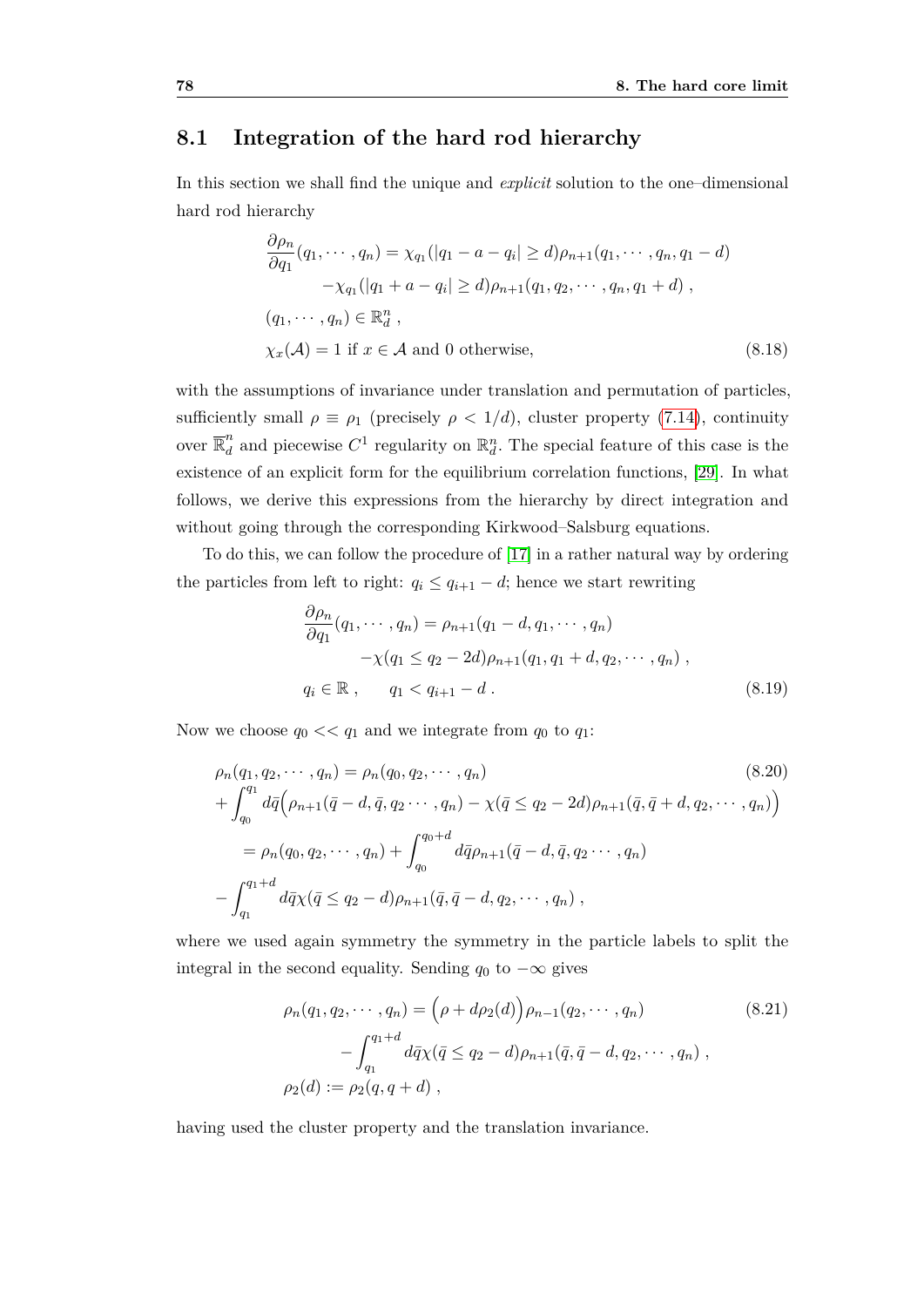## 8.1 Integration of the hard rod hierarchy

In this section we shall find the unique and *explicit* solution to the one–dimensional hard rod hierarchy

$$
\begin{aligned}
\frac{\partial \rho_n}{\partial q_1}(q_1, \cdots, q_n) &= \chi_{q_1}(|q_1 - a - q_i| \geq d)\rho_{n+1}(q_1, \cdots, q_n, q_1 - d) \\
&\quad - \chi_{q_1}(|q_1 + a - q_i| \geq d)\rho_{n+1}(q_1, q_2, \cdots, q_n, q_1 + d) \;, \\
(q_1, \cdots, q_n) &\in \mathbb{R}^n_d \;, \\
\chi_x(\mathcal{A}) &= 1 \text{ if } x \in \mathcal{A} \text{ and } 0 \text{ otherwise,}
\end{aligned}
\tag{8.18}
$$

with the assumptions of invariance under translation and permutation of particles, sufficiently small $\rho \equiv \rho_1$ (precisely $\rho < 1/d$), cluster property (7.14), continuity over $\overline{\mathbb{R}}^n_d$ and piecewise $C^1$ regularity on $\mathbb{R}^n_d$. The special feature of this case is the existence of an explicit form for the equilibrium correlation functions, [29]. In what follows, we derive this expressions from the hierarchy by direct integration and without going through the corresponding Kirkwood–Salsburg equations.

To do this, we can follow the procedure of [17] in a rather natural way by ordering the particles from left to right: $q_i \leq q_{i+1} - d$; hence we start rewriting

$$
\begin{aligned}
\frac{\partial \rho_n}{\partial q_1}(q_1, \cdots, q_n) &= \rho_{n+1}(q_1 - d, q_1, \cdots, q_n) \\
&\quad - \chi(q_1 \leq q_2 - 2d)\rho_{n+1}(q_1, q_1 + d, q_2, \cdots, q_n) \;, \\
q_i \in \mathbb{R} \;, &\qquad q_1 < q_{i+1} - d \;.
\end{aligned}
\tag{8.19}
$$

Now we choose $q_0 << q_1$ and we integrate from $q_0$ to $q_1$:

$$
\begin{aligned}
&\rho_n(q_1, q_2, \cdots, q_n) = \rho_n(q_0, q_2, \cdots, q_n) \\
&+ \int_{q_0}^{q_1} d\bar{q}\Big(\rho_{n+1}(\bar{q} - d, \bar{q}, q_2 \cdots, q_n) - \chi(\bar{q} \leq q_2 - 2d)\rho_{n+1}(\bar{q}, \bar{q} + d, q_2, \cdots, q_n)\Big) \\
&\quad = \rho_n(q_0, q_2, \cdots, q_n) + \int_{q_0}^{q_0+d} d\bar{q}\rho_{n+1}(\bar{q} - d, \bar{q}, q_2 \cdots, q_n) \\
&- \int_{q_1}^{q_1+d} d\bar{q}\chi(\bar{q} \leq q_2 - d)\rho_{n+1}(\bar{q}, \bar{q} - d, q_2, \cdots, q_n) \;,
\end{aligned}
\tag{8.20}
$$

where we used again symmetry the symmetry in the particle labels to split the integral in the second equality. Sending $q_0$ to $-\infty$ gives

$$
\begin{aligned}
\rho_n(q_1, q_2, \cdots, q_n) &= \Big(\rho + d\rho_2(d)\Big)\rho_{n-1}(q_2, \cdots, q_n) \\
&\quad - \int_{q_1}^{q_1+d} d\bar{q}\chi(\bar{q} \leq q_2 - d)\rho_{n+1}(\bar{q}, \bar{q} - d, q_2, \cdots, q_n) \;, \\
\rho_2(d) &:= \rho_2(q, q + d) \;,
\end{aligned}
\tag{8.21}
$$

having used the cluster property and the translation invariance.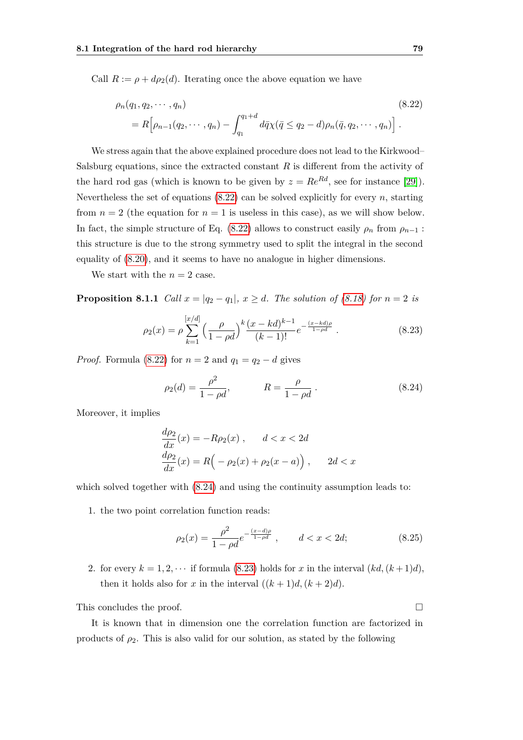Call $R := \rho + d\rho_2(d)$. Iterating once the above equation we have

$$\rho_n(q_1, q_2, \cdots, q_n) \tag{8.22}$$
$$= R\Big[\rho_{n-1}(q_2, \cdots, q_n) - \int_{q_1}^{q_1+d} d\bar{q}\chi(\bar{q} \leq q_2 - d)\rho_n(\bar{q}, q_2, \cdots, q_n)\Big] .$$

We stress again that the above explained procedure does not lead to the Kirkwood–Salsburg equations, since the extracted constant $R$ is different from the activity of the hard rod gas (which is known to be given by $z = Re^{Rd}$, see for instance [29]). Nevertheless the set of equations (8.22) can be solved explicitly for every $n$, starting from $n = 2$ (the equation for $n = 1$ is useless in this case), as we will show below. In fact, the simple structure of Eq. (8.22) allows to construct easily $\rho_n$ from $\rho_{n-1}$ : this structure is due to the strong symmetry used to split the integral in the second equality of (8.20), and it seems to have no analogue in higher dimensions.

We start with the $n = 2$ case.

**Proposition 8.1.1** *Call $x = |q_2 - q_1|$, $x \geq d$. The solution of (8.18) for $n = 2$ is*

$$\rho_2(x) = \rho \sum_{k=1}^{[x/d]} \Big(\frac{\rho}{1 - \rho d}\Big)^k \frac{(x - kd)^{k-1}}{(k - 1)!} e^{-\frac{(x-kd)\rho}{1-\rho d}} . \tag{8.23}$$

*Proof.* Formula (8.22) for $n = 2$ and $q_1 = q_2 - d$ gives

$$\rho_2(d) = \frac{\rho^2}{1 - \rho d}, \qquad R = \frac{\rho}{1 - \rho d} . \tag{8.24}$$

Moreover, it implies

$$\frac{d\rho_2}{dx}(x) = -R\rho_2(x) , \qquad d < x < 2d$$
$$\frac{d\rho_2}{dx}(x) = R\Big( - \rho_2(x) + \rho_2(x - a)\Big) , \qquad 2d < x$$

which solved together with (8.24) and using the continuity assumption leads to:

1. the two point correlation function reads:

$$\rho_2(x) = \frac{\rho^2}{1 - \rho d} e^{-\frac{(x-d)\rho}{1-\rho d}} , \qquad d < x < 2d; \tag{8.25}$$

2. for every $k = 1, 2, \cdots$ if formula (8.23) holds for $x$ in the interval $(kd, (k+1)d)$, then it holds also for $x$ in the interval $((k + 1)d, (k + 2)d)$.

This concludes the proof. □

It is known that in dimension one the correlation function are factorized in products of $\rho_2$. This is also valid for our solution, as stated by the following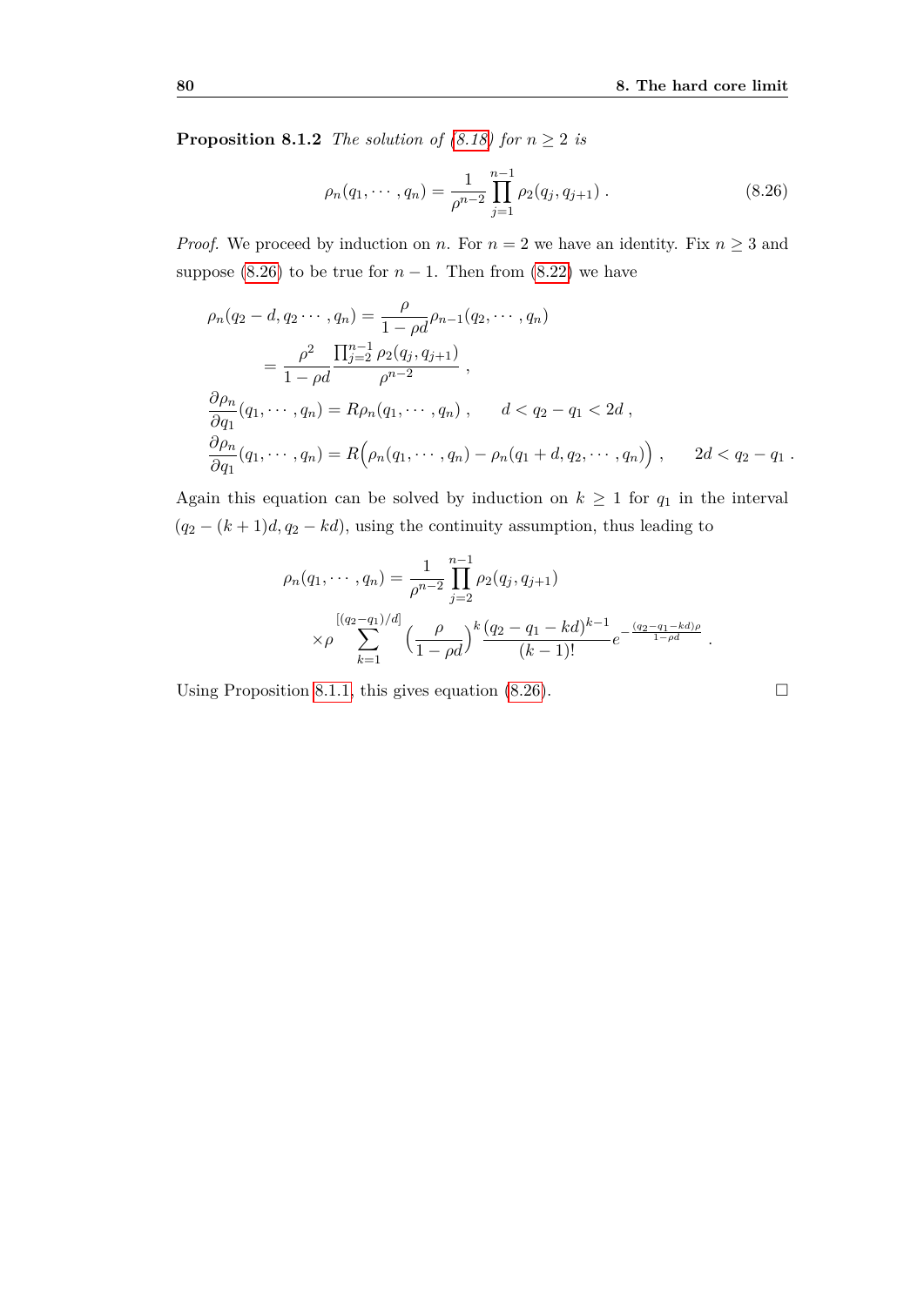**Proposition 8.1.2** *The solution of (8.18) for $n \geq 2$ is*

$$\rho_n(q_1, \cdots, q_n) = \frac{1}{\rho^{n-2}} \prod_{j=1}^{n-1} \rho_2(q_j, q_{j+1}) \,. \tag{8.26}$$

*Proof.* We proceed by induction on $n$. For $n = 2$ we have an identity. Fix $n \geq 3$ and suppose (8.26) to be true for $n - 1$. Then from (8.22) we have

$$\begin{aligned}
\rho_n(q_2 - d, q_2 \cdots, q_n) &= \frac{\rho}{1 - \rho d} \rho_{n-1}(q_2, \cdots, q_n) \\
&= \frac{\rho^2}{1 - \rho d} \frac{\prod_{j=2}^{n-1} \rho_2(q_j, q_{j+1})}{\rho^{n-2}} \,, \\
\frac{\partial \rho_n}{\partial q_1}(q_1, \cdots, q_n) &= R \rho_n(q_1, \cdots, q_n) \,, \qquad d < q_2 - q_1 < 2d \,, \\
\frac{\partial \rho_n}{\partial q_1}(q_1, \cdots, q_n) &= R \Big( \rho_n(q_1, \cdots, q_n) - \rho_n(q_1 + d, q_2, \cdots, q_n) \Big) \,, \qquad 2d < q_2 - q_1 \,.
\end{aligned}$$

Again this equation can be solved by induction on $k \geq 1$ for $q_1$ in the interval $(q_2 - (k+1)d, q_2 - kd)$, using the continuity assumption, thus leading to

$$\begin{aligned}
\rho_n(q_1, \cdots, q_n) &= \frac{1}{\rho^{n-2}} \prod_{j=2}^{n-1} \rho_2(q_j, q_{j+1}) \\
&\times \rho \sum_{k=1}^{[(q_2 - q_1)/d]} \Big( \frac{\rho}{1 - \rho d} \Big)^k \frac{(q_2 - q_1 - kd)^{k-1}}{(k-1)!} e^{-\frac{(q_2 - q_1 - kd)\rho}{1 - \rho d}} \,.
\end{aligned}$$

Using Proposition 8.1.1, this gives equation (8.26). $\square$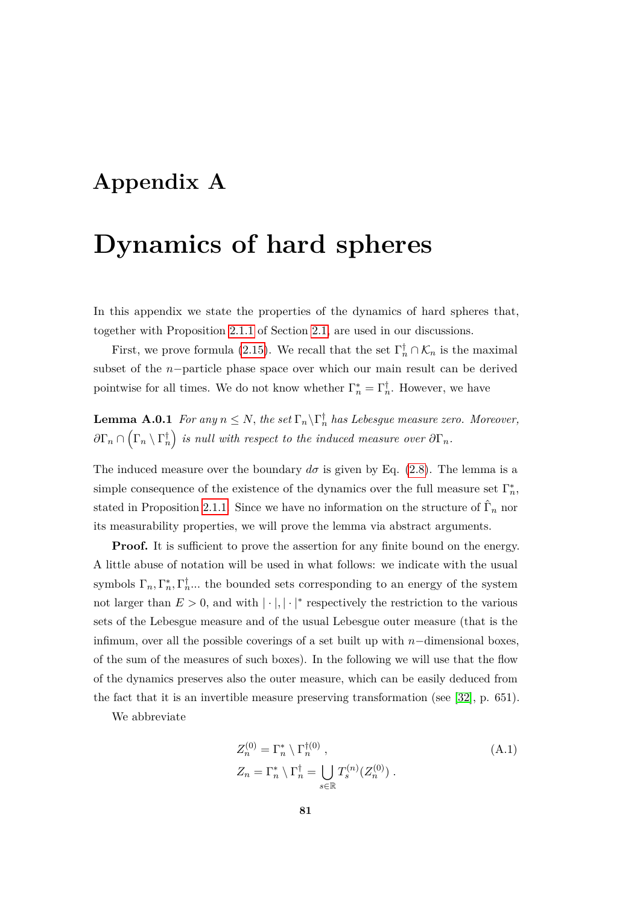# Appendix A

# Dynamics of hard spheres

In this appendix we state the properties of the dynamics of hard spheres that, together with Proposition 2.1.1 of Section 2.1, are used in our discussions.

First, we prove formula (2.15). We recall that the set $\Gamma_n^\dagger \cap \mathcal{K}_n$ is the maximal subset of the $n-$particle phase space over which our main result can be derived pointwise for all times. We do not know whether $\Gamma_n^* = \Gamma_n^\dagger$. However, we have

**Lemma A.0.1** *For any $n \leq N$, the set $\Gamma_n \backslash \Gamma_n^\dagger$ has Lebesgue measure zero. Moreover, $\partial\Gamma_n \cap \left(\Gamma_n \setminus \Gamma_n^\dagger\right)$ is null with respect to the induced measure over $\partial\Gamma_n$.*

The induced measure over the boundary $d\sigma$ is given by Eq. (2.8). The lemma is a simple consequence of the existence of the dynamics over the full measure set $\Gamma_n^*$, stated in Proposition 2.1.1. Since we have no information on the structure of $\hat{\Gamma}_n$ nor its measurability properties, we will prove the lemma via abstract arguments.

**Proof.** It is sufficient to prove the assertion for any finite bound on the energy. A little abuse of notation will be used in what follows: we indicate with the usual symbols $\Gamma_n, \Gamma_n^*, \Gamma_n^\dagger$... the bounded sets corresponding to an energy of the system not larger than $E > 0$, and with $|\cdot|, |\cdot|^*$ respectively the restriction to the various sets of the Lebesgue measure and of the usual Lebesgue outer measure (that is the infimum, over all the possible coverings of a set built up with $n-$dimensional boxes, of the sum of the measures of such boxes). In the following we will use that the flow of the dynamics preserves also the outer measure, which can be easily deduced from the fact that it is an invertible measure preserving transformation (see [32], p. 651).

We abbreviate

$$
\begin{aligned}
Z_n^{(0)} &= \Gamma_n^* \setminus \Gamma_n^{\dagger(0)}\,, \\
Z_n &= \Gamma_n^* \setminus \Gamma_n^\dagger = \bigcup_{s \in \mathbb{R}} T_s^{(n)}(Z_n^{(0)})\,.
\end{aligned}
\tag{A.1}
$$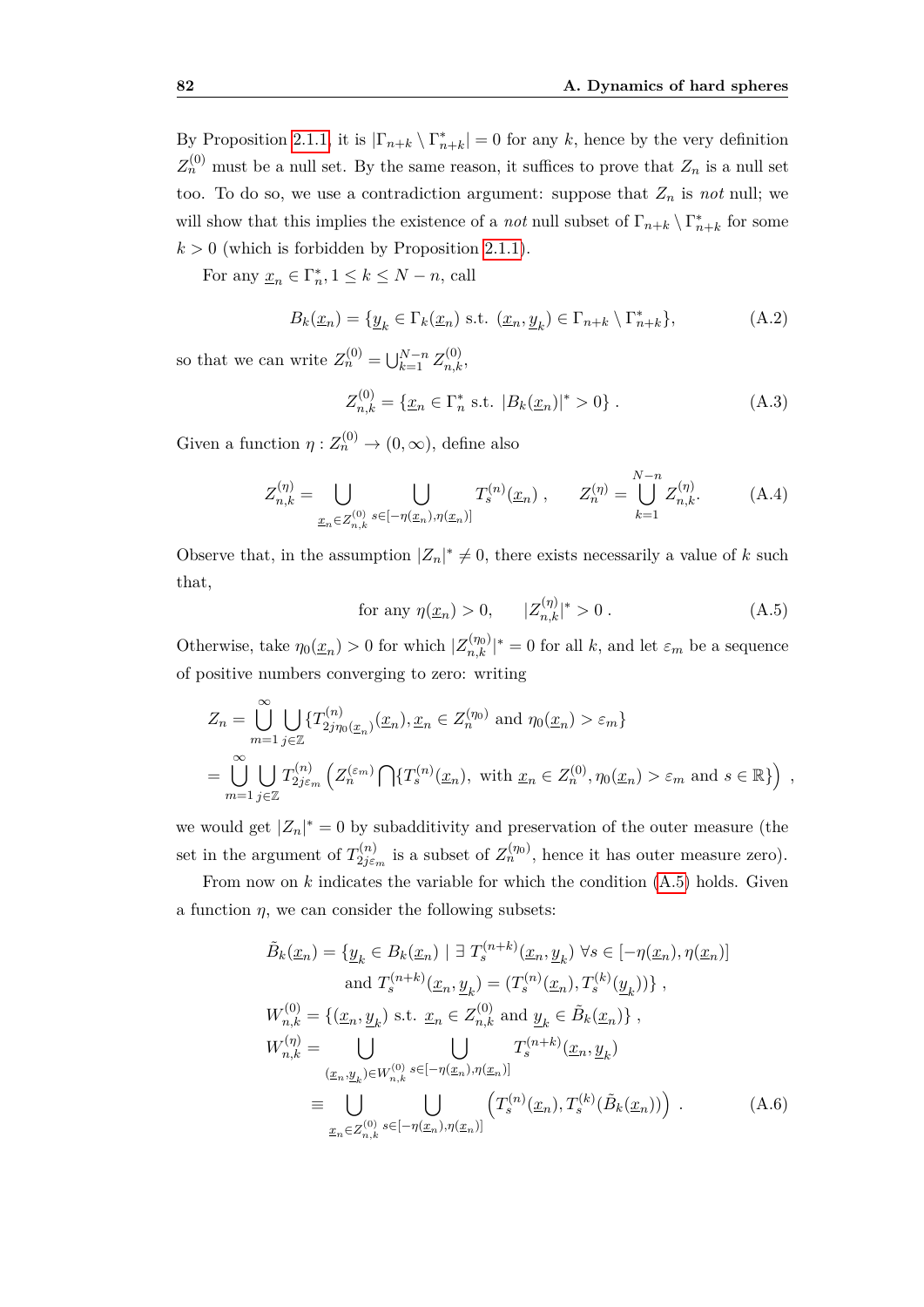By Proposition 2.1.1, it is $|\Gamma_{n+k} \setminus \Gamma^*_{n+k}| = 0$ for any $k$, hence by the very definition $Z_n^{(0)}$ must be a null set. By the same reason, it suffices to prove that $Z_n$ is a null set too. To do so, we use a contradiction argument: suppose that $Z_n$ is *not* null; we will show that this implies the existence of a *not* null subset of $\Gamma_{n+k} \setminus \Gamma^*_{n+k}$ for some $k > 0$ (which is forbidden by Proposition 2.1.1).

For any $\underline{x}_n \in \Gamma^*_n$, $1 \leq k \leq N - n$, call

$$B_k(\underline{x}_n) = \{\underline{y}_k \in \Gamma_k(\underline{x}_n) \text{ s.t. } (\underline{x}_n, \underline{y}_k) \in \Gamma_{n+k} \setminus \Gamma^*_{n+k}\}, \tag{A.2}$$

so that we can write $Z_n^{(0)} = \bigcup_{k=1}^{N-n} Z_{n,k}^{(0)}$,

$$Z_{n,k}^{(0)} = \{\underline{x}_n \in \Gamma^*_n \text{ s.t. } |B_k(\underline{x}_n)|^* > 0\} . \tag{A.3}$$

Given a function $\eta : Z_n^{(0)} \to (0, \infty)$, define also

$$Z_{n,k}^{(\eta)} = \bigcup_{\underline{x}_n \in Z_{n,k}^{(0)}} \bigcup_{s \in [-\eta(\underline{x}_n), \eta(\underline{x}_n)]} T_s^{(n)}(\underline{x}_n) , \qquad Z_n^{(\eta)} = \bigcup_{k=1}^{N-n} Z_{n,k}^{(\eta)}. \tag{A.4}$$

Observe that, in the assumption $|Z_n|^* \neq 0$, there exists necessarily a value of $k$ such that,

$$\text{for any } \eta(\underline{x}_n) > 0, \qquad |Z_{n,k}^{(\eta)}|^* > 0 . \tag{A.5}$$

Otherwise, take $\eta_0(\underline{x}_n) > 0$ for which $|Z_{n,k}^{(\eta_0)}|^* = 0$ for all $k$, and let $\varepsilon_m$ be a sequence of positive numbers converging to zero: writing

$$\begin{aligned}
Z_n &= \bigcup_{m=1}^{\infty} \bigcup_{j \in \mathbb{Z}} \{T^{(n)}_{2j\eta_0(\underline{x}_n)}(\underline{x}_n), \underline{x}_n \in Z_n^{(\eta_0)} \text{ and } \eta_0(\underline{x}_n) > \varepsilon_m\} \\
&= \bigcup_{m=1}^{\infty} \bigcup_{j \in \mathbb{Z}} T^{(n)}_{2j\varepsilon_m} \left( Z_n^{(\varepsilon_m)} \bigcap \{T_s^{(n)}(\underline{x}_n), \text{ with } \underline{x}_n \in Z_n^{(0)}, \eta_0(\underline{x}_n) > \varepsilon_m \text{ and } s \in \mathbb{R}\} \right) ,
\end{aligned}$$

we would get $|Z_n|^* = 0$ by subadditivity and preservation of the outer measure (the set in the argument of $T^{(n)}_{2j\varepsilon_m}$ is a subset of $Z_n^{(\eta_0)}$, hence it has outer measure zero).

From now on $k$ indicates the variable for which the condition (A.5) holds. Given a function $\eta$, we can consider the following subsets:

$$\begin{aligned}
\tilde{B}_k(\underline{x}_n) &= \{\underline{y}_k \in B_k(\underline{x}_n) \mid \exists\, T_s^{(n+k)}(\underline{x}_n, \underline{y}_k) \ \forall s \in [-\eta(\underline{x}_n), \eta(\underline{x}_n)] \\
&\qquad \text{and } T_s^{(n+k)}(\underline{x}_n, \underline{y}_k) = (T_s^{(n)}(\underline{x}_n), T_s^{(k)}(\underline{y}_k))\} , \\
W_{n,k}^{(0)} &= \{(\underline{x}_n, \underline{y}_k) \text{ s.t. } \underline{x}_n \in Z_{n,k}^{(0)} \text{ and } \underline{y}_k \in \tilde{B}_k(\underline{x}_n)\} , \\
W_{n,k}^{(\eta)} &= \bigcup_{(\underline{x}_n, \underline{y}_k) \in W_{n,k}^{(0)}} \bigcup_{s \in [-\eta(\underline{x}_n), \eta(\underline{x}_n)]} T_s^{(n+k)}(\underline{x}_n, \underline{y}_k) \\
&\equiv \bigcup_{\underline{x}_n \in Z_{n,k}^{(0)}} \bigcup_{s \in [-\eta(\underline{x}_n), \eta(\underline{x}_n)]} \left( T_s^{(n)}(\underline{x}_n), T_s^{(k)}(\tilde{B}_k(\underline{x}_n)) \right) .
\end{aligned} \tag{A.6}$$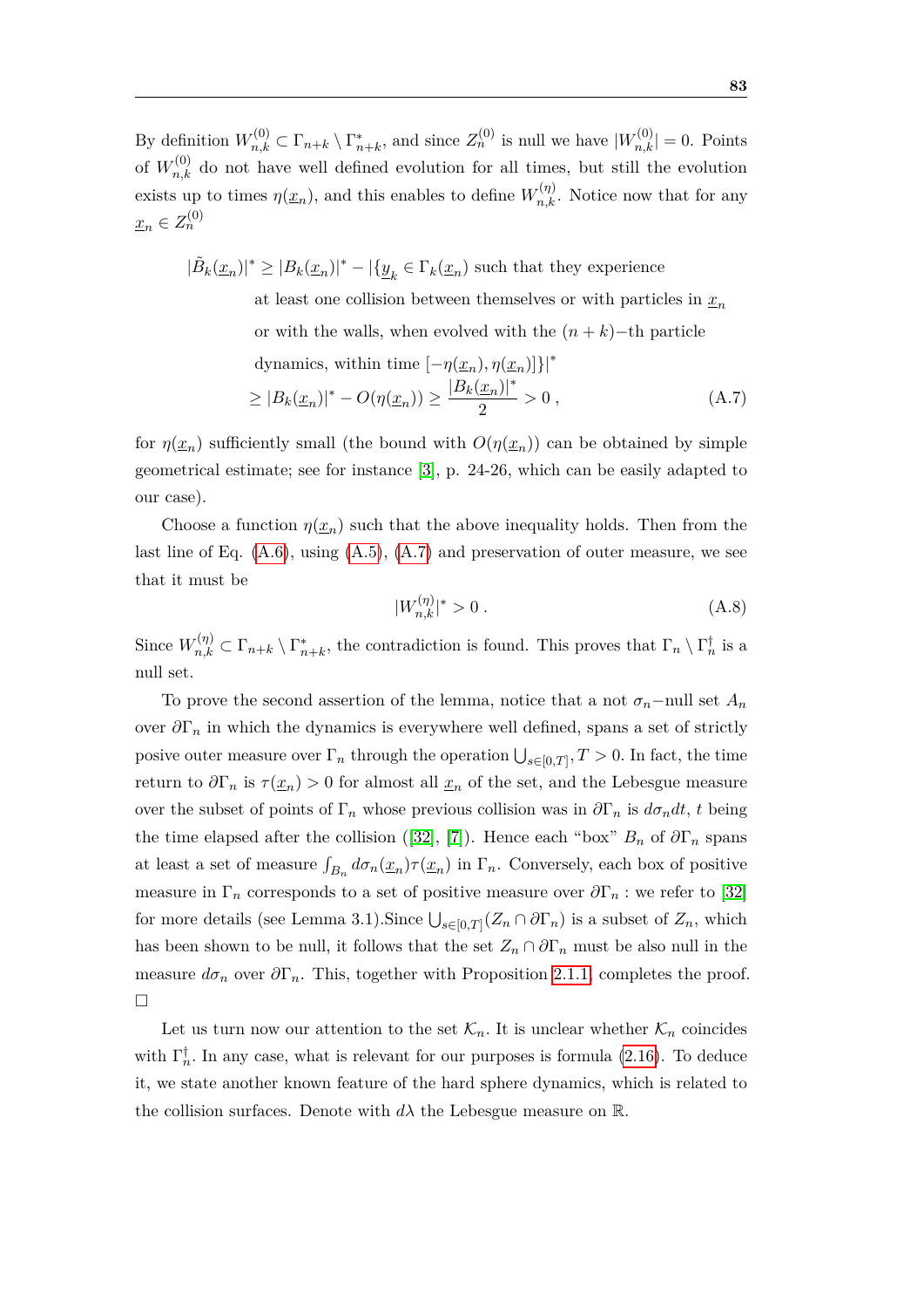By definition $W_{n,k}^{(0)} \subset \Gamma_{n+k} \setminus \Gamma_{n+k}^*$, and since $Z_n^{(0)}$ is null we have $|W_{n,k}^{(0)}| = 0$. Points of $W_{n,k}^{(0)}$ do not have well defined evolution for all times, but still the evolution exists up to times $\eta(\underline{x}_n)$, and this enables to define $W_{n,k}^{(\eta)}$. Notice now that for any $\underline{x}_n \in Z_n^{(0)}$

$$
\begin{aligned}
|\tilde{B}_k(\underline{x}_n)|^* \geq\ & |B_k(\underline{x}_n)|^* - |\{\underline{y}_k \in \Gamma_k(\underline{x}_n) \text{ such that they experience} \\
& \text{at least one collision between themselves or with particles in } \underline{x}_n \\
& \text{or with the walls, when evolved with the } (n+k)-\text{th particle} \\
& \text{dynamics, within time } [-\eta(\underline{x}_n), \eta(\underline{x}_n)]\}|^* \\
\geq\ & |B_k(\underline{x}_n)|^* - O(\eta(\underline{x}_n)) \geq \frac{|B_k(\underline{x}_n)|^*}{2} > 0 \,, 
\end{aligned}
\tag{A.7}
$$

for $\eta(\underline{x}_n)$ sufficiently small (the bound with $O(\eta(\underline{x}_n))$ can be obtained by simple geometrical estimate; see for instance [3], p. 24-26, which can be easily adapted to our case).

Choose a function $\eta(\underline{x}_n)$ such that the above inequality holds. Then from the last line of Eq. (A.6), using (A.5), (A.7) and preservation of outer measure, we see that it must be

$$
|W_{n,k}^{(\eta)}|^* > 0 \,. \tag{A.8}
$$

Since $W_{n,k}^{(\eta)} \subset \Gamma_{n+k} \setminus \Gamma_{n+k}^*$, the contradiction is found. This proves that $\Gamma_n \setminus \Gamma_n^\dagger$ is a null set.

To prove the second assertion of the lemma, notice that a not $\sigma_n-$null set $A_n$ over $\partial\Gamma_n$ in which the dynamics is everywhere well defined, spans a set of strictly posive outer measure over $\Gamma_n$ through the operation $\bigcup_{s\in[0,T]}, T > 0$. In fact, the time return to $\partial\Gamma_n$ is $\tau(\underline{x}_n) > 0$ for almost all $\underline{x}_n$ of the set, and the Lebesgue measure over the subset of points of $\Gamma_n$ whose previous collision was in $\partial\Gamma_n$ is $d\sigma_n dt$, $t$ being the time elapsed after the collision ([32], [7]). Hence each "box" $B_n$ of $\partial\Gamma_n$ spans at least a set of measure $\int_{B_n} d\sigma_n(\underline{x}_n)\tau(\underline{x}_n)$ in $\Gamma_n$. Conversely, each box of positive measure in $\Gamma_n$ corresponds to a set of positive measure over $\partial\Gamma_n$ : we refer to [32] for more details (see Lemma 3.1).Since $\bigcup_{s\in[0,T]}(Z_n \cap \partial\Gamma_n)$ is a subset of $Z_n$, which has been shown to be null, it follows that the set $Z_n \cap \partial\Gamma_n$ must be also null in the measure $d\sigma_n$ over $\partial\Gamma_n$. This, together with Proposition 2.1.1, completes the proof. □

Let us turn now our attention to the set $\mathcal{K}_n$. It is unclear whether $\mathcal{K}_n$ coincides with $\Gamma_n^\dagger$. In any case, what is relevant for our purposes is formula (2.16). To deduce it, we state another known feature of the hard sphere dynamics, which is related to the collision surfaces. Denote with $d\lambda$ the Lebesgue measure on $\mathbb{R}$.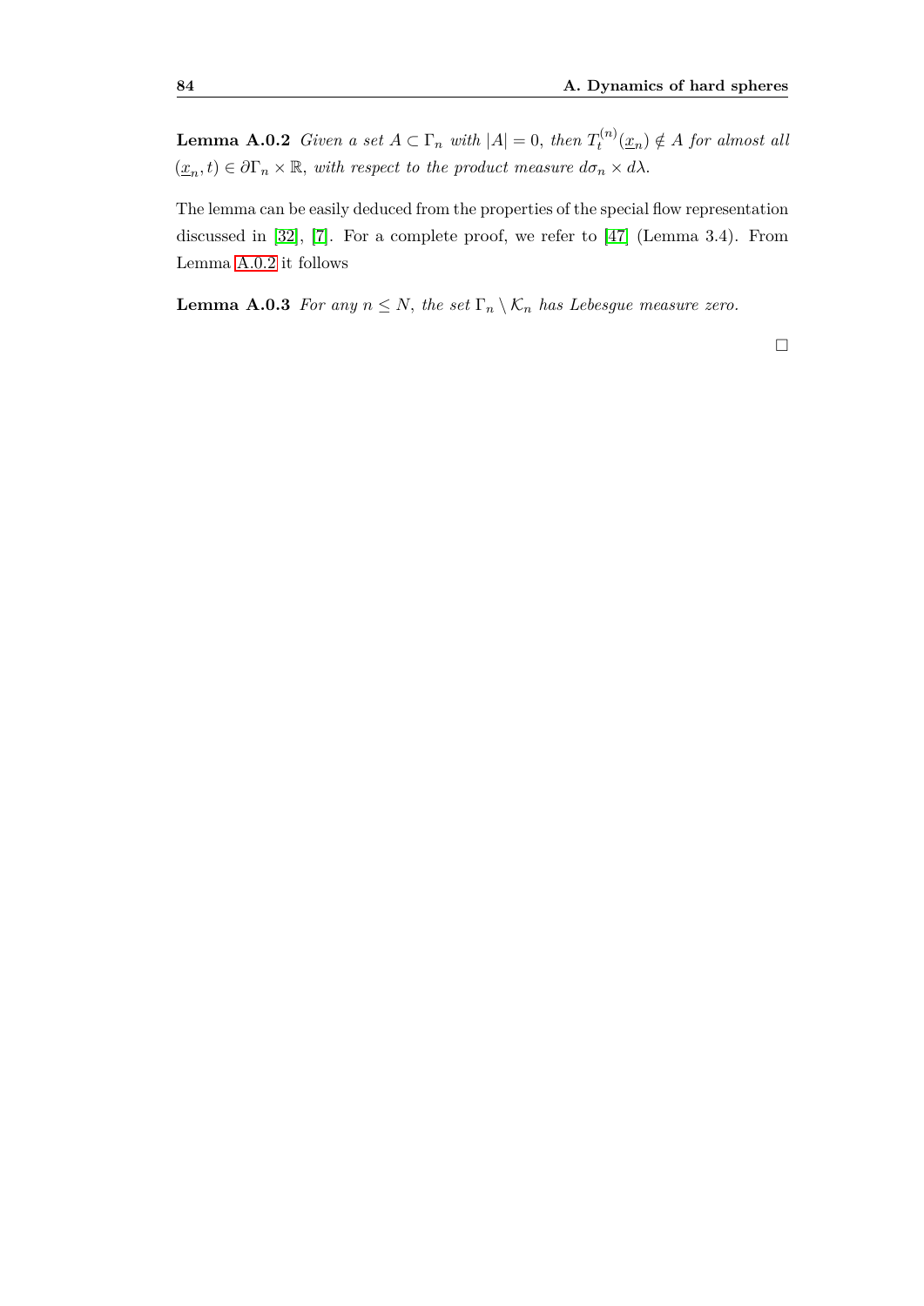**Lemma A.0.2** *Given a set $A \subset \Gamma_n$ with $|A| = 0$, then $T_t^{(n)}(\underline{x}_n) \notin A$ for almost all $(\underline{x}_n, t) \in \partial\Gamma_n \times \mathbb{R}$, with respect to the product measure $d\sigma_n \times d\lambda$.*

The lemma can be easily deduced from the properties of the special flow representation discussed in [32], [7]. For a complete proof, we refer to [47] (Lemma 3.4). From Lemma A.0.2 it follows

**Lemma A.0.3** *For any $n \leq N$, the set $\Gamma_n \setminus \mathcal{K}_n$ has Lebesgue measure zero.*

□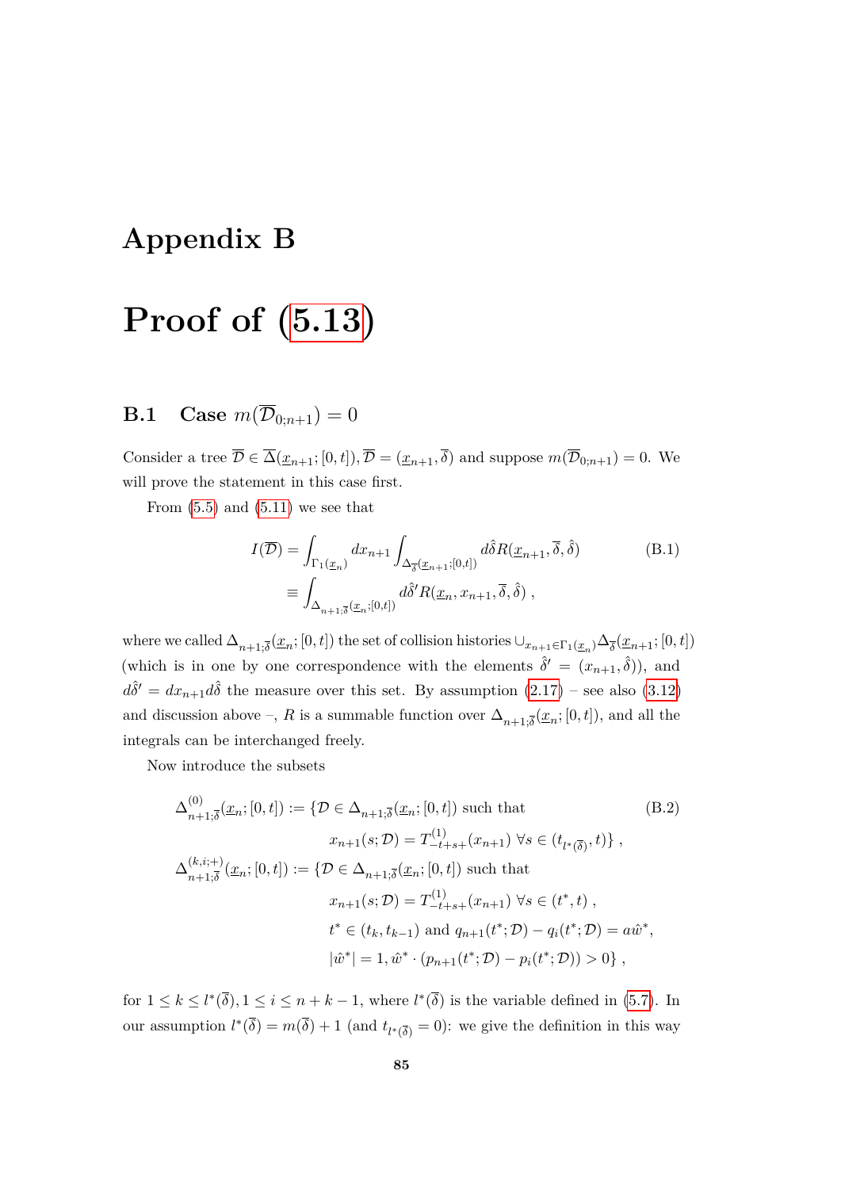# Appendix B

# Proof of (5.13)

## B.1 Case $m(\overline{\mathcal{D}}_{0;n+1}) = 0$

Consider a tree $\overline{\mathcal{D}} \in \overline{\Delta}(\underline{x}_{n+1};[0,t])$, $\overline{\mathcal{D}} = (\underline{x}_{n+1}, \overline{\delta})$ and suppose $m(\overline{\mathcal{D}}_{0;n+1}) = 0$. We will prove the statement in this case first.

From (5.5) and (5.11) we see that

$$
\begin{aligned}
I(\overline{\mathcal{D}}) &= \int_{\Gamma_1(\underline{x}_n)} dx_{n+1} \int_{\Delta_{\overline{\delta}}(\underline{x}_{n+1};[0,t])} d\hat{\delta} R(\underline{x}_{n+1}, \overline{\delta}, \hat{\delta}) \\
&\equiv \int_{\Delta_{n+1;\overline{\delta}}(\underline{x}_n;[0,t])} d\hat{\delta}' R(\underline{x}_n, x_{n+1}, \overline{\delta}, \hat{\delta}) \ ,
\end{aligned}
\tag{B.1}
$$

where we called $\Delta_{n+1;\overline{\delta}}(\underline{x}_n;[0,t])$ the set of collision histories $\cup_{x_{n+1}\in\Gamma_1(\underline{x}_n)} \Delta_{\overline{\delta}}(\underline{x}_{n+1};[0,t])$ (which is in one by one correspondence with the elements $\hat{\delta}' = (x_{n+1}, \hat{\delta})$), and $d\hat{\delta}' = dx_{n+1} d\hat{\delta}$ the measure over this set. By assumption (2.17) – see also (3.12) and discussion above –, $R$ is a summable function over $\Delta_{n+1;\overline{\delta}}(\underline{x}_n;[0,t])$, and all the integrals can be interchanged freely.

Now introduce the subsets

$$
\begin{aligned}
\Delta^{(0)}_{n+1;\overline{\delta}}(\underline{x}_n;[0,t]) := \{ & \mathcal{D} \in \Delta_{n+1;\overline{\delta}}(\underline{x}_n;[0,t]) \text{ such that} \\
& x_{n+1}(s;\mathcal{D}) = T^{(1)}_{-t+s+}(x_{n+1}) \ \forall s \in (t_{l^*(\overline{\delta})}, t) \} \ , \\
\Delta^{(k,i;+)}_{n+1;\overline{\delta}}(\underline{x}_n;[0,t]) := \{ & \mathcal{D} \in \Delta_{n+1;\overline{\delta}}(\underline{x}_n;[0,t]) \text{ such that} \\
& x_{n+1}(s;\mathcal{D}) = T^{(1)}_{-t+s+}(x_{n+1}) \ \forall s \in (t^*, t) \ , \\
& t^* \in (t_k, t_{k-1}) \text{ and } q_{n+1}(t^*;\mathcal{D}) - q_i(t^*;\mathcal{D}) = a\hat{w}^*, \\
& |\hat{w}^*| = 1, \hat{w}^* \cdot (p_{n+1}(t^*;\mathcal{D}) - p_i(t^*;\mathcal{D})) > 0 \} \ ,
\end{aligned}
\tag{B.2}
$$

for $1 \leq k \leq l^*(\overline{\delta}), 1 \leq i \leq n+k-1$, where $l^*(\overline{\delta})$ is the variable defined in (5.7). In our assumption $l^*(\overline{\delta}) = m(\overline{\delta}) + 1$ (and $t_{l^*(\overline{\delta})} = 0$): we give the definition in this way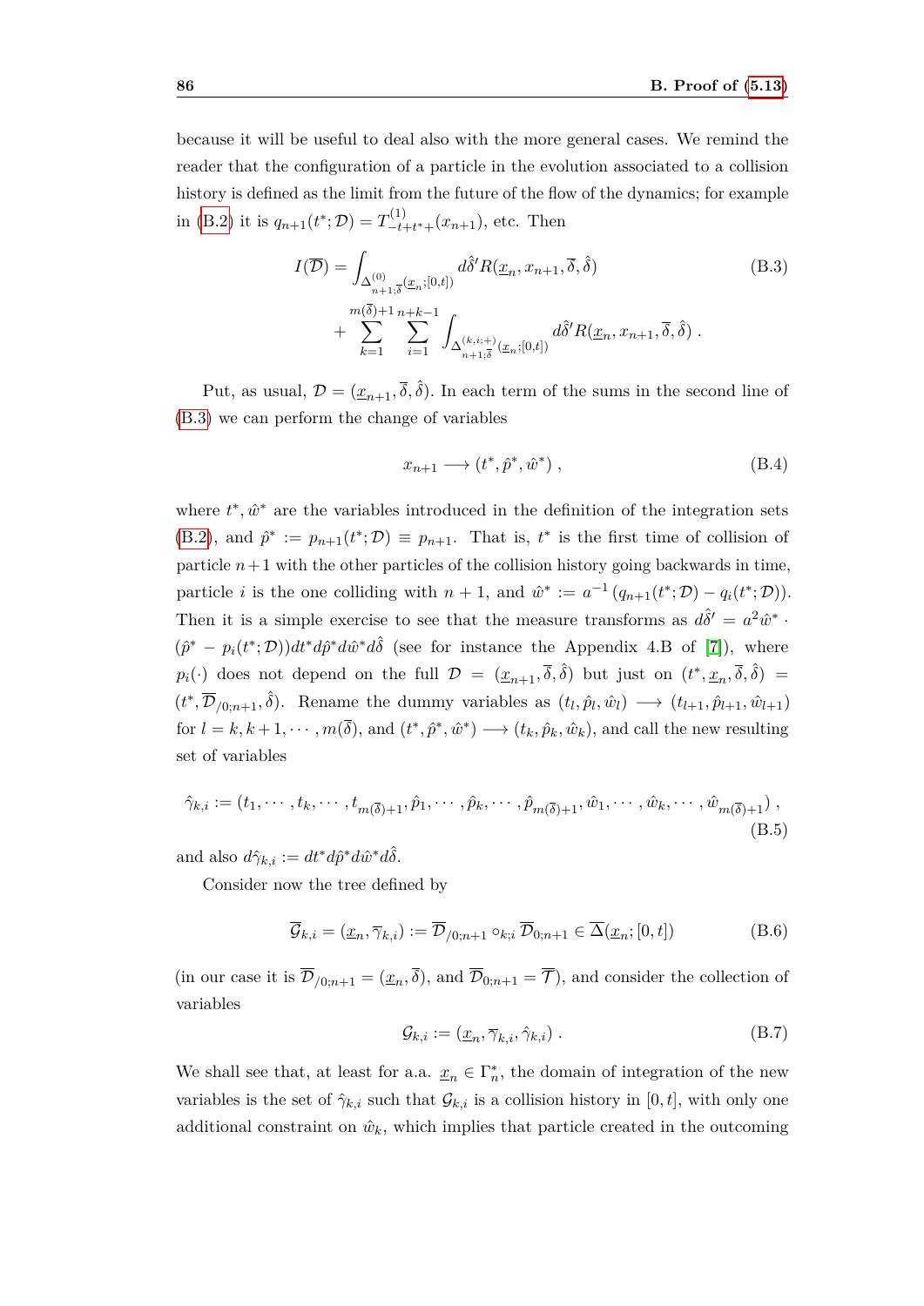because it will be useful to deal also with the more general cases. We remind the reader that the configuration of a particle in the evolution associated to a collision history is defined as the limit from the future of the flow of the dynamics; for example in (B.2) it is $q_{n+1}(t^*;\mathcal{D}) = T^{(1)}_{-t+t^{*+}}(x_{n+1})$, etc. Then

$$
\begin{aligned}
I(\overline{\mathcal{D}}) = &\int_{\Delta^{(0)}_{n+1;\overline{\delta}}(\underline{x}_n;[0,t])} d\hat{\delta}' R(\underline{x}_n, x_{n+1}, \overline{\delta}, \hat{\delta}) \\
&+ \sum_{k=1}^{m(\overline{\delta})+1} \sum_{i=1}^{n+k-1} \int_{\Delta^{(k,i;+)}_{n+1;\overline{\delta}}(\underline{x}_n;[0,t])} d\hat{\delta}' R(\underline{x}_n, x_{n+1}, \overline{\delta}, \hat{\delta}) \, .
\end{aligned}
\tag{B.3}
$$

Put, as usual, $\mathcal{D} = (\underline{x}_{n+1}, \overline{\delta}, \hat{\delta})$. In each term of the sums in the second line of (B.3) we can perform the change of variables

$$
x_{n+1} \longrightarrow (t^*, \hat{p}^*, \hat{w}^*) \, , \tag{B.4}
$$

where $t^*, \hat{w}^*$ are the variables introduced in the definition of the integration sets (B.2), and $\hat{p}^* := p_{n+1}(t^*;\mathcal{D}) \equiv p_{n+1}$. That is, $t^*$ is the first time of collision of particle $n+1$ with the other particles of the collision history going backwards in time, particle $i$ is the one colliding with $n+1$, and $\hat{w}^* := a^{-1}\left(q_{n+1}(t^*;\mathcal{D}) - q_i(t^*;\mathcal{D})\right)$. Then it is a simple exercise to see that the measure transforms as $d\hat{\delta}' = a^2 \hat{w}^* \cdot (\hat{p}^* - p_i(t^*;\mathcal{D})) dt^* d\hat{p}^* d\hat{w}^* d\hat{\delta}$ (see for instance the Appendix 4.B of [7]), where $p_i(\cdot)$ does not depend on the full $\mathcal{D} = (\underline{x}_{n+1}, \overline{\delta}, \hat{\delta})$ but just on $(t^*, \underline{x}_n, \overline{\delta}, \hat{\delta}) = (t^*, \overline{\mathcal{D}}_{/0;n+1}, \hat{\delta})$. Rename the dummy variables as $(t_l, \hat{p}_l, \hat{w}_l) \longrightarrow (t_{l+1}, \hat{p}_{l+1}, \hat{w}_{l+1})$ for $l = k, k+1, \cdots, m(\overline{\delta})$, and $(t^*, \hat{p}^*, \hat{w}^*) \longrightarrow (t_k, \hat{p}_k, \hat{w}_k)$, and call the new resulting set of variables

$$
\hat{\gamma}_{k,i} := (t_1, \cdots, t_k, \cdots, t_{m(\overline{\delta})+1}, \hat{p}_1, \cdots, \hat{p}_k, \cdots, \hat{p}_{m(\overline{\delta})+1}, \hat{w}_1, \cdots, \hat{w}_k, \cdots, \hat{w}_{m(\overline{\delta})+1}) \, , \tag{B.5}
$$

and also $d\hat{\gamma}_{k,i} := dt^* d\hat{p}^* d\hat{w}^* d\hat{\delta}$.

Consider now the tree defined by

$$
\overline{\mathcal{G}}_{k,i} = (\underline{x}_n, \overline{\gamma}_{k,i}) := \overline{\mathcal{D}}_{/0;n+1} \circ_{k;i} \overline{\mathcal{D}}_{0;n+1} \in \overline{\Delta}(\underline{x}_n;[0,t]) \tag{B.6}
$$

(in our case it is $\overline{\mathcal{D}}_{/0;n+1} = (\underline{x}_n, \overline{\delta})$, and $\overline{\mathcal{D}}_{0;n+1} = \overline{\mathcal{T}}$), and consider the collection of variables

$$
\mathcal{G}_{k,i} := (\underline{x}_n, \overline{\gamma}_{k,i}, \hat{\gamma}_{k,i}) \, . \tag{B.7}
$$

We shall see that, at least for a.a. $\underline{x}_n \in \Gamma^*_n$, the domain of integration of the new variables is the set of $\hat{\gamma}_{k,i}$ such that $\mathcal{G}_{k,i}$ is a collision history in $[0,t]$, with only one additional constraint on $\hat{w}_k$, which implies that particle created in the outcoming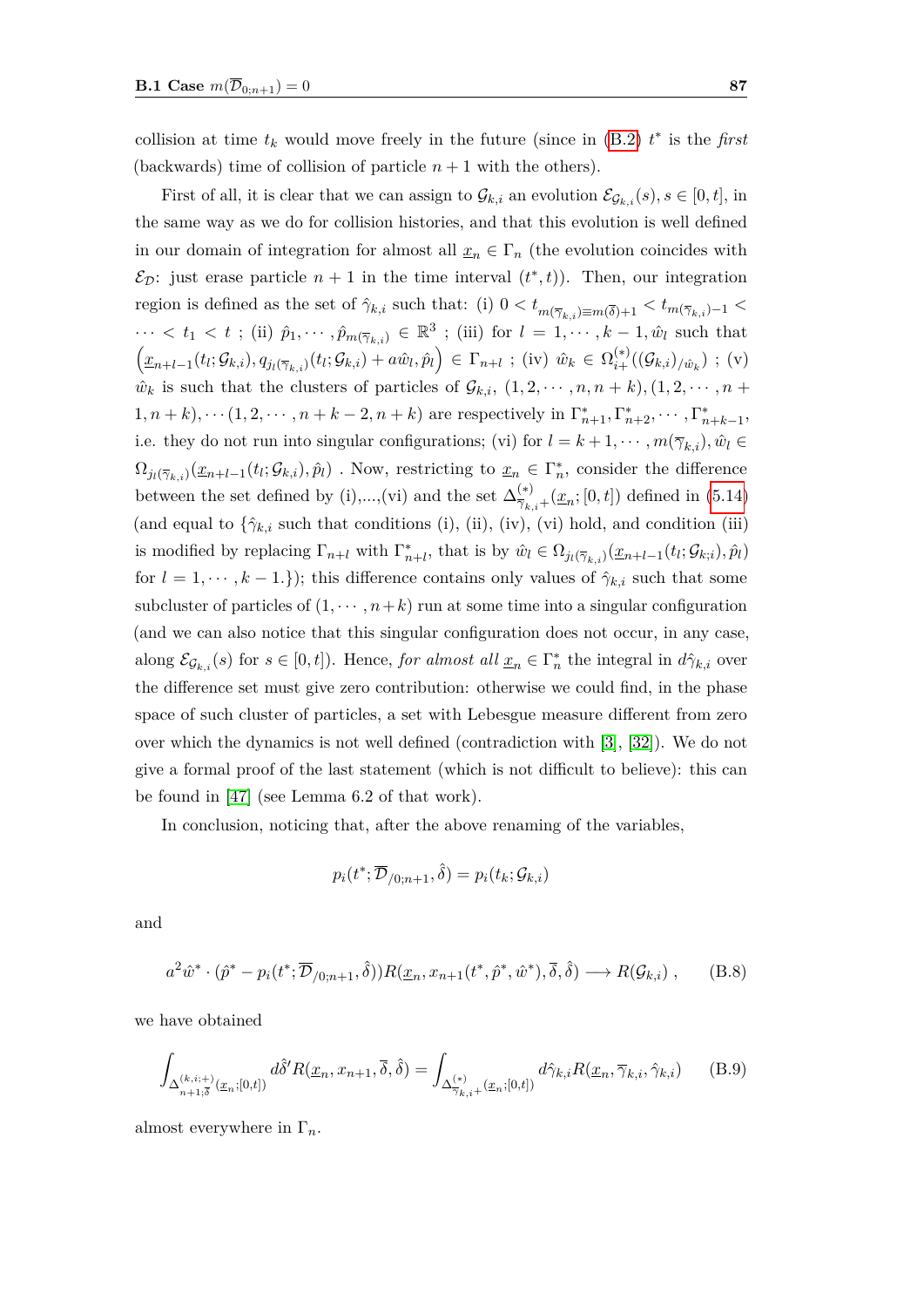collision at time $t_k$ would move freely in the future (since in (B.2) $t^*$ is the *first* (backwards) time of collision of particle $n+1$ with the others).

First of all, it is clear that we can assign to $\mathcal{G}_{k,i}$ an evolution $\mathcal{E}_{\mathcal{G}_{k,i}}(s)$, $s \in [0,t]$, in the same way as we do for collision histories, and that this evolution is well defined in our domain of integration for almost all $\underline{x}_n \in \Gamma_n$ (the evolution coincides with $\mathcal{E}_{\mathcal{D}}$: just erase particle $n+1$ in the time interval $(t^*, t)$). Then, our integration region is defined as the set of $\hat{\gamma}_{k,i}$ such that: (i) $0 < t_{m(\overline{\gamma}_{k,i}) \equiv m(\overline{\delta})+1} < t_{m(\overline{\gamma}_{k,i})-1} < \cdots < t_1 < t$ ; (ii) $\hat{p}_1, \cdots, \hat{p}_{m(\overline{\gamma}_{k,i})} \in \mathbb{R}^3$ ; (iii) for $l = 1, \cdots, k-1, \hat{w}_l$ such that $\left(\underline{x}_{n+l-1}(t_l; \mathcal{G}_{k,i}), q_{j_l(\overline{\gamma}_{k,i})}(t_l; \mathcal{G}_{k,i}) + a\hat{w}_l, \hat{p}_l\right) \in \Gamma_{n+l}$ ; (iv) $\hat{w}_k \in \Omega^{(*)}_{i+}((\mathcal{G}_{k,i})_{/\hat{w}_k})$ ; (v) $\hat{w}_k$ is such that the clusters of particles of $\mathcal{G}_{k,i}$, $(1, 2, \cdots, n, n+k), (1, 2, \cdots, n+1, n+k), \cdots (1, 2, \cdots, n+k-2, n+k)$ are respectively in $\Gamma^*_{n+1}, \Gamma^*_{n+2}, \cdots, \Gamma^*_{n+k-1}$, i.e. they do not run into singular configurations; (vi) for $l = k+1, \cdots, m(\overline{\gamma}_{k,i}), \hat{w}_l \in \Omega_{j_l(\overline{\gamma}_{k,i})}(\underline{x}_{n+l-1}(t_l; \mathcal{G}_{k,i}), \hat{p}_l)$ . Now, restricting to $\underline{x}_n \in \Gamma^*_n$, consider the difference between the set defined by (i),...,(vi) and the set $\Delta^{(*)}_{\overline{\gamma}_{k,i}+}(\underline{x}_n; [0,t])$ defined in (5.14) (and equal to $\{\hat{\gamma}_{k,i}$ such that conditions (i), (ii), (iv), (vi) hold, and condition (iii) is modified by replacing $\Gamma_{n+l}$ with $\Gamma^*_{n+l}$, that is by $\hat{w}_l \in \Omega_{j_l(\overline{\gamma}_{k,i})}(\underline{x}_{n+l-1}(t_l; \mathcal{G}_{k;i}), \hat{p}_l)$ for $l = 1, \cdots, k-1.\}$); this difference contains only values of $\hat{\gamma}_{k,i}$ such that some subcluster of particles of $(1, \cdots, n+k)$ run at some time into a singular configuration (and we can also notice that this singular configuration does not occur, in any case, along $\mathcal{E}_{\mathcal{G}_{k,i}}(s)$ for $s \in [0,t]$). Hence, *for almost all* $\underline{x}_n \in \Gamma^*_n$ the integral in $d\hat{\gamma}_{k,i}$ over the difference set must give zero contribution: otherwise we could find, in the phase space of such cluster of particles, a set with Lebesgue measure different from zero over which the dynamics is not well defined (contradiction with [3], [32]). We do not give a formal proof of the last statement (which is not difficult to believe): this can be found in [47] (see Lemma 6.2 of that work).

In conclusion, noticing that, after the above renaming of the variables,

$$p_i(t^*; \overline{\mathcal{D}}_{/0;n+1}, \hat{\delta}) = p_i(t_k; \mathcal{G}_{k,i})$$

and

$$a^2 \hat{w}^* \cdot (\hat{p}^* - p_i(t^*; \overline{\mathcal{D}}_{/0;n+1}, \hat{\delta})) R(\underline{x}_n, x_{n+1}(t^*, \hat{p}^*, \hat{w}^*), \overline{\delta}, \hat{\delta}) \longrightarrow R(\mathcal{G}_{k,i}) \,, \tag{B.8}$$

we have obtained

$$\int_{\Delta^{(k,i;+)}_{n+1;\overline{\delta}}(\underline{x}_n;[0,t])} d\hat{\delta}' R(\underline{x}_n, x_{n+1}, \overline{\delta}, \hat{\delta}) = \int_{\Delta^{(*)}_{\overline{\gamma}_{k,i}+}(\underline{x}_n;[0,t])} d\hat{\gamma}_{k,i} R(\underline{x}_n, \overline{\gamma}_{k,i}, \hat{\gamma}_{k,i}) \tag{B.9}$$

almost everywhere in $\Gamma_n$.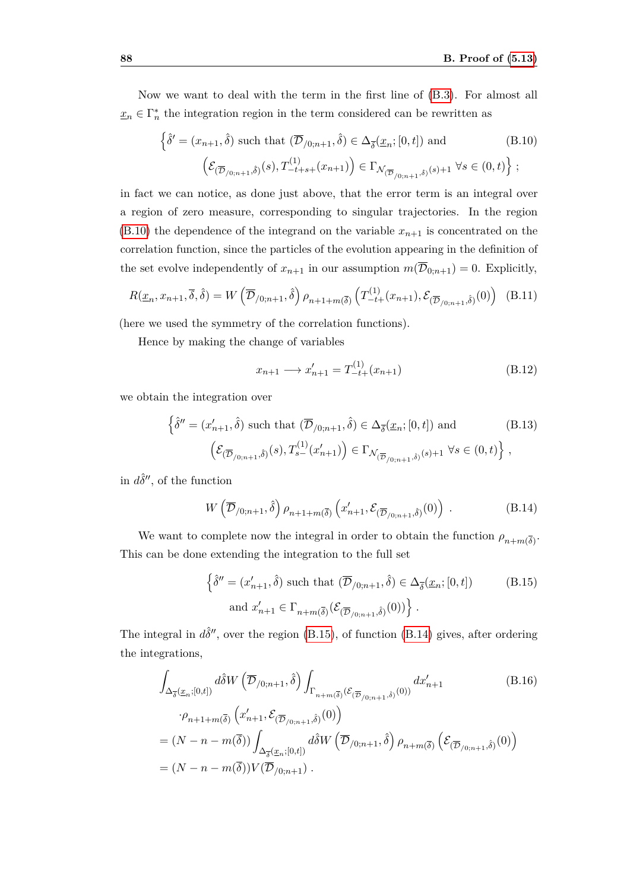Now we want to deal with the term in the first line of (B.3). For almost all $\underline{x}_n \in \Gamma_n^*$ the integration region in the term considered can be rewritten as

$$\Big\{ \hat{\delta}' = (x_{n+1}, \hat{\delta}) \text{ such that } (\overline{\mathcal{D}}_{/0;n+1}, \hat{\delta}) \in \Delta_{\overline{\delta}}(\underline{x}_n; [0,t]) \text{ and } \\ \Big( \mathcal{E}_{(\overline{\mathcal{D}}_{/0;n+1}, \hat{\delta})}(s), T^{(1)}_{-t+s+}(x_{n+1}) \Big) \in \Gamma_{\mathcal{N}_{(\overline{\mathcal{D}}_{/0;n+1}, \hat{\delta})}(s)+1} \ \forall s \in (0,t) \Big\} \ ; \tag{B.10}$$

in fact we can notice, as done just above, that the error term is an integral over a region of zero measure, corresponding to singular trajectories. In the region (B.10) the dependence of the integrand on the variable $x_{n+1}$ is concentrated on the correlation function, since the particles of the evolution appearing in the definition of the set evolve independently of $x_{n+1}$ in our assumption $m(\overline{\mathcal{D}}_{0;n+1}) = 0$. Explicitly,

$$R(\underline{x}_n, x_{n+1}, \overline{\delta}, \hat{\delta}) = W\left(\overline{\mathcal{D}}_{/0;n+1}, \hat{\delta}\right) \rho_{n+1+m(\overline{\delta})} \left( T^{(1)}_{-t+}(x_{n+1}), \mathcal{E}_{(\overline{\mathcal{D}}_{/0;n+1}, \hat{\delta})}(0) \right) \tag{B.11}$$

(here we used the symmetry of the correlation functions).

Hence by making the change of variables

$$x_{n+1} \longrightarrow x'_{n+1} = T^{(1)}_{-t+}(x_{n+1}) \tag{B.12}$$

we obtain the integration over

$$\Big\{ \hat{\delta}'' = (x'_{n+1}, \hat{\delta}) \text{ such that } (\overline{\mathcal{D}}_{/0;n+1}, \hat{\delta}) \in \Delta_{\overline{\delta}}(\underline{x}_n; [0,t]) \text{ and } \\ \Big( \mathcal{E}_{(\overline{\mathcal{D}}_{/0;n+1}, \hat{\delta})}(s), T^{(1)}_{s-}(x'_{n+1}) \Big) \in \Gamma_{\mathcal{N}_{(\overline{\mathcal{D}}_{/0;n+1}, \hat{\delta})}(s)+1} \ \forall s \in (0,t) \Big\} \ , \tag{B.13}$$

in $d\hat{\delta}''$, of the function

$$W\left(\overline{\mathcal{D}}_{/0;n+1}, \hat{\delta}\right) \rho_{n+1+m(\overline{\delta})} \left( x'_{n+1}, \mathcal{E}_{(\overline{\mathcal{D}}_{/0;n+1}, \hat{\delta})}(0) \right) \ . \tag{B.14}$$

We want to complete now the integral in order to obtain the function $\rho_{n+m(\overline{\delta})}$. This can be done extending the integration to the full set

$$\Big\{ \hat{\delta}'' = (x'_{n+1}, \hat{\delta}) \text{ such that } (\overline{\mathcal{D}}_{/0;n+1}, \hat{\delta}) \in \Delta_{\overline{\delta}}(\underline{x}_n; [0,t]) \\ \text{and } x'_{n+1} \in \Gamma_{n+m(\overline{\delta})}(\mathcal{E}_{(\overline{\mathcal{D}}_{/0;n+1}, \hat{\delta})}(0)) \Big\} \ . \tag{B.15}$$

The integral in $d\hat{\delta}''$, over the region (B.15), of function (B.14) gives, after ordering the integrations,

$$\begin{aligned} &\int_{\Delta_{\overline{\delta}}(\underline{x}_n;[0,t])} d\hat{\delta} W\left(\overline{\mathcal{D}}_{/0;n+1}, \hat{\delta}\right) \int_{\Gamma_{n+m(\overline{\delta})}(\mathcal{E}_{(\overline{\mathcal{D}}_{/0;n+1}, \hat{\delta})}(0))} dx'_{n+1} \\ &\cdot \rho_{n+1+m(\overline{\delta})} \left( x'_{n+1}, \mathcal{E}_{(\overline{\mathcal{D}}_{/0;n+1}, \hat{\delta})}(0) \right) \\ &= (N - n - m(\overline{\delta})) \int_{\Delta_{\overline{\delta}}(\underline{x}_n;[0,t])} d\hat{\delta} W\left(\overline{\mathcal{D}}_{/0;n+1}, \hat{\delta}\right) \rho_{n+m(\overline{\delta})} \left( \mathcal{E}_{(\overline{\mathcal{D}}_{/0;n+1}, \hat{\delta})}(0) \right) \\ &= (N - n - m(\overline{\delta})) V(\overline{\mathcal{D}}_{/0;n+1}) \ . \end{aligned} \tag{B.16}$$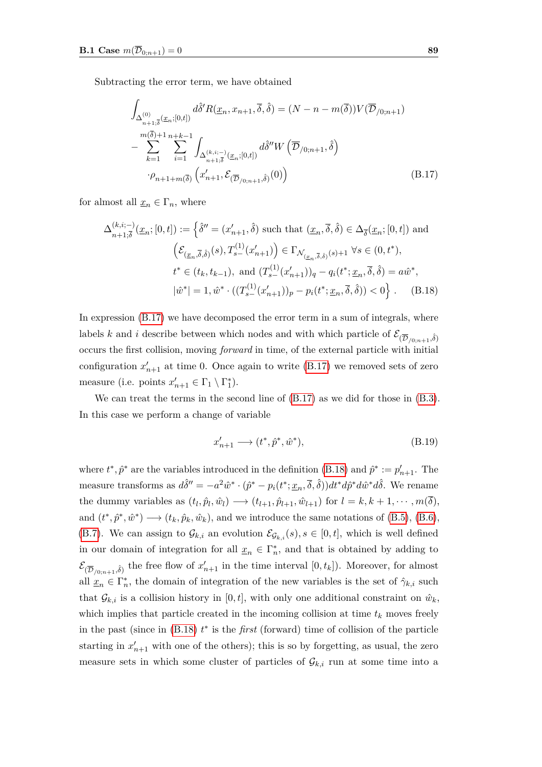Subtracting the error term, we have obtained

$$\int_{\Delta^{(0)}_{n+1;\overline{\delta}}(\underline{x}_n;[0,t])} d\hat{\delta}' R(\underline{x}_n, x_{n+1}, \overline{\delta}, \hat{\delta}) = (N - n - m(\overline{\delta})) V(\overline{\mathcal{D}}_{/0;n+1})$$
$$- \sum_{k=1}^{m(\overline{\delta})+1} \sum_{i=1}^{n+k-1} \int_{\Delta^{(k,i;-)}_{n+1;\overline{\delta}}(\underline{x}_n;[0,t])} d\hat{\delta}'' W\left(\overline{\mathcal{D}}_{/0;n+1}, \hat{\delta}\right)$$
$$\cdot \rho_{n+1+m(\overline{\delta})}\left(x'_{n+1}, \mathcal{E}_{(\overline{\mathcal{D}}_{/0;n+1},\hat{\delta})}(0)\right) \tag{B.17}$$

for almost all $\underline{x}_n \in \Gamma_n$, where

$$\Delta^{(k,i;-)}_{n+1;\overline{\delta}}(\underline{x}_n;[0,t]) := \Big\{ \hat{\delta}'' = (x'_{n+1}, \hat{\delta}) \text{ such that } (\underline{x}_n, \overline{\delta}, \hat{\delta}) \in \Delta_{\overline{\delta}}(\underline{x}_n;[0,t]) \text{ and}$$
$$\left(\mathcal{E}_{(\underline{x}_n,\overline{\delta},\hat{\delta})}(s), T^{(1)}_{s-}(x'_{n+1})\right) \in \Gamma_{\mathcal{N}_{(\underline{x}_n,\overline{\delta},\hat{\delta})}(s)+1} \ \forall s \in (0, t^*),$$
$$t^* \in (t_k, t_{k-1}), \text{ and } (T^{(1)}_{s-}(x'_{n+1}))_q - q_i(t^*; \underline{x}_n, \overline{\delta}, \hat{\delta}) = a\hat{w}^*,$$
$$|\hat{w}^*| = 1, \hat{w}^* \cdot ((T^{(1)}_{s-}(x'_{n+1}))_p - p_i(t^*; \underline{x}_n, \overline{\delta}, \hat{\delta})) < 0 \Big\}. \tag{B.18}$$

In expression (B.17) we have decomposed the error term in a sum of integrals, where labels $k$ and $i$ describe between which nodes and with which particle of $\mathcal{E}_{(\overline{\mathcal{D}}_{/0;n+1},\hat{\delta})}$ occurs the first collision, moving *forward* in time, of the external particle with initial configuration $x'_{n+1}$ at time 0. Once again to write (B.17) we removed sets of zero measure (i.e. points $x'_{n+1} \in \Gamma_1 \setminus \Gamma_1^*$).

We can treat the terms in the second line of (B.17) as we did for those in (B.3). In this case we perform a change of variable

$$x'_{n+1} \longrightarrow (t^*, \hat{p}^*, \hat{w}^*), \tag{B.19}$$

where $t^*, \hat{p}^*$ are the variables introduced in the definition (B.18) and $\hat{p}^* := p'_{n+1}$. The measure transforms as $d\hat{\delta}'' = -a^2 \hat{w}^* \cdot (\hat{p}^* - p_i(t^*; \underline{x}_n, \overline{\delta}, \hat{\delta})) dt^* d\hat{p}^* d\hat{w}^* d\hat{\delta}$. We rename the dummy variables as $(t_l, \hat{p}_l, \hat{w}_l) \longrightarrow (t_{l+1}, \hat{p}_{l+1}, \hat{w}_{l+1})$ for $l = k, k+1, \cdots, m(\overline{\delta})$, and $(t^*, \hat{p}^*, \hat{w}^*) \longrightarrow (t_k, \hat{p}_k, \hat{w}_k)$, and we introduce the same notations of (B.5), (B.6), (B.7). We can assign to $\mathcal{G}_{k,i}$ an evolution $\mathcal{E}_{\mathcal{G}_{k,i}}(s), s \in [0, t]$, which is well defined in our domain of integration for all $\underline{x}_n \in \Gamma_n^*$, and that is obtained by adding to $\mathcal{E}_{(\overline{\mathcal{D}}_{/0;n+1},\hat{\delta})}$ the free flow of $x'_{n+1}$ in the time interval $[0, t_k]$). Moreover, for almost all $\underline{x}_n \in \Gamma_n^*$, the domain of integration of the new variables is the set of $\hat{\gamma}_{k,i}$ such that $\mathcal{G}_{k,i}$ is a collision history in $[0, t]$, with only one additional constraint on $\hat{w}_k$, which implies that particle created in the incoming collision at time $t_k$ moves freely in the past (since in (B.18) $t^*$ is the *first* (forward) time of collision of the particle starting in $x'_{n+1}$ with one of the others); this is so by forgetting, as usual, the zero measure sets in which some cluster of particles of $\mathcal{G}_{k,i}$ run at some time into a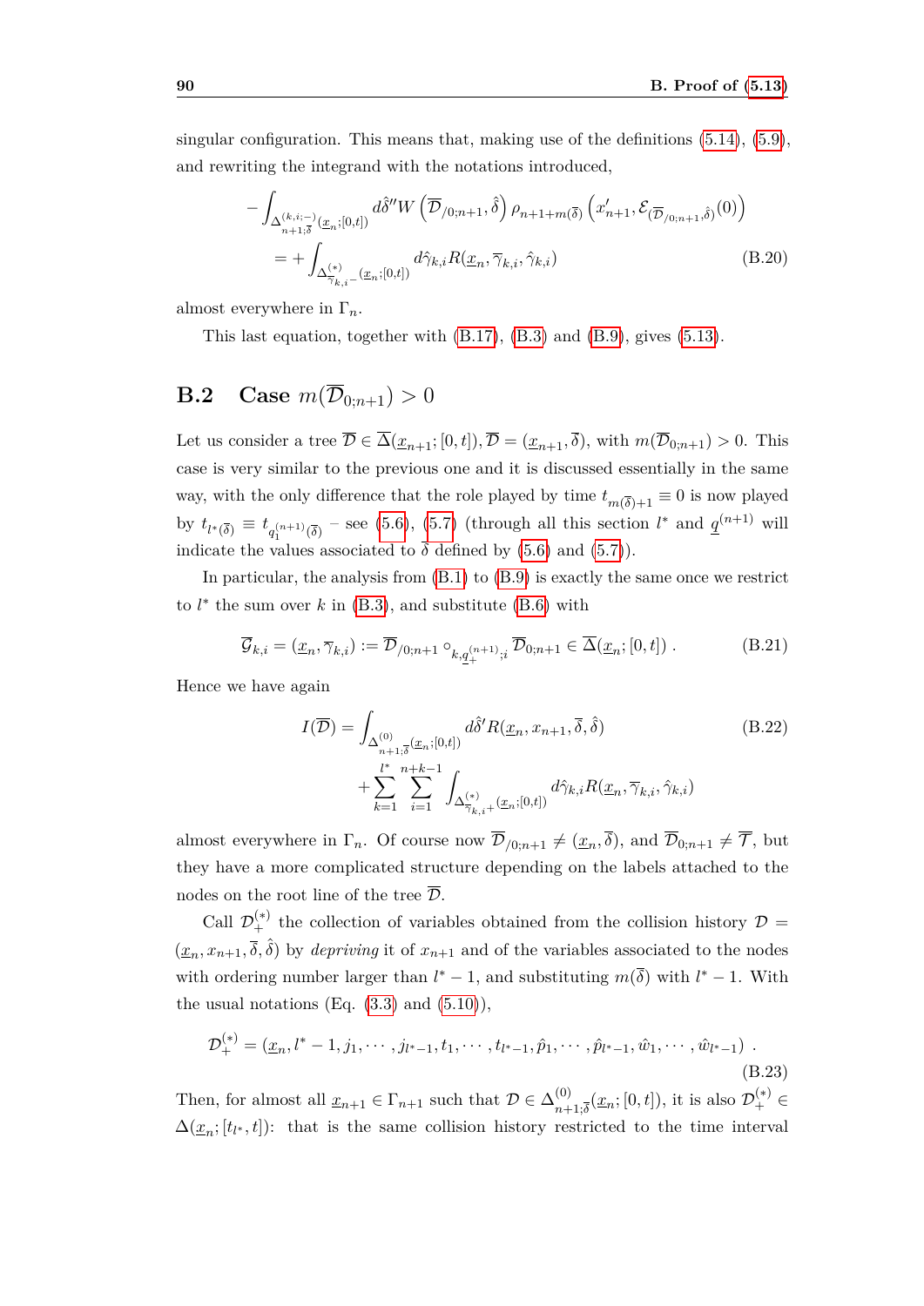singular configuration. This means that, making use of the definitions (5.14), (5.9), and rewriting the integrand with the notations introduced,

$$
\begin{aligned}
&-\int_{\Delta^{(k,i;-)}_{n+1;\overline{\delta}}(\underline{x}_n;[0,t])} d\hat{\delta}'' W\left(\overline{\mathcal{D}}_{/0;n+1},\hat{\delta}\right)\rho_{n+1+m(\overline{\delta})}\left(x'_{n+1},\mathcal{E}_{(\overline{\mathcal{D}}_{/0;n+1},\hat{\delta})}(0)\right)\\
&\quad = +\int_{\Delta^{(*)}_{\overline{\gamma}_{k,i}-}(\underline{x}_n;[0,t])} d\hat{\gamma}_{k,i} R(\underline{x}_n,\overline{\gamma}_{k,i},\hat{\gamma}_{k,i})
\end{aligned}
\tag{B.20}
$$

almost everywhere in $\Gamma_n$.

This last equation, together with (B.17), (B.3) and (B.9), gives (5.13).

## B.2 Case $m(\overline{\mathcal{D}}_{0;n+1}) > 0$

Let us consider a tree $\overline{\mathcal{D}} \in \overline{\Delta}(\underline{x}_{n+1};[0,t]), \overline{\mathcal{D}} = (\underline{x}_{n+1},\overline{\delta})$, with $m(\overline{\mathcal{D}}_{0;n+1}) > 0$. This case is very similar to the previous one and it is discussed essentially in the same way, with the only difference that the role played by time $t_{m(\overline{\delta})+1} \equiv 0$ is now played by $t_{l^*(\overline{\delta})} \equiv t_{q_1^{(n+1)}(\overline{\delta})}$ – see (5.6), (5.7) (through all this section $l^*$ and $\underline{q}^{(n+1)}$ will indicate the values associated to $\overline{\delta}$ defined by (5.6) and (5.7)).

In particular, the analysis from (B.1) to (B.9) is exactly the same once we restrict to $l^*$ the sum over $k$ in (B.3), and substitute (B.6) with

$$
\overline{\mathcal{G}}_{k,i} = (\underline{x}_n,\overline{\gamma}_{k,i}) := \overline{\mathcal{D}}_{/0;n+1} \circ_{k,\underline{q}_+^{(n+1)};i} \overline{\mathcal{D}}_{0;n+1} \in \overline{\Delta}(\underline{x}_n;[0,t])\ . \tag{B.21}
$$

Hence we have again

$$
\begin{aligned}
I(\overline{\mathcal{D}}) &= \int_{\Delta^{(0)}_{n+1;\overline{\delta}}(\underline{x}_n;[0,t])} d\hat{\delta}' R(\underline{x}_n,x_{n+1},\overline{\delta},\hat{\delta})\\
&\quad + \sum_{k=1}^{l^*}\sum_{i=1}^{n+k-1}\int_{\Delta^{(*)}_{\overline{\gamma}_{k,i}+}(\underline{x}_n;[0,t])} d\hat{\gamma}_{k,i} R(\underline{x}_n,\overline{\gamma}_{k,i},\hat{\gamma}_{k,i})
\end{aligned}
\tag{B.22}
$$

almost everywhere in $\Gamma_n$. Of course now $\overline{\mathcal{D}}_{/0;n+1} \neq (\underline{x}_n,\overline{\delta})$, and $\overline{\mathcal{D}}_{0;n+1} \neq \overline{\mathcal{T}}$, but they have a more complicated structure depending on the labels attached to the nodes on the root line of the tree $\overline{\mathcal{D}}$.

Call $\mathcal{D}_+^{(*)}$ the collection of variables obtained from the collision history $\mathcal{D} = (\underline{x}_n,x_{n+1},\overline{\delta},\hat{\delta})$ by *depriving* it of $x_{n+1}$ and of the variables associated to the nodes with ordering number larger than $l^* - 1$, and substituting $m(\overline{\delta})$ with $l^* - 1$. With the usual notations (Eq. (3.3) and (5.10)),

$$
\mathcal{D}_+^{(*)} = (\underline{x}_n, l^*-1, j_1,\cdots,j_{l^*-1},t_1,\cdots,t_{l^*-1},\hat{p}_1,\cdots,\hat{p}_{l^*-1},\hat{w}_1,\cdots,\hat{w}_{l^*-1})\ . \tag{B.23}
$$

Then, for almost all $\underline{x}_{n+1} \in \Gamma_{n+1}$ such that $\mathcal{D} \in \Delta^{(0)}_{n+1;\overline{\delta}}(\underline{x}_n;[0,t])$, it is also $\mathcal{D}_+^{(*)} \in \Delta(\underline{x}_n;[t_{l^*},t])$: that is the same collision history restricted to the time interval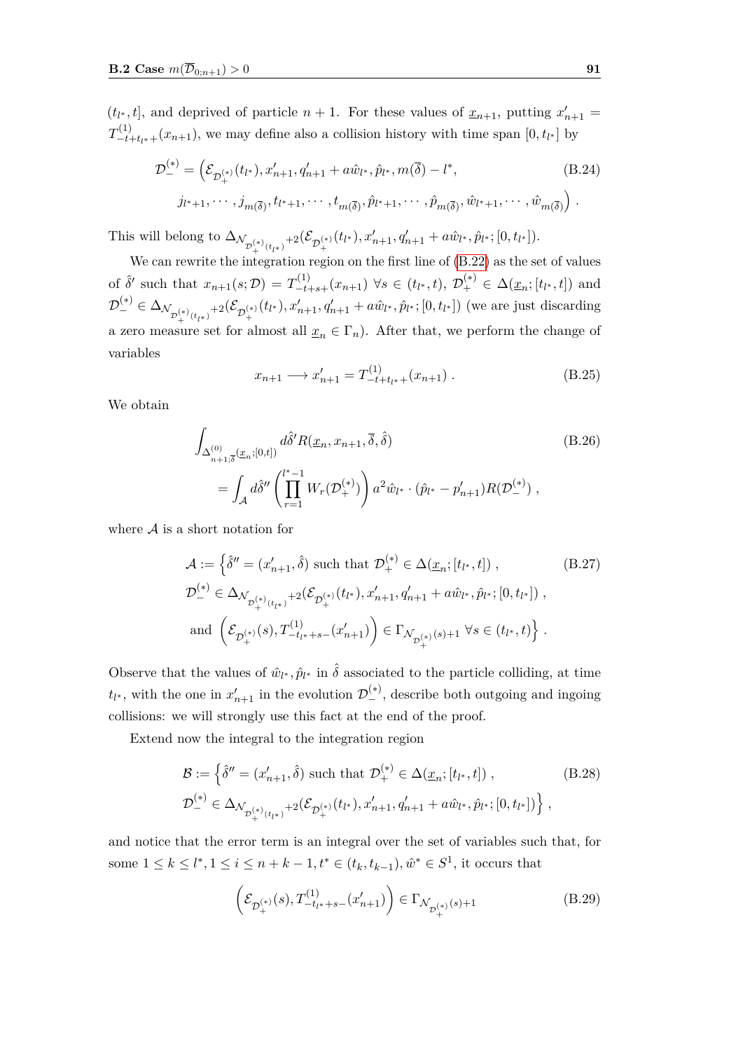$(t_{l^*}, t]$, and deprived of particle $n+1$. For these values of $\underline{x}_{n+1}$, putting $x'_{n+1} = T^{(1)}_{-t+t_{l^*}+}(x_{n+1})$, we may define also a collision history with time span $[0, t_{l^*}]$ by

$$\mathcal{D}^{(*)}_{-} = \Big(\mathcal{E}_{\mathcal{D}^{(*)}_{+}}(t_{l^*}), x'_{n+1}, q'_{n+1} + a\hat{w}_{l^*}, \hat{p}_{l^*}, m(\overline{\delta}) - l^*, \tag{B.24}$$
$$j_{l^*+1}, \cdots, j_{m(\overline{\delta})}, t_{l^*+1}, \cdots, t_{m(\overline{\delta})}, \hat{p}_{l^*+1}, \cdots, \hat{p}_{m(\overline{\delta})}, \hat{w}_{l^*+1}, \cdots, \hat{w}_{m(\overline{\delta})}\Big) .$$

This will belong to $\Delta_{\mathcal{N}_{\mathcal{D}^{(*)}_{+}(t_{l^*})}+2}(\mathcal{E}_{\mathcal{D}^{(*)}_{+}}(t_{l^*}), x'_{n+1}, q'_{n+1} + a\hat{w}_{l^*}, \hat{p}_{l^*}; [0, t_{l^*}])$.

We can rewrite the integration region on the first line of (B.22) as the set of values of $\hat{\delta}'$ such that $x_{n+1}(s; \mathcal{D}) = T^{(1)}_{-t+s+}(x_{n+1})$ $\forall s \in (t_{l^*}, t)$, $\mathcal{D}^{(*)}_{+} \in \Delta(\underline{x}_n; [t_{l^*}, t])$ and $\mathcal{D}^{(*)}_{-} \in \Delta_{\mathcal{N}_{\mathcal{D}^{(*)}_{+}(t_{l^*})}+2}(\mathcal{E}_{\mathcal{D}^{(*)}_{+}}(t_{l^*}), x'_{n+1}, q'_{n+1} + a\hat{w}_{l^*}, \hat{p}_{l^*}; [0, t_{l^*}])$ (we are just discarding a zero measure set for almost all $\underline{x}_n \in \Gamma_n$). After that, we perform the change of variables

$$x_{n+1} \longrightarrow x'_{n+1} = T^{(1)}_{-t+t_{l^*}+}(x_{n+1}) . \tag{B.25}$$

We obtain

$$\int_{\Delta^{(0)}_{n+1,\overline{\delta}}(\underline{x}_n;[0,t])} d\hat{\delta}' R(\underline{x}_n, x_{n+1}, \overline{\delta}, \hat{\delta}) \tag{B.26}$$
$$= \int_{\mathcal{A}} d\hat{\delta}'' \left( \prod_{r=1}^{l^*-1} W_r(\mathcal{D}^{(*)}_{+}) \right) a^2 \hat{w}_{l^*} \cdot (\hat{p}_{l^*} - p'_{n+1}) R(\mathcal{D}^{(*)}_{-}) ,$$

where $\mathcal{A}$ is a short notation for

$$\mathcal{A} := \Big\{ \hat{\delta}'' = (x'_{n+1}, \hat{\delta}) \text{ such that } \mathcal{D}^{(*)}_{+} \in \Delta(\underline{x}_n; [t_{l^*}, t]) , \tag{B.27}$$
$$\mathcal{D}^{(*)}_{-} \in \Delta_{\mathcal{N}_{\mathcal{D}^{(*)}_{+}(t_{l^*})}+2}(\mathcal{E}_{\mathcal{D}^{(*)}_{+}}(t_{l^*}), x'_{n+1}, q'_{n+1} + a\hat{w}_{l^*}, \hat{p}_{l^*}; [0, t_{l^*}]) ,$$
$$\text{and } \left( \mathcal{E}_{\mathcal{D}^{(*)}_{+}}(s), T^{(1)}_{-t_{l^*}+s-}(x'_{n+1}) \right) \in \Gamma_{\mathcal{N}_{\mathcal{D}^{(*)}_{+}}(s)+1} \ \forall s \in (t_{l^*}, t) \Big\} .$$

Observe that the values of $\hat{w}_{l^*}, \hat{p}_{l^*}$ in $\hat{\delta}$ associated to the particle colliding, at time $t_{l^*}$, with the one in $x'_{n+1}$ in the evolution $\mathcal{D}^{(*)}_{-}$, describe both outgoing and ingoing collisions: we will strongly use this fact at the end of the proof.

Extend now the integral to the integration region

$$\mathcal{B} := \Big\{ \hat{\delta}'' = (x'_{n+1}, \hat{\delta}) \text{ such that } \mathcal{D}^{(*)}_{+} \in \Delta(\underline{x}_n; [t_{l^*}, t]) , \tag{B.28}$$
$$\mathcal{D}^{(*)}_{-} \in \Delta_{\mathcal{N}_{\mathcal{D}^{(*)}_{+}(t_{l^*})}+2}(\mathcal{E}_{\mathcal{D}^{(*)}_{+}}(t_{l^*}), x'_{n+1}, q'_{n+1} + a\hat{w}_{l^*}, \hat{p}_{l^*}; [0, t_{l^*}]) \Big\} ,$$

and notice that the error term is an integral over the set of variables such that, for some $1 \leq k \leq l^*, 1 \leq i \leq n+k-1, t^* \in (t_k, t_{k-1}), \hat{w}^* \in S^1$, it occurs that

$$\left( \mathcal{E}_{\mathcal{D}^{(*)}_{+}}(s), T^{(1)}_{-t_{l^*}+s-}(x'_{n+1}) \right) \in \Gamma_{\mathcal{N}_{\mathcal{D}^{(*)}_{+}}(s)+1} \tag{B.29}$$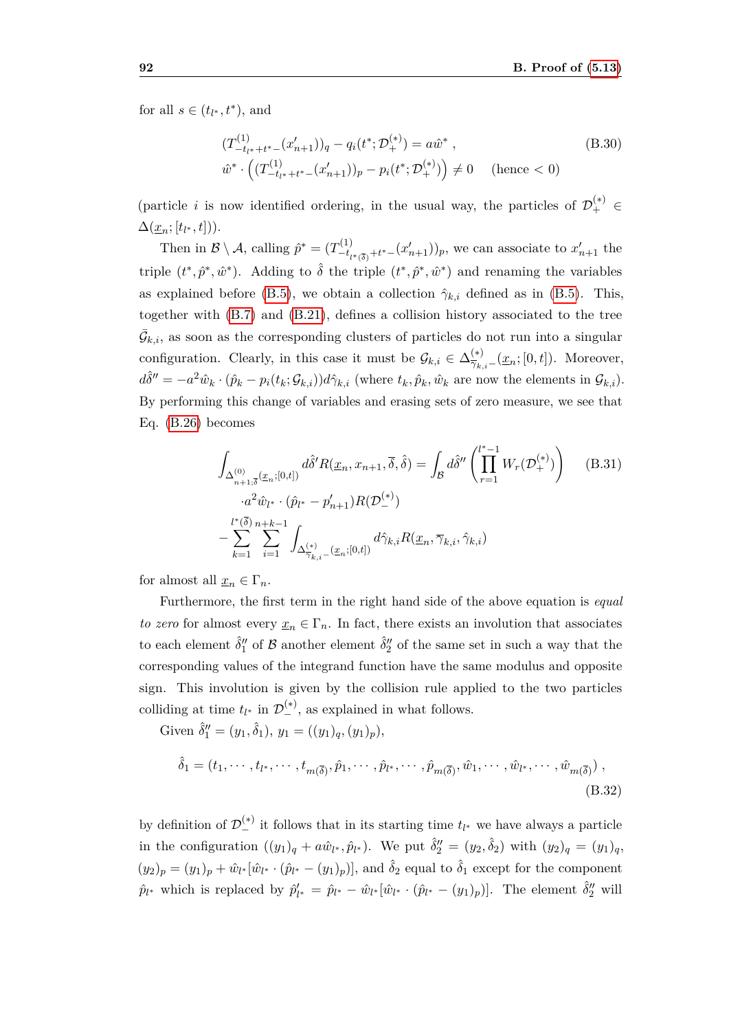for all $s \in (t_{l^*}, t^*)$, and

$$
\begin{aligned}
&(T^{(1)}_{-t_{l^*}+t^*-}(x'_{n+1}))_q - q_i(t^*; \mathcal{D}^{(*)}_+) = a\hat{w}^* \,, \\
&\hat{w}^* \cdot \left( (T^{(1)}_{-t_{l^*}+t^*-}(x'_{n+1}))_p - p_i(t^*; \mathcal{D}^{(*)}_+) \right) \neq 0 \qquad (\text{hence} < 0)
\end{aligned}
\tag{B.30}
$$

(particle $i$ is now identified ordering, in the usual way, the particles of $\mathcal{D}^{(*)}_+ \in \Delta(\underline{x}_n; [t_{l^*}, t]))$.

Then in $\mathcal{B} \setminus \mathcal{A}$, calling $\hat{p}^* = (T^{(1)}_{-t_{l^*(\overline{\delta})}+t^*-}(x'_{n+1}))_p$, we can associate to $x'_{n+1}$ the triple $(t^*, \hat{p}^*, \hat{w}^*)$. Adding to $\hat{\delta}$ the triple $(t^*, \hat{p}^*, \hat{w}^*)$ and renaming the variables as explained before (B.5), we obtain a collection $\hat{\gamma}_{k,i}$ defined as in (B.5). This, together with (B.7) and (B.21), defines a collision history associated to the tree $\bar{\mathcal{G}}_{k,i}$, as soon as the corresponding clusters of particles do not run into a singular configuration. Clearly, in this case it must be $\mathcal{G}_{k,i} \in \Delta^{(*)}_{\overline{\gamma}_{k,i}-}(\underline{x}_n; [0, t])$. Moreover, $d\hat{\delta}'' = -a^2 \hat{w}_k \cdot (\hat{p}_k - p_i(t_k; \mathcal{G}_{k,i})) d\hat{\gamma}_{k,i}$ (where $t_k, \hat{p}_k, \hat{w}_k$ are now the elements in $\mathcal{G}_{k,i}$). By performing this change of variables and erasing sets of zero measure, we see that Eq. (B.26) becomes

$$
\begin{aligned}
\int_{\Delta^{(0)}_{n+1;\overline{\delta}}(\underline{x}_n;[0,t])} d\hat{\delta}' R(\underline{x}_n, x_{n+1}, \overline{\delta}, \hat{\delta}) &= \int_{\mathcal{B}} d\hat{\delta}'' \left( \prod_{r=1}^{l^*-1} W_r(\mathcal{D}^{(*)}_+) \right) \\
&\cdot a^2 \hat{w}_{l^*} \cdot (\hat{p}_{l^*} - p'_{n+1}) R(\mathcal{D}^{(*)}_-) \\
&- \sum_{k=1}^{l^*(\overline{\delta})} \sum_{i=1}^{n+k-1} \int_{\Delta^{(*)}_{\overline{\gamma}_{k,i}-}(\underline{x}_n;[0,t])} d\hat{\gamma}_{k,i} R(\underline{x}_n, \overline{\gamma}_{k,i}, \hat{\gamma}_{k,i})
\end{aligned}
\tag{B.31}
$$

for almost all $\underline{x}_n \in \Gamma_n$.

Furthermore, the first term in the right hand side of the above equation is *equal to zero* for almost every $\underline{x}_n \in \Gamma_n$. In fact, there exists an involution that associates to each element $\hat{\delta}''_1$ of $\mathcal{B}$ another element $\hat{\delta}''_2$ of the same set in such a way that the corresponding values of the integrand function have the same modulus and opposite sign. This involution is given by the collision rule applied to the two particles colliding at time $t_{l^*}$ in $\mathcal{D}^{(*)}_-$, as explained in what follows.

Given $\hat{\delta}''_1 = (y_1, \hat{\delta}_1)$, $y_1 = ((y_1)_q, (y_1)_p)$,

$$
\hat{\delta}_1 = (t_1, \cdots, t_{l^*}, \cdots, t_{m(\overline{\delta})}, \hat{p}_1, \cdots, \hat{p}_{l^*}, \cdots, \hat{p}_{m(\overline{\delta})}, \hat{w}_1, \cdots, \hat{w}_{l^*}, \cdots, \hat{w}_{m(\overline{\delta})}) \,,
\tag{B.32}
$$

by definition of $\mathcal{D}^{(*)}_-$ it follows that in its starting time $t_{l^*}$ we have always a particle in the configuration $((y_1)_q + a\hat{w}_{l^*}, \hat{p}_{l^*})$. We put $\hat{\delta}''_2 = (y_2, \hat{\delta}_2)$ with $(y_2)_q = (y_1)_q$, $(y_2)_p = (y_1)_p + \hat{w}_{l^*}[\hat{w}_{l^*} \cdot (\hat{p}_{l^*} - (y_1)_p)]$, and $\hat{\delta}_2$ equal to $\hat{\delta}_1$ except for the component $\hat{p}_{l^*}$ which is replaced by $\hat{p}'_{l^*} = \hat{p}_{l^*} - \hat{w}_{l^*}[\hat{w}_{l^*} \cdot (\hat{p}_{l^*} - (y_1)_p)]$. The element $\hat{\delta}''_2$ will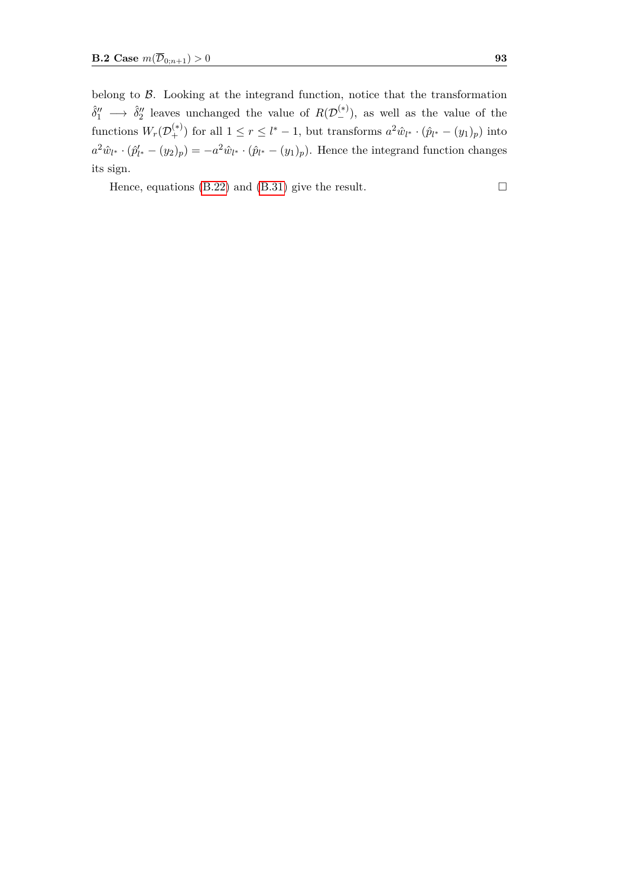belong to $\mathcal{B}$. Looking at the integrand function, notice that the transformation $\hat{\delta}_1'' \longrightarrow \hat{\delta}_2''$ leaves unchanged the value of $R(\mathcal{D}_-^{(*)})$, as well as the value of the functions $W_r(\mathcal{D}_+^{(*)})$ for all $1 \leq r \leq l^* - 1$, but transforms $a^2 \hat{w}_{l^*} \cdot (\hat{p}_{l^*} - (y_1)_p)$ into $a^2 \hat{w}_{l^*} \cdot (\hat{p}'_{l^*} - (y_2)_p) = -a^2 \hat{w}_{l^*} \cdot (\hat{p}_{l^*} - (y_1)_p)$. Hence the integrand function changes its sign.

Hence, equations (B.22) and (B.31) give the result. $\square$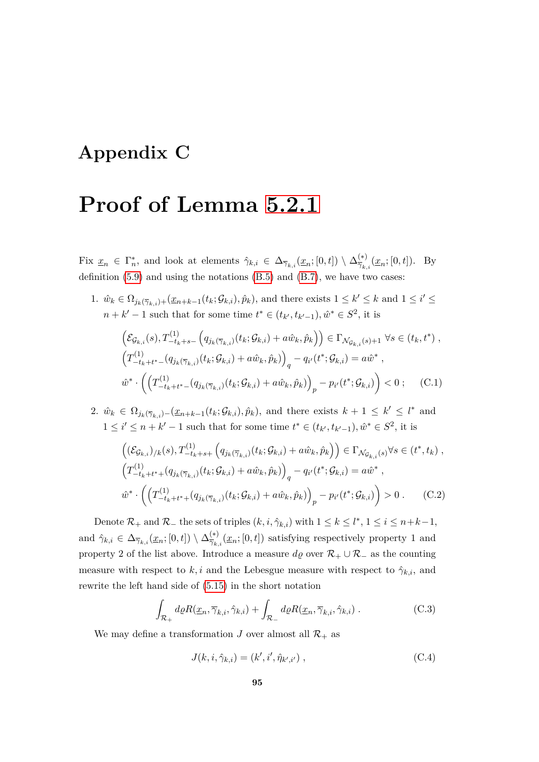# Appendix C

# Proof of Lemma 5.2.1

Fix $\underline{x}_n \in \Gamma^*_n$, and look at elements $\hat{\gamma}_{k,i} \in \Delta_{\overline{\gamma}_{k,i}}(\underline{x}_n;[0,t]) \setminus \Delta^{(*)}_{\overline{\gamma}_{k,i}}(\underline{x}_n;[0,t])$. By definition (5.9) and using the notations (B.5) and (B.7), we have two cases:

1. $\hat{w}_k \in \Omega_{j_k(\overline{\gamma}_{k,i})+}(\underline{x}_{n+k-1}(t_k;\mathcal{G}_{k,i}),\hat{p}_k)$, and there exists $1 \le k' \le k$ and $1 \le i' \le n+k'-1$ such that for some time $t^* \in (t_{k'},t_{k'-1}), \hat{w}^* \in S^2$, it is

$$
\begin{aligned}
&\left(\mathcal{E}_{\mathcal{G}_{k,i}}(s), T^{(1)}_{-t_k+s-}\left(q_{j_k(\overline{\gamma}_{k,i})}(t_k;\mathcal{G}_{k,i}) + a\hat{w}_k, \hat{p}_k\right)\right) \in \Gamma_{\mathcal{N}_{\mathcal{G}_{k,i}}(s)+1} \ \forall s \in (t_k, t^*) \ , \\
&\left(T^{(1)}_{-t_k+t^*-}(q_{j_k(\overline{\gamma}_{k,i})}(t_k;\mathcal{G}_{k,i}) + a\hat{w}_k, \hat{p}_k)\right)_q - q_{i'}(t^*;\mathcal{G}_{k,i}) = a\hat{w}^* \ , \\
&\hat{w}^* \cdot \left(\left(T^{(1)}_{-t_k+t^*-}(q_{j_k(\overline{\gamma}_{k,i})}(t_k;\mathcal{G}_{k,i}) + a\hat{w}_k, \hat{p}_k)\right)_p - p_{i'}(t^*;\mathcal{G}_{k,i})\right) < 0 \ ; \qquad \text{(C.1)}
\end{aligned}
$$

2. $\hat{w}_k \in \Omega_{j_k(\overline{\gamma}_{k,i})-}(\underline{x}_{n+k-1}(t_k;\mathcal{G}_{k,i}),\hat{p}_k)$, and there exists $k+1 \le k' \le l^*$ and $1 \le i' \le n+k'-1$ such that for some time $t^* \in (t_{k'},t_{k'-1}), \hat{w}^* \in S^2$, it is

$$
\begin{aligned}
&\left((\mathcal{E}_{\mathcal{G}_{k,i}})_{/k}(s), T^{(1)}_{-t_k+s+}\left(q_{j_k(\overline{\gamma}_{k,i})}(t_k;\mathcal{G}_{k,i}) + a\hat{w}_k, \hat{p}_k\right)\right) \in \Gamma_{\mathcal{N}_{\mathcal{G}_{k,i}}(s)} \forall s \in (t^*, t_k) \ , \\
&\left(T^{(1)}_{-t_k+t^*+}(q_{j_k(\overline{\gamma}_{k,i})}(t_k;\mathcal{G}_{k,i}) + a\hat{w}_k, \hat{p}_k)\right)_q - q_{i'}(t^*;\mathcal{G}_{k,i}) = a\hat{w}^* \ , \\
&\hat{w}^* \cdot \left(\left(T^{(1)}_{-t_k+t^*+}(q_{j_k(\overline{\gamma}_{k,i})}(t_k;\mathcal{G}_{k,i}) + a\hat{w}_k, \hat{p}_k)\right)_p - p_{i'}(t^*;\mathcal{G}_{k,i})\right) > 0 \ . \qquad \text{(C.2)}
\end{aligned}
$$

Denote $\mathcal{R}_+$ and $\mathcal{R}_-$ the sets of triples $(k,i,\hat{\gamma}_{k,i})$ with $1 \le k \le l^*$, $1 \le i \le n+k-1$, and $\hat{\gamma}_{k,i} \in \Delta_{\overline{\gamma}_{k,i}}(\underline{x}_n;[0,t]) \setminus \Delta^{(*)}_{\overline{\gamma}_{k,i}}(\underline{x}_n;[0,t])$ satisfying respectively property 1 and property 2 of the list above. Introduce a measure $d\varrho$ over $\mathcal{R}_+ \cup \mathcal{R}_-$ as the counting measure with respect to $k,i$ and the Lebesgue measure with respect to $\hat{\gamma}_{k,i}$, and rewrite the left hand side of (5.15) in the short notation

$$
\int_{\mathcal{R}_+} d\varrho R(\underline{x}_n, \overline{\gamma}_{k,i}, \hat{\gamma}_{k,i}) + \int_{\mathcal{R}_-} d\varrho R(\underline{x}_n, \overline{\gamma}_{k,i}, \hat{\gamma}_{k,i}) \ . \qquad \text{(C.3)}
$$

We may define a transformation $J$ over almost all $\mathcal{R}_+$ as

$$
J(k,i,\hat{\gamma}_{k,i}) = (k',i',\hat{\eta}_{k',i'}) \ , \qquad \text{(C.4)}
$$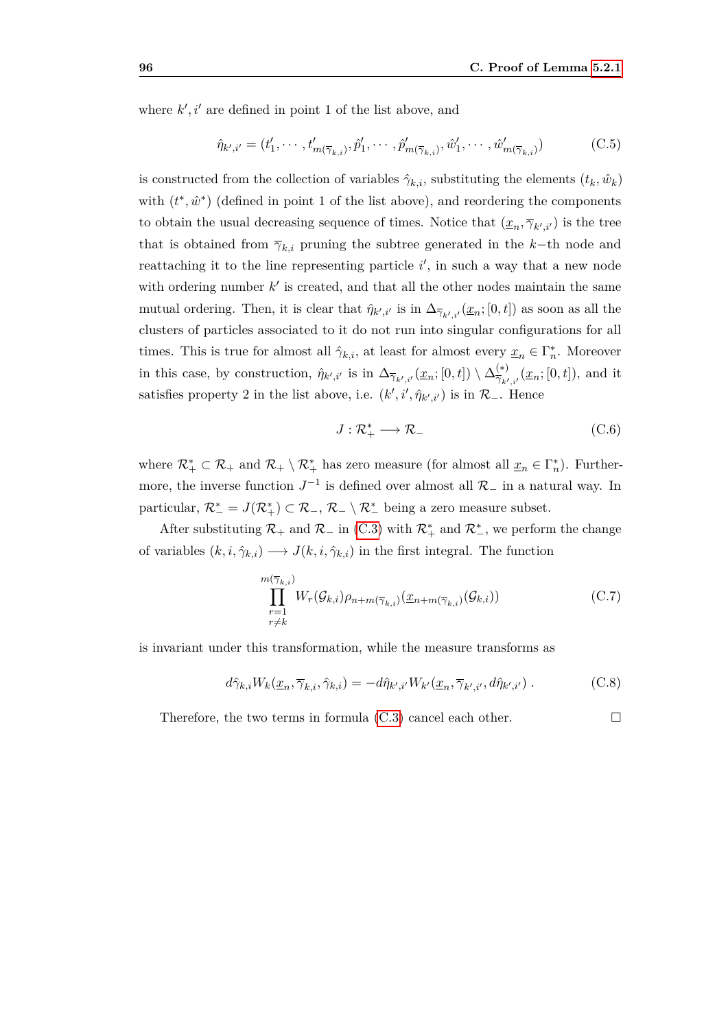where $k', i'$ are defined in point 1 of the list above, and

$$\hat{\eta}_{k',i'} = (t'_1, \cdots, t'_{m(\overline{\gamma}_{k,i})}, \hat{p}'_1, \cdots, \hat{p}'_{m(\overline{\gamma}_{k,i})}, \hat{w}'_1, \cdots, \hat{w}'_{m(\overline{\gamma}_{k,i})}) \tag{C.5}$$

is constructed from the collection of variables $\hat{\gamma}_{k,i}$, substituting the elements $(t_k, \hat{w}_k)$ with $(t^*, \hat{w}^*)$ (defined in point 1 of the list above), and reordering the components to obtain the usual decreasing sequence of times. Notice that $(\underline{x}_n, \overline{\gamma}_{k',i'})$ is the tree that is obtained from $\overline{\gamma}_{k,i}$ pruning the subtree generated in the $k-$th node and reattaching it to the line representing particle $i'$, in such a way that a new node with ordering number $k'$ is created, and that all the other nodes maintain the same mutual ordering. Then, it is clear that $\hat{\eta}_{k',i'}$ is in $\Delta_{\overline{\gamma}_{k',i'}}(\underline{x}_n; [0,t])$ as soon as all the clusters of particles associated to it do not run into singular configurations for all times. This is true for almost all $\hat{\gamma}_{k,i}$, at least for almost every $\underline{x}_n \in \Gamma^*_n$. Moreover in this case, by construction, $\hat{\eta}_{k',i'}$ is in $\Delta_{\overline{\gamma}_{k',i'}}(\underline{x}_n; [0,t]) \setminus \Delta^{(*)}_{\overline{\gamma}_{k',i'}}(\underline{x}_n; [0,t])$, and it satisfies property 2 in the list above, i.e. $(k', i', \hat{\eta}_{k',i'})$ is in $\mathcal{R}_-$. Hence

$$J : \mathcal{R}^*_+ \longrightarrow \mathcal{R}_- \tag{C.6}$$

where $\mathcal{R}^*_+ \subset \mathcal{R}_+$ and $\mathcal{R}_+ \setminus \mathcal{R}^*_+$ has zero measure (for almost all $\underline{x}_n \in \Gamma^*_n$). Furthermore, the inverse function $J^{-1}$ is defined over almost all $\mathcal{R}_-$ in a natural way. In particular, $\mathcal{R}^*_- = J(\mathcal{R}^*_+) \subset \mathcal{R}_-$, $\mathcal{R}_- \setminus \mathcal{R}^*_-$ being a zero measure subset.

After substituting $\mathcal{R}_+$ and $\mathcal{R}_-$ in (C.3) with $\mathcal{R}^*_+$ and $\mathcal{R}^*_-$, we perform the change of variables $(k, i, \hat{\gamma}_{k,i}) \longrightarrow J(k, i, \hat{\gamma}_{k,i})$ in the first integral. The function

$$\prod_{\substack{r=1 \\ r \neq k}}^{m(\overline{\gamma}_{k,i})} W_r(\mathcal{G}_{k,i}) \rho_{n+m(\overline{\gamma}_{k,i})}(\underline{x}_{n+m(\overline{\gamma}_{k,i})}(\mathcal{G}_{k,i})) \tag{C.7}$$

is invariant under this transformation, while the measure transforms as

$$d\hat{\gamma}_{k,i} W_k(\underline{x}_n, \overline{\gamma}_{k,i}, \hat{\gamma}_{k,i}) = -d\hat{\eta}_{k',i'} W_{k'}(\underline{x}_n, \overline{\gamma}_{k',i'}, d\hat{\eta}_{k',i'}) \,. \tag{C.8}$$

Therefore, the two terms in formula (C.3) cancel each other. □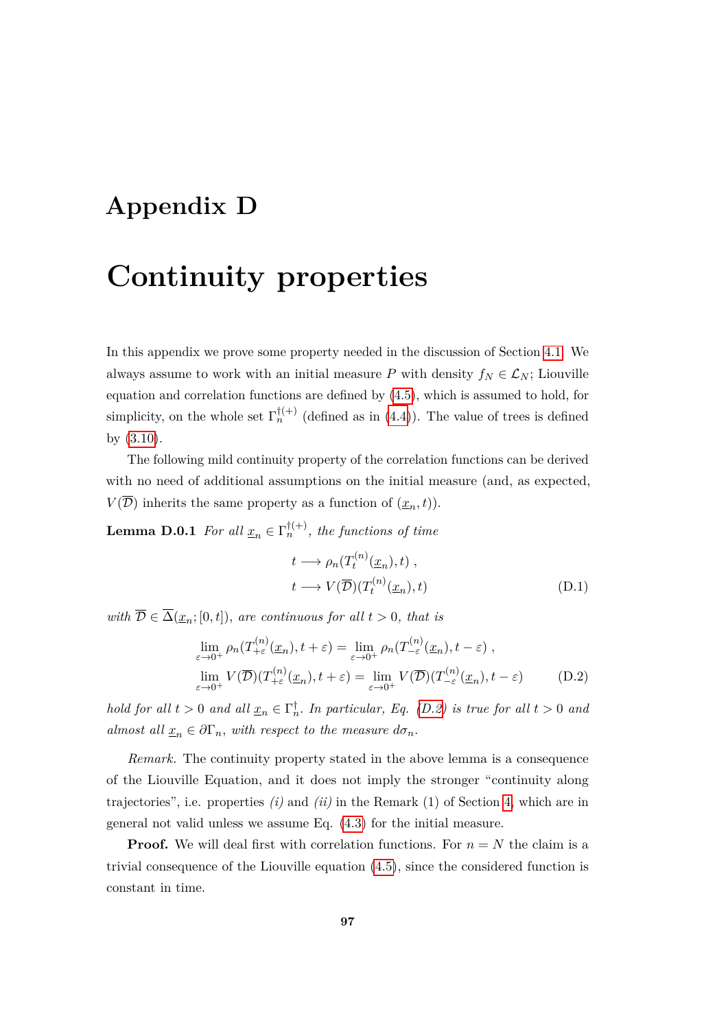# Appendix D

# Continuity properties

In this appendix we prove some property needed in the discussion of Section 4.1. We always assume to work with an initial measure $P$ with density $f_N \in \mathcal{L}_N$; Liouville equation and correlation functions are defined by (4.5), which is assumed to hold, for simplicity, on the whole set $\Gamma_n^{\dagger(+)}$ (defined as in (4.4)). The value of trees is defined by (3.10).

The following mild continuity property of the correlation functions can be derived with no need of additional assumptions on the initial measure (and, as expected, $V(\overline{\mathcal{D}})$ inherits the same property as a function of $(\underline{x}_n, t)$).

**Lemma D.0.1** *For all $\underline{x}_n \in \Gamma_n^{\dagger(+)}$, the functions of time*

$$
\begin{aligned}
&t \longrightarrow \rho_n(T_t^{(n)}(\underline{x}_n), t) \ , \\
&t \longrightarrow V(\overline{\mathcal{D}})(T_t^{(n)}(\underline{x}_n), t)
\end{aligned}
\tag{D.1}
$$

*with $\overline{\mathcal{D}} \in \overline{\Delta}(\underline{x}_n; [0,t])$, are continuous for all $t > 0$, that is*

$$
\begin{aligned}
&\lim_{\varepsilon \to 0^+} \rho_n(T_{+\varepsilon}^{(n)}(\underline{x}_n), t+\varepsilon) = \lim_{\varepsilon \to 0^+} \rho_n(T_{-\varepsilon}^{(n)}(\underline{x}_n), t-\varepsilon) \ , \\
&\lim_{\varepsilon \to 0^+} V(\overline{\mathcal{D}})(T_{+\varepsilon}^{(n)}(\underline{x}_n), t+\varepsilon) = \lim_{\varepsilon \to 0^+} V(\overline{\mathcal{D}})(T_{-\varepsilon}^{(n)}(\underline{x}_n), t-\varepsilon)
\end{aligned}
\tag{D.2}
$$

*hold for all $t > 0$ and all $\underline{x}_n \in \Gamma_n^{\dagger}$. In particular, Eq. (D.2) is true for all $t > 0$ and almost all $\underline{x}_n \in \partial\Gamma_n$, with respect to the measure $d\sigma_n$.*

*Remark.* The continuity property stated in the above lemma is a consequence of the Liouville Equation, and it does not imply the stronger "continuity along trajectories", i.e. properties *(i)* and *(ii)* in the Remark (1) of Section 4, which are in general not valid unless we assume Eq. (4.3) for the initial measure.

**Proof.** We will deal first with correlation functions. For $n = N$ the claim is a trivial consequence of the Liouville equation (4.5), since the considered function is constant in time.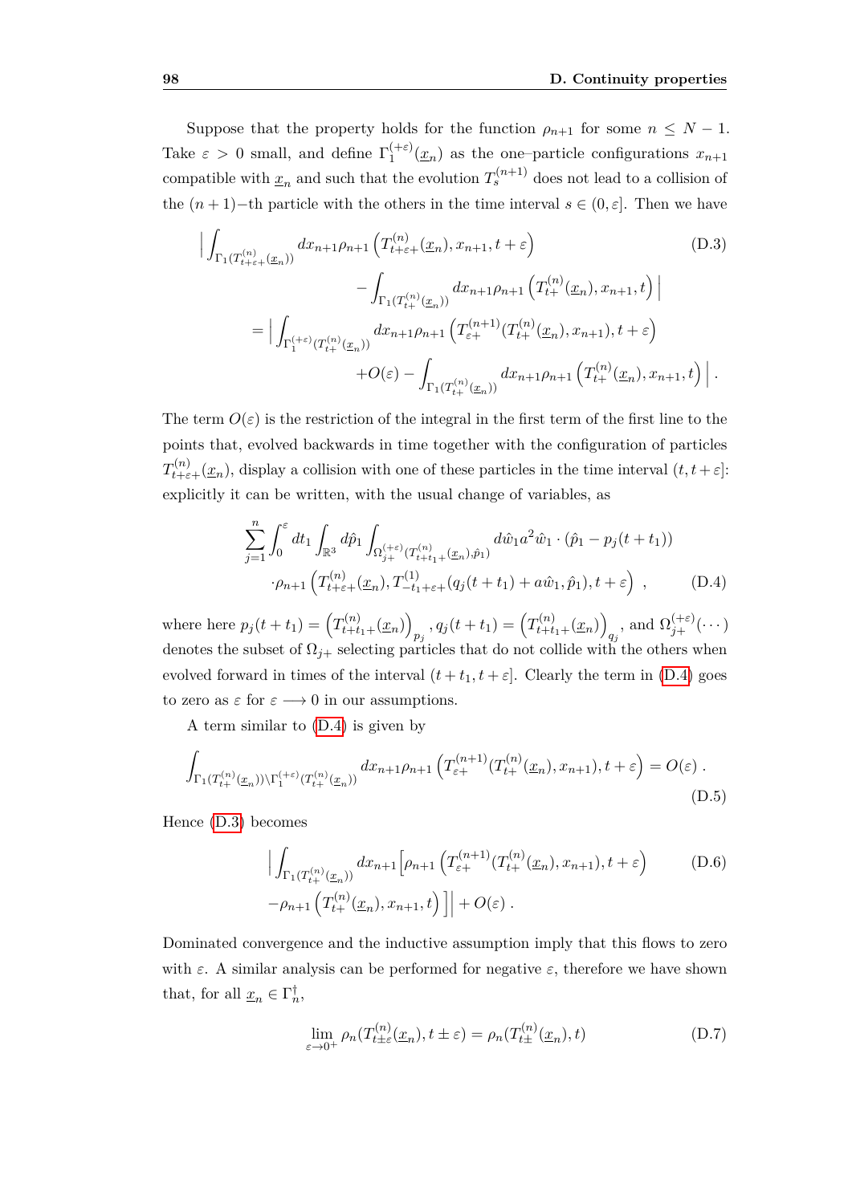Suppose that the property holds for the function $\rho_{n+1}$ for some $n \leq N-1$. Take $\varepsilon > 0$ small, and define $\Gamma_1^{(+\varepsilon)}(\underline{x}_n)$ as the one–particle configurations $x_{n+1}$ compatible with $\underline{x}_n$ and such that the evolution $T_s^{(n+1)}$ does not lead to a collision of the $(n+1)-$th particle with the others in the time interval $s \in (0, \varepsilon]$. Then we have

$$
\begin{aligned}
&\Big| \int_{\Gamma_1(T^{(n)}_{t+\varepsilon+}(\underline{x}_n))} dx_{n+1} \rho_{n+1}\left(T^{(n)}_{t+\varepsilon+}(\underline{x}_n), x_{n+1}, t+\varepsilon\right) \\
&\qquad\qquad - \int_{\Gamma_1(T^{(n)}_{t+}(\underline{x}_n))} dx_{n+1} \rho_{n+1}\left(T^{(n)}_{t+}(\underline{x}_n), x_{n+1}, t\right) \Big| \\
&= \Big| \int_{\Gamma_1^{(+\varepsilon)}(T^{(n)}_{t+}(\underline{x}_n))} dx_{n+1} \rho_{n+1}\left(T^{(n+1)}_{\varepsilon+}(T^{(n)}_{t+}(\underline{x}_n), x_{n+1}), t+\varepsilon\right) \\
&\qquad\qquad + O(\varepsilon) - \int_{\Gamma_1(T^{(n)}_{t+}(\underline{x}_n))} dx_{n+1} \rho_{n+1}\left(T^{(n)}_{t+}(\underline{x}_n), x_{n+1}, t\right) \Big| .
\end{aligned}
\tag{D.3}
$$

The term $O(\varepsilon)$ is the restriction of the integral in the first term of the first line to the points that, evolved backwards in time together with the configuration of particles $T^{(n)}_{t+\varepsilon+}(\underline{x}_n)$, display a collision with one of these particles in the time interval $(t, t+\varepsilon]$: explicitly it can be written, with the usual change of variables, as

$$
\begin{aligned}
&\sum_{j=1}^{n} \int_0^{\varepsilon} dt_1 \int_{\mathbb{R}^3} d\hat{p}_1 \int_{\Omega_{j+}^{(+\varepsilon)}(T^{(n)}_{t+t_1+}(\underline{x}_n), \hat{p}_1)} d\hat{\omega}_1 a^2 \hat{\omega}_1 \cdot (\hat{p}_1 - p_j(t+t_1)) \\
&\cdot \rho_{n+1}\left(T^{(n)}_{t+\varepsilon+}(\underline{x}_n), T^{(1)}_{-t_1+\varepsilon+}(q_j(t+t_1) + a\hat{\omega}_1, \hat{p}_1), t+\varepsilon\right) ,
\end{aligned}
\tag{D.4}
$$

where here $p_j(t+t_1) = \left(T^{(n)}_{t+t_1+}(\underline{x}_n)\right)_{p_j}, q_j(t+t_1) = \left(T^{(n)}_{t+t_1+}(\underline{x}_n)\right)_{q_j}$, and $\Omega_{j+}^{(+\varepsilon)}(\cdots)$ denotes the subset of $\Omega_{j+}$ selecting particles that do not collide with the others when evolved forward in times of the interval $(t+t_1, t+\varepsilon]$. Clearly the term in (D.4) goes to zero as $\varepsilon$ for $\varepsilon \longrightarrow 0$ in our assumptions.

A term similar to (D.4) is given by

$$
\int_{\Gamma_1(T^{(n)}_{t+}(\underline{x}_n)) \setminus \Gamma_1^{(+\varepsilon)}(T^{(n)}_{t+}(\underline{x}_n))} dx_{n+1} \rho_{n+1}\left(T^{(n+1)}_{\varepsilon+}(T^{(n)}_{t+}(\underline{x}_n), x_{n+1}), t+\varepsilon\right) = O(\varepsilon) .
\tag{D.5}
$$

Hence (D.3) becomes

$$
\begin{aligned}
&\Big| \int_{\Gamma_1(T^{(n)}_{t+}(\underline{x}_n))} dx_{n+1} \Big[ \rho_{n+1}\left(T^{(n+1)}_{\varepsilon+}(T^{(n)}_{t+}(\underline{x}_n), x_{n+1}), t+\varepsilon\right) \\
&- \rho_{n+1}\left(T^{(n)}_{t+}(\underline{x}_n), x_{n+1}, t\right) \Big] \Big| + O(\varepsilon) .
\end{aligned}
\tag{D.6}
$$

Dominated convergence and the inductive assumption imply that this flows to zero with $\varepsilon$. A similar analysis can be performed for negative $\varepsilon$, therefore we have shown that, for all $\underline{x}_n \in \Gamma_n^{\dagger}$,

$$
\lim_{\varepsilon \to 0^+} \rho_n(T^{(n)}_{t\pm\varepsilon}(\underline{x}_n), t \pm \varepsilon) = \rho_n(T^{(n)}_{t\pm}(\underline{x}_n), t)
\tag{D.7}
$$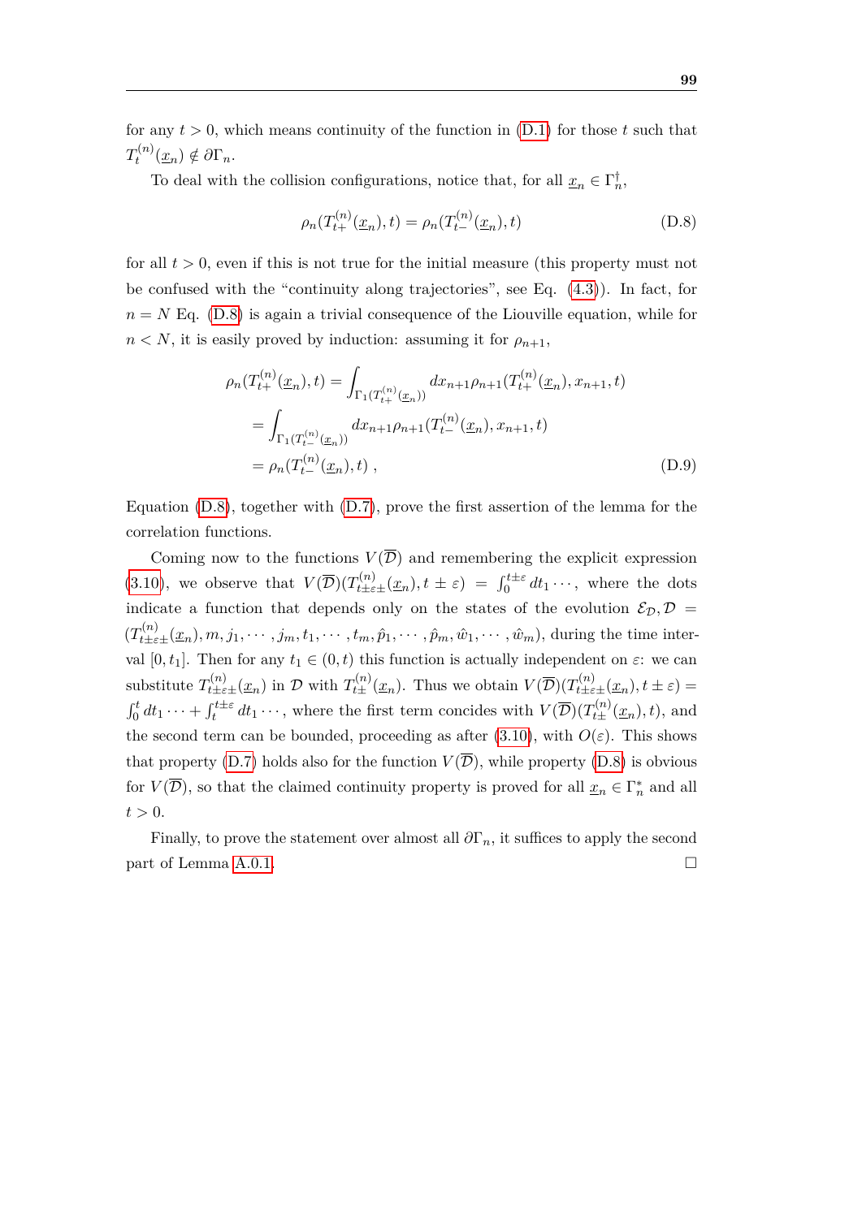for any $t > 0$, which means continuity of the function in (D.1) for those $t$ such that $T_t^{(n)}(\underline{x}_n) \notin \partial\Gamma_n$.

To deal with the collision configurations, notice that, for all $\underline{x}_n \in \Gamma_n^{\dagger}$,

$$\rho_n(T_{t+}^{(n)}(\underline{x}_n), t) = \rho_n(T_{t-}^{(n)}(\underline{x}_n), t) \tag{D.8}$$

for all $t > 0$, even if this is not true for the initial measure (this property must not be confused with the “continuity along trajectories”, see Eq. (4.3)). In fact, for $n = N$ Eq. (D.8) is again a trivial consequence of the Liouville equation, while for $n < N$, it is easily proved by induction: assuming it for $\rho_{n+1}$,

$$\begin{aligned}
\rho_n(T_{t+}^{(n)}(\underline{x}_n), t) &= \int_{\Gamma_1(T_{t+}^{(n)}(\underline{x}_n))} dx_{n+1} \rho_{n+1}(T_{t+}^{(n)}(\underline{x}_n), x_{n+1}, t) \\
&= \int_{\Gamma_1(T_{t-}^{(n)}(\underline{x}_n))} dx_{n+1} \rho_{n+1}(T_{t-}^{(n)}(\underline{x}_n), x_{n+1}, t) \\
&= \rho_n(T_{t-}^{(n)}(\underline{x}_n), t)\ ,
\end{aligned} \tag{D.9}$$

Equation (D.8), together with (D.7), prove the first assertion of the lemma for the correlation functions.

Coming now to the functions $V(\overline{\mathcal{D}})$ and remembering the explicit expression (3.10), we observe that $V(\overline{\mathcal{D}})(T_{t\pm\varepsilon\pm}^{(n)}(\underline{x}_n), t \pm \varepsilon) = \int_0^{t\pm\varepsilon} dt_1 \cdots$, where the dots indicate a function that depends only on the states of the evolution $\mathcal{E}_{\mathcal{D}}, \mathcal{D} = (T_{t\pm\varepsilon\pm}^{(n)}(\underline{x}_n), m, j_1, \cdots, j_m, t_1, \cdots, t_m, \hat{p}_1, \cdots, \hat{p}_m, \hat{w}_1, \cdots, \hat{w}_m)$, during the time interval $[0, t_1]$. Then for any $t_1 \in (0, t)$ this function is actually independent on $\varepsilon$: we can substitute $T_{t\pm\varepsilon\pm}^{(n)}(\underline{x}_n)$ in $\mathcal{D}$ with $T_{t\pm}^{(n)}(\underline{x}_n)$. Thus we obtain $V(\overline{\mathcal{D}})(T_{t\pm\varepsilon\pm}^{(n)}(\underline{x}_n), t \pm \varepsilon) = \int_0^t dt_1 \cdots + \int_t^{t\pm\varepsilon} dt_1 \cdots$, where the first term concides with $V(\overline{\mathcal{D}})(T_{t\pm}^{(n)}(\underline{x}_n), t)$, and the second term can be bounded, proceeding as after (3.10), with $O(\varepsilon)$. This shows that property (D.7) holds also for the function $V(\overline{\mathcal{D}})$, while property (D.8) is obvious for $V(\overline{\mathcal{D}})$, so that the claimed continuity property is proved for all $\underline{x}_n \in \Gamma_n^*$ and all $t > 0$.

Finally, to prove the statement over almost all $\partial\Gamma_n$, it suffices to apply the second part of Lemma A.0.1. □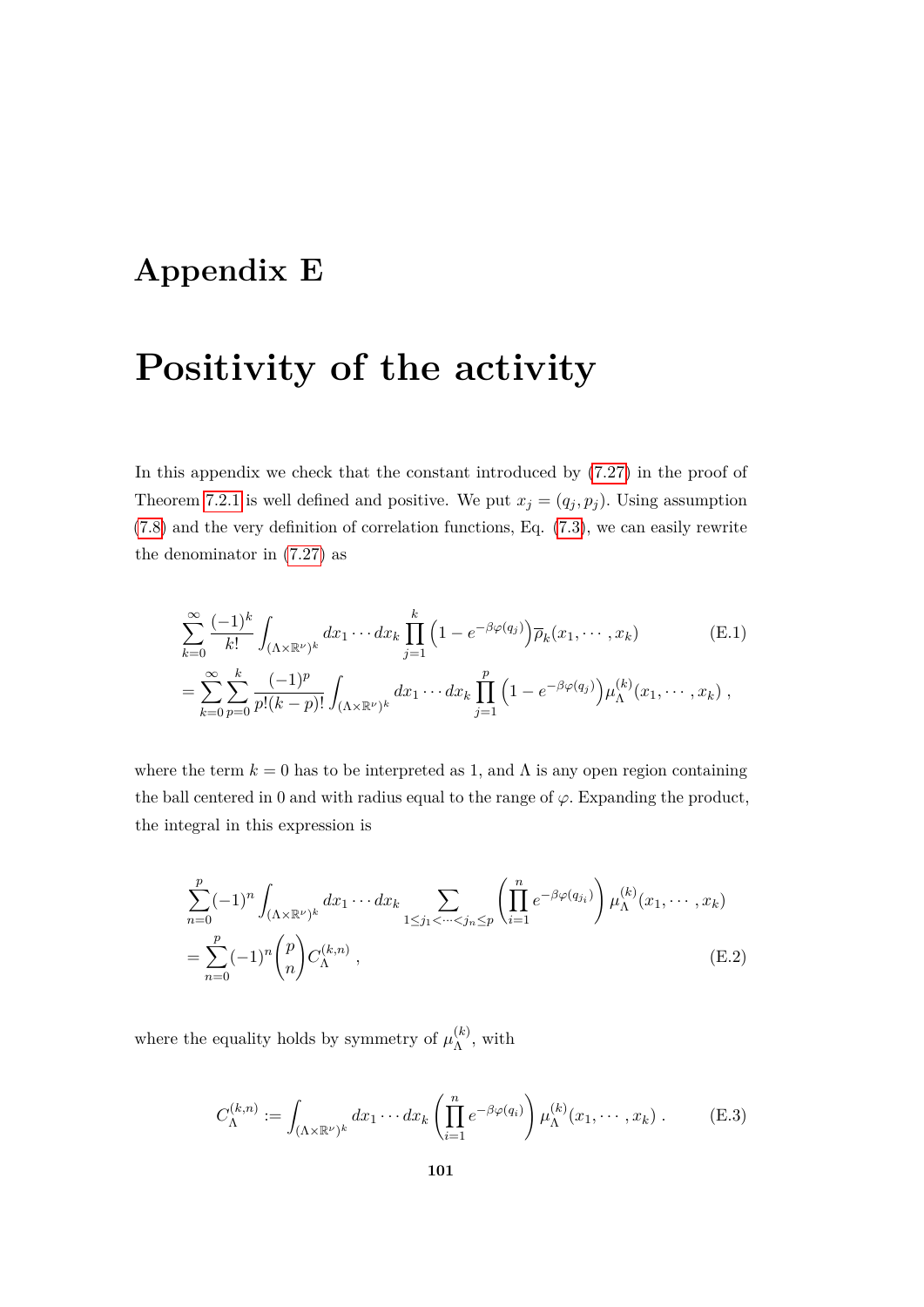# Appendix E

# Positivity of the activity

In this appendix we check that the constant introduced by (7.27) in the proof of Theorem 7.2.1 is well defined and positive. We put $x_j = (q_j, p_j)$. Using assumption (7.8) and the very definition of correlation functions, Eq. (7.3), we can easily rewrite the denominator in (7.27) as

$$
\begin{aligned}
&\sum_{k=0}^{\infty} \frac{(-1)^k}{k!} \int_{(\Lambda\times\mathbb{R}^\nu)^k} dx_1 \cdots dx_k \prod_{j=1}^{k} \left(1 - e^{-\beta\varphi(q_j)}\right) \overline{\rho}_k(x_1, \cdots, x_k) \qquad \text{(E.1)}\\
&= \sum_{k=0}^{\infty} \sum_{p=0}^{k} \frac{(-1)^p}{p!(k-p)!} \int_{(\Lambda\times\mathbb{R}^\nu)^k} dx_1 \cdots dx_k \prod_{j=1}^{p} \left(1 - e^{-\beta\varphi(q_j)}\right) \mu_\Lambda^{(k)}(x_1, \cdots, x_k) \, ,
\end{aligned}
$$

where the term $k = 0$ has to be interpreted as 1, and $\Lambda$ is any open region containing the ball centered in 0 and with radius equal to the range of $\varphi$. Expanding the product, the integral in this expression is

$$
\begin{aligned}
&\sum_{n=0}^{p} (-1)^n \int_{(\Lambda\times\mathbb{R}^\nu)^k} dx_1 \cdots dx_k \sum_{1\le j_1 < \cdots < j_n \le p} \left( \prod_{i=1}^{n} e^{-\beta\varphi(q_{j_i})} \right) \mu_\Lambda^{(k)}(x_1, \cdots, x_k)\\
&= \sum_{n=0}^{p} (-1)^n \binom{p}{n} C_\Lambda^{(k,n)} \, , \qquad \text{(E.2)}
\end{aligned}
$$

where the equality holds by symmetry of $\mu_\Lambda^{(k)}$, with

$$
C_\Lambda^{(k,n)} := \int_{(\Lambda\times\mathbb{R}^\nu)^k} dx_1 \cdots dx_k \left( \prod_{i=1}^{n} e^{-\beta\varphi(q_i)} \right) \mu_\Lambda^{(k)}(x_1, \cdots, x_k) \, . \qquad \text{(E.3)}
$$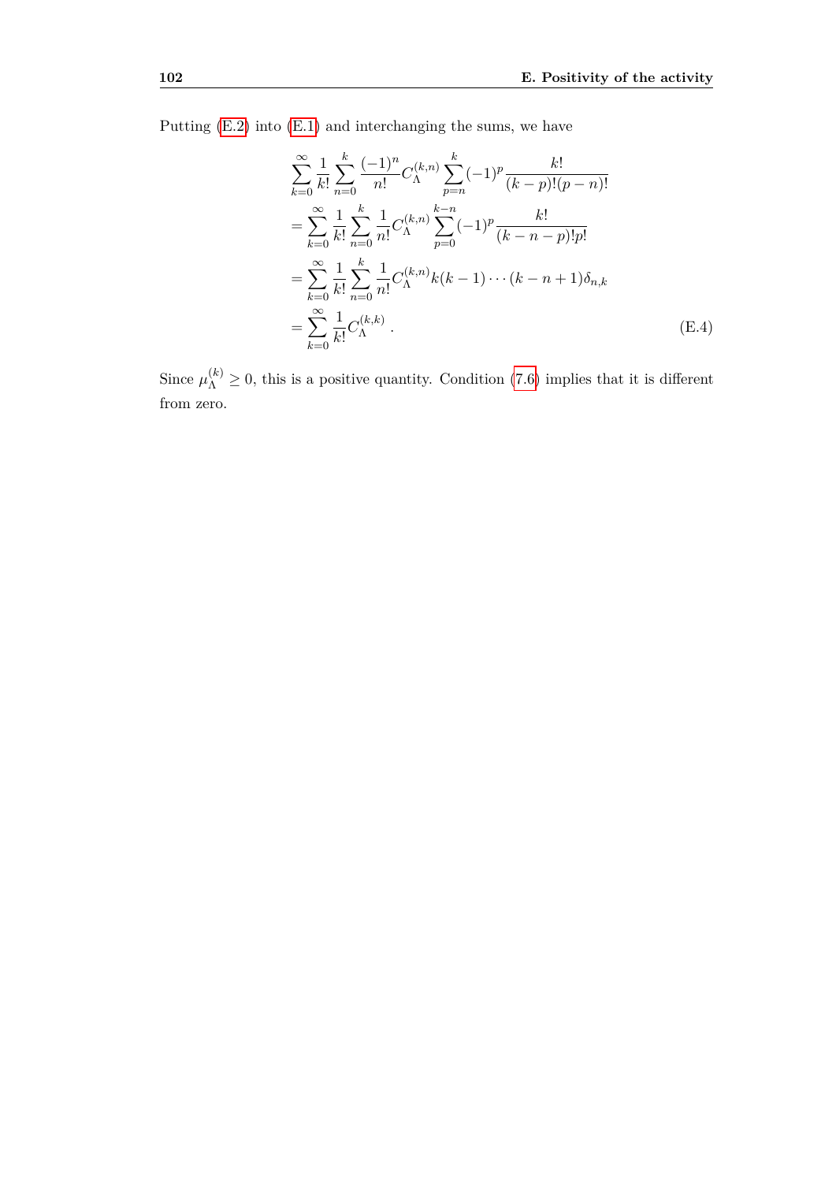Putting (E.2) into (E.1) and interchanging the sums, we have

$$
\begin{aligned}
&\sum_{k=0}^{\infty} \frac{1}{k!} \sum_{n=0}^{k} \frac{(-1)^n}{n!} C_{\Lambda}^{(k,n)} \sum_{p=n}^{k} (-1)^p \frac{k!}{(k-p)!(p-n)!} \\
&= \sum_{k=0}^{\infty} \frac{1}{k!} \sum_{n=0}^{k} \frac{1}{n!} C_{\Lambda}^{(k,n)} \sum_{p=0}^{k-n} (-1)^p \frac{k!}{(k-n-p)!p!} \\
&= \sum_{k=0}^{\infty} \frac{1}{k!} \sum_{n=0}^{k} \frac{1}{n!} C_{\Lambda}^{(k,n)} k(k-1)\cdots(k-n+1)\delta_{n,k} \\
&= \sum_{k=0}^{\infty} \frac{1}{k!} C_{\Lambda}^{(k,k)} \,. 
\end{aligned} \tag{E.4}
$$

Since $\mu_{\Lambda}^{(k)} \geq 0$, this is a positive quantity. Condition (7.6) implies that it is different from zero.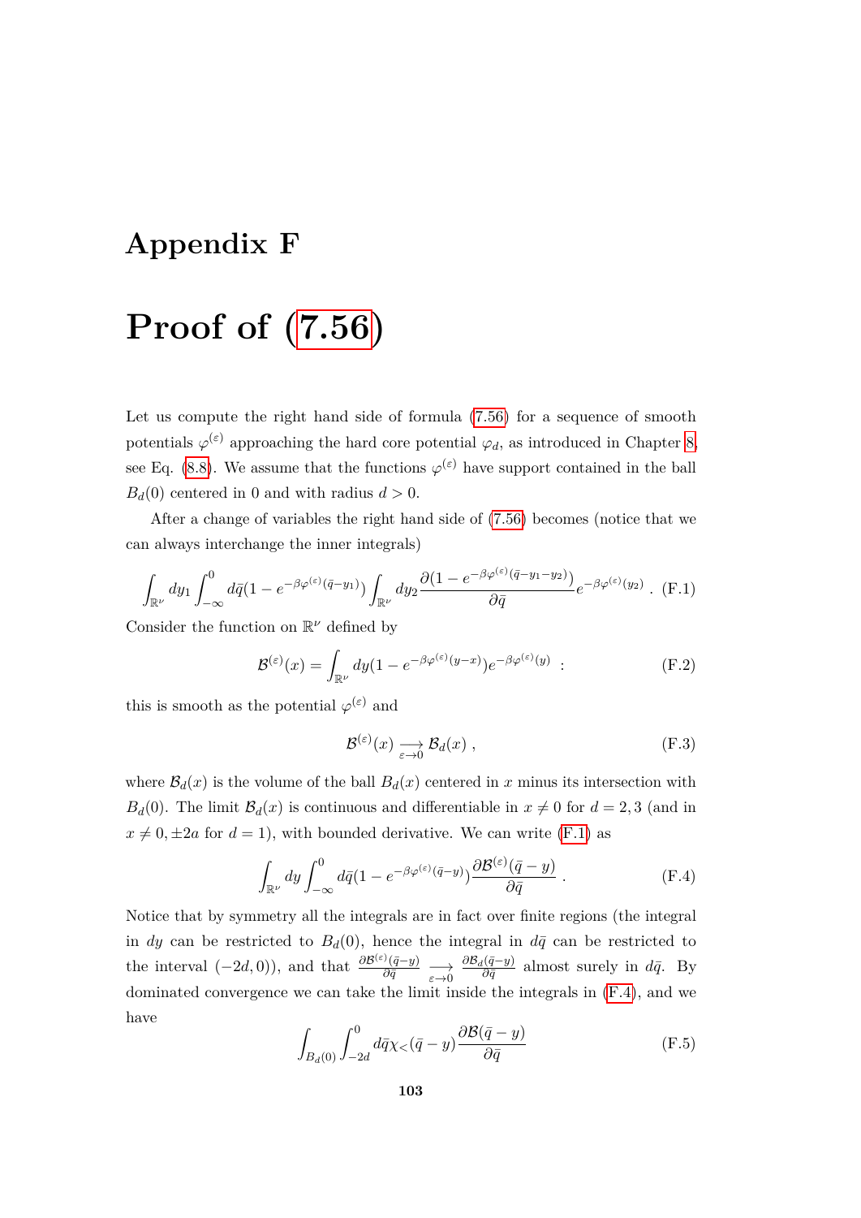# Appendix F

# Proof of (7.56)

Let us compute the right hand side of formula (7.56) for a sequence of smooth potentials $\varphi^{(\varepsilon)}$ approaching the hard core potential $\varphi_d$, as introduced in Chapter 8, see Eq. (8.8). We assume that the functions $\varphi^{(\varepsilon)}$ have support contained in the ball $B_d(0)$ centered in 0 and with radius $d > 0$.

After a change of variables the right hand side of (7.56) becomes (notice that we can always interchange the inner integrals)

$$\int_{\mathbb{R}^\nu} dy_1 \int_{-\infty}^{0} d\bar{q}(1 - e^{-\beta\varphi^{(\varepsilon)}(\bar{q}-y_1)}) \int_{\mathbb{R}^\nu} dy_2 \frac{\partial(1 - e^{-\beta\varphi^{(\varepsilon)}(\bar{q}-y_1-y_2)})}{\partial \bar{q}} e^{-\beta\varphi^{(\varepsilon)}(y_2)} \ . \tag{F.1}$$

Consider the function on $\mathbb{R}^\nu$ defined by

$$\mathcal{B}^{(\varepsilon)}(x) = \int_{\mathbb{R}^\nu} dy(1 - e^{-\beta\varphi^{(\varepsilon)}(y-x)})e^{-\beta\varphi^{(\varepsilon)}(y)} \ : \tag{F.2}$$

this is smooth as the potential $\varphi^{(\varepsilon)}$ and

$$\mathcal{B}^{(\varepsilon)}(x) \underset{\varepsilon\to 0}{\longrightarrow} \mathcal{B}_d(x) \ , \tag{F.3}$$

where $\mathcal{B}_d(x)$ is the volume of the ball $B_d(x)$ centered in $x$ minus its intersection with $B_d(0)$. The limit $\mathcal{B}_d(x)$ is continuous and differentiable in $x \neq 0$ for $d = 2, 3$ (and in $x \neq 0, \pm 2a$ for $d = 1$), with bounded derivative. We can write (F.1) as

$$\int_{\mathbb{R}^\nu} dy \int_{-\infty}^{0} d\bar{q}(1 - e^{-\beta\varphi^{(\varepsilon)}(\bar{q}-y)}) \frac{\partial \mathcal{B}^{(\varepsilon)}(\bar{q}-y)}{\partial \bar{q}} \ . \tag{F.4}$$

Notice that by symmetry all the integrals are in fact over finite regions (the integral in $dy$ can be restricted to $B_d(0)$, hence the integral in $d\bar{q}$ can be restricted to the interval $(-2d, 0)$), and that $\frac{\partial \mathcal{B}^{(\varepsilon)}(\bar{q}-y)}{\partial \bar{q}} \underset{\varepsilon\to 0}{\longrightarrow} \frac{\partial \mathcal{B}_d(\bar{q}-y)}{\partial \bar{q}}$ almost surely in $d\bar{q}$. By dominated convergence we can take the limit inside the integrals in (F.4), and we have

$$\int_{B_d(0)} \int_{-2d}^{0} d\bar{q} \chi_<(\bar{q} - y) \frac{\partial \mathcal{B}(\bar{q} - y)}{\partial \bar{q}} \tag{F.5}$$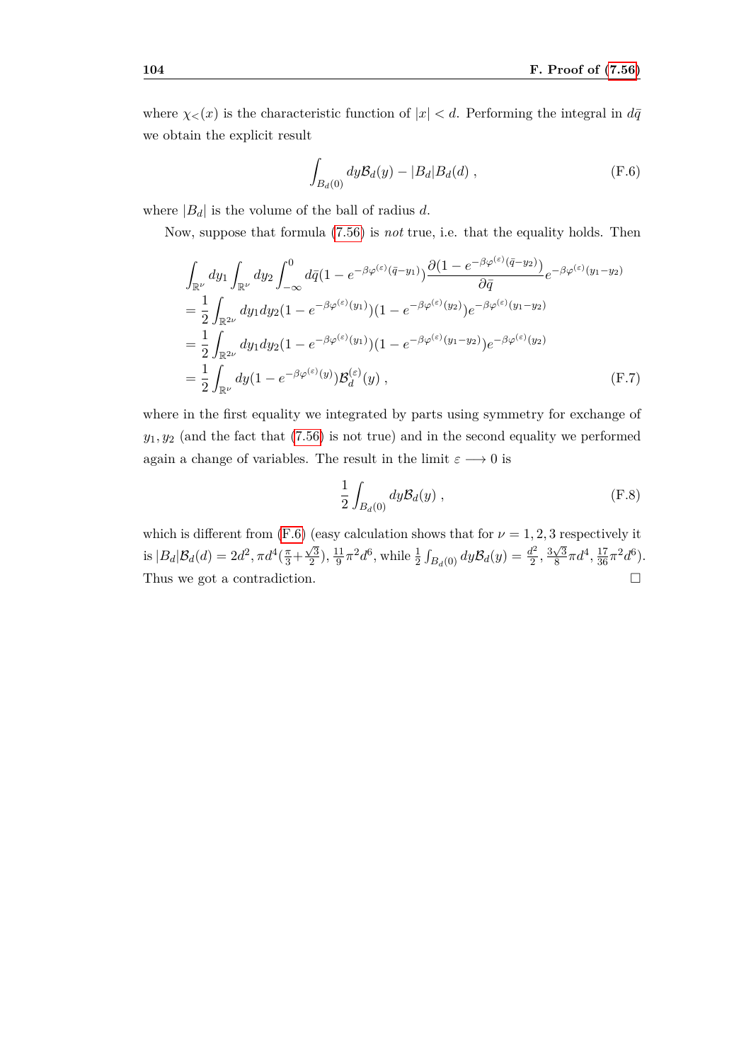where $\chi_<(x)$ is the characteristic function of $|x| < d$. Performing the integral in $d\bar{q}$ we obtain the explicit result

$$\int_{B_d(0)} dy \mathcal{B}_d(y) - |B_d| B_d(d) \;, \tag{F.6}$$

where $|B_d|$ is the volume of the ball of radius $d$.

Now, suppose that formula (7.56) is *not* true, i.e. that the equality holds. Then

$$\begin{aligned}
&\int_{\mathbb{R}^\nu} dy_1 \int_{\mathbb{R}^\nu} dy_2 \int_{-\infty}^{0} d\bar{q} (1 - e^{-\beta\varphi^{(\varepsilon)}(\bar{q}-y_1)}) \frac{\partial(1 - e^{-\beta\varphi^{(\varepsilon)}(\bar{q}-y_2)})}{\partial \bar{q}} e^{-\beta\varphi^{(\varepsilon)}(y_1-y_2)} \\
&= \frac{1}{2} \int_{\mathbb{R}^{2\nu}} dy_1 dy_2 (1 - e^{-\beta\varphi^{(\varepsilon)}(y_1)})(1 - e^{-\beta\varphi^{(\varepsilon)}(y_2)}) e^{-\beta\varphi^{(\varepsilon)}(y_1-y_2)} \\
&= \frac{1}{2} \int_{\mathbb{R}^{2\nu}} dy_1 dy_2 (1 - e^{-\beta\varphi^{(\varepsilon)}(y_1)})(1 - e^{-\beta\varphi^{(\varepsilon)}(y_1-y_2)}) e^{-\beta\varphi^{(\varepsilon)}(y_2)} \\
&= \frac{1}{2} \int_{\mathbb{R}^\nu} dy (1 - e^{-\beta\varphi^{(\varepsilon)}(y)}) \mathcal{B}_d^{(\varepsilon)}(y) \;,
\end{aligned} \tag{F.7}$$

where in the first equality we integrated by parts using symmetry for exchange of $y_1, y_2$ (and the fact that (7.56) is not true) and in the second equality we performed again a change of variables. The result in the limit $\varepsilon \longrightarrow 0$ is

$$\frac{1}{2} \int_{B_d(0)} dy \mathcal{B}_d(y) \;, \tag{F.8}$$

which is different from (F.6) (easy calculation shows that for $\nu = 1, 2, 3$ respectively it is $|B_d| \mathcal{B}_d(d) = 2d^2, \pi d^4 (\frac{\pi}{3} + \frac{\sqrt{3}}{2}), \frac{11}{9}\pi^2 d^6$, while $\frac{1}{2}\int_{B_d(0)} dy \mathcal{B}_d(y) = \frac{d^2}{2}, \frac{3\sqrt{3}}{8}\pi d^4, \frac{17}{36}\pi^2 d^6$). Thus we got a contradiction. $\square$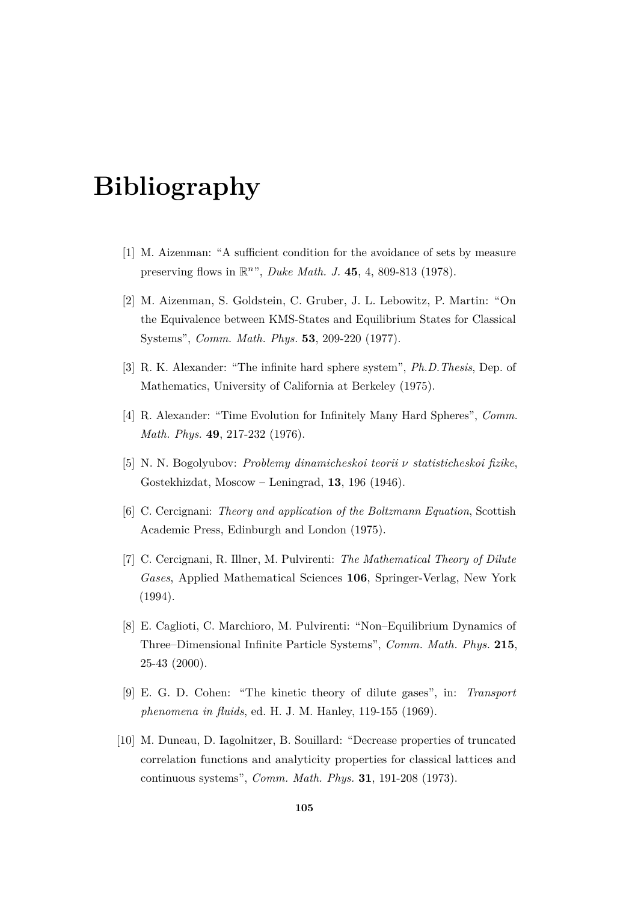# Bibliography

[1] M. Aizenman: "A sufficient condition for the avoidance of sets by measure preserving flows in $\mathbb{R}^n$", *Duke Math. J.* **45**, 4, 809-813 (1978).

[2] M. Aizenman, S. Goldstein, C. Gruber, J. L. Lebowitz, P. Martin: "On the Equivalence between KMS-States and Equilibrium States for Classical Systems", *Comm. Math. Phys.* **53**, 209-220 (1977).

[3] R. K. Alexander: "The infinite hard sphere system", *Ph.D.Thesis*, Dep. of Mathematics, University of California at Berkeley (1975).

[4] R. Alexander: "Time Evolution for Infinitely Many Hard Spheres", *Comm. Math. Phys.* **49**, 217-232 (1976).

[5] N. N. Bogolyubov: *Problemy dinamicheskoi teorii ν statisticheskoi fizike*, Gostekhizdat, Moscow – Leningrad, **13**, 196 (1946).

[6] C. Cercignani: *Theory and application of the Boltzmann Equation*, Scottish Academic Press, Edinburgh and London (1975).

[7] C. Cercignani, R. Illner, M. Pulvirenti: *The Mathematical Theory of Dilute Gases*, Applied Mathematical Sciences **106**, Springer-Verlag, New York (1994).

[8] E. Caglioti, C. Marchioro, M. Pulvirenti: "Non–Equilibrium Dynamics of Three–Dimensional Infinite Particle Systems", *Comm. Math. Phys.* **215**, 25-43 (2000).

[9] E. G. D. Cohen: "The kinetic theory of dilute gases", in: *Transport phenomena in fluids*, ed. H. J. M. Hanley, 119-155 (1969).

[10] M. Duneau, D. Iagolnitzer, B. Souillard: "Decrease properties of truncated correlation functions and analyticity properties for classical lattices and continuous systems", *Comm. Math. Phys.* **31**, 191-208 (1973).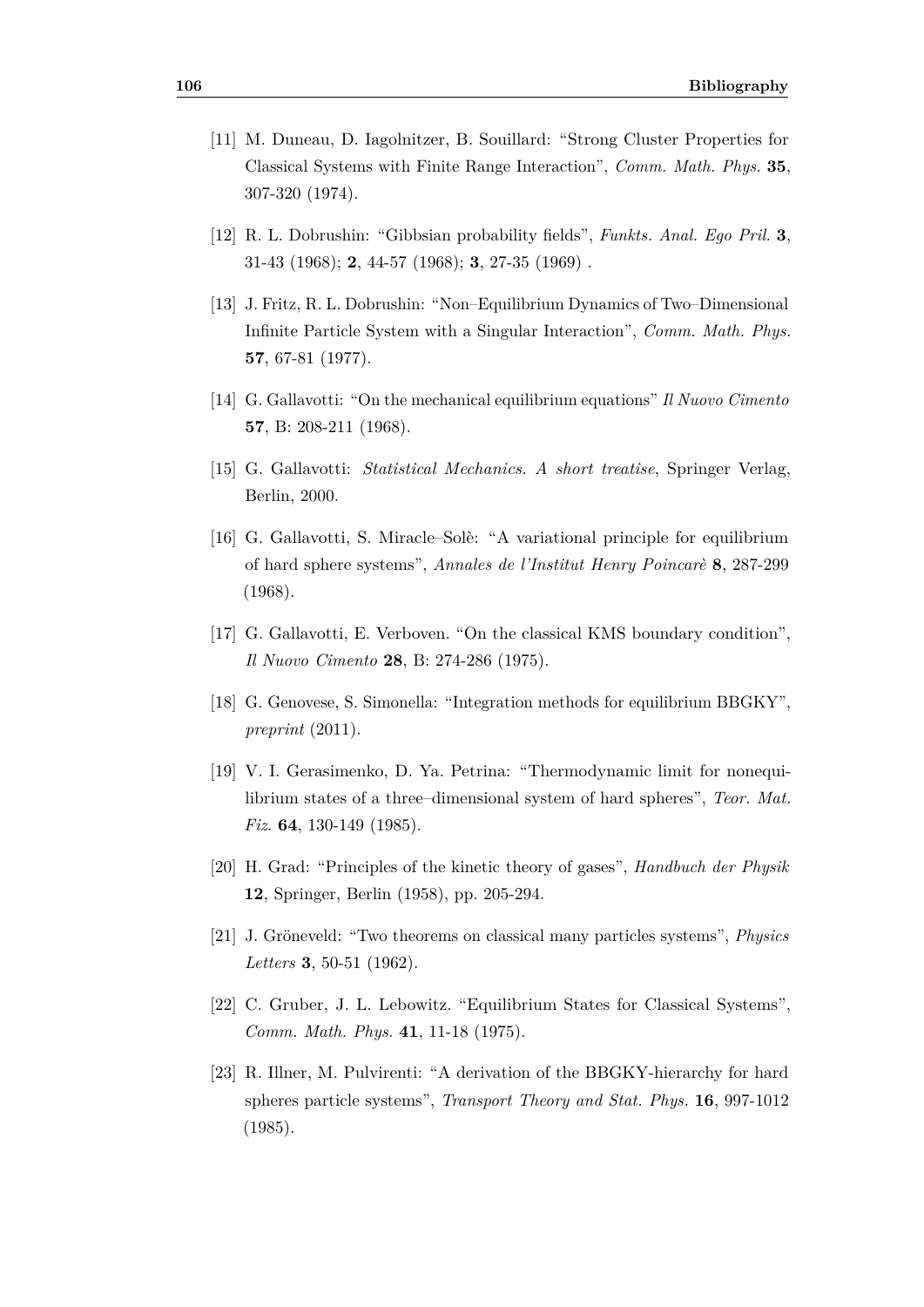[11] M. Duneau, D. Iagolnitzer, B. Souillard: "Strong Cluster Properties for Classical Systems with Finite Range Interaction", *Comm. Math. Phys.* **35**, 307-320 (1974).

[12] R. L. Dobrushin: "Gibbsian probability fields", *Funkts. Anal. Ego Pril.* **3**, 31-43 (1968); **2**, 44-57 (1968); **3**, 27-35 (1969) .

[13] J. Fritz, R. L. Dobrushin: "Non–Equilibrium Dynamics of Two–Dimensional Infinite Particle System with a Singular Interaction", *Comm. Math. Phys.* **57**, 67-81 (1977).

[14] G. Gallavotti: "On the mechanical equilibrium equations" *Il Nuovo Cimento* **57**, B: 208-211 (1968).

[15] G. Gallavotti: *Statistical Mechanics. A short treatise*, Springer Verlag, Berlin, 2000.

[16] G. Gallavotti, S. Miracle–Solè: "A variational principle for equilibrium of hard sphere systems", *Annales de l'Institut Henry Poincarè* **8**, 287-299 (1968).

[17] G. Gallavotti, E. Verboven. "On the classical KMS boundary condition", *Il Nuovo Cimento* **28**, B: 274-286 (1975).

[18] G. Genovese, S. Simonella: "Integration methods for equilibrium BBGKY", *preprint* (2011).

[19] V. I. Gerasimenko, D. Ya. Petrina: "Thermodynamic limit for nonequilibrium states of a three–dimensional system of hard spheres", *Teor. Mat. Fiz.* **64**, 130-149 (1985).

[20] H. Grad: "Principles of the kinetic theory of gases", *Handbuch der Physik* **12**, Springer, Berlin (1958), pp. 205-294.

[21] J. Gröneveld: "Two theorems on classical many particles systems", *Physics Letters* **3**, 50-51 (1962).

[22] C. Gruber, J. L. Lebowitz. "Equilibrium States for Classical Systems", *Comm. Math. Phys.* **41**, 11-18 (1975).

[23] R. Illner, M. Pulvirenti: "A derivation of the BBGKY-hierarchy for hard spheres particle systems", *Transport Theory and Stat. Phys.* **16**, 997-1012 (1985).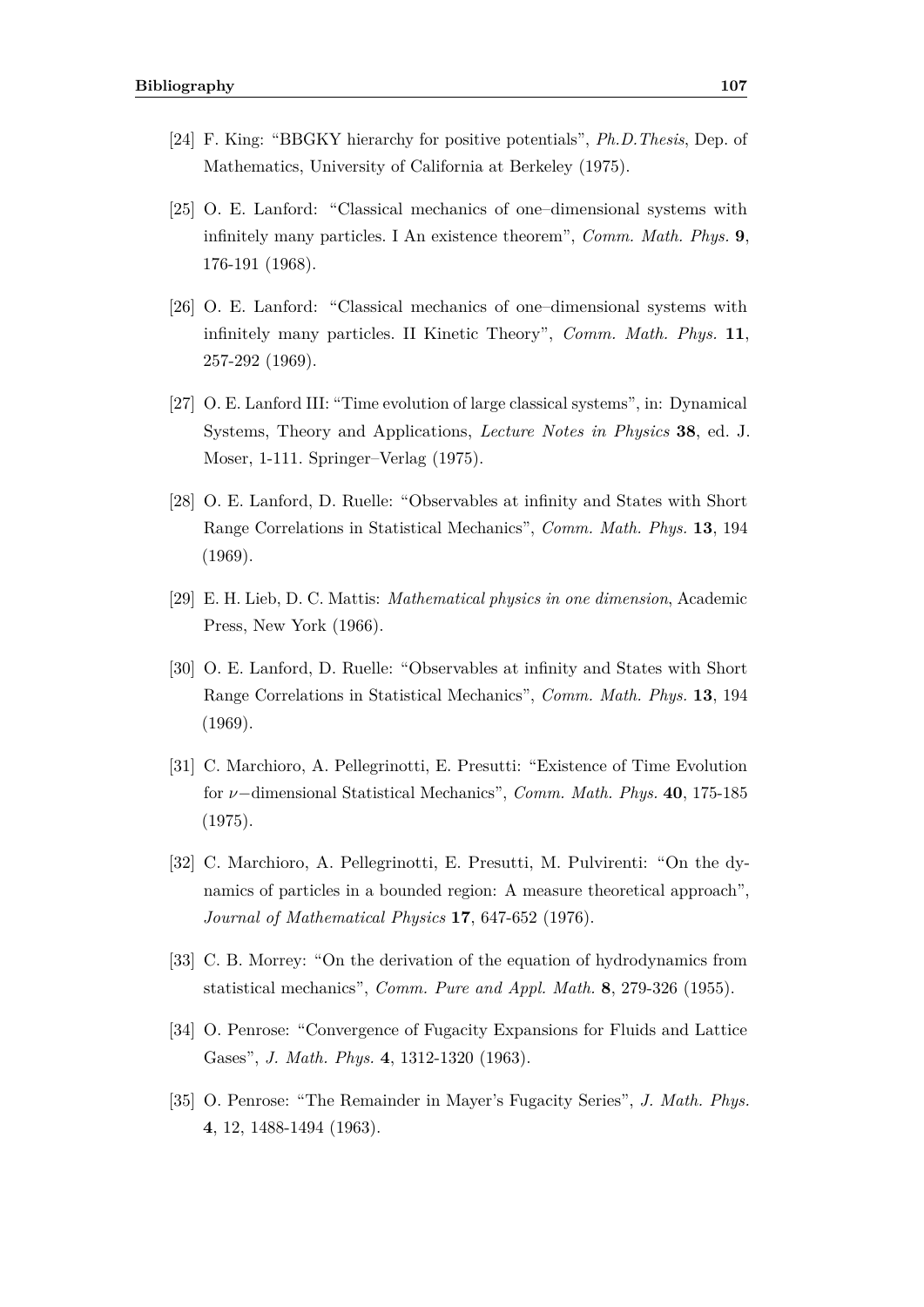[24] F. King: "BBGKY hierarchy for positive potentials", *Ph.D.Thesis*, Dep. of Mathematics, University of California at Berkeley (1975).

[25] O. E. Lanford: "Classical mechanics of one–dimensional systems with infinitely many particles. I An existence theorem", *Comm. Math. Phys.* **9**, 176-191 (1968).

[26] O. E. Lanford: "Classical mechanics of one–dimensional systems with infinitely many particles. II Kinetic Theory", *Comm. Math. Phys.* **11**, 257-292 (1969).

[27] O. E. Lanford III: "Time evolution of large classical systems", in: Dynamical Systems, Theory and Applications, *Lecture Notes in Physics* **38**, ed. J. Moser, 1-111. Springer–Verlag (1975).

[28] O. E. Lanford, D. Ruelle: "Observables at infinity and States with Short Range Correlations in Statistical Mechanics", *Comm. Math. Phys.* **13**, 194 (1969).

[29] E. H. Lieb, D. C. Mattis: *Mathematical physics in one dimension*, Academic Press, New York (1966).

[30] O. E. Lanford, D. Ruelle: "Observables at infinity and States with Short Range Correlations in Statistical Mechanics", *Comm. Math. Phys.* **13**, 194 (1969).

[31] C. Marchioro, A. Pellegrinotti, E. Presutti: "Existence of Time Evolution for $\nu-$dimensional Statistical Mechanics", *Comm. Math. Phys.* **40**, 175-185 (1975).

[32] C. Marchioro, A. Pellegrinotti, E. Presutti, M. Pulvirenti: "On the dynamics of particles in a bounded region: A measure theoretical approach", *Journal of Mathematical Physics* **17**, 647-652 (1976).

[33] C. B. Morrey: "On the derivation of the equation of hydrodynamics from statistical mechanics", *Comm. Pure and Appl. Math.* **8**, 279-326 (1955).

[34] O. Penrose: "Convergence of Fugacity Expansions for Fluids and Lattice Gases", *J. Math. Phys.* **4**, 1312-1320 (1963).

[35] O. Penrose: "The Remainder in Mayer's Fugacity Series", *J. Math. Phys.* **4**, 12, 1488-1494 (1963).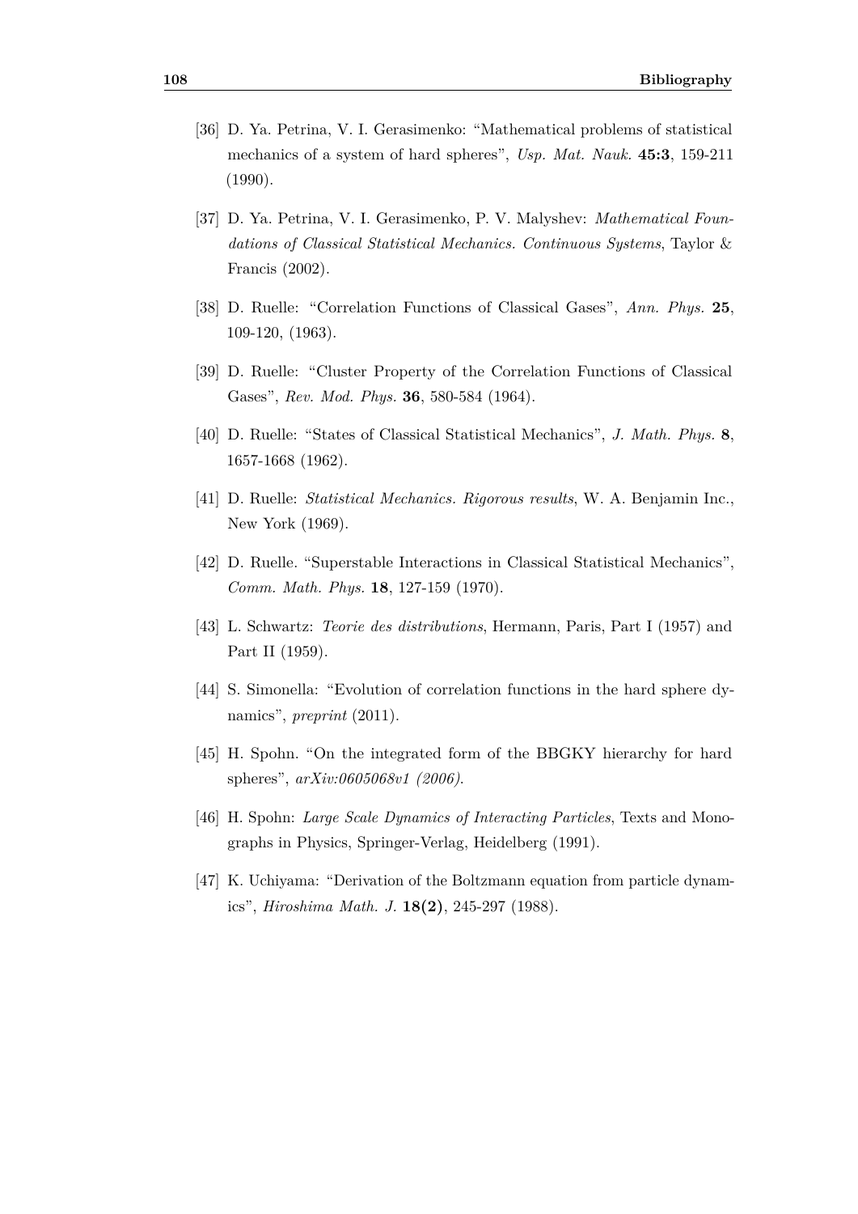[36] D. Ya. Petrina, V. I. Gerasimenko: “Mathematical problems of statistical mechanics of a system of hard spheres”, *Usp. Mat. Nauk.* **45:3**, 159-211 (1990).

[37] D. Ya. Petrina, V. I. Gerasimenko, P. V. Malyshev: *Mathematical Foundations of Classical Statistical Mechanics. Continuous Systems*, Taylor & Francis (2002).

[38] D. Ruelle: “Correlation Functions of Classical Gases”, *Ann. Phys.* **25**, 109-120, (1963).

[39] D. Ruelle: “Cluster Property of the Correlation Functions of Classical Gases”, *Rev. Mod. Phys.* **36**, 580-584 (1964).

[40] D. Ruelle: “States of Classical Statistical Mechanics”, *J. Math. Phys.* **8**, 1657-1668 (1962).

[41] D. Ruelle: *Statistical Mechanics. Rigorous results*, W. A. Benjamin Inc., New York (1969).

[42] D. Ruelle. “Superstable Interactions in Classical Statistical Mechanics”, *Comm. Math. Phys.* **18**, 127-159 (1970).

[43] L. Schwartz: *Teorie des distributions*, Hermann, Paris, Part I (1957) and Part II (1959).

[44] S. Simonella: “Evolution of correlation functions in the hard sphere dynamics”, *preprint* (2011).

[45] H. Spohn. “On the integrated form of the BBGKY hierarchy for hard spheres”, *arXiv:0605068v1 (2006)*.

[46] H. Spohn: *Large Scale Dynamics of Interacting Particles*, Texts and Monographs in Physics, Springer-Verlag, Heidelberg (1991).

[47] K. Uchiyama: “Derivation of the Boltzmann equation from particle dynamics”, *Hiroshima Math. J.* **18(2)**, 245-297 (1988).